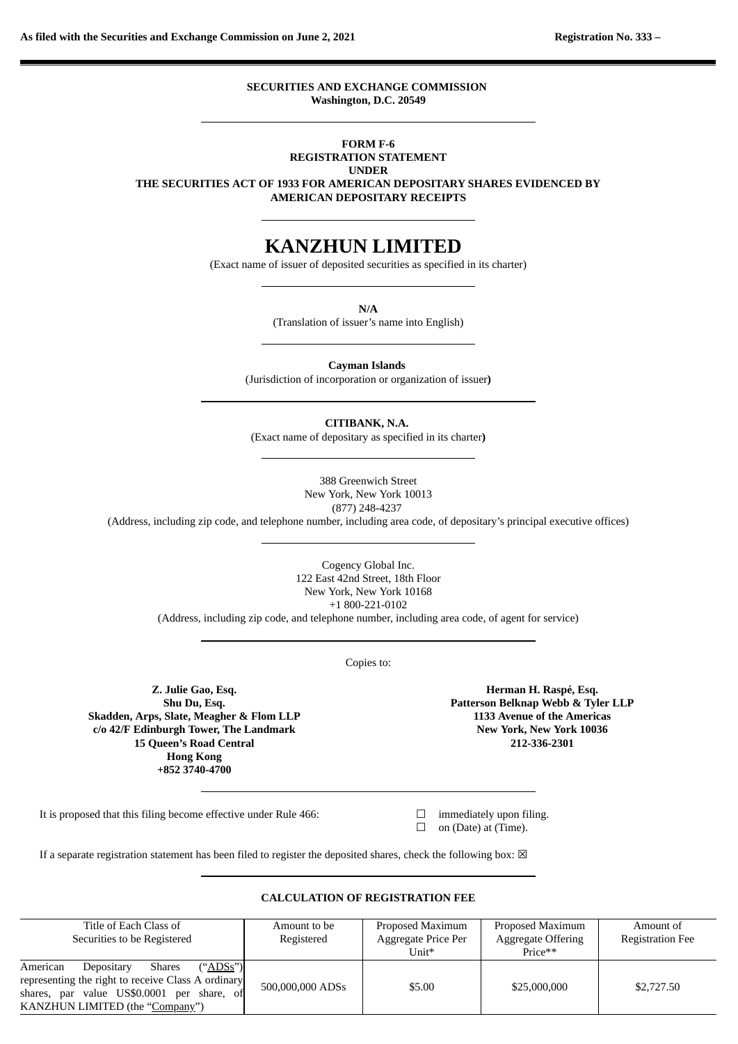As filed with the Securities and Exchange Commission on June 2, 2021 Registration No. 333 –

**SECURITIES AND EXCHANGE COMMISSION**
**Washington, D.C. 20549**

**FORM F-6**
**REGISTRATION STATEMENT**
**UNDER**
**THE SECURITIES ACT OF 1933 FOR AMERICAN DEPOSITARY SHARES EVIDENCED BY AMERICAN DEPOSITARY RECEIPTS**

# KANZHUN LIMITED

(Exact name of issuer of deposited securities as specified in its charter)

**N/A**
(Translation of issuer's name into English)

**Cayman Islands**
(Jurisdiction of incorporation or organization of issuer)

**CITIBANK, N.A.**
(Exact name of depositary as specified in its charter)

388 Greenwich Street
New York, New York 10013
(877) 248-4237
(Address, including zip code, and telephone number, including area code, of depositary's principal executive offices)

Cogency Global Inc.
122 East 42nd Street, 18th Floor
New York, New York 10168
+1 800-221-0102
(Address, including zip code, and telephone number, including area code, of agent for service)

Copies to:

**Z. Julie Gao, Esq.**
**Shu Du, Esq.**
**Skadden, Arps, Slate, Meagher & Flom LLP**
**c/o 42/F Edinburgh Tower, The Landmark**
**15 Queen's Road Central**
**Hong Kong**
**+852 3740-4700**

**Herman H. Raspé, Esq.**
**Patterson Belknap Webb & Tyler LLP**
**1133 Avenue of the Americas**
**New York, New York 10036**
**212-336-2301**

It is proposed that this filing become effective under Rule 466:
☐ immediately upon filing.
☐ on (Date) at (Time).

If a separate registration statement has been filed to register the deposited shares, check the following box: ☒

**CALCULATION OF REGISTRATION FEE**

| Title of Each Class of Securities to be Registered | Amount to be Registered | Proposed Maximum Aggregate Price Per Unit* | Proposed Maximum Aggregate Offering Price** | Amount of Registration Fee |
|---|---|---|---|---|
| American Depositary Shares ("ADSs") representing the right to receive Class A ordinary shares, par value US$0.0001 per share, of KANZHUN LIMITED (the "Company") | 500,000,000 ADSs | $5.00 | $25,000,000 | $2,727.50 |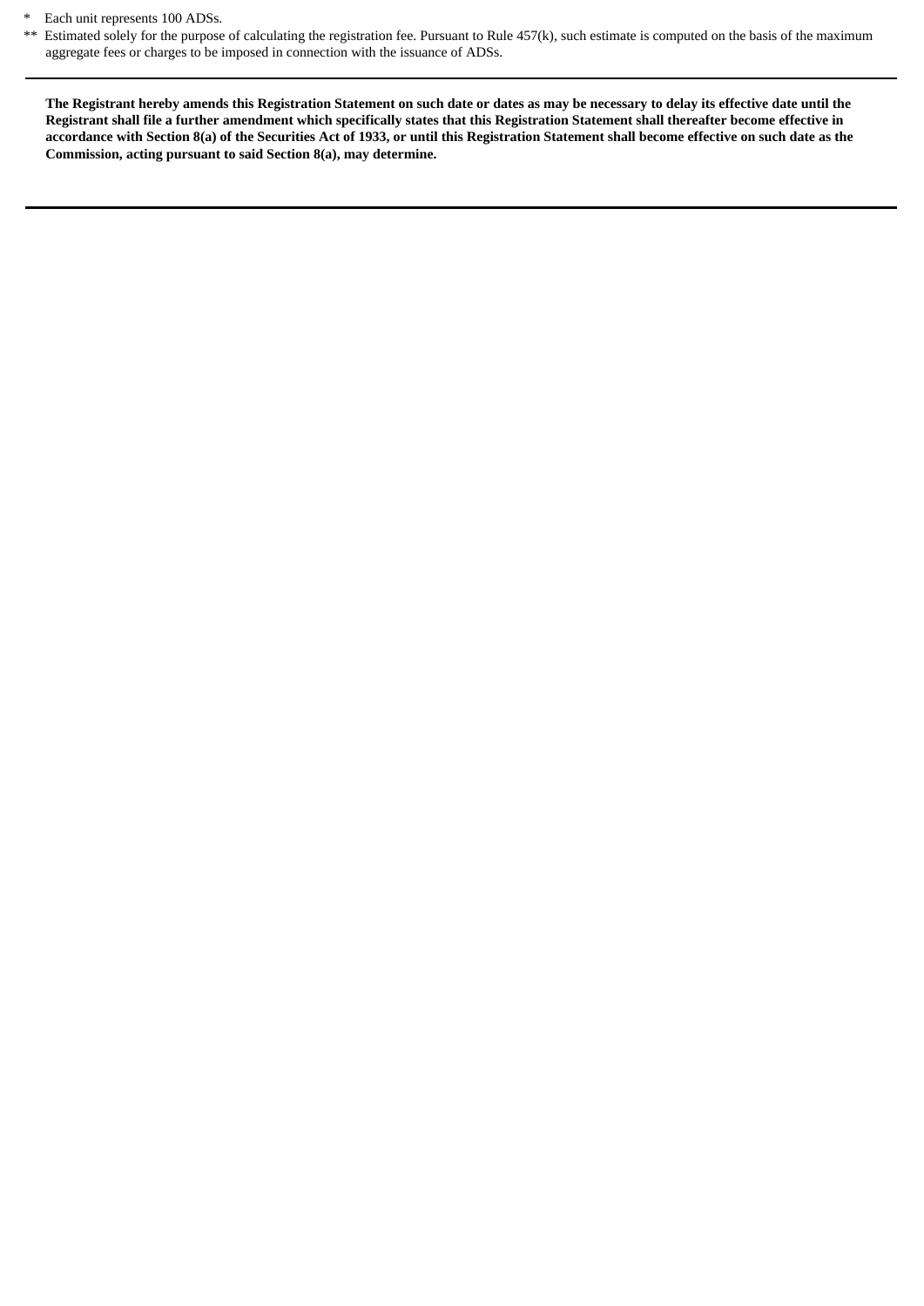\* Each unit represents 100 ADSs.

\*\* Estimated solely for the purpose of calculating the registration fee. Pursuant to Rule 457(k), such estimate is computed on the basis of the maximum aggregate fees or charges to be imposed in connection with the issuance of ADSs.

---

**The Registrant hereby amends this Registration Statement on such date or dates as may be necessary to delay its effective date until the Registrant shall file a further amendment which specifically states that this Registration Statement shall thereafter become effective in accordance with Section 8(a) of the Securities Act of 1933, or until this Registration Statement shall become effective on such date as the Commission, acting pursuant to said Section 8(a), may determine.**

---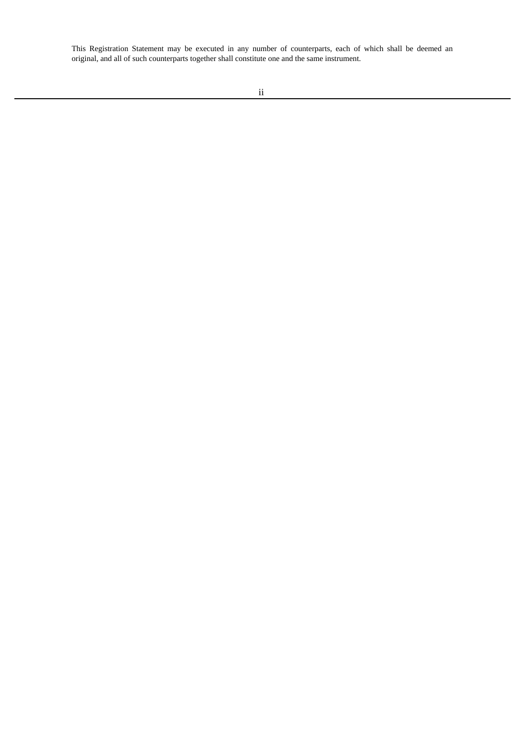This Registration Statement may be executed in any number of counterparts, each of which shall be deemed an original, and all of such counterparts together shall constitute one and the same instrument.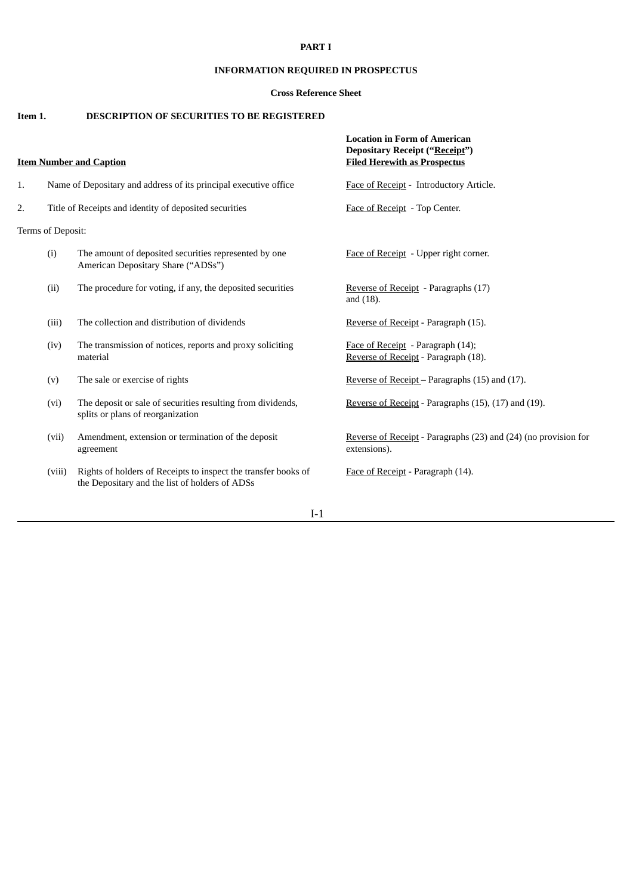**PART I**

**INFORMATION REQUIRED IN PROSPECTUS**

**Cross Reference Sheet**

**Item 1. DESCRIPTION OF SECURITIES TO BE REGISTERED**

| **Item Number and Caption** | | | **Location in Form of American Depositary Receipt ("Receipt") Filed Herewith as Prospectus** |
|---|---|---|---|
| 1. | Name of Depositary and address of its principal executive office | | Face of Receipt - Introductory Article. |
| 2. | Title of Receipts and identity of deposited securities | | Face of Receipt - Top Center. |
| Terms of Deposit: | | | |
| | (i) | The amount of deposited securities represented by one American Depositary Share ("ADSs") | Face of Receipt - Upper right corner. |
| | (ii) | The procedure for voting, if any, the deposited securities | Reverse of Receipt - Paragraphs (17) and (18). |
| | (iii) | The collection and distribution of dividends | Reverse of Receipt - Paragraph (15). |
| | (iv) | The transmission of notices, reports and proxy soliciting material | Face of Receipt - Paragraph (14); Reverse of Receipt - Paragraph (18). |
| | (v) | The sale or exercise of rights | Reverse of Receipt – Paragraphs (15) and (17). |
| | (vi) | The deposit or sale of securities resulting from dividends, splits or plans of reorganization | Reverse of Receipt - Paragraphs (15), (17) and (19). |
| | (vii) | Amendment, extension or termination of the deposit agreement | Reverse of Receipt - Paragraphs (23) and (24) (no provision for extensions). |
| | (viii) | Rights of holders of Receipts to inspect the transfer books of the Depositary and the list of holders of ADSs | Face of Receipt - Paragraph (14). |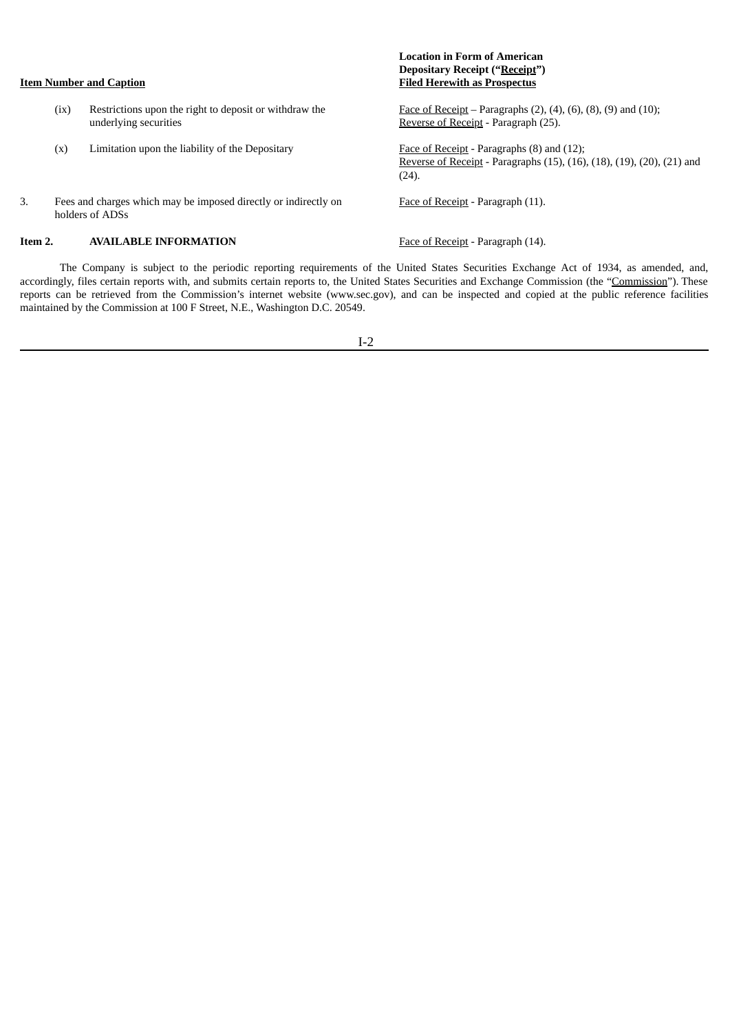| Item Number and Caption | | Location in Form of American Depositary Receipt ("Receipt") Filed Herewith as Prospectus |
|---|---|---|
| (ix) | Restrictions upon the right to deposit or withdraw the underlying securities | Face of Receipt – Paragraphs (2), (4), (6), (8), (9) and (10); Reverse of Receipt - Paragraph (25). |
| (x) | Limitation upon the liability of the Depositary | Face of Receipt - Paragraphs (8) and (12); Reverse of Receipt - Paragraphs (15), (16), (18), (19), (20), (21) and (24). |
| 3. | Fees and charges which may be imposed directly or indirectly on holders of ADSs | Face of Receipt - Paragraph (11). |
| **Item 2.** | **AVAILABLE INFORMATION** | Face of Receipt - Paragraph (14). |

The Company is subject to the periodic reporting requirements of the United States Securities Exchange Act of 1934, as amended, and, accordingly, files certain reports with, and submits certain reports to, the United States Securities and Exchange Commission (the "Commission"). These reports can be retrieved from the Commission's internet website (www.sec.gov), and can be inspected and copied at the public reference facilities maintained by the Commission at 100 F Street, N.E., Washington D.C. 20549.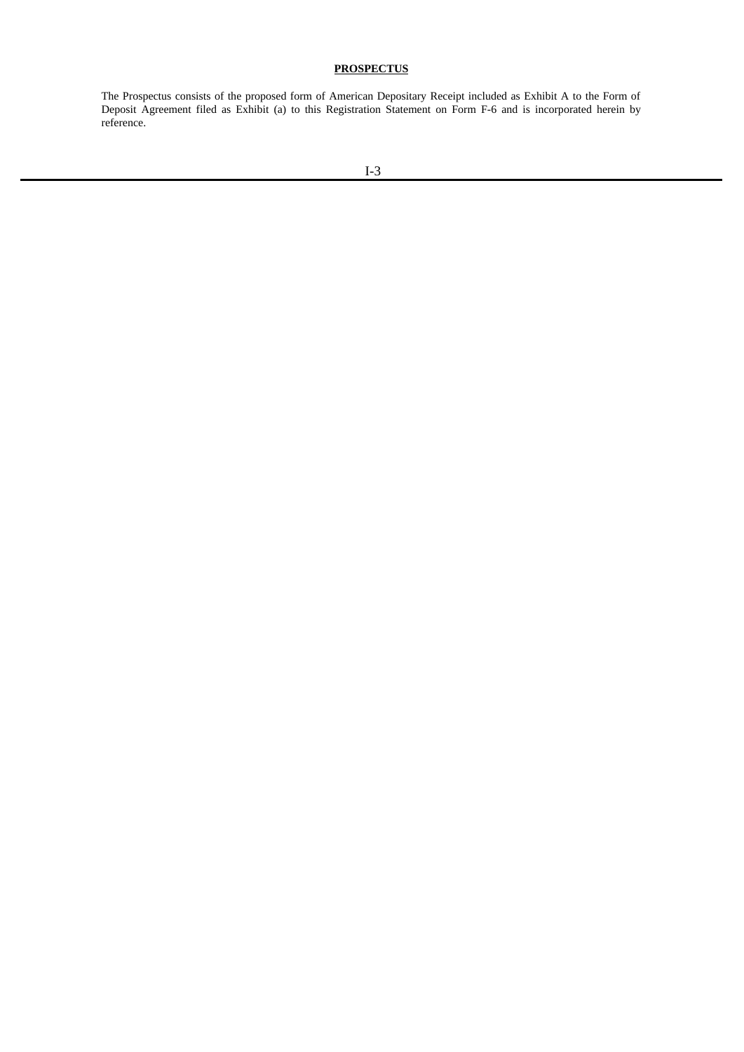# **PROSPECTUS**

The Prospectus consists of the proposed form of American Depositary Receipt included as Exhibit A to the Form of Deposit Agreement filed as Exhibit (a) to this Registration Statement on Form F-6 and is incorporated herein by reference.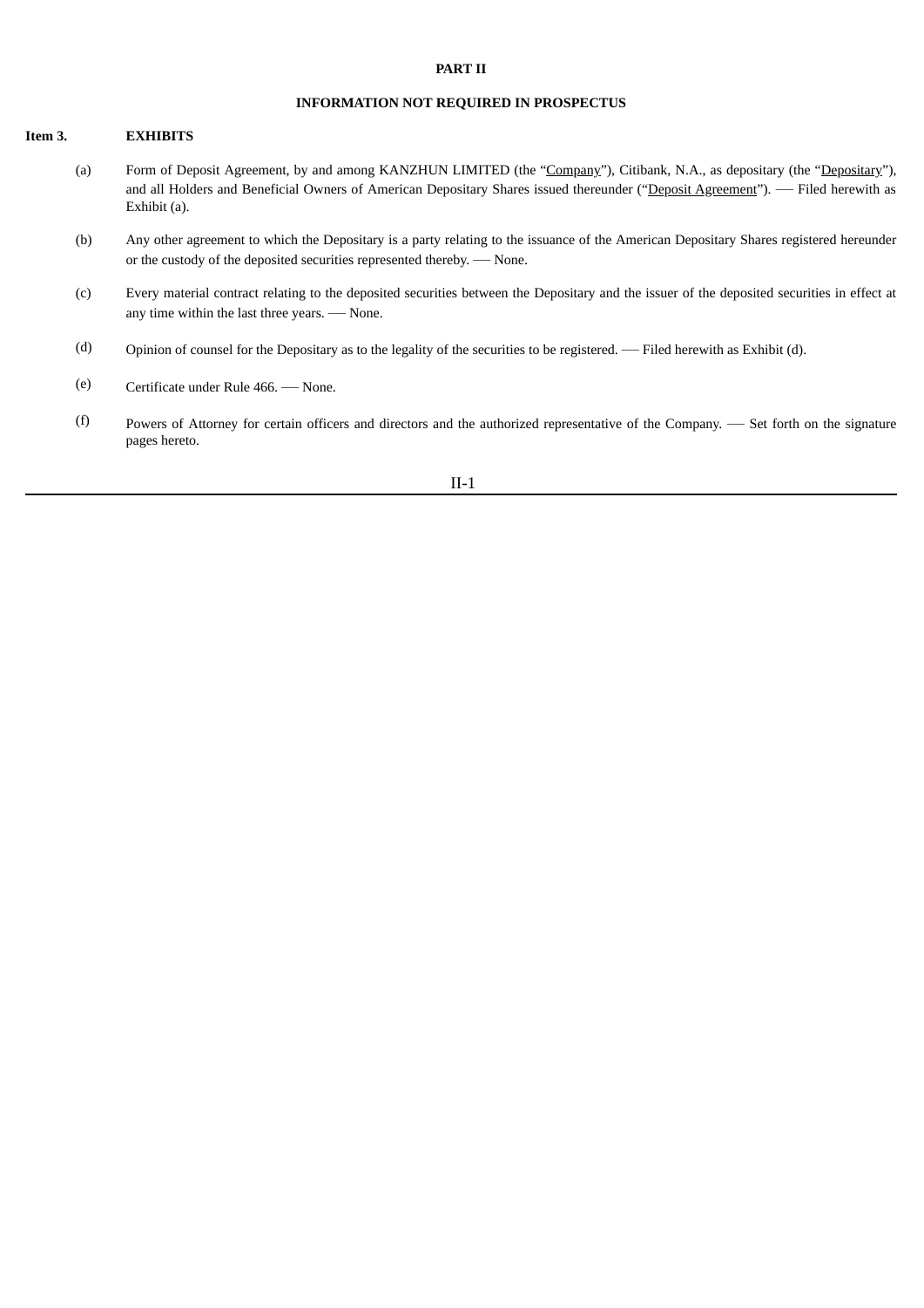**PART II**

**INFORMATION NOT REQUIRED IN PROSPECTUS**

**Item 3. EXHIBITS**

(a) Form of Deposit Agreement, by and among KANZHUN LIMITED (the "Company"), Citibank, N.A., as depositary (the "Depositary"), and all Holders and Beneficial Owners of American Depositary Shares issued thereunder ("Deposit Agreement"). ⸺ Filed herewith as Exhibit (a).

(b) Any other agreement to which the Depositary is a party relating to the issuance of the American Depositary Shares registered hereunder or the custody of the deposited securities represented thereby. ⸺ None.

(c) Every material contract relating to the deposited securities between the Depositary and the issuer of the deposited securities in effect at any time within the last three years. ⸺ None.

(d) Opinion of counsel for the Depositary as to the legality of the securities to be registered. ⸺ Filed herewith as Exhibit (d).

(e) Certificate under Rule 466. ⸺ None.

(f) Powers of Attorney for certain officers and directors and the authorized representative of the Company. ⸺ Set forth on the signature pages hereto.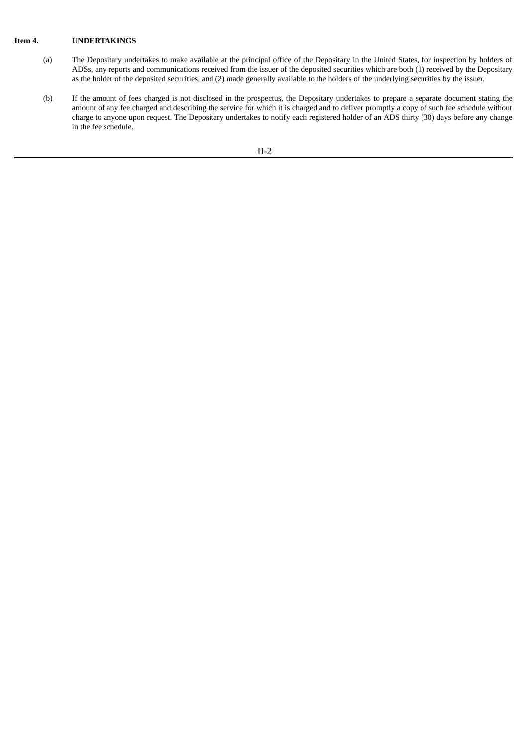**Item 4. UNDERTAKINGS**

(a) The Depositary undertakes to make available at the principal office of the Depositary in the United States, for inspection by holders of ADSs, any reports and communications received from the issuer of the deposited securities which are both (1) received by the Depositary as the holder of the deposited securities, and (2) made generally available to the holders of the underlying securities by the issuer.

(b) If the amount of fees charged is not disclosed in the prospectus, the Depositary undertakes to prepare a separate document stating the amount of any fee charged and describing the service for which it is charged and to deliver promptly a copy of such fee schedule without charge to anyone upon request. The Depositary undertakes to notify each registered holder of an ADS thirty (30) days before any change in the fee schedule.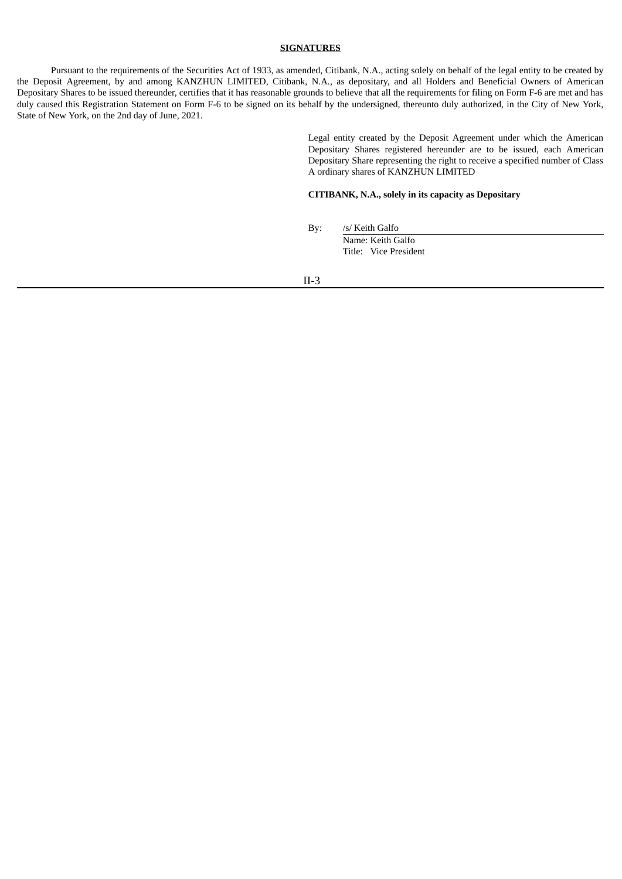**SIGNATURES**

Pursuant to the requirements of the Securities Act of 1933, as amended, Citibank, N.A., acting solely on behalf of the legal entity to be created by the Deposit Agreement, by and among KANZHUN LIMITED, Citibank, N.A., as depositary, and all Holders and Beneficial Owners of American Depositary Shares to be issued thereunder, certifies that it has reasonable grounds to believe that all the requirements for filing on Form F-6 are met and has duly caused this Registration Statement on Form F-6 to be signed on its behalf by the undersigned, thereunto duly authorized, in the City of New York, State of New York, on the 2nd day of June, 2021.

Legal entity created by the Deposit Agreement under which the American Depositary Shares registered hereunder are to be issued, each American Depositary Share representing the right to receive a specified number of Class A ordinary shares of KANZHUN LIMITED

**CITIBANK, N.A., solely in its capacity as Depositary**

By: /s/ Keith Galfo
Name: Keith Galfo
Title: Vice President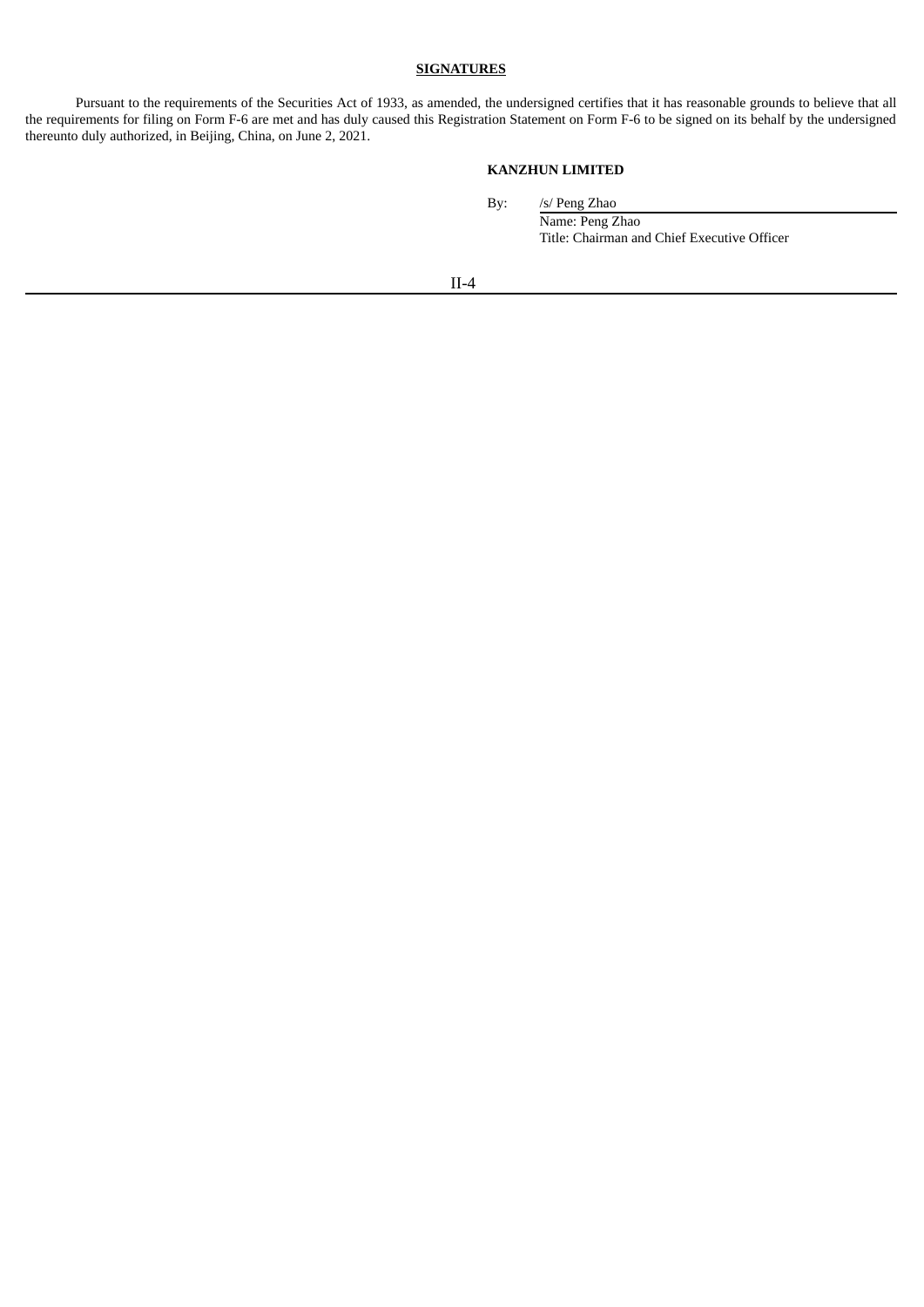**SIGNATURES**

Pursuant to the requirements of the Securities Act of 1933, as amended, the undersigned certifies that it has reasonable grounds to believe that all the requirements for filing on Form F-6 are met and has duly caused this Registration Statement on Form F-6 to be signed on its behalf by the undersigned thereunto duly authorized, in Beijing, China, on June 2, 2021.

**KANZHUN LIMITED**

By: /s/ Peng Zhao
Name: Peng Zhao
Title: Chairman and Chief Executive Officer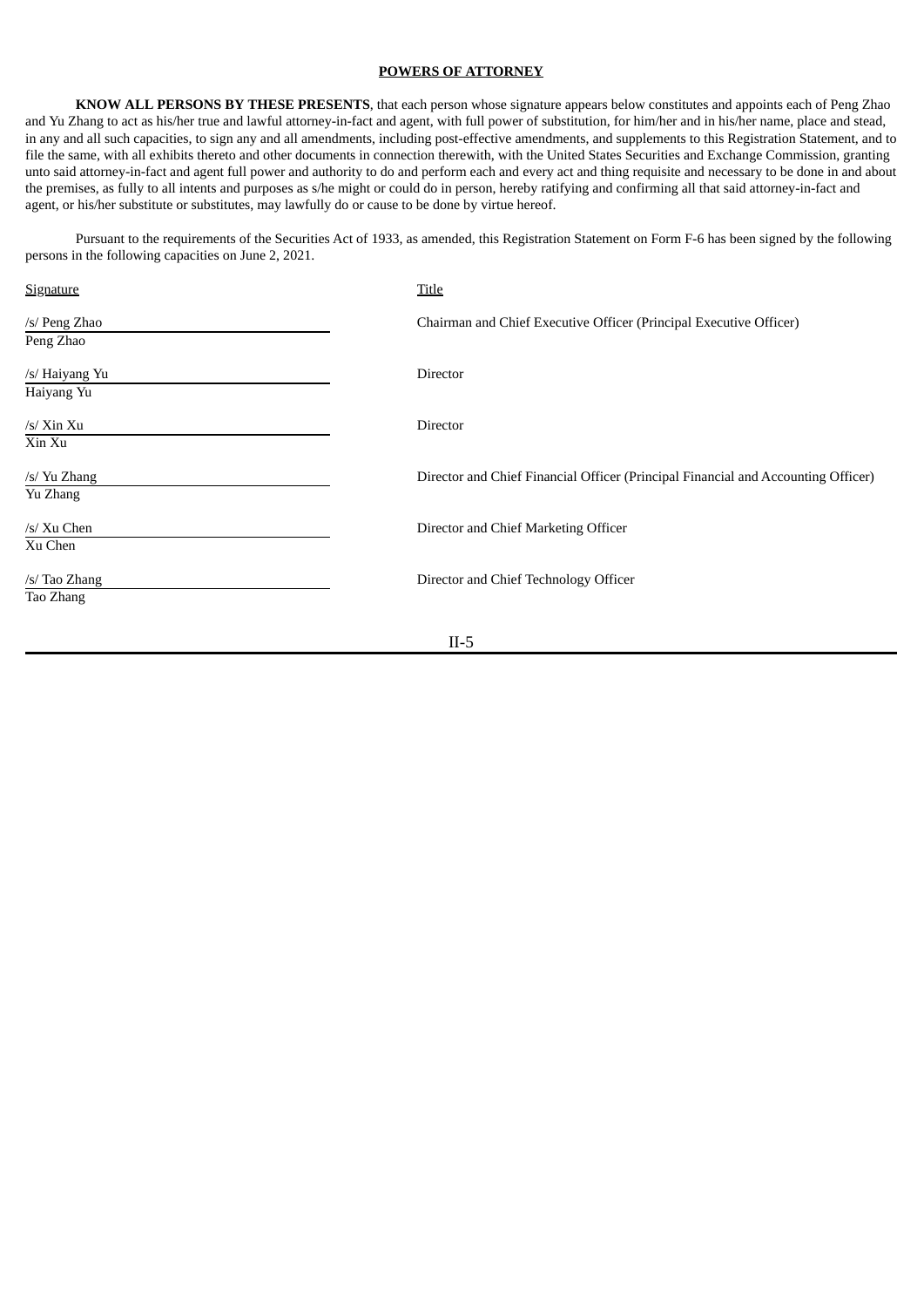**POWERS OF ATTORNEY**

**KNOW ALL PERSONS BY THESE PRESENTS**, that each person whose signature appears below constitutes and appoints each of Peng Zhao and Yu Zhang to act as his/her true and lawful attorney-in-fact and agent, with full power of substitution, for him/her and in his/her name, place and stead, in any and all such capacities, to sign any and all amendments, including post-effective amendments, and supplements to this Registration Statement, and to file the same, with all exhibits thereto and other documents in connection therewith, with the United States Securities and Exchange Commission, granting unto said attorney-in-fact and agent full power and authority to do and perform each and every act and thing requisite and necessary to be done in and about the premises, as fully to all intents and purposes as s/he might or could do in person, hereby ratifying and confirming all that said attorney-in-fact and agent, or his/her substitute or substitutes, may lawfully do or cause to be done by virtue hereof.

Pursuant to the requirements of the Securities Act of 1933, as amended, this Registration Statement on Form F-6 has been signed by the following persons in the following capacities on June 2, 2021.

| Signature | Title |
| --- | --- |
| /s/ Peng Zhao<br>Peng Zhao | Chairman and Chief Executive Officer (Principal Executive Officer) |
| /s/ Haiyang Yu<br>Haiyang Yu | Director |
| /s/ Xin Xu<br>Xin Xu | Director |
| /s/ Yu Zhang<br>Yu Zhang | Director and Chief Financial Officer (Principal Financial and Accounting Officer) |
| /s/ Xu Chen<br>Xu Chen | Director and Chief Marketing Officer |
| /s/ Tao Zhang<br>Tao Zhang | Director and Chief Technology Officer |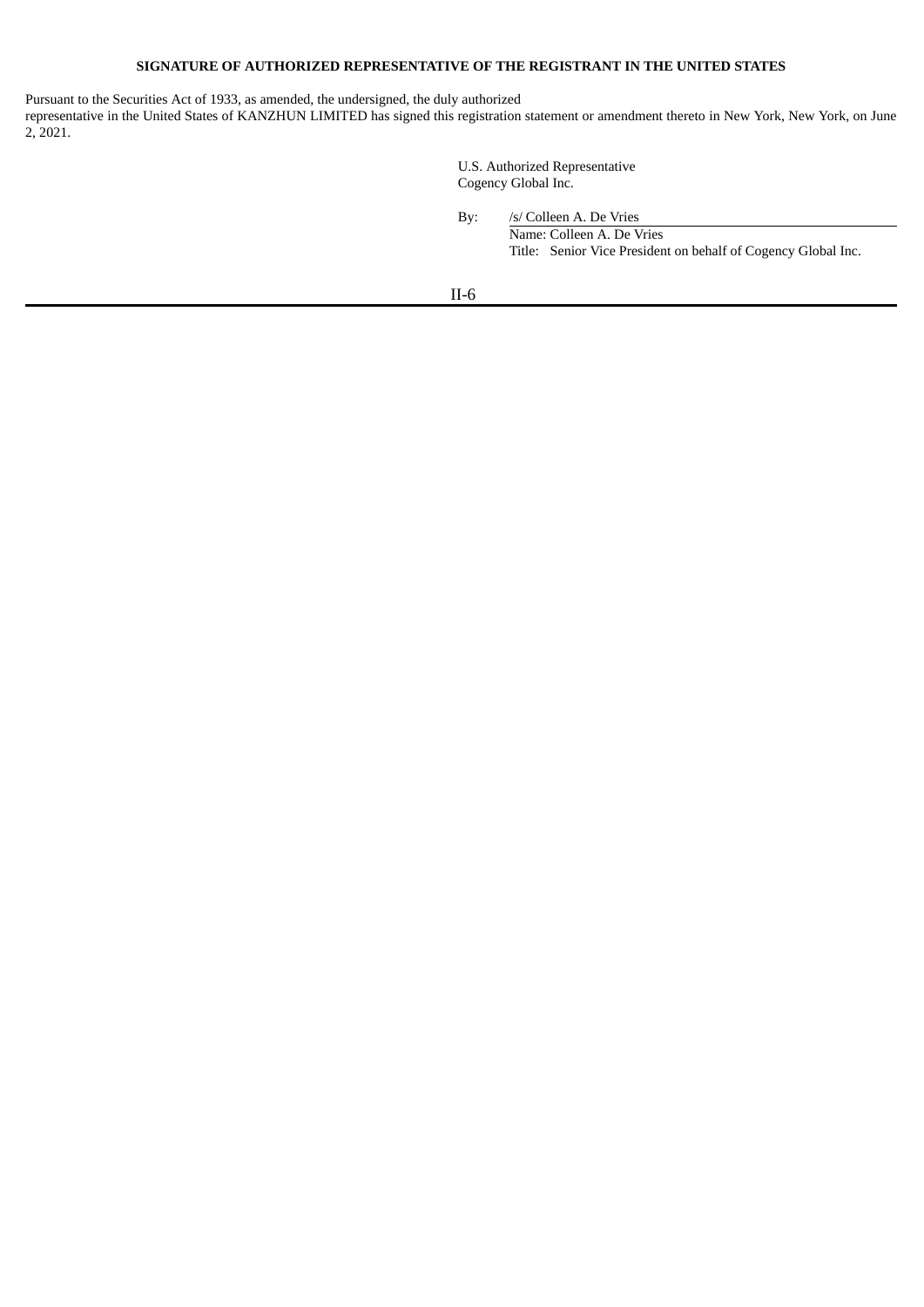**SIGNATURE OF AUTHORIZED REPRESENTATIVE OF THE REGISTRANT IN THE UNITED STATES**

Pursuant to the Securities Act of 1933, as amended, the undersigned, the duly authorized representative in the United States of KANZHUN LIMITED has signed this registration statement or amendment thereto in New York, New York, on June 2, 2021.

U.S. Authorized Representative
Cogency Global Inc.

By: /s/ Colleen A. De Vries
Name: Colleen A. De Vries
Title: Senior Vice President on behalf of Cogency Global Inc.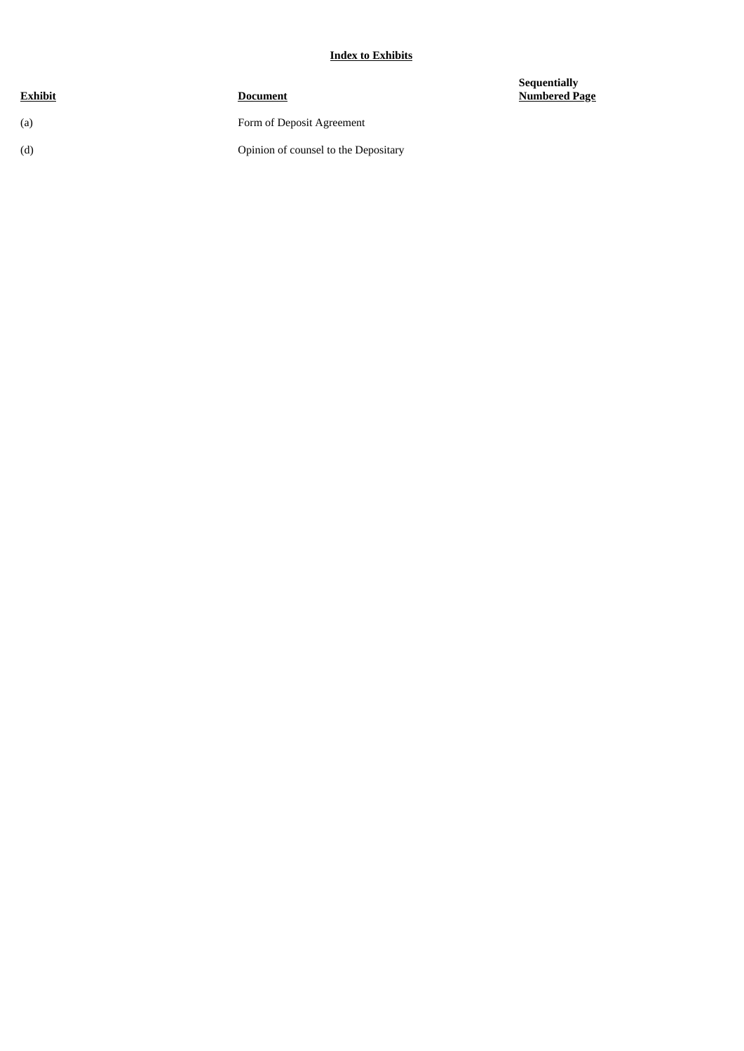**Index to Exhibits**

| Exhibit | Document | Sequentially Numbered Page |
|---|---|---|
| (a) | Form of Deposit Agreement | |
| (d) | Opinion of counsel to the Depositary | |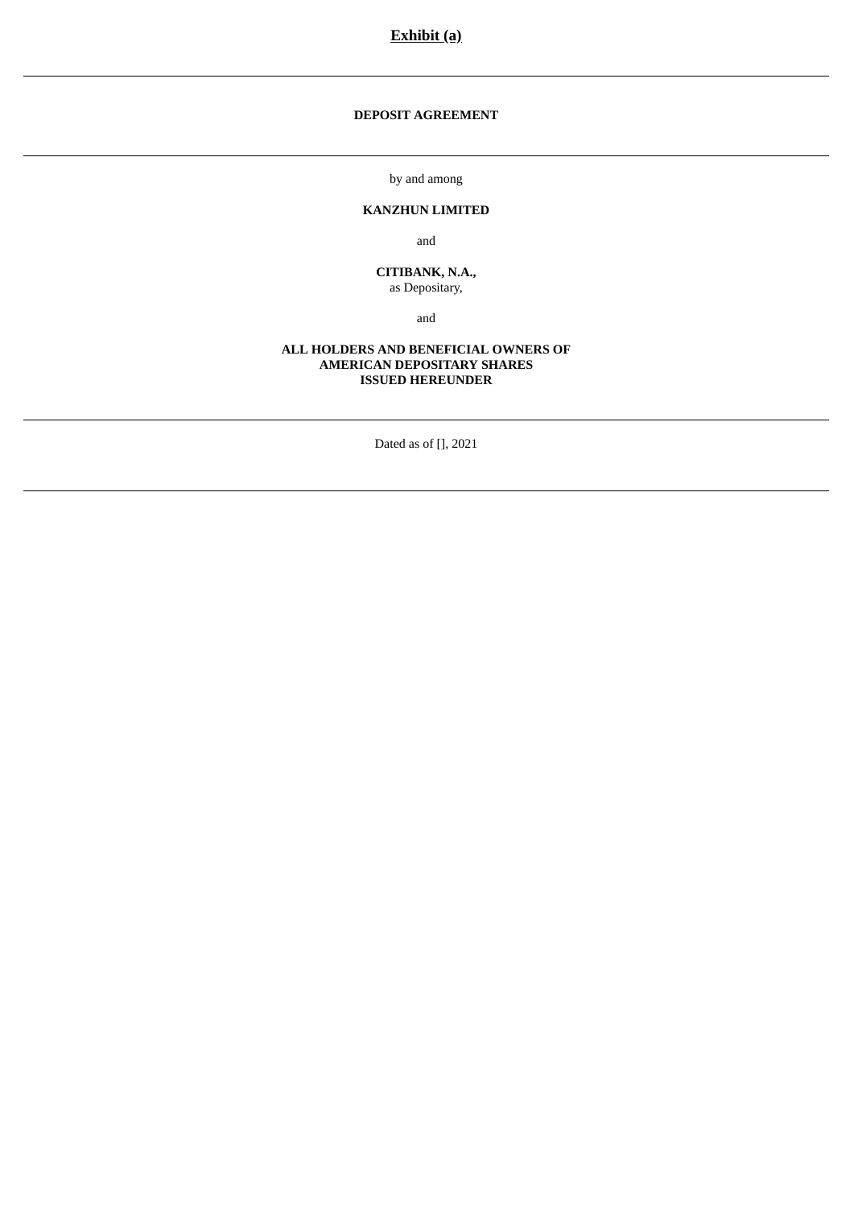**Exhibit (a)**

---

**DEPOSIT AGREEMENT**

---

by and among

**KANZHUN LIMITED**

and

**CITIBANK, N.A.,**
as Depositary,

and

**ALL HOLDERS AND BENEFICIAL OWNERS OF
AMERICAN DEPOSITARY SHARES
ISSUED HEREUNDER**

---

Dated as of [], 2021

---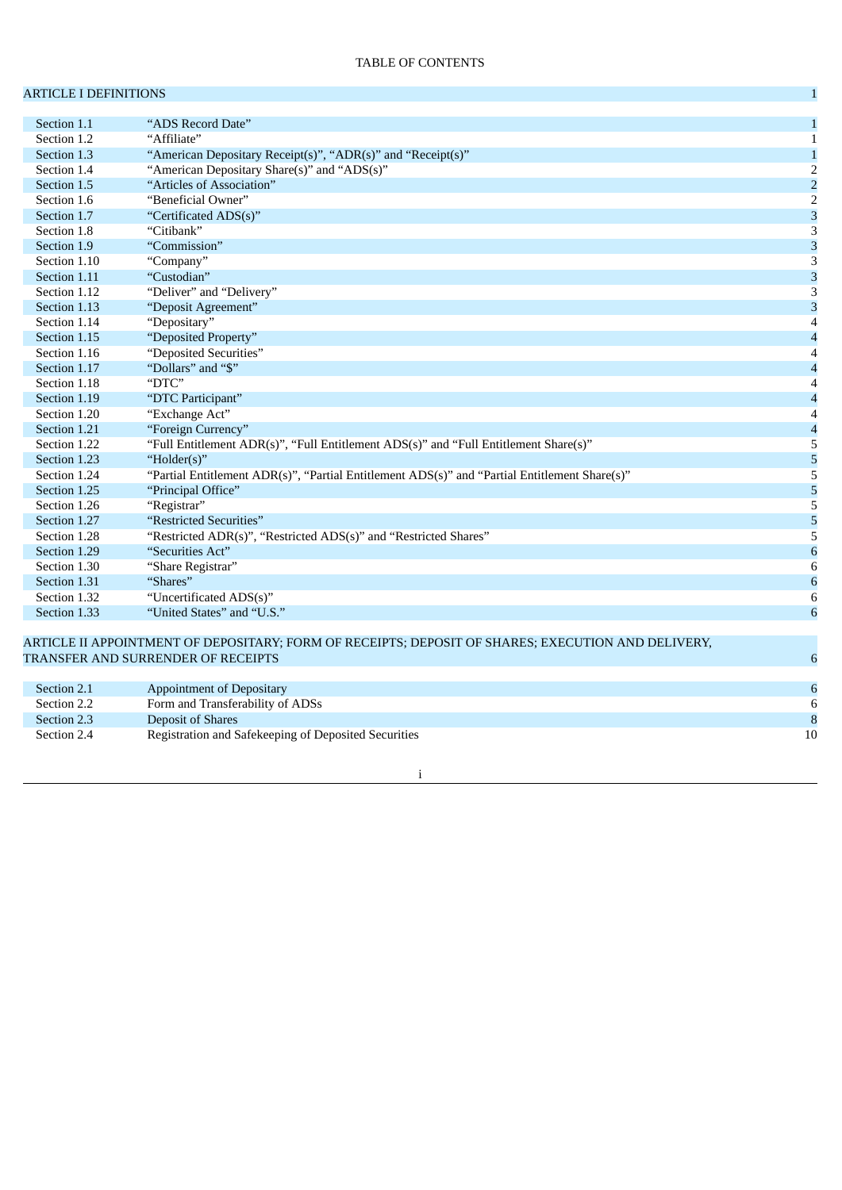TABLE OF CONTENTS

| | | |
|---|---|---|
| ARTICLE I DEFINITIONS | | 1 |
| Section 1.1 | "ADS Record Date" | 1 |
| Section 1.2 | "Affiliate" | 1 |
| Section 1.3 | "American Depositary Receipt(s)", "ADR(s)" and "Receipt(s)" | 1 |
| Section 1.4 | "American Depositary Share(s)" and "ADS(s)" | 2 |
| Section 1.5 | "Articles of Association" | 2 |
| Section 1.6 | "Beneficial Owner" | 2 |
| Section 1.7 | "Certificated ADS(s)" | 3 |
| Section 1.8 | "Citibank" | 3 |
| Section 1.9 | "Commission" | 3 |
| Section 1.10 | "Company" | 3 |
| Section 1.11 | "Custodian" | 3 |
| Section 1.12 | "Deliver" and "Delivery" | 3 |
| Section 1.13 | "Deposit Agreement" | 3 |
| Section 1.14 | "Depositary" | 4 |
| Section 1.15 | "Deposited Property" | 4 |
| Section 1.16 | "Deposited Securities" | 4 |
| Section 1.17 | "Dollars" and "$" | 4 |
| Section 1.18 | "DTC" | 4 |
| Section 1.19 | "DTC Participant" | 4 |
| Section 1.20 | "Exchange Act" | 4 |
| Section 1.21 | "Foreign Currency" | 4 |
| Section 1.22 | "Full Entitlement ADR(s)", "Full Entitlement ADS(s)" and "Full Entitlement Share(s)" | 5 |
| Section 1.23 | "Holder(s)" | 5 |
| Section 1.24 | "Partial Entitlement ADR(s)", "Partial Entitlement ADS(s)" and "Partial Entitlement Share(s)" | 5 |
| Section 1.25 | "Principal Office" | 5 |
| Section 1.26 | "Registrar" | 5 |
| Section 1.27 | "Restricted Securities" | 5 |
| Section 1.28 | "Restricted ADR(s)", "Restricted ADS(s)" and "Restricted Shares" | 5 |
| Section 1.29 | "Securities Act" | 6 |
| Section 1.30 | "Share Registrar" | 6 |
| Section 1.31 | "Shares" | 6 |
| Section 1.32 | "Uncertificated ADS(s)" | 6 |
| Section 1.33 | "United States" and "U.S." | 6 |
| ARTICLE II APPOINTMENT OF DEPOSITARY; FORM OF RECEIPTS; DEPOSIT OF SHARES; EXECUTION AND DELIVERY, TRANSFER AND SURRENDER OF RECEIPTS | | 6 |
| Section 2.1 | Appointment of Depositary | 6 |
| Section 2.2 | Form and Transferability of ADSs | 6 |
| Section 2.3 | Deposit of Shares | 8 |
| Section 2.4 | Registration and Safekeeping of Deposited Securities | 10 |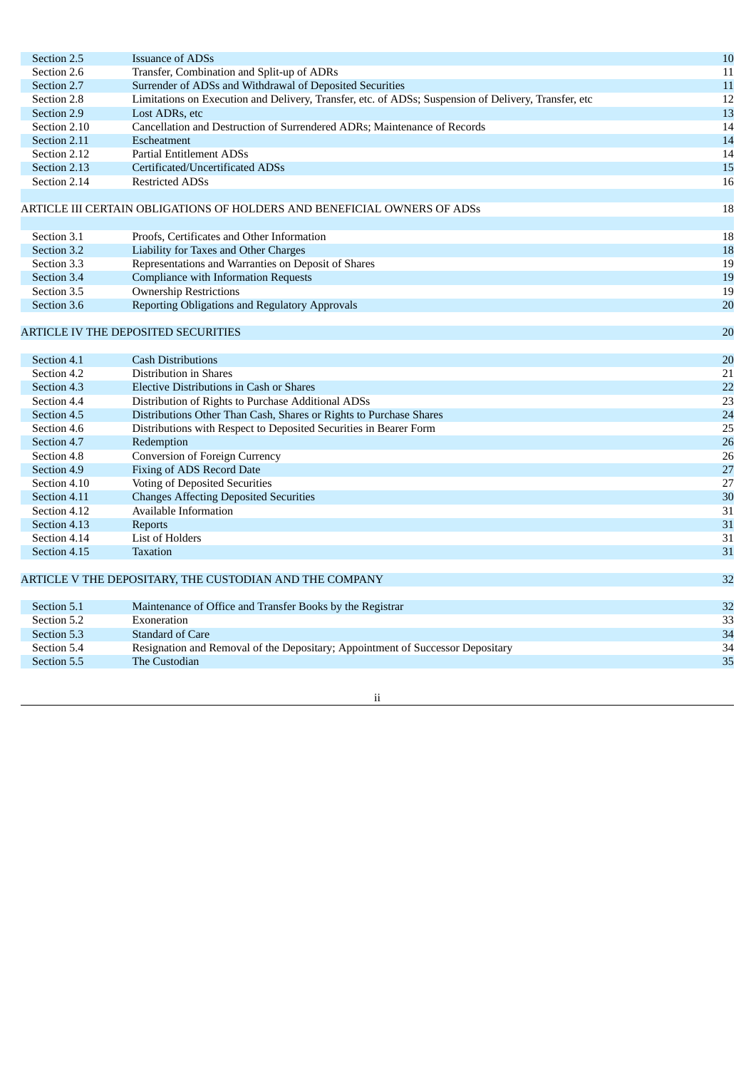| | | |
|---|---|---|
| Section 2.5 | Issuance of ADSs | 10 |
| Section 2.6 | Transfer, Combination and Split-up of ADRs | 11 |
| Section 2.7 | Surrender of ADSs and Withdrawal of Deposited Securities | 11 |
| Section 2.8 | Limitations on Execution and Delivery, Transfer, etc. of ADSs; Suspension of Delivery, Transfer, etc | 12 |
| Section 2.9 | Lost ADRs, etc | 13 |
| Section 2.10 | Cancellation and Destruction of Surrendered ADRs; Maintenance of Records | 14 |
| Section 2.11 | Escheatment | 14 |
| Section 2.12 | Partial Entitlement ADSs | 14 |
| Section 2.13 | Certificated/Uncertificated ADSs | 15 |
| Section 2.14 | Restricted ADSs | 16 |
| ARTICLE III CERTAIN OBLIGATIONS OF HOLDERS AND BENEFICIAL OWNERS OF ADSs | | 18 |
| Section 3.1 | Proofs, Certificates and Other Information | 18 |
| Section 3.2 | Liability for Taxes and Other Charges | 18 |
| Section 3.3 | Representations and Warranties on Deposit of Shares | 19 |
| Section 3.4 | Compliance with Information Requests | 19 |
| Section 3.5 | Ownership Restrictions | 19 |
| Section 3.6 | Reporting Obligations and Regulatory Approvals | 20 |
| ARTICLE IV THE DEPOSITED SECURITIES | | 20 |
| Section 4.1 | Cash Distributions | 20 |
| Section 4.2 | Distribution in Shares | 21 |
| Section 4.3 | Elective Distributions in Cash or Shares | 22 |
| Section 4.4 | Distribution of Rights to Purchase Additional ADSs | 23 |
| Section 4.5 | Distributions Other Than Cash, Shares or Rights to Purchase Shares | 24 |
| Section 4.6 | Distributions with Respect to Deposited Securities in Bearer Form | 25 |
| Section 4.7 | Redemption | 26 |
| Section 4.8 | Conversion of Foreign Currency | 26 |
| Section 4.9 | Fixing of ADS Record Date | 27 |
| Section 4.10 | Voting of Deposited Securities | 27 |
| Section 4.11 | Changes Affecting Deposited Securities | 30 |
| Section 4.12 | Available Information | 31 |
| Section 4.13 | Reports | 31 |
| Section 4.14 | List of Holders | 31 |
| Section 4.15 | Taxation | 31 |
| ARTICLE V THE DEPOSITARY, THE CUSTODIAN AND THE COMPANY | | 32 |
| Section 5.1 | Maintenance of Office and Transfer Books by the Registrar | 32 |
| Section 5.2 | Exoneration | 33 |
| Section 5.3 | Standard of Care | 34 |
| Section 5.4 | Resignation and Removal of the Depositary; Appointment of Successor Depositary | 34 |
| Section 5.5 | The Custodian | 35 |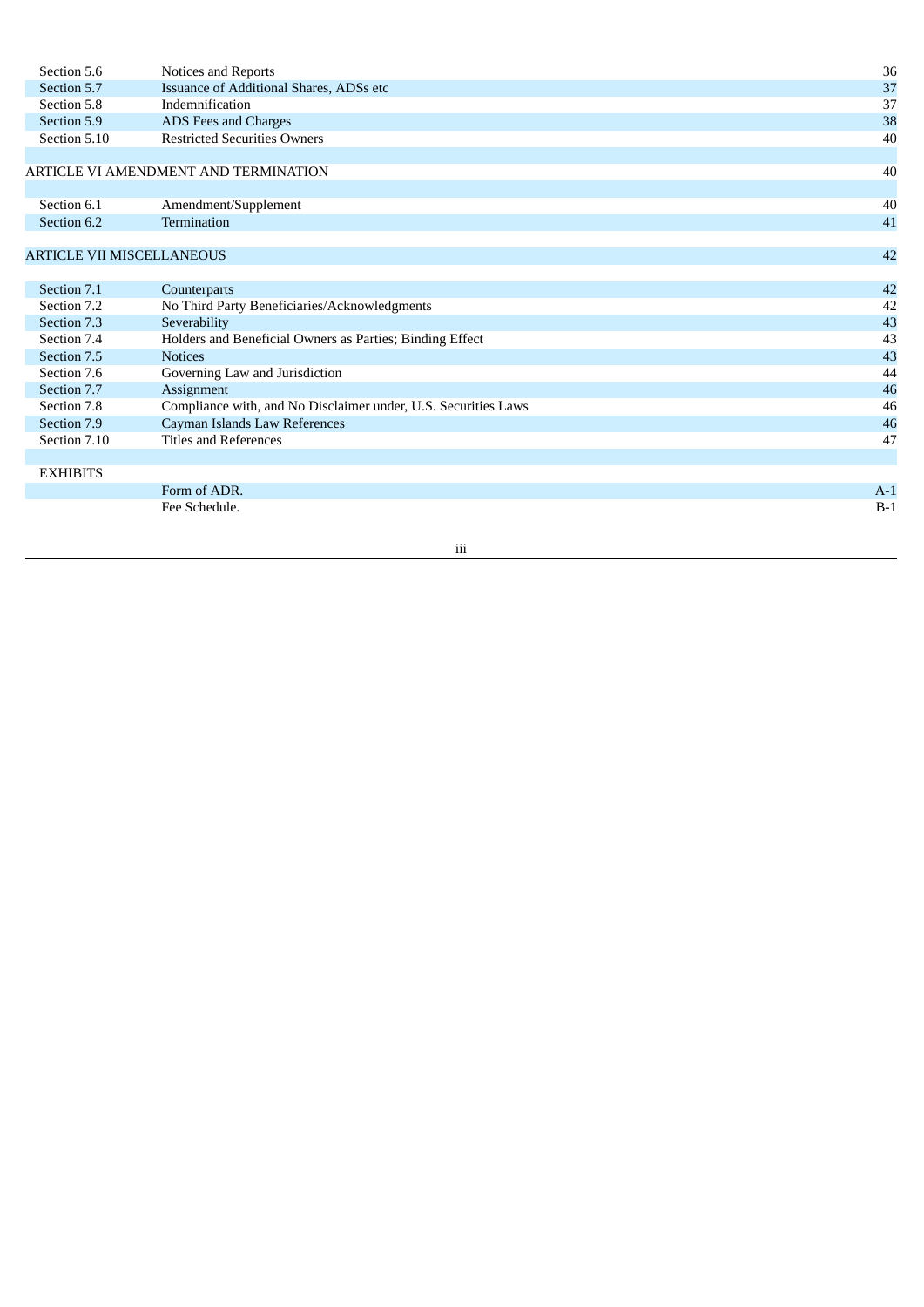| | | |
|---|---|---|
| Section 5.6 | Notices and Reports | 36 |
| Section 5.7 | Issuance of Additional Shares, ADSs etc | 37 |
| Section 5.8 | Indemnification | 37 |
| Section 5.9 | ADS Fees and Charges | 38 |
| Section 5.10 | Restricted Securities Owners | 40 |
| | | |
| ARTICLE VI AMENDMENT AND TERMINATION | | 40 |
| | | |
| Section 6.1 | Amendment/Supplement | 40 |
| Section 6.2 | Termination | 41 |
| | | |
| ARTICLE VII MISCELLANEOUS | | 42 |
| | | |
| Section 7.1 | Counterparts | 42 |
| Section 7.2 | No Third Party Beneficiaries/Acknowledgments | 42 |
| Section 7.3 | Severability | 43 |
| Section 7.4 | Holders and Beneficial Owners as Parties; Binding Effect | 43 |
| Section 7.5 | Notices | 43 |
| Section 7.6 | Governing Law and Jurisdiction | 44 |
| Section 7.7 | Assignment | 46 |
| Section 7.8 | Compliance with, and No Disclaimer under, U.S. Securities Laws | 46 |
| Section 7.9 | Cayman Islands Law References | 46 |
| Section 7.10 | Titles and References | 47 |
| | | |
| EXHIBITS | | |
| | Form of ADR. | A-1 |
| | Fee Schedule. | B-1 |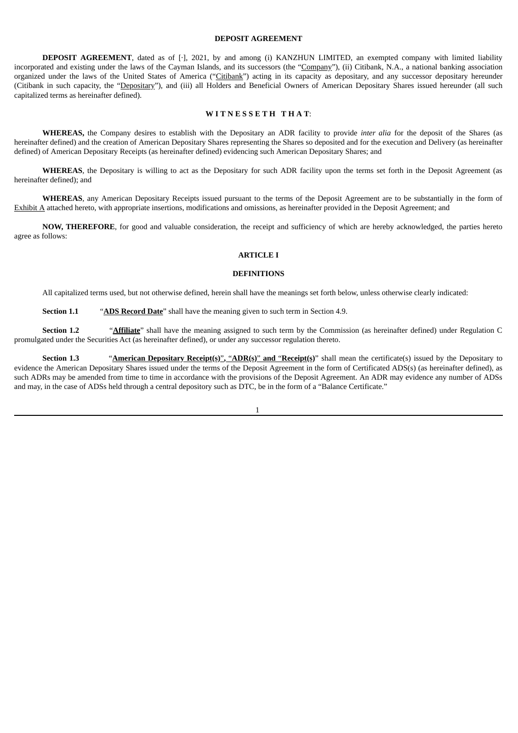# DEPOSIT AGREEMENT

**DEPOSIT AGREEMENT**, dated as of [·], 2021, by and among (i) KANZHUN LIMITED, an exempted company with limited liability incorporated and existing under the laws of the Cayman Islands, and its successors (the "Company"), (ii) Citibank, N.A., a national banking association organized under the laws of the United States of America ("Citibank") acting in its capacity as depositary, and any successor depositary hereunder (Citibank in such capacity, the "Depositary"), and (iii) all Holders and Beneficial Owners of American Depositary Shares issued hereunder (all such capitalized terms as hereinafter defined).

**W I T N E S S E T H  T H A T**:

**WHEREAS,** the Company desires to establish with the Depositary an ADR facility to provide *inter alia* for the deposit of the Shares (as hereinafter defined) and the creation of American Depositary Shares representing the Shares so deposited and for the execution and Delivery (as hereinafter defined) of American Depositary Receipts (as hereinafter defined) evidencing such American Depositary Shares; and

**WHEREAS**, the Depositary is willing to act as the Depositary for such ADR facility upon the terms set forth in the Deposit Agreement (as hereinafter defined); and

**WHEREAS**, any American Depositary Receipts issued pursuant to the terms of the Deposit Agreement are to be substantially in the form of Exhibit A attached hereto, with appropriate insertions, modifications and omissions, as hereinafter provided in the Deposit Agreement; and

**NOW, THEREFORE**, for good and valuable consideration, the receipt and sufficiency of which are hereby acknowledged, the parties hereto agree as follows:

## ARTICLE I

## DEFINITIONS

All capitalized terms used, but not otherwise defined, herein shall have the meanings set forth below, unless otherwise clearly indicated:

**Section 1.1** "**ADS Record Date**" shall have the meaning given to such term in Section 4.9.

**Section 1.2** "**Affiliate**" shall have the meaning assigned to such term by the Commission (as hereinafter defined) under Regulation C promulgated under the Securities Act (as hereinafter defined), or under any successor regulation thereto.

**Section 1.3** "**American Depositary Receipt(s)**", "**ADR(s)**" **and** "**Receipt(s)**" shall mean the certificate(s) issued by the Depositary to evidence the American Depositary Shares issued under the terms of the Deposit Agreement in the form of Certificated ADS(s) (as hereinafter defined), as such ADRs may be amended from time to time in accordance with the provisions of the Deposit Agreement. An ADR may evidence any number of ADSs and may, in the case of ADSs held through a central depository such as DTC, be in the form of a "Balance Certificate."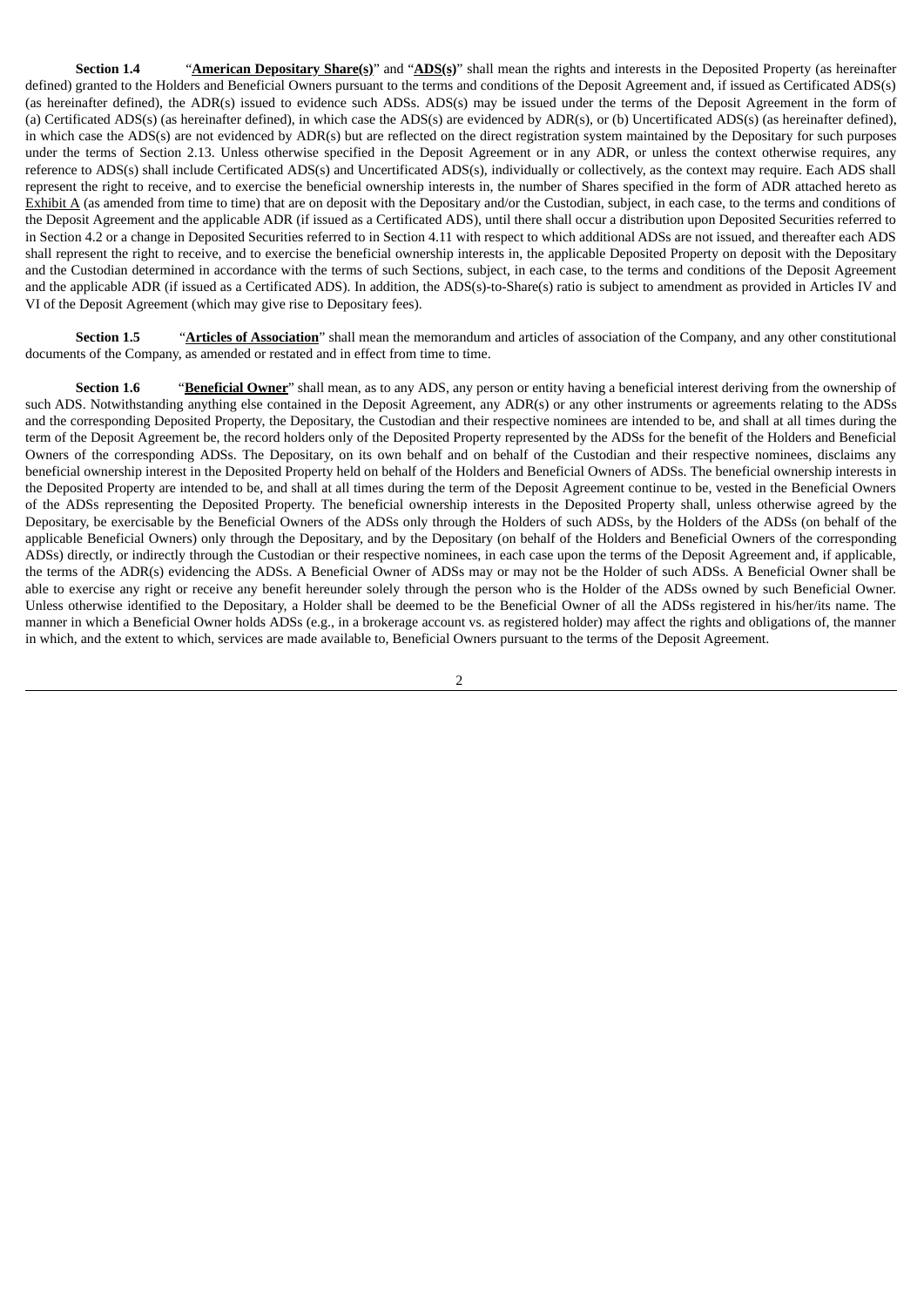**Section 1.4** "**American Depositary Share(s)**" and "**ADS(s)**" shall mean the rights and interests in the Deposited Property (as hereinafter defined) granted to the Holders and Beneficial Owners pursuant to the terms and conditions of the Deposit Agreement and, if issued as Certificated ADS(s) (as hereinafter defined), the ADR(s) issued to evidence such ADSs. ADS(s) may be issued under the terms of the Deposit Agreement in the form of (a) Certificated ADS(s) (as hereinafter defined), in which case the ADS(s) are evidenced by ADR(s), or (b) Uncertificated ADS(s) (as hereinafter defined), in which case the ADS(s) are not evidenced by ADR(s) but are reflected on the direct registration system maintained by the Depositary for such purposes under the terms of Section 2.13. Unless otherwise specified in the Deposit Agreement or in any ADR, or unless the context otherwise requires, any reference to ADS(s) shall include Certificated ADS(s) and Uncertificated ADS(s), individually or collectively, as the context may require. Each ADS shall represent the right to receive, and to exercise the beneficial ownership interests in, the number of Shares specified in the form of ADR attached hereto as Exhibit A (as amended from time to time) that are on deposit with the Depositary and/or the Custodian, subject, in each case, to the terms and conditions of the Deposit Agreement and the applicable ADR (if issued as a Certificated ADS), until there shall occur a distribution upon Deposited Securities referred to in Section 4.2 or a change in Deposited Securities referred to in Section 4.11 with respect to which additional ADSs are not issued, and thereafter each ADS shall represent the right to receive, and to exercise the beneficial ownership interests in, the applicable Deposited Property on deposit with the Depositary and the Custodian determined in accordance with the terms of such Sections, subject, in each case, to the terms and conditions of the Deposit Agreement and the applicable ADR (if issued as a Certificated ADS). In addition, the ADS(s)-to-Share(s) ratio is subject to amendment as provided in Articles IV and VI of the Deposit Agreement (which may give rise to Depositary fees).

**Section 1.5** "**Articles of Association**" shall mean the memorandum and articles of association of the Company, and any other constitutional documents of the Company, as amended or restated and in effect from time to time.

**Section 1.6** "**Beneficial Owner**" shall mean, as to any ADS, any person or entity having a beneficial interest deriving from the ownership of such ADS. Notwithstanding anything else contained in the Deposit Agreement, any ADR(s) or any other instruments or agreements relating to the ADSs and the corresponding Deposited Property, the Depositary, the Custodian and their respective nominees are intended to be, and shall at all times during the term of the Deposit Agreement be, the record holders only of the Deposited Property represented by the ADSs for the benefit of the Holders and Beneficial Owners of the corresponding ADSs. The Depositary, on its own behalf and on behalf of the Custodian and their respective nominees, disclaims any beneficial ownership interest in the Deposited Property held on behalf of the Holders and Beneficial Owners of ADSs. The beneficial ownership interests in the Deposited Property are intended to be, and shall at all times during the term of the Deposit Agreement continue to be, vested in the Beneficial Owners of the ADSs representing the Deposited Property. The beneficial ownership interests in the Deposited Property shall, unless otherwise agreed by the Depositary, be exercisable by the Beneficial Owners of the ADSs only through the Holders of such ADSs, by the Holders of the ADSs (on behalf of the applicable Beneficial Owners) only through the Depositary, and by the Depositary (on behalf of the Holders and Beneficial Owners of the corresponding ADSs) directly, or indirectly through the Custodian or their respective nominees, in each case upon the terms of the Deposit Agreement and, if applicable, the terms of the ADR(s) evidencing the ADSs. A Beneficial Owner of ADSs may or may not be the Holder of such ADSs. A Beneficial Owner shall be able to exercise any right or receive any benefit hereunder solely through the person who is the Holder of the ADSs owned by such Beneficial Owner. Unless otherwise identified to the Depositary, a Holder shall be deemed to be the Beneficial Owner of all the ADSs registered in his/her/its name. The manner in which a Beneficial Owner holds ADSs (e.g., in a brokerage account vs. as registered holder) may affect the rights and obligations of, the manner in which, and the extent to which, services are made available to, Beneficial Owners pursuant to the terms of the Deposit Agreement.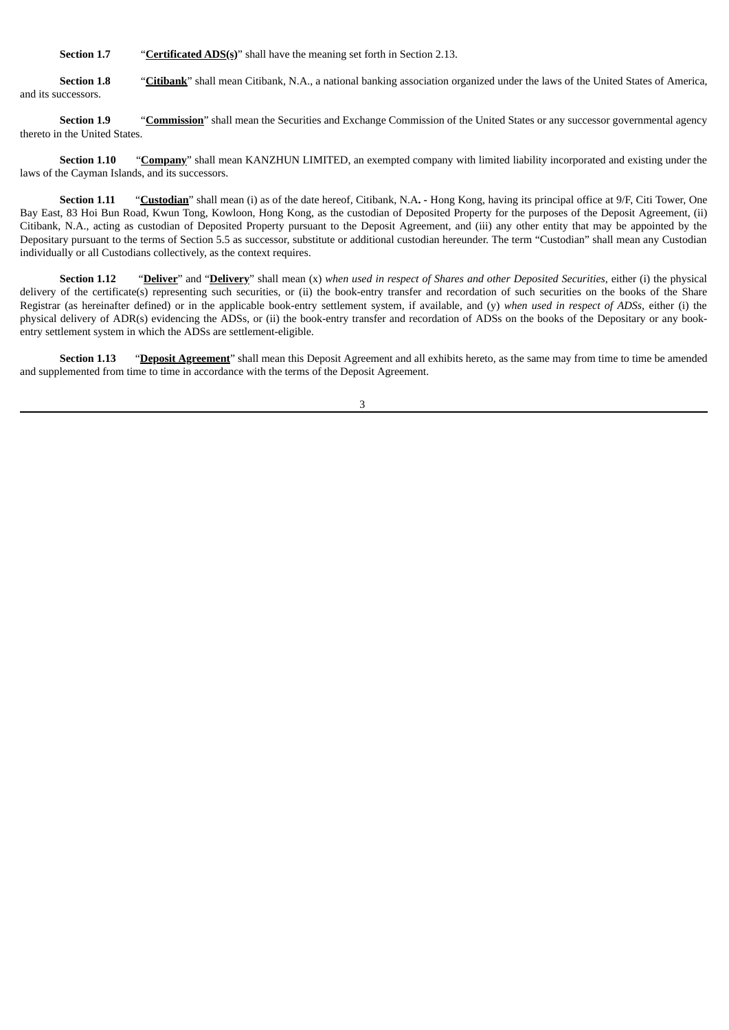**Section 1.7** "**Certificated ADS(s)**" shall have the meaning set forth in Section 2.13.

**Section 1.8** "**Citibank**" shall mean Citibank, N.A., a national banking association organized under the laws of the United States of America, and its successors.

**Section 1.9** "**Commission**" shall mean the Securities and Exchange Commission of the United States or any successor governmental agency thereto in the United States.

**Section 1.10** "**Company**" shall mean KANZHUN LIMITED, an exempted company with limited liability incorporated and existing under the laws of the Cayman Islands, and its successors.

**Section 1.11** "**Custodian**" shall mean (i) as of the date hereof, Citibank, N.A**. -** Hong Kong, having its principal office at 9/F, Citi Tower, One Bay East, 83 Hoi Bun Road, Kwun Tong, Kowloon, Hong Kong, as the custodian of Deposited Property for the purposes of the Deposit Agreement, (ii) Citibank, N.A., acting as custodian of Deposited Property pursuant to the Deposit Agreement, and (iii) any other entity that may be appointed by the Depositary pursuant to the terms of Section 5.5 as successor, substitute or additional custodian hereunder. The term "Custodian" shall mean any Custodian individually or all Custodians collectively, as the context requires.

**Section 1.12** "**Deliver**" and "**Delivery**" shall mean (x) *when used in respect of Shares and other Deposited Securities*, either (i) the physical delivery of the certificate(s) representing such securities, or (ii) the book-entry transfer and recordation of such securities on the books of the Share Registrar (as hereinafter defined) or in the applicable book-entry settlement system, if available, and (y) *when used in respect of ADSs*, either (i) the physical delivery of ADR(s) evidencing the ADSs, or (ii) the book-entry transfer and recordation of ADSs on the books of the Depositary or any book-entry settlement system in which the ADSs are settlement-eligible.

**Section 1.13** "**Deposit Agreement**" shall mean this Deposit Agreement and all exhibits hereto, as the same may from time to time be amended and supplemented from time to time in accordance with the terms of the Deposit Agreement.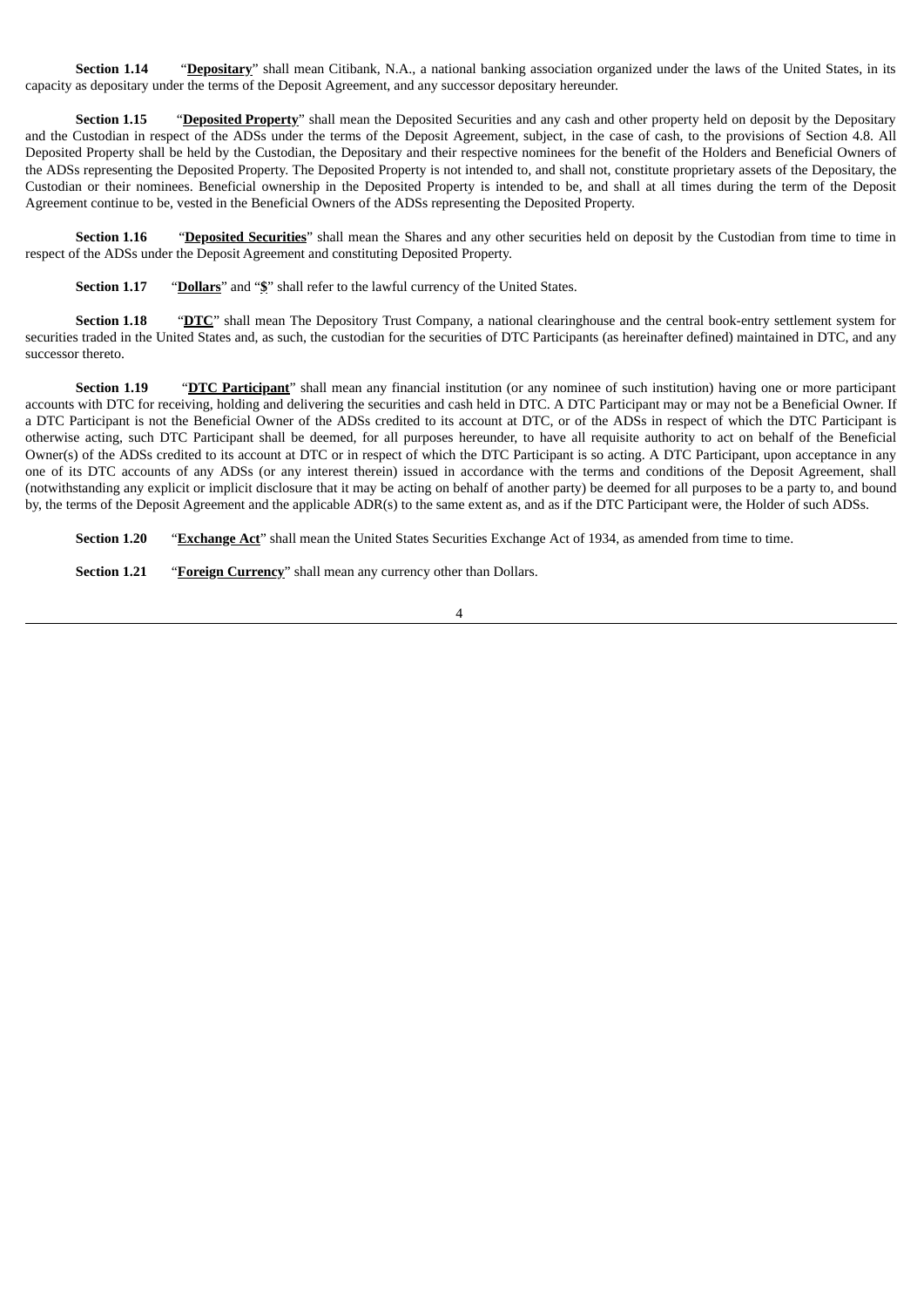**Section 1.14** "**Depositary**" shall mean Citibank, N.A., a national banking association organized under the laws of the United States, in its capacity as depositary under the terms of the Deposit Agreement, and any successor depositary hereunder.

**Section 1.15** "**Deposited Property**" shall mean the Deposited Securities and any cash and other property held on deposit by the Depositary and the Custodian in respect of the ADSs under the terms of the Deposit Agreement, subject, in the case of cash, to the provisions of Section 4.8. All Deposited Property shall be held by the Custodian, the Depositary and their respective nominees for the benefit of the Holders and Beneficial Owners of the ADSs representing the Deposited Property. The Deposited Property is not intended to, and shall not, constitute proprietary assets of the Depositary, the Custodian or their nominees. Beneficial ownership in the Deposited Property is intended to be, and shall at all times during the term of the Deposit Agreement continue to be, vested in the Beneficial Owners of the ADSs representing the Deposited Property.

**Section 1.16** "**Deposited Securities**" shall mean the Shares and any other securities held on deposit by the Custodian from time to time in respect of the ADSs under the Deposit Agreement and constituting Deposited Property.

**Section 1.17** "**Dollars**" and "**$**" shall refer to the lawful currency of the United States.

**Section 1.18** "**DTC**" shall mean The Depository Trust Company, a national clearinghouse and the central book-entry settlement system for securities traded in the United States and, as such, the custodian for the securities of DTC Participants (as hereinafter defined) maintained in DTC, and any successor thereto.

**Section 1.19** "**DTC Participant**" shall mean any financial institution (or any nominee of such institution) having one or more participant accounts with DTC for receiving, holding and delivering the securities and cash held in DTC. A DTC Participant may or may not be a Beneficial Owner. If a DTC Participant is not the Beneficial Owner of the ADSs credited to its account at DTC, or of the ADSs in respect of which the DTC Participant is otherwise acting, such DTC Participant shall be deemed, for all purposes hereunder, to have all requisite authority to act on behalf of the Beneficial Owner(s) of the ADSs credited to its account at DTC or in respect of which the DTC Participant is so acting. A DTC Participant, upon acceptance in any one of its DTC accounts of any ADSs (or any interest therein) issued in accordance with the terms and conditions of the Deposit Agreement, shall (notwithstanding any explicit or implicit disclosure that it may be acting on behalf of another party) be deemed for all purposes to be a party to, and bound by, the terms of the Deposit Agreement and the applicable ADR(s) to the same extent as, and as if the DTC Participant were, the Holder of such ADSs.

**Section 1.20** "**Exchange Act**" shall mean the United States Securities Exchange Act of 1934, as amended from time to time.

**Section 1.21** "**Foreign Currency**" shall mean any currency other than Dollars.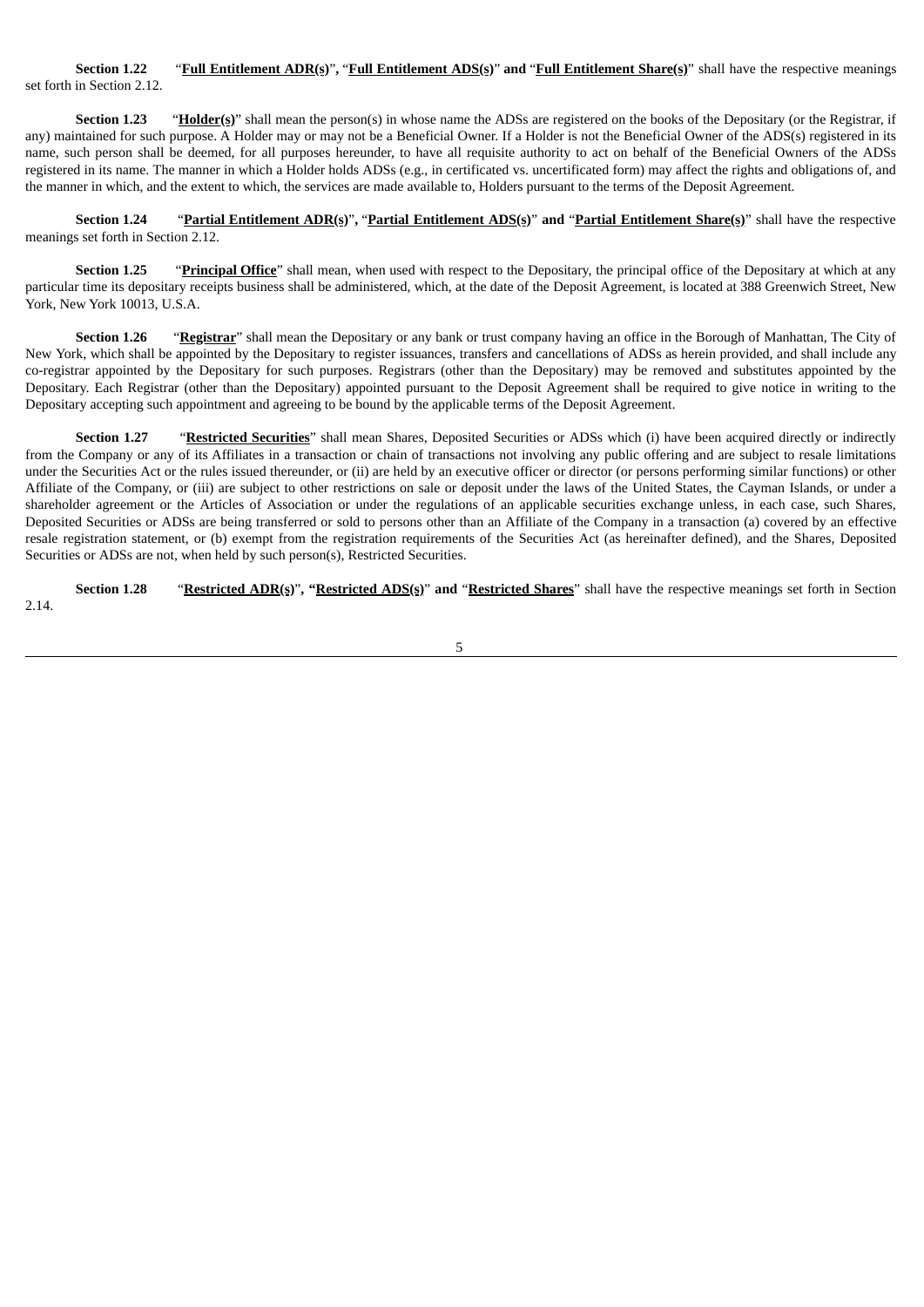**Section 1.22** "**Full Entitlement ADR(s)**", "**Full Entitlement ADS(s)**" **and** "**Full Entitlement Share(s)**" shall have the respective meanings set forth in Section 2.12.

**Section 1.23** "**Holder(s)**" shall mean the person(s) in whose name the ADSs are registered on the books of the Depositary (or the Registrar, if any) maintained for such purpose. A Holder may or may not be a Beneficial Owner. If a Holder is not the Beneficial Owner of the ADS(s) registered in its name, such person shall be deemed, for all purposes hereunder, to have all requisite authority to act on behalf of the Beneficial Owners of the ADSs registered in its name. The manner in which a Holder holds ADSs (e.g., in certificated vs. uncertificated form) may affect the rights and obligations of, and the manner in which, and the extent to which, the services are made available to, Holders pursuant to the terms of the Deposit Agreement.

**Section 1.24** "**Partial Entitlement ADR(s)**", "**Partial Entitlement ADS(s)**" **and** "**Partial Entitlement Share(s)**" shall have the respective meanings set forth in Section 2.12.

**Section 1.25** "**Principal Office**" shall mean, when used with respect to the Depositary, the principal office of the Depositary at which at any particular time its depositary receipts business shall be administered, which, at the date of the Deposit Agreement, is located at 388 Greenwich Street, New York, New York 10013, U.S.A.

**Section 1.26** "**Registrar**" shall mean the Depositary or any bank or trust company having an office in the Borough of Manhattan, The City of New York, which shall be appointed by the Depositary to register issuances, transfers and cancellations of ADSs as herein provided, and shall include any co-registrar appointed by the Depositary for such purposes. Registrars (other than the Depositary) may be removed and substitutes appointed by the Depositary. Each Registrar (other than the Depositary) appointed pursuant to the Deposit Agreement shall be required to give notice in writing to the Depositary accepting such appointment and agreeing to be bound by the applicable terms of the Deposit Agreement.

**Section 1.27** "**Restricted Securities**" shall mean Shares, Deposited Securities or ADSs which (i) have been acquired directly or indirectly from the Company or any of its Affiliates in a transaction or chain of transactions not involving any public offering and are subject to resale limitations under the Securities Act or the rules issued thereunder, or (ii) are held by an executive officer or director (or persons performing similar functions) or other Affiliate of the Company, or (iii) are subject to other restrictions on sale or deposit under the laws of the United States, the Cayman Islands, or under a shareholder agreement or the Articles of Association or under the regulations of an applicable securities exchange unless, in each case, such Shares, Deposited Securities or ADSs are being transferred or sold to persons other than an Affiliate of the Company in a transaction (a) covered by an effective resale registration statement, or (b) exempt from the registration requirements of the Securities Act (as hereinafter defined), and the Shares, Deposited Securities or ADSs are not, when held by such person(s), Restricted Securities.

**Section 1.28** "**Restricted ADR(s)**", "**Restricted ADS(s)**" **and** "**Restricted Shares**" shall have the respective meanings set forth in Section 2.14.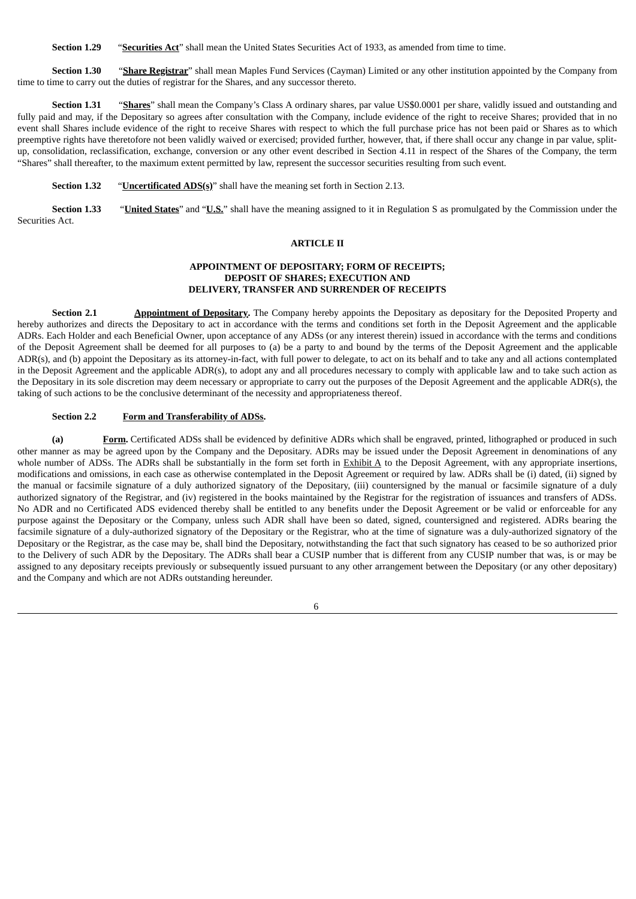**Section 1.29** "**Securities Act**" shall mean the United States Securities Act of 1933, as amended from time to time.

**Section 1.30** "**Share Registrar**" shall mean Maples Fund Services (Cayman) Limited or any other institution appointed by the Company from time to time to carry out the duties of registrar for the Shares, and any successor thereto.

**Section 1.31** "**Shares**" shall mean the Company's Class A ordinary shares, par value US$0.0001 per share, validly issued and outstanding and fully paid and may, if the Depositary so agrees after consultation with the Company, include evidence of the right to receive Shares; provided that in no event shall Shares include evidence of the right to receive Shares with respect to which the full purchase price has not been paid or Shares as to which preemptive rights have theretofore not been validly waived or exercised; provided further, however, that, if there shall occur any change in par value, split-up, consolidation, reclassification, exchange, conversion or any other event described in Section 4.11 in respect of the Shares of the Company, the term "Shares" shall thereafter, to the maximum extent permitted by law, represent the successor securities resulting from such event.

**Section 1.32** "**Uncertificated ADS(s)**" shall have the meaning set forth in Section 2.13.

**Section 1.33** "**United States**" and "**U.S.**" shall have the meaning assigned to it in Regulation S as promulgated by the Commission under the Securities Act.

## ARTICLE II

### APPOINTMENT OF DEPOSITARY; FORM OF RECEIPTS; DEPOSIT OF SHARES; EXECUTION AND DELIVERY, TRANSFER AND SURRENDER OF RECEIPTS

**Section 2.1** **Appointment of Depositary.** The Company hereby appoints the Depositary as depositary for the Deposited Property and hereby authorizes and directs the Depositary to act in accordance with the terms and conditions set forth in the Deposit Agreement and the applicable ADRs. Each Holder and each Beneficial Owner, upon acceptance of any ADSs (or any interest therein) issued in accordance with the terms and conditions of the Deposit Agreement shall be deemed for all purposes to (a) be a party to and bound by the terms of the Deposit Agreement and the applicable ADR(s), and (b) appoint the Depositary as its attorney-in-fact, with full power to delegate, to act on its behalf and to take any and all actions contemplated in the Deposit Agreement and the applicable ADR(s), to adopt any and all procedures necessary to comply with applicable law and to take such action as the Depositary in its sole discretion may deem necessary or appropriate to carry out the purposes of the Deposit Agreement and the applicable ADR(s), the taking of such actions to be the conclusive determinant of the necessity and appropriateness thereof.

**Section 2.2** **Form and Transferability of ADSs.**

**(a)** **Form.** Certificated ADSs shall be evidenced by definitive ADRs which shall be engraved, printed, lithographed or produced in such other manner as may be agreed upon by the Company and the Depositary. ADRs may be issued under the Deposit Agreement in denominations of any whole number of ADSs. The ADRs shall be substantially in the form set forth in Exhibit A to the Deposit Agreement, with any appropriate insertions, modifications and omissions, in each case as otherwise contemplated in the Deposit Agreement or required by law. ADRs shall be (i) dated, (ii) signed by the manual or facsimile signature of a duly authorized signatory of the Depositary, (iii) countersigned by the manual or facsimile signature of a duly authorized signatory of the Registrar, and (iv) registered in the books maintained by the Registrar for the registration of issuances and transfers of ADSs. No ADR and no Certificated ADS evidenced thereby shall be entitled to any benefits under the Deposit Agreement or be valid or enforceable for any purpose against the Depositary or the Company, unless such ADR shall have been so dated, signed, countersigned and registered. ADRs bearing the facsimile signature of a duly-authorized signatory of the Depositary or the Registrar, who at the time of signature was a duly-authorized signatory of the Depositary or the Registrar, as the case may be, shall bind the Depositary, notwithstanding the fact that such signatory has ceased to be so authorized prior to the Delivery of such ADR by the Depositary. The ADRs shall bear a CUSIP number that is different from any CUSIP number that was, is or may be assigned to any depositary receipts previously or subsequently issued pursuant to any other arrangement between the Depositary (or any other depositary) and the Company and which are not ADRs outstanding hereunder.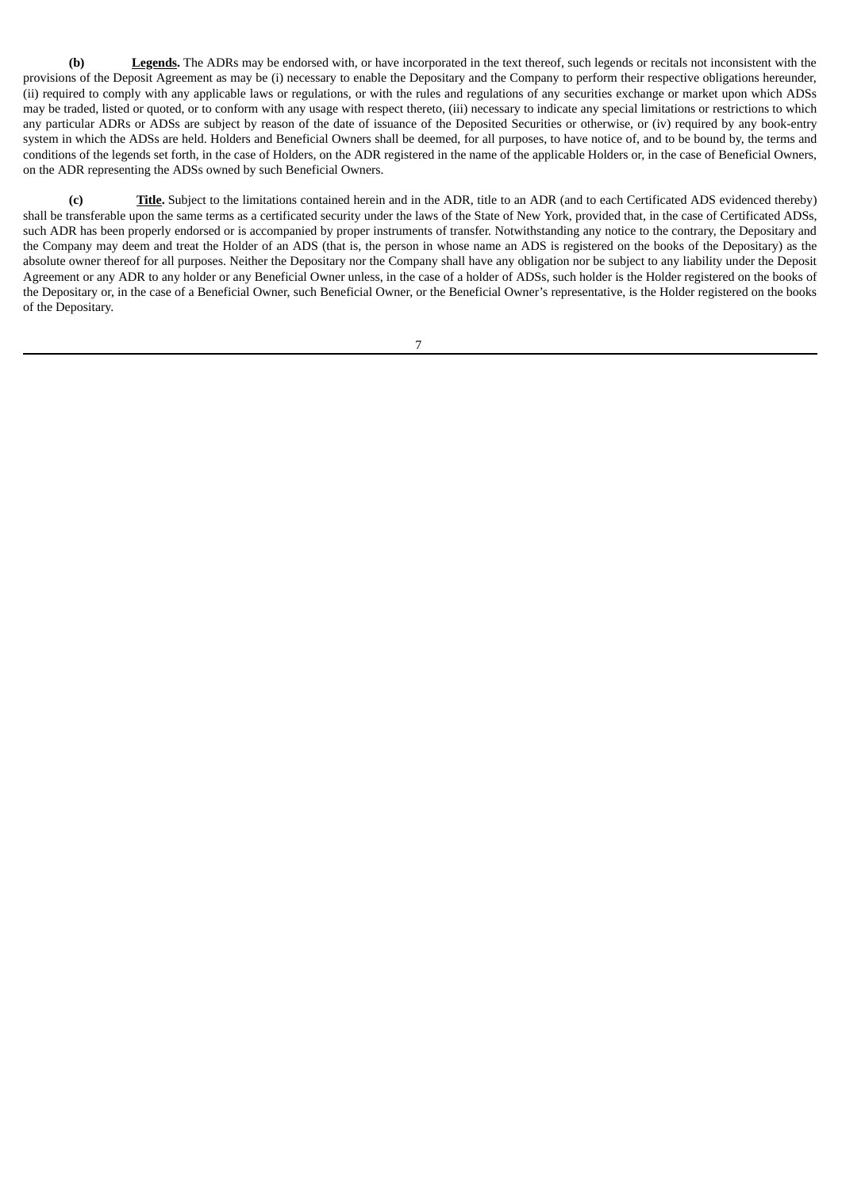**(b)** **Legends.** The ADRs may be endorsed with, or have incorporated in the text thereof, such legends or recitals not inconsistent with the provisions of the Deposit Agreement as may be (i) necessary to enable the Depositary and the Company to perform their respective obligations hereunder, (ii) required to comply with any applicable laws or regulations, or with the rules and regulations of any securities exchange or market upon which ADSs may be traded, listed or quoted, or to conform with any usage with respect thereto, (iii) necessary to indicate any special limitations or restrictions to which any particular ADRs or ADSs are subject by reason of the date of issuance of the Deposited Securities or otherwise, or (iv) required by any book-entry system in which the ADSs are held. Holders and Beneficial Owners shall be deemed, for all purposes, to have notice of, and to be bound by, the terms and conditions of the legends set forth, in the case of Holders, on the ADR registered in the name of the applicable Holders or, in the case of Beneficial Owners, on the ADR representing the ADSs owned by such Beneficial Owners.

**(c)** **Title.** Subject to the limitations contained herein and in the ADR, title to an ADR (and to each Certificated ADS evidenced thereby) shall be transferable upon the same terms as a certificated security under the laws of the State of New York, provided that, in the case of Certificated ADSs, such ADR has been properly endorsed or is accompanied by proper instruments of transfer. Notwithstanding any notice to the contrary, the Depositary and the Company may deem and treat the Holder of an ADS (that is, the person in whose name an ADS is registered on the books of the Depositary) as the absolute owner thereof for all purposes. Neither the Depositary nor the Company shall have any obligation nor be subject to any liability under the Deposit Agreement or any ADR to any holder or any Beneficial Owner unless, in the case of a holder of ADSs, such holder is the Holder registered on the books of the Depositary or, in the case of a Beneficial Owner, such Beneficial Owner, or the Beneficial Owner's representative, is the Holder registered on the books of the Depositary.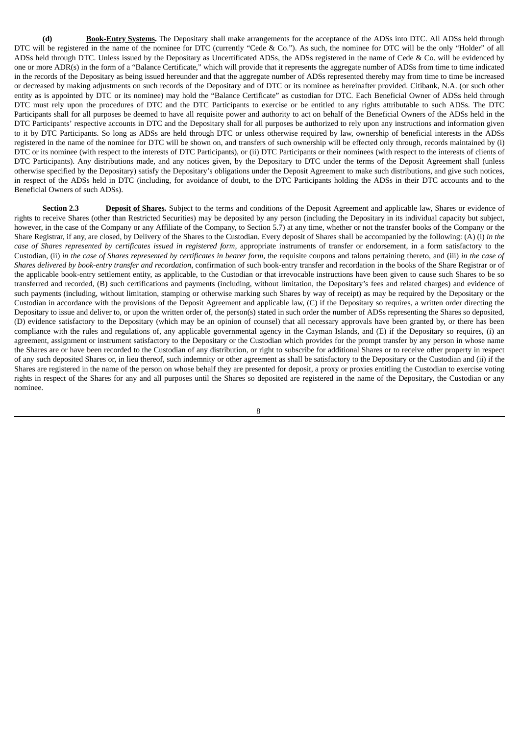**(d)** **Book-Entry Systems.** The Depositary shall make arrangements for the acceptance of the ADSs into DTC. All ADSs held through DTC will be registered in the name of the nominee for DTC (currently "Cede & Co."). As such, the nominee for DTC will be the only "Holder" of all ADSs held through DTC. Unless issued by the Depositary as Uncertificated ADSs, the ADSs registered in the name of Cede & Co. will be evidenced by one or more ADR(s) in the form of a "Balance Certificate," which will provide that it represents the aggregate number of ADSs from time to time indicated in the records of the Depositary as being issued hereunder and that the aggregate number of ADSs represented thereby may from time to time be increased or decreased by making adjustments on such records of the Depositary and of DTC or its nominee as hereinafter provided. Citibank, N.A. (or such other entity as is appointed by DTC or its nominee) may hold the "Balance Certificate" as custodian for DTC. Each Beneficial Owner of ADSs held through DTC must rely upon the procedures of DTC and the DTC Participants to exercise or be entitled to any rights attributable to such ADSs. The DTC Participants shall for all purposes be deemed to have all requisite power and authority to act on behalf of the Beneficial Owners of the ADSs held in the DTC Participants' respective accounts in DTC and the Depositary shall for all purposes be authorized to rely upon any instructions and information given to it by DTC Participants. So long as ADSs are held through DTC or unless otherwise required by law, ownership of beneficial interests in the ADSs registered in the name of the nominee for DTC will be shown on, and transfers of such ownership will be effected only through, records maintained by (i) DTC or its nominee (with respect to the interests of DTC Participants), or (ii) DTC Participants or their nominees (with respect to the interests of clients of DTC Participants). Any distributions made, and any notices given, by the Depositary to DTC under the terms of the Deposit Agreement shall (unless otherwise specified by the Depositary) satisfy the Depositary's obligations under the Deposit Agreement to make such distributions, and give such notices, in respect of the ADSs held in DTC (including, for avoidance of doubt, to the DTC Participants holding the ADSs in their DTC accounts and to the Beneficial Owners of such ADSs).

**Section 2.3** **Deposit of Shares.** Subject to the terms and conditions of the Deposit Agreement and applicable law, Shares or evidence of rights to receive Shares (other than Restricted Securities) may be deposited by any person (including the Depositary in its individual capacity but subject, however, in the case of the Company or any Affiliate of the Company, to Section 5.7) at any time, whether or not the transfer books of the Company or the Share Registrar, if any, are closed, by Delivery of the Shares to the Custodian. Every deposit of Shares shall be accompanied by the following: (A) (i) *in the case of Shares represented by certificates issued in registered form*, appropriate instruments of transfer or endorsement, in a form satisfactory to the Custodian, (ii) *in the case of Shares represented by certificates in bearer form*, the requisite coupons and talons pertaining thereto, and (iii) *in the case of Shares delivered by book-entry transfer and recordation*, confirmation of such book-entry transfer and recordation in the books of the Share Registrar or of the applicable book-entry settlement entity, as applicable, to the Custodian or that irrevocable instructions have been given to cause such Shares to be so transferred and recorded, (B) such certifications and payments (including, without limitation, the Depositary's fees and related charges) and evidence of such payments (including, without limitation, stamping or otherwise marking such Shares by way of receipt) as may be required by the Depositary or the Custodian in accordance with the provisions of the Deposit Agreement and applicable law, (C) if the Depositary so requires, a written order directing the Depositary to issue and deliver to, or upon the written order of, the person(s) stated in such order the number of ADSs representing the Shares so deposited, (D) evidence satisfactory to the Depositary (which may be an opinion of counsel) that all necessary approvals have been granted by, or there has been compliance with the rules and regulations of, any applicable governmental agency in the Cayman Islands, and (E) if the Depositary so requires, (i) an agreement, assignment or instrument satisfactory to the Depositary or the Custodian which provides for the prompt transfer by any person in whose name the Shares are or have been recorded to the Custodian of any distribution, or right to subscribe for additional Shares or to receive other property in respect of any such deposited Shares or, in lieu thereof, such indemnity or other agreement as shall be satisfactory to the Depositary or the Custodian and (ii) if the Shares are registered in the name of the person on whose behalf they are presented for deposit, a proxy or proxies entitling the Custodian to exercise voting rights in respect of the Shares for any and all purposes until the Shares so deposited are registered in the name of the Depositary, the Custodian or any nominee.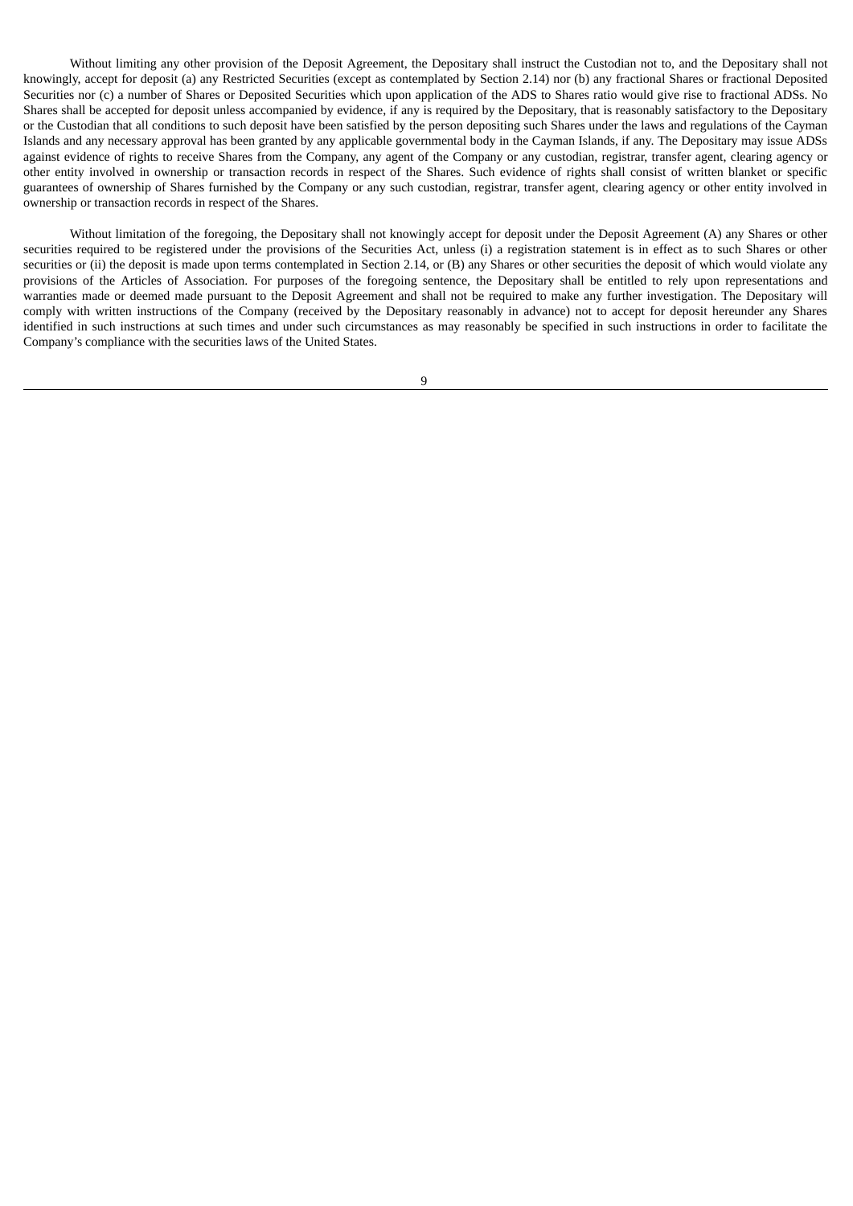Without limiting any other provision of the Deposit Agreement, the Depositary shall instruct the Custodian not to, and the Depositary shall not knowingly, accept for deposit (a) any Restricted Securities (except as contemplated by Section 2.14) nor (b) any fractional Shares or fractional Deposited Securities nor (c) a number of Shares or Deposited Securities which upon application of the ADS to Shares ratio would give rise to fractional ADSs. No Shares shall be accepted for deposit unless accompanied by evidence, if any is required by the Depositary, that is reasonably satisfactory to the Depositary or the Custodian that all conditions to such deposit have been satisfied by the person depositing such Shares under the laws and regulations of the Cayman Islands and any necessary approval has been granted by any applicable governmental body in the Cayman Islands, if any. The Depositary may issue ADSs against evidence of rights to receive Shares from the Company, any agent of the Company or any custodian, registrar, transfer agent, clearing agency or other entity involved in ownership or transaction records in respect of the Shares. Such evidence of rights shall consist of written blanket or specific guarantees of ownership of Shares furnished by the Company or any such custodian, registrar, transfer agent, clearing agency or other entity involved in ownership or transaction records in respect of the Shares.

Without limitation of the foregoing, the Depositary shall not knowingly accept for deposit under the Deposit Agreement (A) any Shares or other securities required to be registered under the provisions of the Securities Act, unless (i) a registration statement is in effect as to such Shares or other securities or (ii) the deposit is made upon terms contemplated in Section 2.14, or (B) any Shares or other securities the deposit of which would violate any provisions of the Articles of Association. For purposes of the foregoing sentence, the Depositary shall be entitled to rely upon representations and warranties made or deemed made pursuant to the Deposit Agreement and shall not be required to make any further investigation. The Depositary will comply with written instructions of the Company (received by the Depositary reasonably in advance) not to accept for deposit hereunder any Shares identified in such instructions at such times and under such circumstances as may reasonably be specified in such instructions in order to facilitate the Company's compliance with the securities laws of the United States.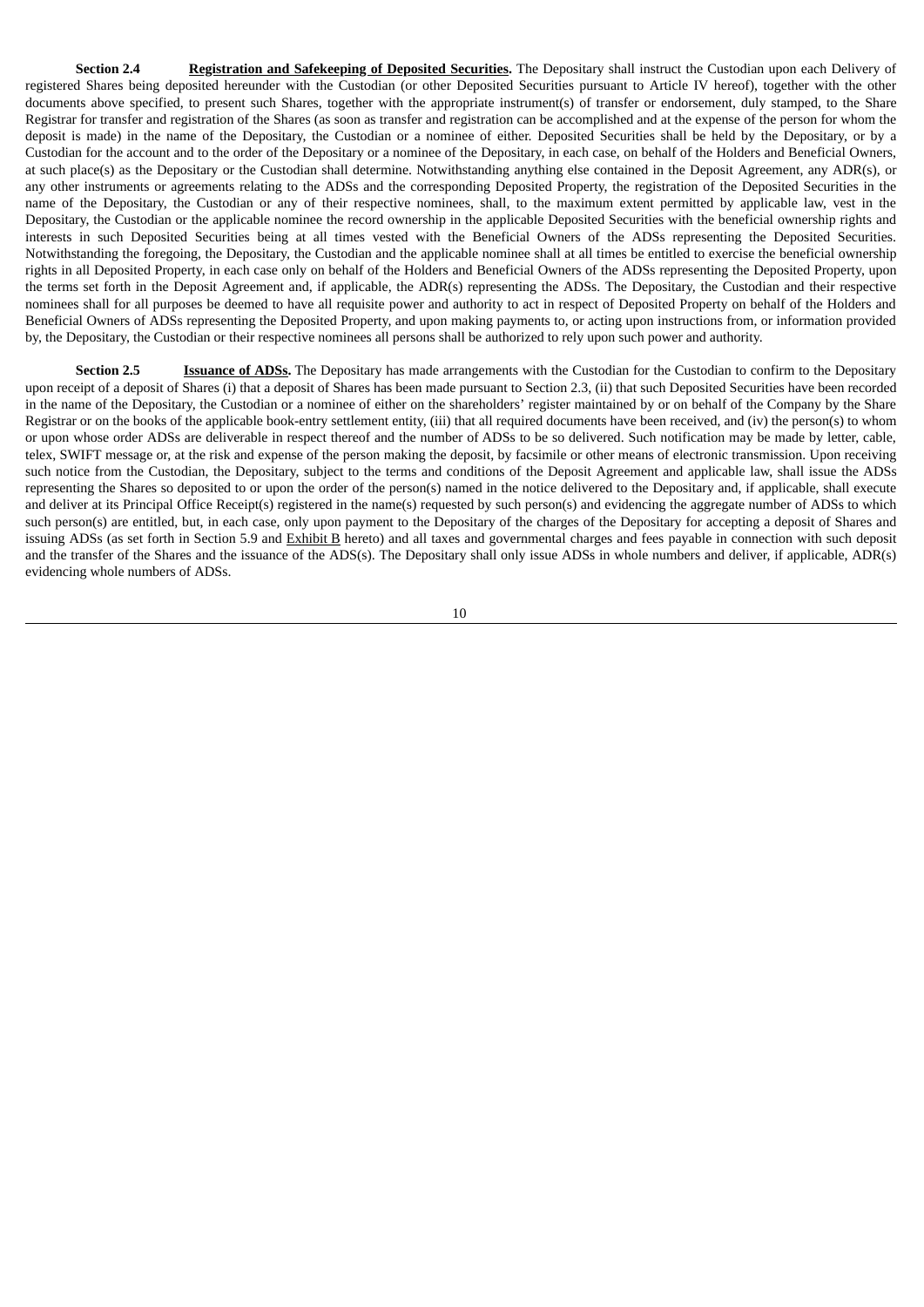**Section 2.4 <u>Registration and Safekeeping of Deposited Securities</u>.** The Depositary shall instruct the Custodian upon each Delivery of registered Shares being deposited hereunder with the Custodian (or other Deposited Securities pursuant to Article IV hereof), together with the other documents above specified, to present such Shares, together with the appropriate instrument(s) of transfer or endorsement, duly stamped, to the Share Registrar for transfer and registration of the Shares (as soon as transfer and registration can be accomplished and at the expense of the person for whom the deposit is made) in the name of the Depositary, the Custodian or a nominee of either. Deposited Securities shall be held by the Depositary, or by a Custodian for the account and to the order of the Depositary or a nominee of the Depositary, in each case, on behalf of the Holders and Beneficial Owners, at such place(s) as the Depositary or the Custodian shall determine. Notwithstanding anything else contained in the Deposit Agreement, any ADR(s), or any other instruments or agreements relating to the ADSs and the corresponding Deposited Property, the registration of the Deposited Securities in the name of the Depositary, the Custodian or any of their respective nominees, shall, to the maximum extent permitted by applicable law, vest in the Depositary, the Custodian or the applicable nominee the record ownership in the applicable Deposited Securities with the beneficial ownership rights and interests in such Deposited Securities being at all times vested with the Beneficial Owners of the ADSs representing the Deposited Securities. Notwithstanding the foregoing, the Depositary, the Custodian and the applicable nominee shall at all times be entitled to exercise the beneficial ownership rights in all Deposited Property, in each case only on behalf of the Holders and Beneficial Owners of the ADSs representing the Deposited Property, upon the terms set forth in the Deposit Agreement and, if applicable, the ADR(s) representing the ADSs. The Depositary, the Custodian and their respective nominees shall for all purposes be deemed to have all requisite power and authority to act in respect of Deposited Property on behalf of the Holders and Beneficial Owners of ADSs representing the Deposited Property, and upon making payments to, or acting upon instructions from, or information provided by, the Depositary, the Custodian or their respective nominees all persons shall be authorized to rely upon such power and authority.

**Section 2.5 <u>Issuance of ADSs</u>.** The Depositary has made arrangements with the Custodian for the Custodian to confirm to the Depositary upon receipt of a deposit of Shares (i) that a deposit of Shares has been made pursuant to Section 2.3, (ii) that such Deposited Securities have been recorded in the name of the Depositary, the Custodian or a nominee of either on the shareholders' register maintained by or on behalf of the Company by the Share Registrar or on the books of the applicable book-entry settlement entity, (iii) that all required documents have been received, and (iv) the person(s) to whom or upon whose order ADSs are deliverable in respect thereof and the number of ADSs to be so delivered. Such notification may be made by letter, cable, telex, SWIFT message or, at the risk and expense of the person making the deposit, by facsimile or other means of electronic transmission. Upon receiving such notice from the Custodian, the Depositary, subject to the terms and conditions of the Deposit Agreement and applicable law, shall issue the ADSs representing the Shares so deposited to or upon the order of the person(s) named in the notice delivered to the Depositary and, if applicable, shall execute and deliver at its Principal Office Receipt(s) registered in the name(s) requested by such person(s) and evidencing the aggregate number of ADSs to which such person(s) are entitled, but, in each case, only upon payment to the Depositary of the charges of the Depositary for accepting a deposit of Shares and issuing ADSs (as set forth in Section 5.9 and <u>Exhibit B</u> hereto) and all taxes and governmental charges and fees payable in connection with such deposit and the transfer of the Shares and the issuance of the ADS(s). The Depositary shall only issue ADSs in whole numbers and deliver, if applicable, ADR(s) evidencing whole numbers of ADSs.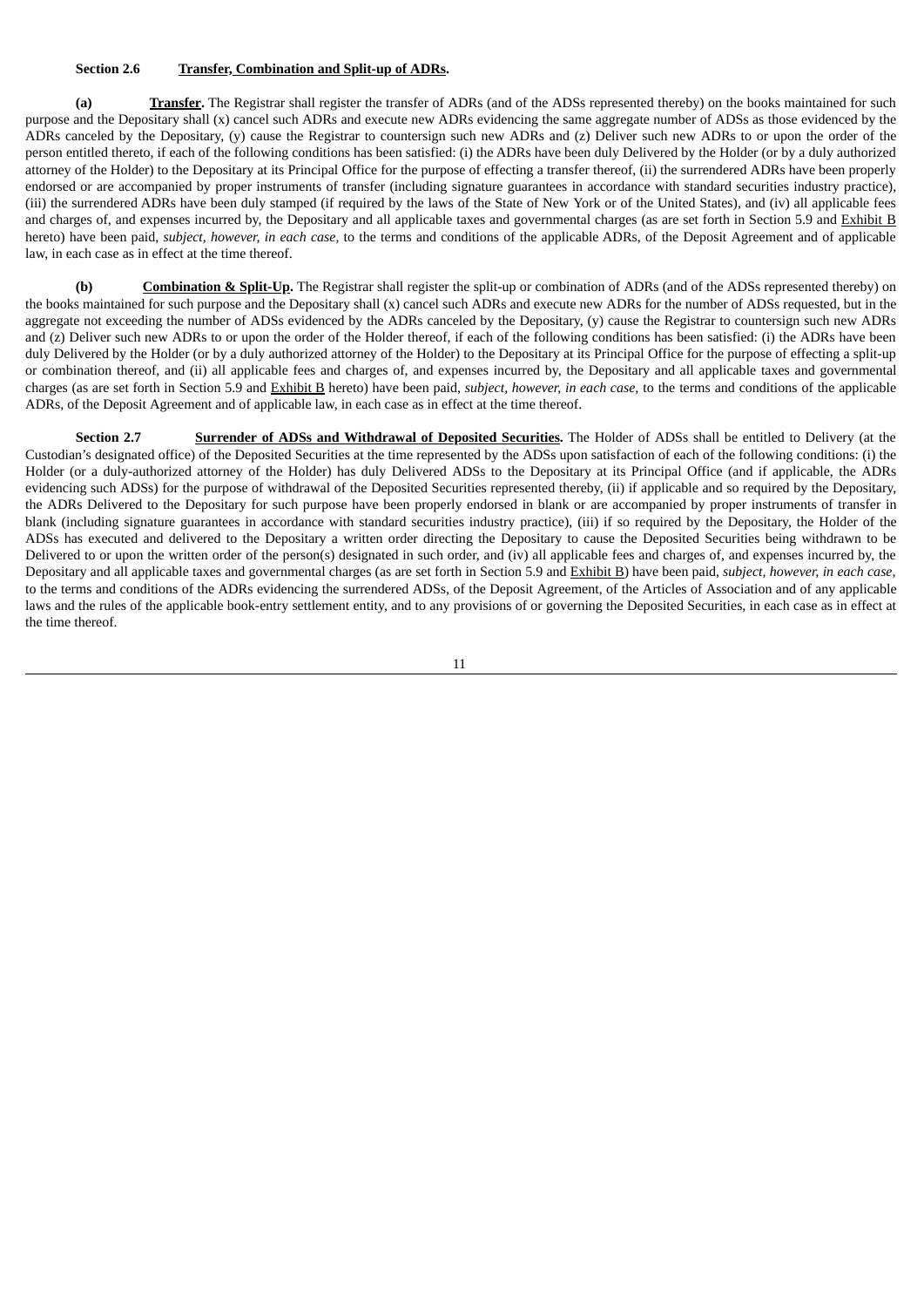**Section 2.6 <u>Transfer, Combination and Split-up of ADRs</u>.**

**(a) <u>Transfer</u>.** The Registrar shall register the transfer of ADRs (and of the ADSs represented thereby) on the books maintained for such purpose and the Depositary shall (x) cancel such ADRs and execute new ADRs evidencing the same aggregate number of ADSs as those evidenced by the ADRs canceled by the Depositary, (y) cause the Registrar to countersign such new ADRs and (z) Deliver such new ADRs to or upon the order of the person entitled thereto, if each of the following conditions has been satisfied: (i) the ADRs have been duly Delivered by the Holder (or by a duly authorized attorney of the Holder) to the Depositary at its Principal Office for the purpose of effecting a transfer thereof, (ii) the surrendered ADRs have been properly endorsed or are accompanied by proper instruments of transfer (including signature guarantees in accordance with standard securities industry practice), (iii) the surrendered ADRs have been duly stamped (if required by the laws of the State of New York or of the United States), and (iv) all applicable fees and charges of, and expenses incurred by, the Depositary and all applicable taxes and governmental charges (as are set forth in Section 5.9 and <u>Exhibit B</u> hereto) have been paid, *subject, however, in each case,* to the terms and conditions of the applicable ADRs, of the Deposit Agreement and of applicable law, in each case as in effect at the time thereof.

**(b) <u>Combination & Split-Up</u>.** The Registrar shall register the split-up or combination of ADRs (and of the ADSs represented thereby) on the books maintained for such purpose and the Depositary shall (x) cancel such ADRs and execute new ADRs for the number of ADSs requested, but in the aggregate not exceeding the number of ADSs evidenced by the ADRs canceled by the Depositary, (y) cause the Registrar to countersign such new ADRs and (z) Deliver such new ADRs to or upon the order of the Holder thereof, if each of the following conditions has been satisfied: (i) the ADRs have been duly Delivered by the Holder (or by a duly authorized attorney of the Holder) to the Depositary at its Principal Office for the purpose of effecting a split-up or combination thereof, and (ii) all applicable fees and charges of, and expenses incurred by, the Depositary and all applicable taxes and governmental charges (as are set forth in Section 5.9 and <u>Exhibit B</u> hereto) have been paid, *subject, however, in each case,* to the terms and conditions of the applicable ADRs, of the Deposit Agreement and of applicable law, in each case as in effect at the time thereof.

**Section 2.7 <u>Surrender of ADSs and Withdrawal of Deposited Securities</u>.** The Holder of ADSs shall be entitled to Delivery (at the Custodian's designated office) of the Deposited Securities at the time represented by the ADSs upon satisfaction of each of the following conditions: (i) the Holder (or a duly-authorized attorney of the Holder) has duly Delivered ADSs to the Depositary at its Principal Office (and if applicable, the ADRs evidencing such ADSs) for the purpose of withdrawal of the Deposited Securities represented thereby, (ii) if applicable and so required by the Depositary, the ADRs Delivered to the Depositary for such purpose have been properly endorsed in blank or are accompanied by proper instruments of transfer in blank (including signature guarantees in accordance with standard securities industry practice), (iii) if so required by the Depositary, the Holder of the ADSs has executed and delivered to the Depositary a written order directing the Depositary to cause the Deposited Securities being withdrawn to be Delivered to or upon the written order of the person(s) designated in such order, and (iv) all applicable fees and charges of, and expenses incurred by, the Depositary and all applicable taxes and governmental charges (as are set forth in Section 5.9 and <u>Exhibit B</u>) have been paid, *subject, however, in each case,* to the terms and conditions of the ADRs evidencing the surrendered ADSs, of the Deposit Agreement, of the Articles of Association and of any applicable laws and the rules of the applicable book-entry settlement entity, and to any provisions of or governing the Deposited Securities, in each case as in effect at the time thereof.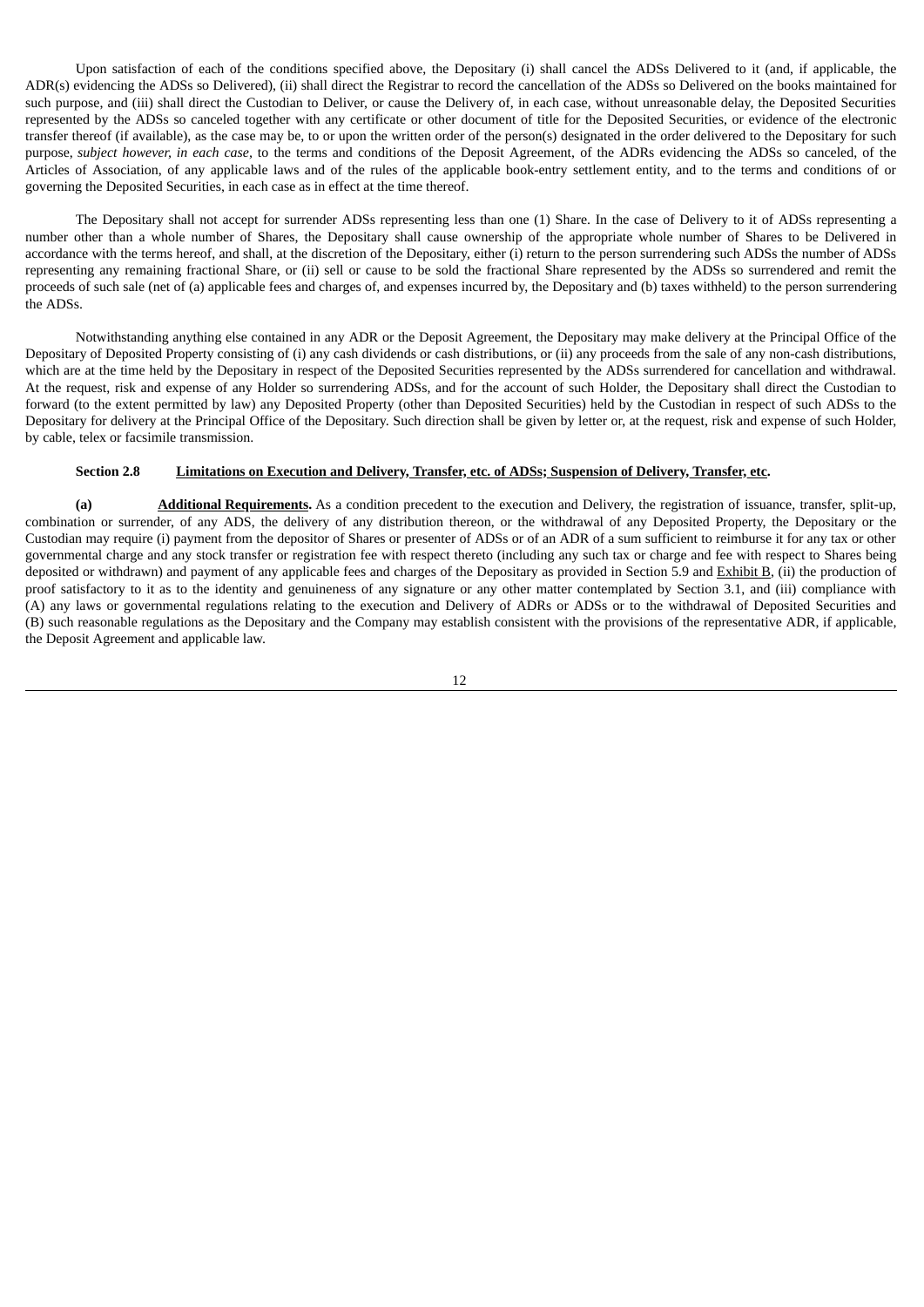Upon satisfaction of each of the conditions specified above, the Depositary (i) shall cancel the ADSs Delivered to it (and, if applicable, the ADR(s) evidencing the ADSs so Delivered), (ii) shall direct the Registrar to record the cancellation of the ADSs so Delivered on the books maintained for such purpose, and (iii) shall direct the Custodian to Deliver, or cause the Delivery of, in each case, without unreasonable delay, the Deposited Securities represented by the ADSs so canceled together with any certificate or other document of title for the Deposited Securities, or evidence of the electronic transfer thereof (if available), as the case may be, to or upon the written order of the person(s) designated in the order delivered to the Depositary for such purpose, *subject however, in each case*, to the terms and conditions of the Deposit Agreement, of the ADRs evidencing the ADSs so canceled, of the Articles of Association, of any applicable laws and of the rules of the applicable book-entry settlement entity, and to the terms and conditions of or governing the Deposited Securities, in each case as in effect at the time thereof.

The Depositary shall not accept for surrender ADSs representing less than one (1) Share. In the case of Delivery to it of ADSs representing a number other than a whole number of Shares, the Depositary shall cause ownership of the appropriate whole number of Shares to be Delivered in accordance with the terms hereof, and shall, at the discretion of the Depositary, either (i) return to the person surrendering such ADSs the number of ADSs representing any remaining fractional Share, or (ii) sell or cause to be sold the fractional Share represented by the ADSs so surrendered and remit the proceeds of such sale (net of (a) applicable fees and charges of, and expenses incurred by, the Depositary and (b) taxes withheld) to the person surrendering the ADSs.

Notwithstanding anything else contained in any ADR or the Deposit Agreement, the Depositary may make delivery at the Principal Office of the Depositary of Deposited Property consisting of (i) any cash dividends or cash distributions, or (ii) any proceeds from the sale of any non-cash distributions, which are at the time held by the Depositary in respect of the Deposited Securities represented by the ADSs surrendered for cancellation and withdrawal. At the request, risk and expense of any Holder so surrendering ADSs, and for the account of such Holder, the Depositary shall direct the Custodian to forward (to the extent permitted by law) any Deposited Property (other than Deposited Securities) held by the Custodian in respect of such ADSs to the Depositary for delivery at the Principal Office of the Depositary. Such direction shall be given by letter or, at the request, risk and expense of such Holder, by cable, telex or facsimile transmission.

**Section 2.8 Limitations on Execution and Delivery, Transfer, etc. of ADSs; Suspension of Delivery, Transfer, etc.**

**(a) Additional Requirements.** As a condition precedent to the execution and Delivery, the registration of issuance, transfer, split-up, combination or surrender, of any ADS, the delivery of any distribution thereon, or the withdrawal of any Deposited Property, the Depositary or the Custodian may require (i) payment from the depositor of Shares or presenter of ADSs or of an ADR of a sum sufficient to reimburse it for any tax or other governmental charge and any stock transfer or registration fee with respect thereto (including any such tax or charge and fee with respect to Shares being deposited or withdrawn) and payment of any applicable fees and charges of the Depositary as provided in Section 5.9 and Exhibit B, (ii) the production of proof satisfactory to it as to the identity and genuineness of any signature or any other matter contemplated by Section 3.1, and (iii) compliance with (A) any laws or governmental regulations relating to the execution and Delivery of ADRs or ADSs or to the withdrawal of Deposited Securities and (B) such reasonable regulations as the Depositary and the Company may establish consistent with the provisions of the representative ADR, if applicable, the Deposit Agreement and applicable law.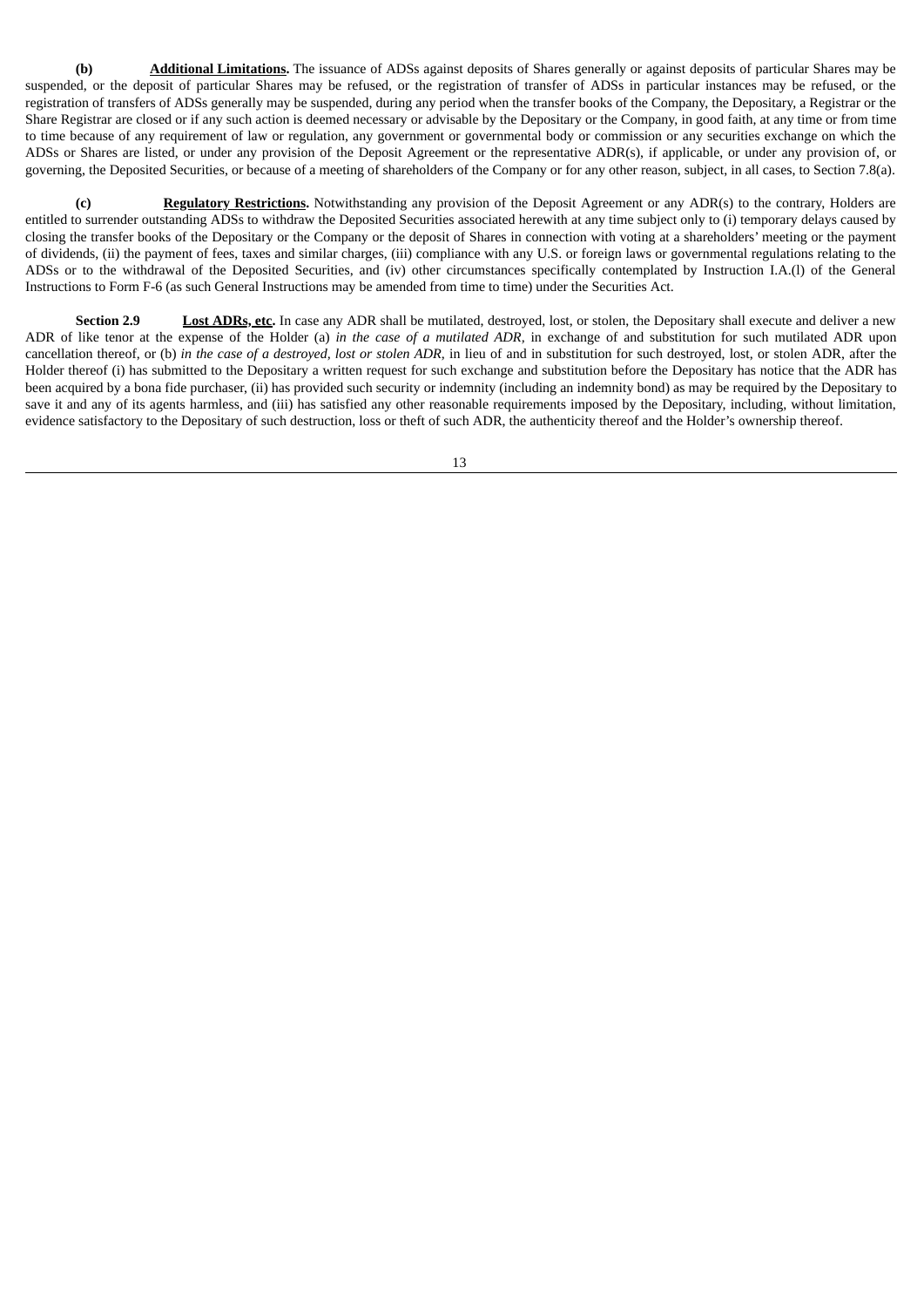**(b)** **Additional Limitations.** The issuance of ADSs against deposits of Shares generally or against deposits of particular Shares may be suspended, or the deposit of particular Shares may be refused, or the registration of transfer of ADSs in particular instances may be refused, or the registration of transfers of ADSs generally may be suspended, during any period when the transfer books of the Company, the Depositary, a Registrar or the Share Registrar are closed or if any such action is deemed necessary or advisable by the Depositary or the Company, in good faith, at any time or from time to time because of any requirement of law or regulation, any government or governmental body or commission or any securities exchange on which the ADSs or Shares are listed, or under any provision of the Deposit Agreement or the representative ADR(s), if applicable, or under any provision of, or governing, the Deposited Securities, or because of a meeting of shareholders of the Company or for any other reason, subject, in all cases, to Section 7.8(a).

**(c)** **Regulatory Restrictions.** Notwithstanding any provision of the Deposit Agreement or any ADR(s) to the contrary, Holders are entitled to surrender outstanding ADSs to withdraw the Deposited Securities associated herewith at any time subject only to (i) temporary delays caused by closing the transfer books of the Depositary or the Company or the deposit of Shares in connection with voting at a shareholders' meeting or the payment of dividends, (ii) the payment of fees, taxes and similar charges, (iii) compliance with any U.S. or foreign laws or governmental regulations relating to the ADSs or to the withdrawal of the Deposited Securities, and (iv) other circumstances specifically contemplated by Instruction I.A.(l) of the General Instructions to Form F-6 (as such General Instructions may be amended from time to time) under the Securities Act.

**Section 2.9** **Lost ADRs, etc.** In case any ADR shall be mutilated, destroyed, lost, or stolen, the Depositary shall execute and deliver a new ADR of like tenor at the expense of the Holder (a) *in the case of a mutilated ADR*, in exchange of and substitution for such mutilated ADR upon cancellation thereof, or (b) *in the case of a destroyed, lost or stolen ADR*, in lieu of and in substitution for such destroyed, lost, or stolen ADR, after the Holder thereof (i) has submitted to the Depositary a written request for such exchange and substitution before the Depositary has notice that the ADR has been acquired by a bona fide purchaser, (ii) has provided such security or indemnity (including an indemnity bond) as may be required by the Depositary to save it and any of its agents harmless, and (iii) has satisfied any other reasonable requirements imposed by the Depositary, including, without limitation, evidence satisfactory to the Depositary of such destruction, loss or theft of such ADR, the authenticity thereof and the Holder's ownership thereof.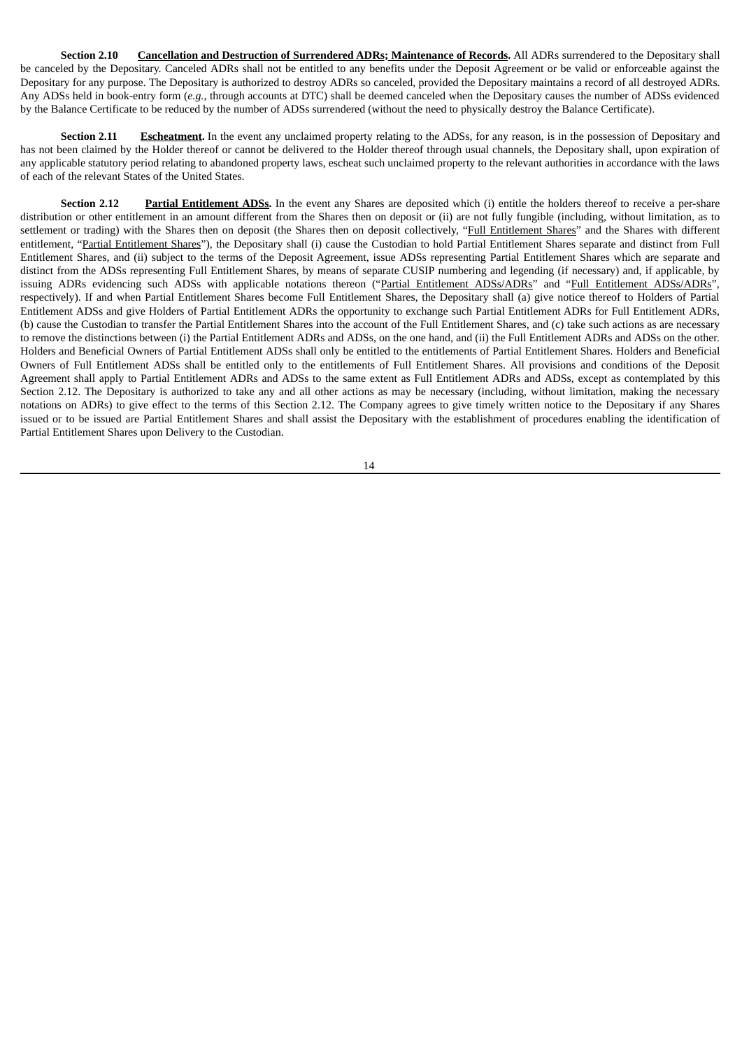**Section 2.10 Cancellation and Destruction of Surrendered ADRs; Maintenance of Records.** All ADRs surrendered to the Depositary shall be canceled by the Depositary. Canceled ADRs shall not be entitled to any benefits under the Deposit Agreement or be valid or enforceable against the Depositary for any purpose. The Depositary is authorized to destroy ADRs so canceled, provided the Depositary maintains a record of all destroyed ADRs. Any ADSs held in book-entry form (*e.g.*, through accounts at DTC) shall be deemed canceled when the Depositary causes the number of ADSs evidenced by the Balance Certificate to be reduced by the number of ADSs surrendered (without the need to physically destroy the Balance Certificate).

**Section 2.11 Escheatment.** In the event any unclaimed property relating to the ADSs, for any reason, is in the possession of Depositary and has not been claimed by the Holder thereof or cannot be delivered to the Holder thereof through usual channels, the Depositary shall, upon expiration of any applicable statutory period relating to abandoned property laws, escheat such unclaimed property to the relevant authorities in accordance with the laws of each of the relevant States of the United States.

**Section 2.12 Partial Entitlement ADSs.** In the event any Shares are deposited which (i) entitle the holders thereof to receive a per-share distribution or other entitlement in an amount different from the Shares then on deposit or (ii) are not fully fungible (including, without limitation, as to settlement or trading) with the Shares then on deposit (the Shares then on deposit collectively, "Full Entitlement Shares" and the Shares with different entitlement, "Partial Entitlement Shares"), the Depositary shall (i) cause the Custodian to hold Partial Entitlement Shares separate and distinct from Full Entitlement Shares, and (ii) subject to the terms of the Deposit Agreement, issue ADSs representing Partial Entitlement Shares which are separate and distinct from the ADSs representing Full Entitlement Shares, by means of separate CUSIP numbering and legending (if necessary) and, if applicable, by issuing ADRs evidencing such ADSs with applicable notations thereon ("Partial Entitlement ADSs/ADRs" and "Full Entitlement ADSs/ADRs", respectively). If and when Partial Entitlement Shares become Full Entitlement Shares, the Depositary shall (a) give notice thereof to Holders of Partial Entitlement ADSs and give Holders of Partial Entitlement ADRs the opportunity to exchange such Partial Entitlement ADRs for Full Entitlement ADRs, (b) cause the Custodian to transfer the Partial Entitlement Shares into the account of the Full Entitlement Shares, and (c) take such actions as are necessary to remove the distinctions between (i) the Partial Entitlement ADRs and ADSs, on the one hand, and (ii) the Full Entitlement ADRs and ADSs on the other. Holders and Beneficial Owners of Partial Entitlement ADSs shall only be entitled to the entitlements of Partial Entitlement Shares. Holders and Beneficial Owners of Full Entitlement ADSs shall be entitled only to the entitlements of Full Entitlement Shares. All provisions and conditions of the Deposit Agreement shall apply to Partial Entitlement ADRs and ADSs to the same extent as Full Entitlement ADRs and ADSs, except as contemplated by this Section 2.12. The Depositary is authorized to take any and all other actions as may be necessary (including, without limitation, making the necessary notations on ADRs) to give effect to the terms of this Section 2.12. The Company agrees to give timely written notice to the Depositary if any Shares issued or to be issued are Partial Entitlement Shares and shall assist the Depositary with the establishment of procedures enabling the identification of Partial Entitlement Shares upon Delivery to the Custodian.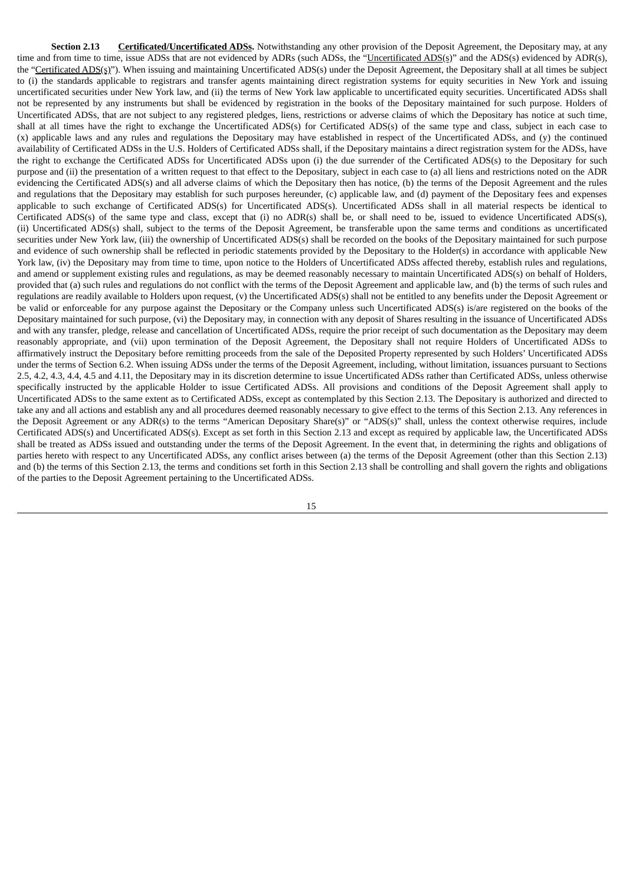**Section 2.13 Certificated/Uncertificated ADSs.** Notwithstanding any other provision of the Deposit Agreement, the Depositary may, at any time and from time to time, issue ADSs that are not evidenced by ADRs (such ADSs, the "Uncertificated ADS(s)" and the ADS(s) evidenced by ADR(s), the "Certificated ADS(s)"). When issuing and maintaining Uncertificated ADS(s) under the Deposit Agreement, the Depositary shall at all times be subject to (i) the standards applicable to registrars and transfer agents maintaining direct registration systems for equity securities in New York and issuing uncertificated securities under New York law, and (ii) the terms of New York law applicable to uncertificated equity securities. Uncertificated ADSs shall not be represented by any instruments but shall be evidenced by registration in the books of the Depositary maintained for such purpose. Holders of Uncertificated ADSs, that are not subject to any registered pledges, liens, restrictions or adverse claims of which the Depositary has notice at such time, shall at all times have the right to exchange the Uncertificated ADS(s) for Certificated ADS(s) of the same type and class, subject in each case to (x) applicable laws and any rules and regulations the Depositary may have established in respect of the Uncertificated ADSs, and (y) the continued availability of Certificated ADSs in the U.S. Holders of Certificated ADSs shall, if the Depositary maintains a direct registration system for the ADSs, have the right to exchange the Certificated ADSs for Uncertificated ADSs upon (i) the due surrender of the Certificated ADS(s) to the Depositary for such purpose and (ii) the presentation of a written request to that effect to the Depositary, subject in each case to (a) all liens and restrictions noted on the ADR evidencing the Certificated ADS(s) and all adverse claims of which the Depositary then has notice, (b) the terms of the Deposit Agreement and the rules and regulations that the Depositary may establish for such purposes hereunder, (c) applicable law, and (d) payment of the Depositary fees and expenses applicable to such exchange of Certificated ADS(s) for Uncertificated ADS(s). Uncertificated ADSs shall in all material respects be identical to Certificated ADS(s) of the same type and class, except that (i) no ADR(s) shall be, or shall need to be, issued to evidence Uncertificated ADS(s), (ii) Uncertificated ADS(s) shall, subject to the terms of the Deposit Agreement, be transferable upon the same terms and conditions as uncertificated securities under New York law, (iii) the ownership of Uncertificated ADS(s) shall be recorded on the books of the Depositary maintained for such purpose and evidence of such ownership shall be reflected in periodic statements provided by the Depositary to the Holder(s) in accordance with applicable New York law, (iv) the Depositary may from time to time, upon notice to the Holders of Uncertificated ADSs affected thereby, establish rules and regulations, and amend or supplement existing rules and regulations, as may be deemed reasonably necessary to maintain Uncertificated ADS(s) on behalf of Holders, provided that (a) such rules and regulations do not conflict with the terms of the Deposit Agreement and applicable law, and (b) the terms of such rules and regulations are readily available to Holders upon request, (v) the Uncertificated ADS(s) shall not be entitled to any benefits under the Deposit Agreement or be valid or enforceable for any purpose against the Depositary or the Company unless such Uncertificated ADS(s) is/are registered on the books of the Depositary maintained for such purpose, (vi) the Depositary may, in connection with any deposit of Shares resulting in the issuance of Uncertificated ADSs and with any transfer, pledge, release and cancellation of Uncertificated ADSs, require the prior receipt of such documentation as the Depositary may deem reasonably appropriate, and (vii) upon termination of the Deposit Agreement, the Depositary shall not require Holders of Uncertificated ADSs to affirmatively instruct the Depositary before remitting proceeds from the sale of the Deposited Property represented by such Holders' Uncertificated ADSs under the terms of Section 6.2. When issuing ADSs under the terms of the Deposit Agreement, including, without limitation, issuances pursuant to Sections 2.5, 4.2, 4.3, 4.4, 4.5 and 4.11, the Depositary may in its discretion determine to issue Uncertificated ADSs rather than Certificated ADSs, unless otherwise specifically instructed by the applicable Holder to issue Certificated ADSs. All provisions and conditions of the Deposit Agreement shall apply to Uncertificated ADSs to the same extent as to Certificated ADSs, except as contemplated by this Section 2.13. The Depositary is authorized and directed to take any and all actions and establish any and all procedures deemed reasonably necessary to give effect to the terms of this Section 2.13. Any references in the Deposit Agreement or any ADR(s) to the terms "American Depositary Share(s)" or "ADS(s)" shall, unless the context otherwise requires, include Certificated ADS(s) and Uncertificated ADS(s). Except as set forth in this Section 2.13 and except as required by applicable law, the Uncertificated ADSs shall be treated as ADSs issued and outstanding under the terms of the Deposit Agreement. In the event that, in determining the rights and obligations of parties hereto with respect to any Uncertificated ADSs, any conflict arises between (a) the terms of the Deposit Agreement (other than this Section 2.13) and (b) the terms of this Section 2.13, the terms and conditions set forth in this Section 2.13 shall be controlling and shall govern the rights and obligations of the parties to the Deposit Agreement pertaining to the Uncertificated ADSs.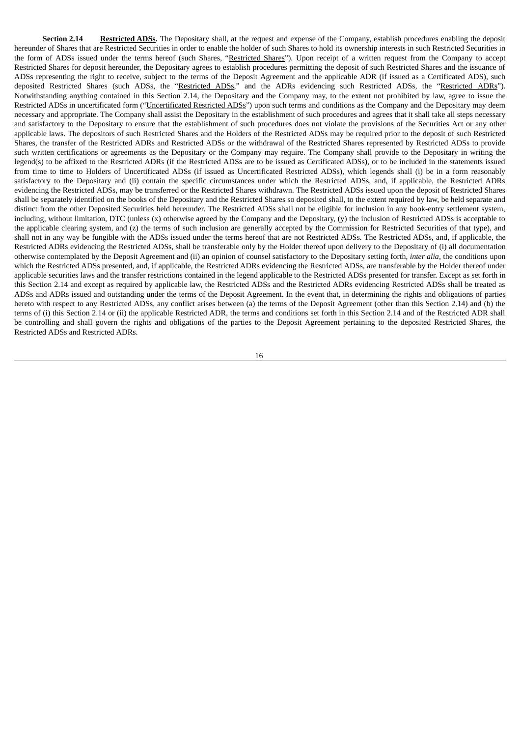**Section 2.14 Restricted ADSs.** The Depositary shall, at the request and expense of the Company, establish procedures enabling the deposit hereunder of Shares that are Restricted Securities in order to enable the holder of such Shares to hold its ownership interests in such Restricted Securities in the form of ADSs issued under the terms hereof (such Shares, "Restricted Shares"). Upon receipt of a written request from the Company to accept Restricted Shares for deposit hereunder, the Depositary agrees to establish procedures permitting the deposit of such Restricted Shares and the issuance of ADSs representing the right to receive, subject to the terms of the Deposit Agreement and the applicable ADR (if issued as a Certificated ADS), such deposited Restricted Shares (such ADSs, the "Restricted ADSs," and the ADRs evidencing such Restricted ADSs, the "Restricted ADRs"). Notwithstanding anything contained in this Section 2.14, the Depositary and the Company may, to the extent not prohibited by law, agree to issue the Restricted ADSs in uncertificated form ("Uncertificated Restricted ADSs") upon such terms and conditions as the Company and the Depositary may deem necessary and appropriate. The Company shall assist the Depositary in the establishment of such procedures and agrees that it shall take all steps necessary and satisfactory to the Depositary to ensure that the establishment of such procedures does not violate the provisions of the Securities Act or any other applicable laws. The depositors of such Restricted Shares and the Holders of the Restricted ADSs may be required prior to the deposit of such Restricted Shares, the transfer of the Restricted ADRs and Restricted ADSs or the withdrawal of the Restricted Shares represented by Restricted ADSs to provide such written certifications or agreements as the Depositary or the Company may require. The Company shall provide to the Depositary in writing the legend(s) to be affixed to the Restricted ADRs (if the Restricted ADSs are to be issued as Certificated ADSs), or to be included in the statements issued from time to time to Holders of Uncertificated ADSs (if issued as Uncertificated Restricted ADSs), which legends shall (i) be in a form reasonably satisfactory to the Depositary and (ii) contain the specific circumstances under which the Restricted ADSs, and, if applicable, the Restricted ADRs evidencing the Restricted ADSs, may be transferred or the Restricted Shares withdrawn. The Restricted ADSs issued upon the deposit of Restricted Shares shall be separately identified on the books of the Depositary and the Restricted Shares so deposited shall, to the extent required by law, be held separate and distinct from the other Deposited Securities held hereunder. The Restricted ADSs shall not be eligible for inclusion in any book-entry settlement system, including, without limitation, DTC (unless (x) otherwise agreed by the Company and the Depositary, (y) the inclusion of Restricted ADSs is acceptable to the applicable clearing system, and (z) the terms of such inclusion are generally accepted by the Commission for Restricted Securities of that type), and shall not in any way be fungible with the ADSs issued under the terms hereof that are not Restricted ADSs. The Restricted ADSs, and, if applicable, the Restricted ADRs evidencing the Restricted ADSs, shall be transferable only by the Holder thereof upon delivery to the Depositary of (i) all documentation otherwise contemplated by the Deposit Agreement and (ii) an opinion of counsel satisfactory to the Depositary setting forth, *inter alia*, the conditions upon which the Restricted ADSs presented, and, if applicable, the Restricted ADRs evidencing the Restricted ADSs, are transferable by the Holder thereof under applicable securities laws and the transfer restrictions contained in the legend applicable to the Restricted ADSs presented for transfer. Except as set forth in this Section 2.14 and except as required by applicable law, the Restricted ADSs and the Restricted ADRs evidencing Restricted ADSs shall be treated as ADSs and ADRs issued and outstanding under the terms of the Deposit Agreement. In the event that, in determining the rights and obligations of parties hereto with respect to any Restricted ADSs, any conflict arises between (a) the terms of the Deposit Agreement (other than this Section 2.14) and (b) the terms of (i) this Section 2.14 or (ii) the applicable Restricted ADR, the terms and conditions set forth in this Section 2.14 and of the Restricted ADR shall be controlling and shall govern the rights and obligations of the parties to the Deposit Agreement pertaining to the deposited Restricted Shares, the Restricted ADSs and Restricted ADRs.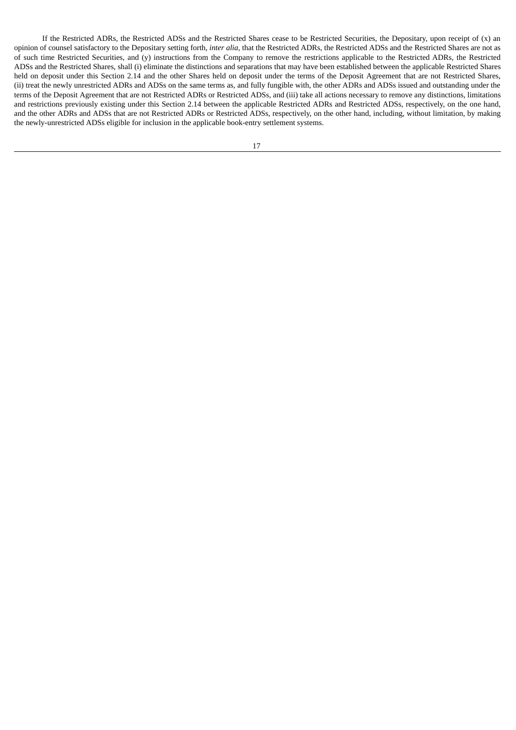If the Restricted ADRs, the Restricted ADSs and the Restricted Shares cease to be Restricted Securities, the Depositary, upon receipt of (x) an opinion of counsel satisfactory to the Depositary setting forth, *inter alia*, that the Restricted ADRs, the Restricted ADSs and the Restricted Shares are not as of such time Restricted Securities, and (y) instructions from the Company to remove the restrictions applicable to the Restricted ADRs, the Restricted ADSs and the Restricted Shares, shall (i) eliminate the distinctions and separations that may have been established between the applicable Restricted Shares held on deposit under this Section 2.14 and the other Shares held on deposit under the terms of the Deposit Agreement that are not Restricted Shares, (ii) treat the newly unrestricted ADRs and ADSs on the same terms as, and fully fungible with, the other ADRs and ADSs issued and outstanding under the terms of the Deposit Agreement that are not Restricted ADRs or Restricted ADSs, and (iii) take all actions necessary to remove any distinctions, limitations and restrictions previously existing under this Section 2.14 between the applicable Restricted ADRs and Restricted ADSs, respectively, on the one hand, and the other ADRs and ADSs that are not Restricted ADRs or Restricted ADSs, respectively, on the other hand, including, without limitation, by making the newly-unrestricted ADSs eligible for inclusion in the applicable book-entry settlement systems.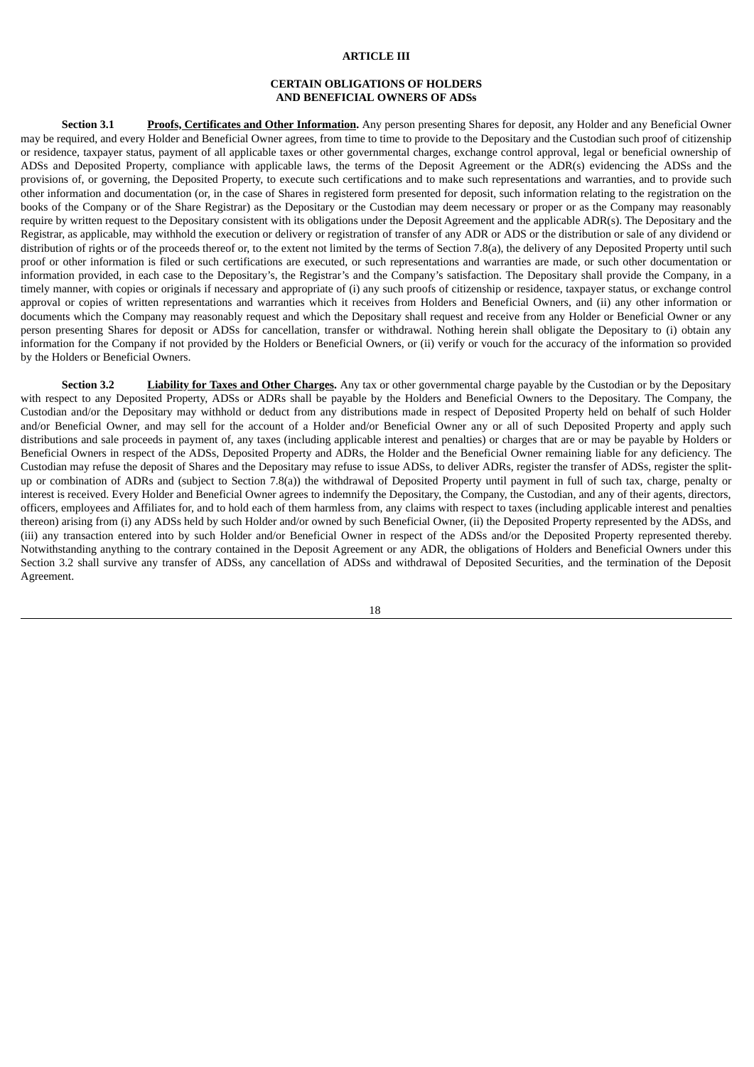# ARTICLE III

## CERTAIN OBLIGATIONS OF HOLDERS AND BENEFICIAL OWNERS OF ADSs

**Section 3.1** **Proofs, Certificates and Other Information.** Any person presenting Shares for deposit, any Holder and any Beneficial Owner may be required, and every Holder and Beneficial Owner agrees, from time to time to provide to the Depositary and the Custodian such proof of citizenship or residence, taxpayer status, payment of all applicable taxes or other governmental charges, exchange control approval, legal or beneficial ownership of ADSs and Deposited Property, compliance with applicable laws, the terms of the Deposit Agreement or the ADR(s) evidencing the ADSs and the provisions of, or governing, the Deposited Property, to execute such certifications and to make such representations and warranties, and to provide such other information and documentation (or, in the case of Shares in registered form presented for deposit, such information relating to the registration on the books of the Company or of the Share Registrar) as the Depositary or the Custodian may deem necessary or proper or as the Company may reasonably require by written request to the Depositary consistent with its obligations under the Deposit Agreement and the applicable ADR(s). The Depositary and the Registrar, as applicable, may withhold the execution or delivery or registration of transfer of any ADR or ADS or the distribution or sale of any dividend or distribution of rights or of the proceeds thereof or, to the extent not limited by the terms of Section 7.8(a), the delivery of any Deposited Property until such proof or other information is filed or such certifications are executed, or such representations and warranties are made, or such other documentation or information provided, in each case to the Depositary's, the Registrar's and the Company's satisfaction. The Depositary shall provide the Company, in a timely manner, with copies or originals if necessary and appropriate of (i) any such proofs of citizenship or residence, taxpayer status, or exchange control approval or copies of written representations and warranties which it receives from Holders and Beneficial Owners, and (ii) any other information or documents which the Company may reasonably request and which the Depositary shall request and receive from any Holder or Beneficial Owner or any person presenting Shares for deposit or ADSs for cancellation, transfer or withdrawal. Nothing herein shall obligate the Depositary to (i) obtain any information for the Company if not provided by the Holders or Beneficial Owners, or (ii) verify or vouch for the accuracy of the information so provided by the Holders or Beneficial Owners.

**Section 3.2** **Liability for Taxes and Other Charges.** Any tax or other governmental charge payable by the Custodian or by the Depositary with respect to any Deposited Property, ADSs or ADRs shall be payable by the Holders and Beneficial Owners to the Depositary. The Company, the Custodian and/or the Depositary may withhold or deduct from any distributions made in respect of Deposited Property held on behalf of such Holder and/or Beneficial Owner, and may sell for the account of a Holder and/or Beneficial Owner any or all of such Deposited Property and apply such distributions and sale proceeds in payment of, any taxes (including applicable interest and penalties) or charges that are or may be payable by Holders or Beneficial Owners in respect of the ADSs, Deposited Property and ADRs, the Holder and the Beneficial Owner remaining liable for any deficiency. The Custodian may refuse the deposit of Shares and the Depositary may refuse to issue ADSs, to deliver ADRs, register the transfer of ADSs, register the split-up or combination of ADRs and (subject to Section 7.8(a)) the withdrawal of Deposited Property until payment in full of such tax, charge, penalty or interest is received. Every Holder and Beneficial Owner agrees to indemnify the Depositary, the Company, the Custodian, and any of their agents, directors, officers, employees and Affiliates for, and to hold each of them harmless from, any claims with respect to taxes (including applicable interest and penalties thereon) arising from (i) any ADSs held by such Holder and/or owned by such Beneficial Owner, (ii) the Deposited Property represented by the ADSs, and (iii) any transaction entered into by such Holder and/or Beneficial Owner in respect of the ADSs and/or the Deposited Property represented thereby. Notwithstanding anything to the contrary contained in the Deposit Agreement or any ADR, the obligations of Holders and Beneficial Owners under this Section 3.2 shall survive any transfer of ADSs, any cancellation of ADSs and withdrawal of Deposited Securities, and the termination of the Deposit Agreement.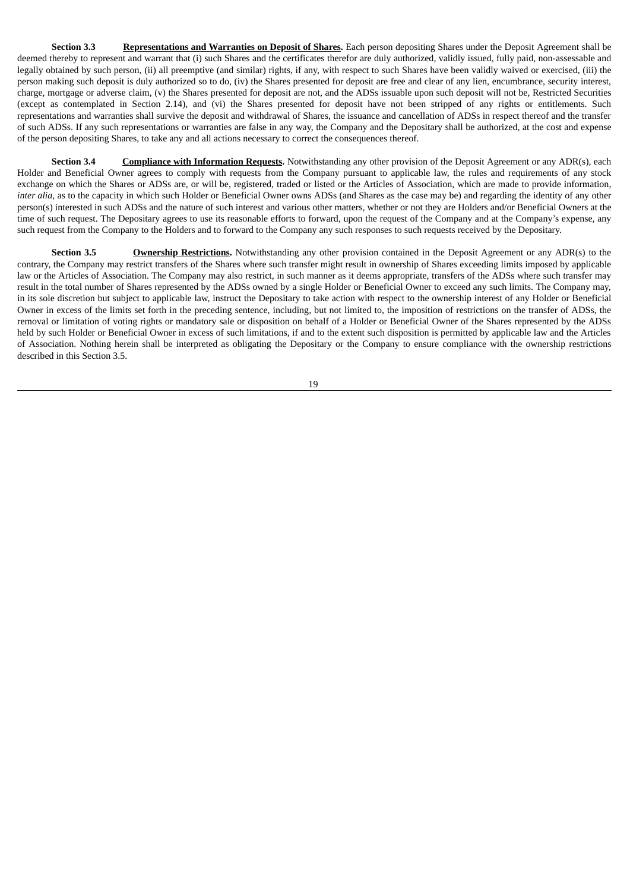**Section 3.3 <u>Representations and Warranties on Deposit of Shares</u>.** Each person depositing Shares under the Deposit Agreement shall be deemed thereby to represent and warrant that (i) such Shares and the certificates therefor are duly authorized, validly issued, fully paid, non-assessable and legally obtained by such person, (ii) all preemptive (and similar) rights, if any, with respect to such Shares have been validly waived or exercised, (iii) the person making such deposit is duly authorized so to do, (iv) the Shares presented for deposit are free and clear of any lien, encumbrance, security interest, charge, mortgage or adverse claim, (v) the Shares presented for deposit are not, and the ADSs issuable upon such deposit will not be, Restricted Securities (except as contemplated in Section 2.14), and (vi) the Shares presented for deposit have not been stripped of any rights or entitlements. Such representations and warranties shall survive the deposit and withdrawal of Shares, the issuance and cancellation of ADSs in respect thereof and the transfer of such ADSs. If any such representations or warranties are false in any way, the Company and the Depositary shall be authorized, at the cost and expense of the person depositing Shares, to take any and all actions necessary to correct the consequences thereof.

**Section 3.4 <u>Compliance with Information Requests</u>.** Notwithstanding any other provision of the Deposit Agreement or any ADR(s), each Holder and Beneficial Owner agrees to comply with requests from the Company pursuant to applicable law, the rules and requirements of any stock exchange on which the Shares or ADSs are, or will be, registered, traded or listed or the Articles of Association, which are made to provide information, *inter alia*, as to the capacity in which such Holder or Beneficial Owner owns ADSs (and Shares as the case may be) and regarding the identity of any other person(s) interested in such ADSs and the nature of such interest and various other matters, whether or not they are Holders and/or Beneficial Owners at the time of such request. The Depositary agrees to use its reasonable efforts to forward, upon the request of the Company and at the Company's expense, any such request from the Company to the Holders and to forward to the Company any such responses to such requests received by the Depositary.

**Section 3.5 <u>Ownership Restrictions</u>.** Notwithstanding any other provision contained in the Deposit Agreement or any ADR(s) to the contrary, the Company may restrict transfers of the Shares where such transfer might result in ownership of Shares exceeding limits imposed by applicable law or the Articles of Association. The Company may also restrict, in such manner as it deems appropriate, transfers of the ADSs where such transfer may result in the total number of Shares represented by the ADSs owned by a single Holder or Beneficial Owner to exceed any such limits. The Company may, in its sole discretion but subject to applicable law, instruct the Depositary to take action with respect to the ownership interest of any Holder or Beneficial Owner in excess of the limits set forth in the preceding sentence, including, but not limited to, the imposition of restrictions on the transfer of ADSs, the removal or limitation of voting rights or mandatory sale or disposition on behalf of a Holder or Beneficial Owner of the Shares represented by the ADSs held by such Holder or Beneficial Owner in excess of such limitations, if and to the extent such disposition is permitted by applicable law and the Articles of Association. Nothing herein shall be interpreted as obligating the Depositary or the Company to ensure compliance with the ownership restrictions described in this Section 3.5.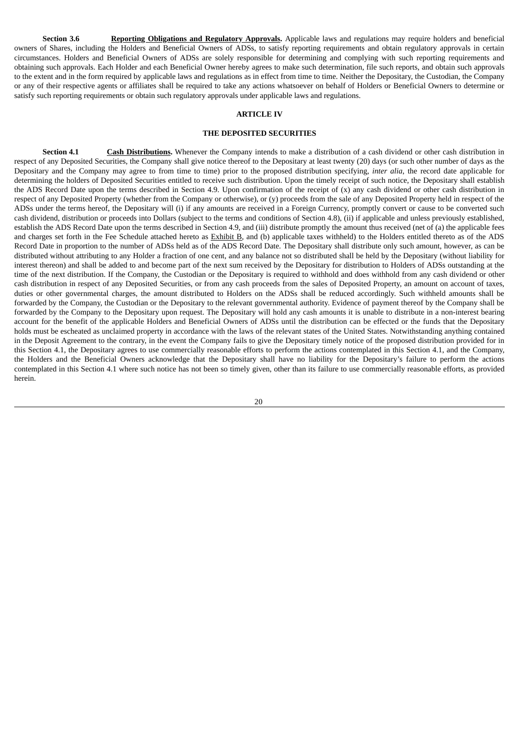**Section 3.6** **<u>Reporting Obligations and Regulatory Approvals</u>.** Applicable laws and regulations may require holders and beneficial owners of Shares, including the Holders and Beneficial Owners of ADSs, to satisfy reporting requirements and obtain regulatory approvals in certain circumstances. Holders and Beneficial Owners of ADSs are solely responsible for determining and complying with such reporting requirements and obtaining such approvals. Each Holder and each Beneficial Owner hereby agrees to make such determination, file such reports, and obtain such approvals to the extent and in the form required by applicable laws and regulations as in effect from time to time. Neither the Depositary, the Custodian, the Company or any of their respective agents or affiliates shall be required to take any actions whatsoever on behalf of Holders or Beneficial Owners to determine or satisfy such reporting requirements or obtain such regulatory approvals under applicable laws and regulations.

## ARTICLE IV

## THE DEPOSITED SECURITIES

**Section 4.1** **<u>Cash Distributions</u>.** Whenever the Company intends to make a distribution of a cash dividend or other cash distribution in respect of any Deposited Securities, the Company shall give notice thereof to the Depositary at least twenty (20) days (or such other number of days as the Depositary and the Company may agree to from time to time) prior to the proposed distribution specifying, *inter alia*, the record date applicable for determining the holders of Deposited Securities entitled to receive such distribution. Upon the timely receipt of such notice, the Depositary shall establish the ADS Record Date upon the terms described in Section 4.9. Upon confirmation of the receipt of (x) any cash dividend or other cash distribution in respect of any Deposited Property (whether from the Company or otherwise), or (y) proceeds from the sale of any Deposited Property held in respect of the ADSs under the terms hereof, the Depositary will (i) if any amounts are received in a Foreign Currency, promptly convert or cause to be converted such cash dividend, distribution or proceeds into Dollars (subject to the terms and conditions of Section 4.8), (ii) if applicable and unless previously established, establish the ADS Record Date upon the terms described in Section 4.9, and (iii) distribute promptly the amount thus received (net of (a) the applicable fees and charges set forth in the Fee Schedule attached hereto as <u>Exhibit B</u>, and (b) applicable taxes withheld) to the Holders entitled thereto as of the ADS Record Date in proportion to the number of ADSs held as of the ADS Record Date. The Depositary shall distribute only such amount, however, as can be distributed without attributing to any Holder a fraction of one cent, and any balance not so distributed shall be held by the Depositary (without liability for interest thereon) and shall be added to and become part of the next sum received by the Depositary for distribution to Holders of ADSs outstanding at the time of the next distribution. If the Company, the Custodian or the Depositary is required to withhold and does withhold from any cash dividend or other cash distribution in respect of any Deposited Securities, or from any cash proceeds from the sales of Deposited Property, an amount on account of taxes, duties or other governmental charges, the amount distributed to Holders on the ADSs shall be reduced accordingly. Such withheld amounts shall be forwarded by the Company, the Custodian or the Depositary to the relevant governmental authority. Evidence of payment thereof by the Company shall be forwarded by the Company to the Depositary upon request. The Depositary will hold any cash amounts it is unable to distribute in a non-interest bearing account for the benefit of the applicable Holders and Beneficial Owners of ADSs until the distribution can be effected or the funds that the Depositary holds must be escheated as unclaimed property in accordance with the laws of the relevant states of the United States. Notwithstanding anything contained in the Deposit Agreement to the contrary, in the event the Company fails to give the Depositary timely notice of the proposed distribution provided for in this Section 4.1, the Depositary agrees to use commercially reasonable efforts to perform the actions contemplated in this Section 4.1, and the Company, the Holders and the Beneficial Owners acknowledge that the Depositary shall have no liability for the Depositary's failure to perform the actions contemplated in this Section 4.1 where such notice has not been so timely given, other than its failure to use commercially reasonable efforts, as provided herein.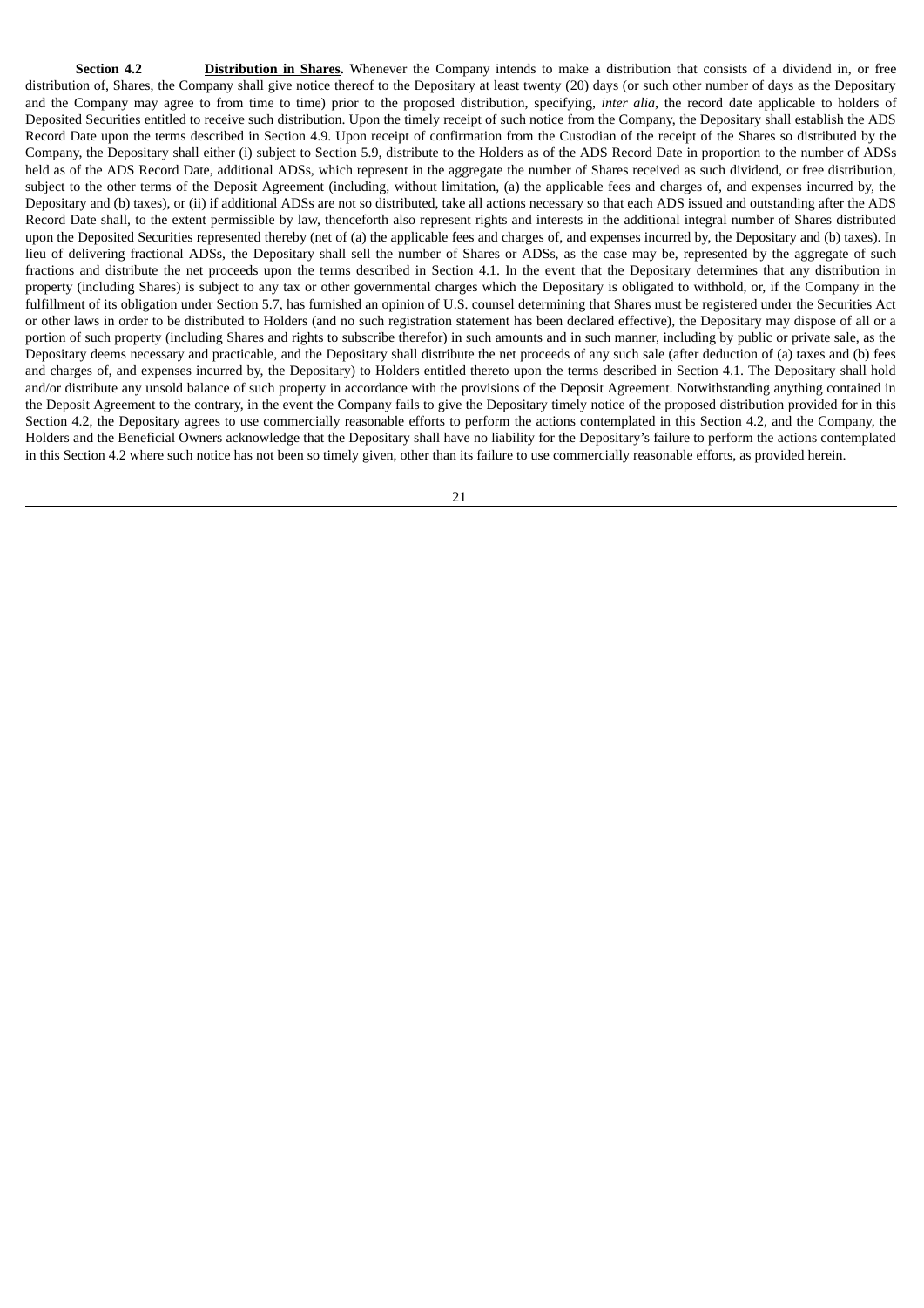**Section 4.2** **Distribution in Shares.** Whenever the Company intends to make a distribution that consists of a dividend in, or free distribution of, Shares, the Company shall give notice thereof to the Depositary at least twenty (20) days (or such other number of days as the Depositary and the Company may agree to from time to time) prior to the proposed distribution, specifying, *inter alia*, the record date applicable to holders of Deposited Securities entitled to receive such distribution. Upon the timely receipt of such notice from the Company, the Depositary shall establish the ADS Record Date upon the terms described in Section 4.9. Upon receipt of confirmation from the Custodian of the receipt of the Shares so distributed by the Company, the Depositary shall either (i) subject to Section 5.9, distribute to the Holders as of the ADS Record Date in proportion to the number of ADSs held as of the ADS Record Date, additional ADSs, which represent in the aggregate the number of Shares received as such dividend, or free distribution, subject to the other terms of the Deposit Agreement (including, without limitation, (a) the applicable fees and charges of, and expenses incurred by, the Depositary and (b) taxes), or (ii) if additional ADSs are not so distributed, take all actions necessary so that each ADS issued and outstanding after the ADS Record Date shall, to the extent permissible by law, thenceforth also represent rights and interests in the additional integral number of Shares distributed upon the Deposited Securities represented thereby (net of (a) the applicable fees and charges of, and expenses incurred by, the Depositary and (b) taxes). In lieu of delivering fractional ADSs, the Depositary shall sell the number of Shares or ADSs, as the case may be, represented by the aggregate of such fractions and distribute the net proceeds upon the terms described in Section 4.1. In the event that the Depositary determines that any distribution in property (including Shares) is subject to any tax or other governmental charges which the Depositary is obligated to withhold, or, if the Company in the fulfillment of its obligation under Section 5.7, has furnished an opinion of U.S. counsel determining that Shares must be registered under the Securities Act or other laws in order to be distributed to Holders (and no such registration statement has been declared effective), the Depositary may dispose of all or a portion of such property (including Shares and rights to subscribe therefor) in such amounts and in such manner, including by public or private sale, as the Depositary deems necessary and practicable, and the Depositary shall distribute the net proceeds of any such sale (after deduction of (a) taxes and (b) fees and charges of, and expenses incurred by, the Depositary) to Holders entitled thereto upon the terms described in Section 4.1. The Depositary shall hold and/or distribute any unsold balance of such property in accordance with the provisions of the Deposit Agreement. Notwithstanding anything contained in the Deposit Agreement to the contrary, in the event the Company fails to give the Depositary timely notice of the proposed distribution provided for in this Section 4.2, the Depositary agrees to use commercially reasonable efforts to perform the actions contemplated in this Section 4.2, and the Company, the Holders and the Beneficial Owners acknowledge that the Depositary shall have no liability for the Depositary's failure to perform the actions contemplated in this Section 4.2 where such notice has not been so timely given, other than its failure to use commercially reasonable efforts, as provided herein.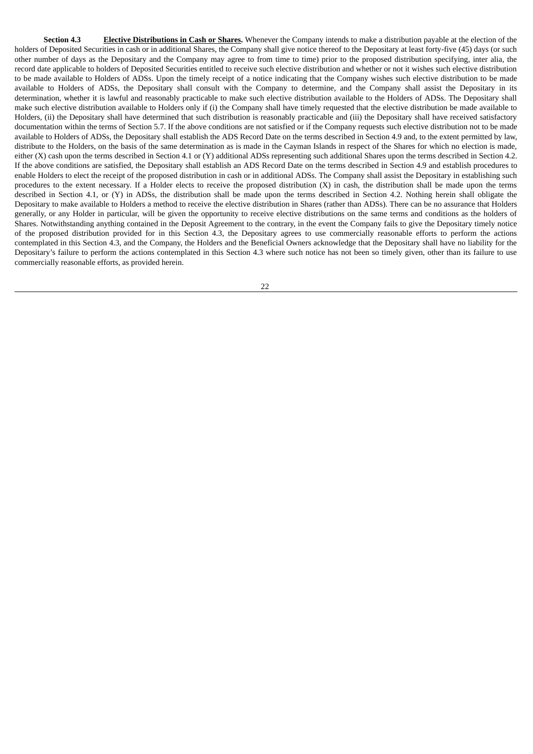**Section 4.3** **Elective Distributions in Cash or Shares.** Whenever the Company intends to make a distribution payable at the election of the holders of Deposited Securities in cash or in additional Shares, the Company shall give notice thereof to the Depositary at least forty-five (45) days (or such other number of days as the Depositary and the Company may agree to from time to time) prior to the proposed distribution specifying, inter alia, the record date applicable to holders of Deposited Securities entitled to receive such elective distribution and whether or not it wishes such elective distribution to be made available to Holders of ADSs. Upon the timely receipt of a notice indicating that the Company wishes such elective distribution to be made available to Holders of ADSs, the Depositary shall consult with the Company to determine, and the Company shall assist the Depositary in its determination, whether it is lawful and reasonably practicable to make such elective distribution available to the Holders of ADSs. The Depositary shall make such elective distribution available to Holders only if (i) the Company shall have timely requested that the elective distribution be made available to Holders, (ii) the Depositary shall have determined that such distribution is reasonably practicable and (iii) the Depositary shall have received satisfactory documentation within the terms of Section 5.7. If the above conditions are not satisfied or if the Company requests such elective distribution not to be made available to Holders of ADSs, the Depositary shall establish the ADS Record Date on the terms described in Section 4.9 and, to the extent permitted by law, distribute to the Holders, on the basis of the same determination as is made in the Cayman Islands in respect of the Shares for which no election is made, either (X) cash upon the terms described in Section 4.1 or (Y) additional ADSs representing such additional Shares upon the terms described in Section 4.2. If the above conditions are satisfied, the Depositary shall establish an ADS Record Date on the terms described in Section 4.9 and establish procedures to enable Holders to elect the receipt of the proposed distribution in cash or in additional ADSs. The Company shall assist the Depositary in establishing such procedures to the extent necessary. If a Holder elects to receive the proposed distribution (X) in cash, the distribution shall be made upon the terms described in Section 4.1, or (Y) in ADSs, the distribution shall be made upon the terms described in Section 4.2. Nothing herein shall obligate the Depositary to make available to Holders a method to receive the elective distribution in Shares (rather than ADSs). There can be no assurance that Holders generally, or any Holder in particular, will be given the opportunity to receive elective distributions on the same terms and conditions as the holders of Shares. Notwithstanding anything contained in the Deposit Agreement to the contrary, in the event the Company fails to give the Depositary timely notice of the proposed distribution provided for in this Section 4.3, the Depositary agrees to use commercially reasonable efforts to perform the actions contemplated in this Section 4.3, and the Company, the Holders and the Beneficial Owners acknowledge that the Depositary shall have no liability for the Depositary's failure to perform the actions contemplated in this Section 4.3 where such notice has not been so timely given, other than its failure to use commercially reasonable efforts, as provided herein.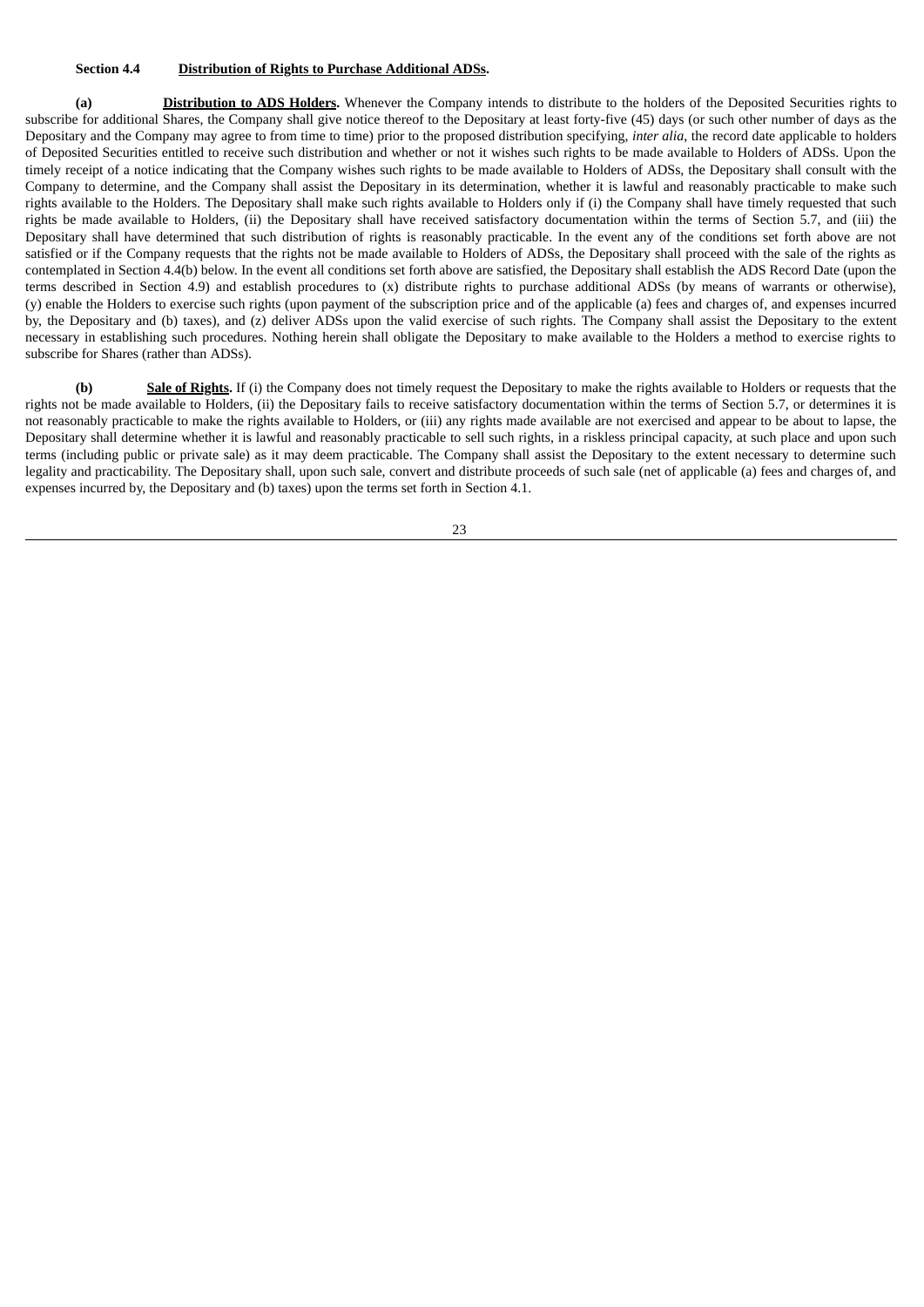**Section 4.4 Distribution of Rights to Purchase Additional ADSs.**

**(a) Distribution to ADS Holders.** Whenever the Company intends to distribute to the holders of the Deposited Securities rights to subscribe for additional Shares, the Company shall give notice thereof to the Depositary at least forty-five (45) days (or such other number of days as the Depositary and the Company may agree to from time to time) prior to the proposed distribution specifying, *inter alia*, the record date applicable to holders of Deposited Securities entitled to receive such distribution and whether or not it wishes such rights to be made available to Holders of ADSs. Upon the timely receipt of a notice indicating that the Company wishes such rights to be made available to Holders of ADSs, the Depositary shall consult with the Company to determine, and the Company shall assist the Depositary in its determination, whether it is lawful and reasonably practicable to make such rights available to the Holders. The Depositary shall make such rights available to Holders only if (i) the Company shall have timely requested that such rights be made available to Holders, (ii) the Depositary shall have received satisfactory documentation within the terms of Section 5.7, and (iii) the Depositary shall have determined that such distribution of rights is reasonably practicable. In the event any of the conditions set forth above are not satisfied or if the Company requests that the rights not be made available to Holders of ADSs, the Depositary shall proceed with the sale of the rights as contemplated in Section 4.4(b) below. In the event all conditions set forth above are satisfied, the Depositary shall establish the ADS Record Date (upon the terms described in Section 4.9) and establish procedures to (x) distribute rights to purchase additional ADSs (by means of warrants or otherwise), (y) enable the Holders to exercise such rights (upon payment of the subscription price and of the applicable (a) fees and charges of, and expenses incurred by, the Depositary and (b) taxes), and (z) deliver ADSs upon the valid exercise of such rights. The Company shall assist the Depositary to the extent necessary in establishing such procedures. Nothing herein shall obligate the Depositary to make available to the Holders a method to exercise rights to subscribe for Shares (rather than ADSs).

**(b) Sale of Rights.** If (i) the Company does not timely request the Depositary to make the rights available to Holders or requests that the rights not be made available to Holders, (ii) the Depositary fails to receive satisfactory documentation within the terms of Section 5.7, or determines it is not reasonably practicable to make the rights available to Holders, or (iii) any rights made available are not exercised and appear to be about to lapse, the Depositary shall determine whether it is lawful and reasonably practicable to sell such rights, in a riskless principal capacity, at such place and upon such terms (including public or private sale) as it may deem practicable. The Company shall assist the Depositary to the extent necessary to determine such legality and practicability. The Depositary shall, upon such sale, convert and distribute proceeds of such sale (net of applicable (a) fees and charges of, and expenses incurred by, the Depositary and (b) taxes) upon the terms set forth in Section 4.1.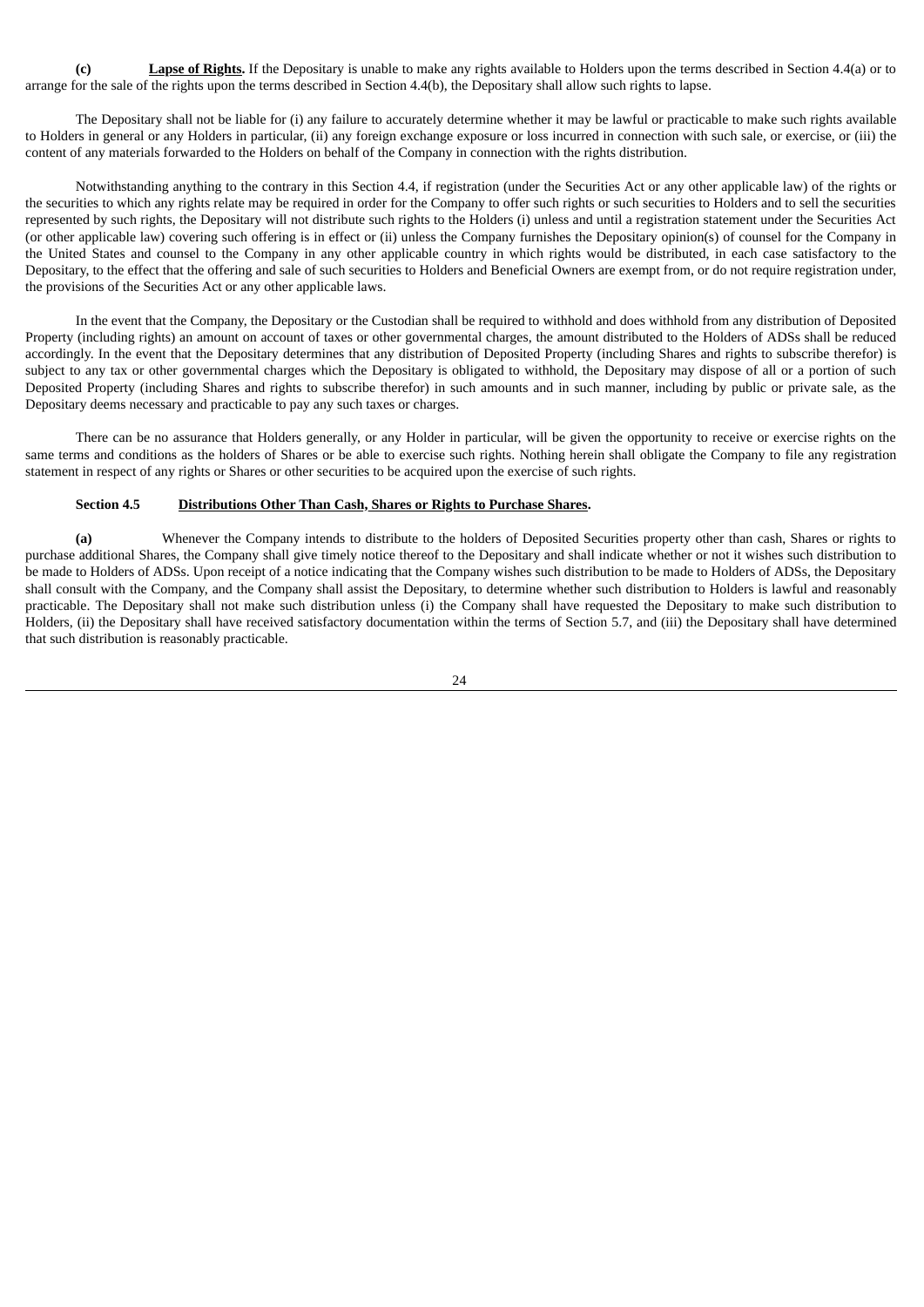**(c)** **Lapse of Rights.** If the Depositary is unable to make any rights available to Holders upon the terms described in Section 4.4(a) or to arrange for the sale of the rights upon the terms described in Section 4.4(b), the Depositary shall allow such rights to lapse.

The Depositary shall not be liable for (i) any failure to accurately determine whether it may be lawful or practicable to make such rights available to Holders in general or any Holders in particular, (ii) any foreign exchange exposure or loss incurred in connection with such sale, or exercise, or (iii) the content of any materials forwarded to the Holders on behalf of the Company in connection with the rights distribution.

Notwithstanding anything to the contrary in this Section 4.4, if registration (under the Securities Act or any other applicable law) of the rights or the securities to which any rights relate may be required in order for the Company to offer such rights or such securities to Holders and to sell the securities represented by such rights, the Depositary will not distribute such rights to the Holders (i) unless and until a registration statement under the Securities Act (or other applicable law) covering such offering is in effect or (ii) unless the Company furnishes the Depositary opinion(s) of counsel for the Company in the United States and counsel to the Company in any other applicable country in which rights would be distributed, in each case satisfactory to the Depositary, to the effect that the offering and sale of such securities to Holders and Beneficial Owners are exempt from, or do not require registration under, the provisions of the Securities Act or any other applicable laws.

In the event that the Company, the Depositary or the Custodian shall be required to withhold and does withhold from any distribution of Deposited Property (including rights) an amount on account of taxes or other governmental charges, the amount distributed to the Holders of ADSs shall be reduced accordingly. In the event that the Depositary determines that any distribution of Deposited Property (including Shares and rights to subscribe therefor) is subject to any tax or other governmental charges which the Depositary is obligated to withhold, the Depositary may dispose of all or a portion of such Deposited Property (including Shares and rights to subscribe therefor) in such amounts and in such manner, including by public or private sale, as the Depositary deems necessary and practicable to pay any such taxes or charges.

There can be no assurance that Holders generally, or any Holder in particular, will be given the opportunity to receive or exercise rights on the same terms and conditions as the holders of Shares or be able to exercise such rights. Nothing herein shall obligate the Company to file any registration statement in respect of any rights or Shares or other securities to be acquired upon the exercise of such rights.

**Section 4.5** **Distributions Other Than Cash, Shares or Rights to Purchase Shares.**

**(a)** Whenever the Company intends to distribute to the holders of Deposited Securities property other than cash, Shares or rights to purchase additional Shares, the Company shall give timely notice thereof to the Depositary and shall indicate whether or not it wishes such distribution to be made to Holders of ADSs. Upon receipt of a notice indicating that the Company wishes such distribution to be made to Holders of ADSs, the Depositary shall consult with the Company, and the Company shall assist the Depositary, to determine whether such distribution to Holders is lawful and reasonably practicable. The Depositary shall not make such distribution unless (i) the Company shall have requested the Depositary to make such distribution to Holders, (ii) the Depositary shall have received satisfactory documentation within the terms of Section 5.7, and (iii) the Depositary shall have determined that such distribution is reasonably practicable.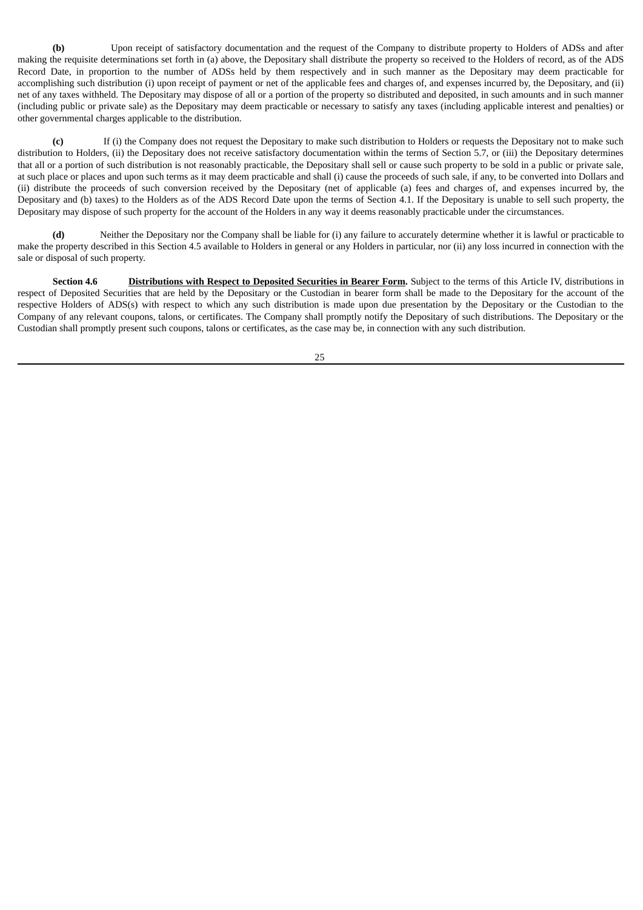**(b)** Upon receipt of satisfactory documentation and the request of the Company to distribute property to Holders of ADSs and after making the requisite determinations set forth in (a) above, the Depositary shall distribute the property so received to the Holders of record, as of the ADS Record Date, in proportion to the number of ADSs held by them respectively and in such manner as the Depositary may deem practicable for accomplishing such distribution (i) upon receipt of payment or net of the applicable fees and charges of, and expenses incurred by, the Depositary, and (ii) net of any taxes withheld. The Depositary may dispose of all or a portion of the property so distributed and deposited, in such amounts and in such manner (including public or private sale) as the Depositary may deem practicable or necessary to satisfy any taxes (including applicable interest and penalties) or other governmental charges applicable to the distribution.

**(c)** If (i) the Company does not request the Depositary to make such distribution to Holders or requests the Depositary not to make such distribution to Holders, (ii) the Depositary does not receive satisfactory documentation within the terms of Section 5.7, or (iii) the Depositary determines that all or a portion of such distribution is not reasonably practicable, the Depositary shall sell or cause such property to be sold in a public or private sale, at such place or places and upon such terms as it may deem practicable and shall (i) cause the proceeds of such sale, if any, to be converted into Dollars and (ii) distribute the proceeds of such conversion received by the Depositary (net of applicable (a) fees and charges of, and expenses incurred by, the Depositary and (b) taxes) to the Holders as of the ADS Record Date upon the terms of Section 4.1. If the Depositary is unable to sell such property, the Depositary may dispose of such property for the account of the Holders in any way it deems reasonably practicable under the circumstances.

**(d)** Neither the Depositary nor the Company shall be liable for (i) any failure to accurately determine whether it is lawful or practicable to make the property described in this Section 4.5 available to Holders in general or any Holders in particular, nor (ii) any loss incurred in connection with the sale or disposal of such property.

**Section 4.6** **Distributions with Respect to Deposited Securities in Bearer Form.** Subject to the terms of this Article IV, distributions in respect of Deposited Securities that are held by the Depositary or the Custodian in bearer form shall be made to the Depositary for the account of the respective Holders of ADS(s) with respect to which any such distribution is made upon due presentation by the Depositary or the Custodian to the Company of any relevant coupons, talons, or certificates. The Company shall promptly notify the Depositary of such distributions. The Depositary or the Custodian shall promptly present such coupons, talons or certificates, as the case may be, in connection with any such distribution.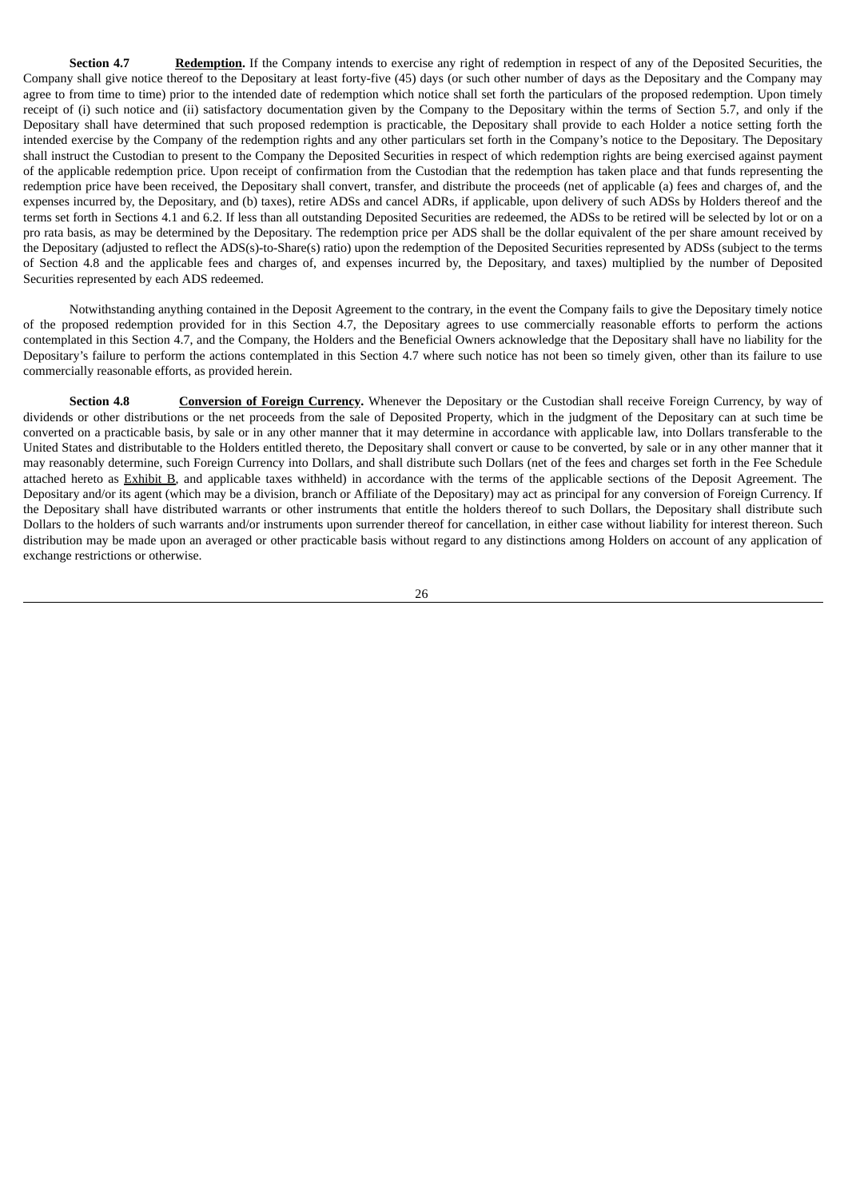**Section 4.7** **Redemption.** If the Company intends to exercise any right of redemption in respect of any of the Deposited Securities, the Company shall give notice thereof to the Depositary at least forty-five (45) days (or such other number of days as the Depositary and the Company may agree to from time to time) prior to the intended date of redemption which notice shall set forth the particulars of the proposed redemption. Upon timely receipt of (i) such notice and (ii) satisfactory documentation given by the Company to the Depositary within the terms of Section 5.7, and only if the Depositary shall have determined that such proposed redemption is practicable, the Depositary shall provide to each Holder a notice setting forth the intended exercise by the Company of the redemption rights and any other particulars set forth in the Company's notice to the Depositary. The Depositary shall instruct the Custodian to present to the Company the Deposited Securities in respect of which redemption rights are being exercised against payment of the applicable redemption price. Upon receipt of confirmation from the Custodian that the redemption has taken place and that funds representing the redemption price have been received, the Depositary shall convert, transfer, and distribute the proceeds (net of applicable (a) fees and charges of, and the expenses incurred by, the Depositary, and (b) taxes), retire ADSs and cancel ADRs, if applicable, upon delivery of such ADSs by Holders thereof and the terms set forth in Sections 4.1 and 6.2. If less than all outstanding Deposited Securities are redeemed, the ADSs to be retired will be selected by lot or on a pro rata basis, as may be determined by the Depositary. The redemption price per ADS shall be the dollar equivalent of the per share amount received by the Depositary (adjusted to reflect the ADS(s)-to-Share(s) ratio) upon the redemption of the Deposited Securities represented by ADSs (subject to the terms of Section 4.8 and the applicable fees and charges of, and expenses incurred by, the Depositary, and taxes) multiplied by the number of Deposited Securities represented by each ADS redeemed.

Notwithstanding anything contained in the Deposit Agreement to the contrary, in the event the Company fails to give the Depositary timely notice of the proposed redemption provided for in this Section 4.7, the Depositary agrees to use commercially reasonable efforts to perform the actions contemplated in this Section 4.7, and the Company, the Holders and the Beneficial Owners acknowledge that the Depositary shall have no liability for the Depositary's failure to perform the actions contemplated in this Section 4.7 where such notice has not been so timely given, other than its failure to use commercially reasonable efforts, as provided herein.

**Section 4.8** **Conversion of Foreign Currency.** Whenever the Depositary or the Custodian shall receive Foreign Currency, by way of dividends or other distributions or the net proceeds from the sale of Deposited Property, which in the judgment of the Depositary can at such time be converted on a practicable basis, by sale or in any other manner that it may determine in accordance with applicable law, into Dollars transferable to the United States and distributable to the Holders entitled thereto, the Depositary shall convert or cause to be converted, by sale or in any other manner that it may reasonably determine, such Foreign Currency into Dollars, and shall distribute such Dollars (net of the fees and charges set forth in the Fee Schedule attached hereto as Exhibit B, and applicable taxes withheld) in accordance with the terms of the applicable sections of the Deposit Agreement. The Depositary and/or its agent (which may be a division, branch or Affiliate of the Depositary) may act as principal for any conversion of Foreign Currency. If the Depositary shall have distributed warrants or other instruments that entitle the holders thereof to such Dollars, the Depositary shall distribute such Dollars to the holders of such warrants and/or instruments upon surrender thereof for cancellation, in either case without liability for interest thereon. Such distribution may be made upon an averaged or other practicable basis without regard to any distinctions among Holders on account of any application of exchange restrictions or otherwise.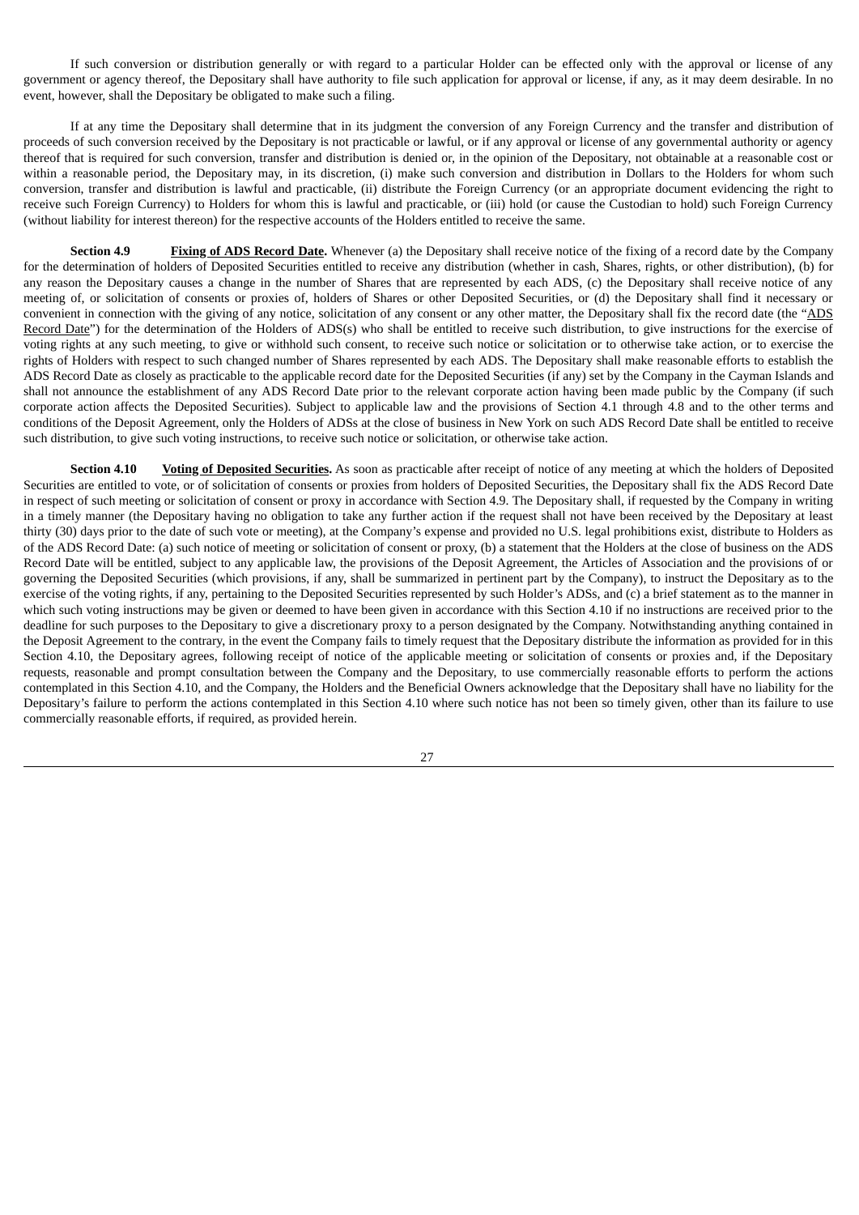If such conversion or distribution generally or with regard to a particular Holder can be effected only with the approval or license of any government or agency thereof, the Depositary shall have authority to file such application for approval or license, if any, as it may deem desirable. In no event, however, shall the Depositary be obligated to make such a filing.

If at any time the Depositary shall determine that in its judgment the conversion of any Foreign Currency and the transfer and distribution of proceeds of such conversion received by the Depositary is not practicable or lawful, or if any approval or license of any governmental authority or agency thereof that is required for such conversion, transfer and distribution is denied or, in the opinion of the Depositary, not obtainable at a reasonable cost or within a reasonable period, the Depositary may, in its discretion, (i) make such conversion and distribution in Dollars to the Holders for whom such conversion, transfer and distribution is lawful and practicable, (ii) distribute the Foreign Currency (or an appropriate document evidencing the right to receive such Foreign Currency) to Holders for whom this is lawful and practicable, or (iii) hold (or cause the Custodian to hold) such Foreign Currency (without liability for interest thereon) for the respective accounts of the Holders entitled to receive the same.

**Section 4.9 Fixing of ADS Record Date.** Whenever (a) the Depositary shall receive notice of the fixing of a record date by the Company for the determination of holders of Deposited Securities entitled to receive any distribution (whether in cash, Shares, rights, or other distribution), (b) for any reason the Depositary causes a change in the number of Shares that are represented by each ADS, (c) the Depositary shall receive notice of any meeting of, or solicitation of consents or proxies of, holders of Shares or other Deposited Securities, or (d) the Depositary shall find it necessary or convenient in connection with the giving of any notice, solicitation of any consent or any other matter, the Depositary shall fix the record date (the "ADS Record Date") for the determination of the Holders of ADS(s) who shall be entitled to receive such distribution, to give instructions for the exercise of voting rights at any such meeting, to give or withhold such consent, to receive such notice or solicitation or to otherwise take action, or to exercise the rights of Holders with respect to such changed number of Shares represented by each ADS. The Depositary shall make reasonable efforts to establish the ADS Record Date as closely as practicable to the applicable record date for the Deposited Securities (if any) set by the Company in the Cayman Islands and shall not announce the establishment of any ADS Record Date prior to the relevant corporate action having been made public by the Company (if such corporate action affects the Deposited Securities). Subject to applicable law and the provisions of Section 4.1 through 4.8 and to the other terms and conditions of the Deposit Agreement, only the Holders of ADSs at the close of business in New York on such ADS Record Date shall be entitled to receive such distribution, to give such voting instructions, to receive such notice or solicitation, or otherwise take action.

**Section 4.10 Voting of Deposited Securities.** As soon as practicable after receipt of notice of any meeting at which the holders of Deposited Securities are entitled to vote, or of solicitation of consents or proxies from holders of Deposited Securities, the Depositary shall fix the ADS Record Date in respect of such meeting or solicitation of consent or proxy in accordance with Section 4.9. The Depositary shall, if requested by the Company in writing in a timely manner (the Depositary having no obligation to take any further action if the request shall not have been received by the Depositary at least thirty (30) days prior to the date of such vote or meeting), at the Company's expense and provided no U.S. legal prohibitions exist, distribute to Holders as of the ADS Record Date: (a) such notice of meeting or solicitation of consent or proxy, (b) a statement that the Holders at the close of business on the ADS Record Date will be entitled, subject to any applicable law, the provisions of the Deposit Agreement, the Articles of Association and the provisions of or governing the Deposited Securities (which provisions, if any, shall be summarized in pertinent part by the Company), to instruct the Depositary as to the exercise of the voting rights, if any, pertaining to the Deposited Securities represented by such Holder's ADSs, and (c) a brief statement as to the manner in which such voting instructions may be given or deemed to have been given in accordance with this Section 4.10 if no instructions are received prior to the deadline for such purposes to the Depositary to give a discretionary proxy to a person designated by the Company. Notwithstanding anything contained in the Deposit Agreement to the contrary, in the event the Company fails to timely request that the Depositary distribute the information as provided for in this Section 4.10, the Depositary agrees, following receipt of notice of the applicable meeting or solicitation of consents or proxies and, if the Depositary requests, reasonable and prompt consultation between the Company and the Depositary, to use commercially reasonable efforts to perform the actions contemplated in this Section 4.10, and the Company, the Holders and the Beneficial Owners acknowledge that the Depositary shall have no liability for the Depositary's failure to perform the actions contemplated in this Section 4.10 where such notice has not been so timely given, other than its failure to use commercially reasonable efforts, if required, as provided herein.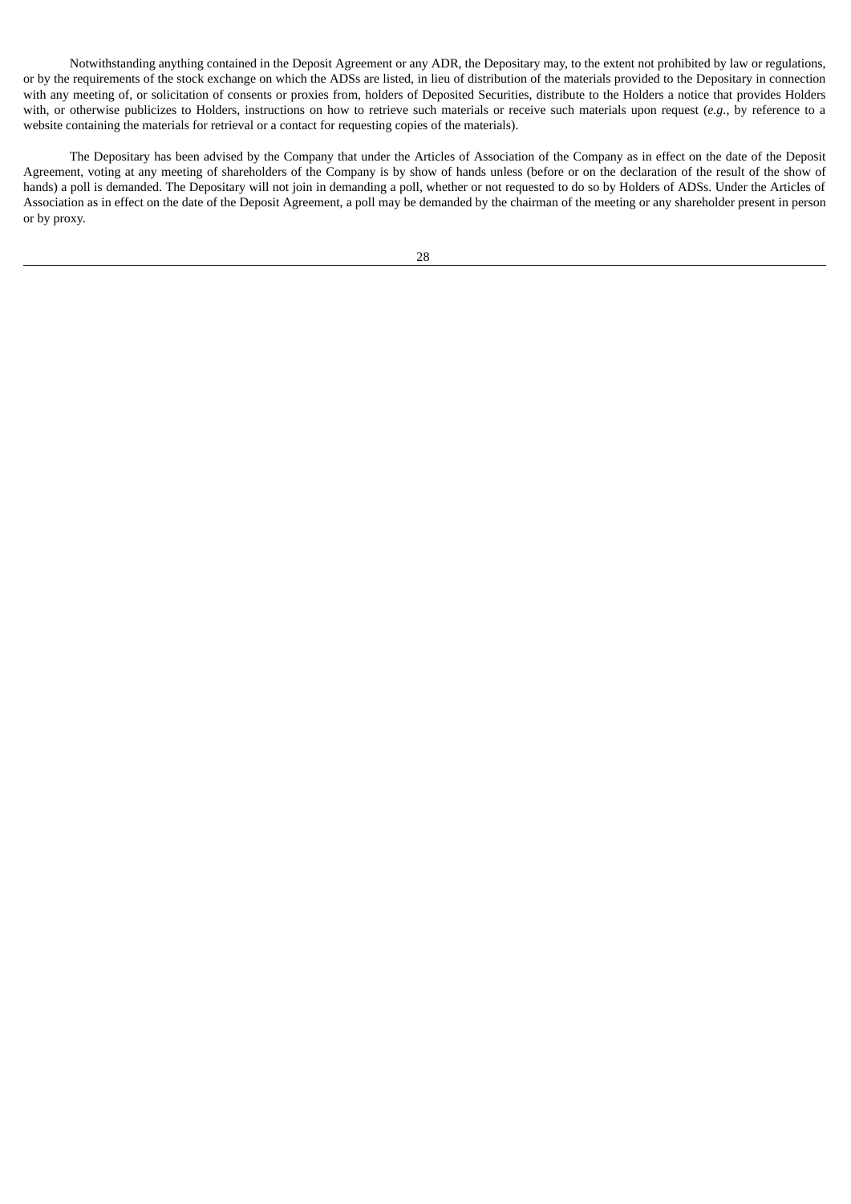Notwithstanding anything contained in the Deposit Agreement or any ADR, the Depositary may, to the extent not prohibited by law or regulations, or by the requirements of the stock exchange on which the ADSs are listed, in lieu of distribution of the materials provided to the Depositary in connection with any meeting of, or solicitation of consents or proxies from, holders of Deposited Securities, distribute to the Holders a notice that provides Holders with, or otherwise publicizes to Holders, instructions on how to retrieve such materials or receive such materials upon request (*e.g.*, by reference to a website containing the materials for retrieval or a contact for requesting copies of the materials).

The Depositary has been advised by the Company that under the Articles of Association of the Company as in effect on the date of the Deposit Agreement, voting at any meeting of shareholders of the Company is by show of hands unless (before or on the declaration of the result of the show of hands) a poll is demanded. The Depositary will not join in demanding a poll, whether or not requested to do so by Holders of ADSs. Under the Articles of Association as in effect on the date of the Deposit Agreement, a poll may be demanded by the chairman of the meeting or any shareholder present in person or by proxy.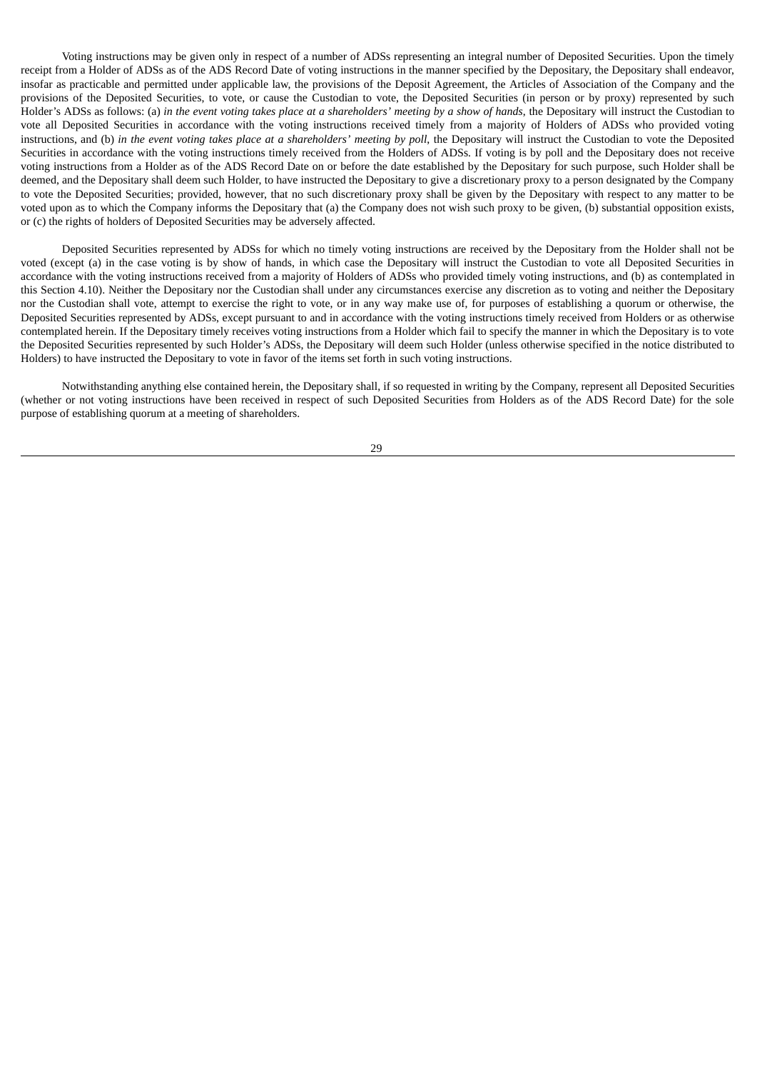Voting instructions may be given only in respect of a number of ADSs representing an integral number of Deposited Securities. Upon the timely receipt from a Holder of ADSs as of the ADS Record Date of voting instructions in the manner specified by the Depositary, the Depositary shall endeavor, insofar as practicable and permitted under applicable law, the provisions of the Deposit Agreement, the Articles of Association of the Company and the provisions of the Deposited Securities, to vote, or cause the Custodian to vote, the Deposited Securities (in person or by proxy) represented by such Holder's ADSs as follows: (a) *in the event voting takes place at a shareholders' meeting by a show of hands*, the Depositary will instruct the Custodian to vote all Deposited Securities in accordance with the voting instructions received timely from a majority of Holders of ADSs who provided voting instructions, and (b) *in the event voting takes place at a shareholders' meeting by poll*, the Depositary will instruct the Custodian to vote the Deposited Securities in accordance with the voting instructions timely received from the Holders of ADSs. If voting is by poll and the Depositary does not receive voting instructions from a Holder as of the ADS Record Date on or before the date established by the Depositary for such purpose, such Holder shall be deemed, and the Depositary shall deem such Holder, to have instructed the Depositary to give a discretionary proxy to a person designated by the Company to vote the Deposited Securities; provided, however, that no such discretionary proxy shall be given by the Depositary with respect to any matter to be voted upon as to which the Company informs the Depositary that (a) the Company does not wish such proxy to be given, (b) substantial opposition exists, or (c) the rights of holders of Deposited Securities may be adversely affected.

Deposited Securities represented by ADSs for which no timely voting instructions are received by the Depositary from the Holder shall not be voted (except (a) in the case voting is by show of hands, in which case the Depositary will instruct the Custodian to vote all Deposited Securities in accordance with the voting instructions received from a majority of Holders of ADSs who provided timely voting instructions, and (b) as contemplated in this Section 4.10). Neither the Depositary nor the Custodian shall under any circumstances exercise any discretion as to voting and neither the Depositary nor the Custodian shall vote, attempt to exercise the right to vote, or in any way make use of, for purposes of establishing a quorum or otherwise, the Deposited Securities represented by ADSs, except pursuant to and in accordance with the voting instructions timely received from Holders or as otherwise contemplated herein. If the Depositary timely receives voting instructions from a Holder which fail to specify the manner in which the Depositary is to vote the Deposited Securities represented by such Holder's ADSs, the Depositary will deem such Holder (unless otherwise specified in the notice distributed to Holders) to have instructed the Depositary to vote in favor of the items set forth in such voting instructions.

Notwithstanding anything else contained herein, the Depositary shall, if so requested in writing by the Company, represent all Deposited Securities (whether or not voting instructions have been received in respect of such Deposited Securities from Holders as of the ADS Record Date) for the sole purpose of establishing quorum at a meeting of shareholders.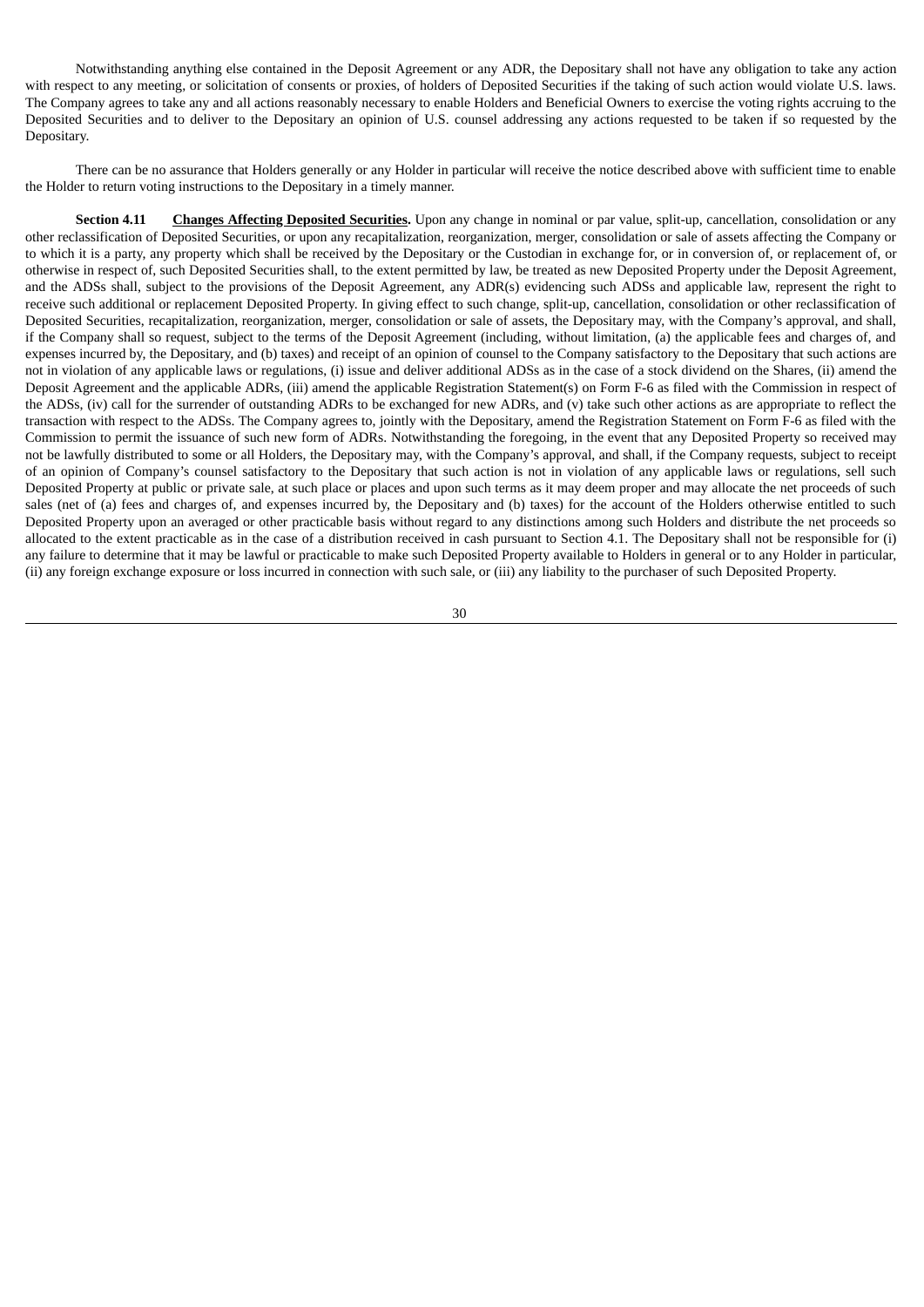Notwithstanding anything else contained in the Deposit Agreement or any ADR, the Depositary shall not have any obligation to take any action with respect to any meeting, or solicitation of consents or proxies, of holders of Deposited Securities if the taking of such action would violate U.S. laws. The Company agrees to take any and all actions reasonably necessary to enable Holders and Beneficial Owners to exercise the voting rights accruing to the Deposited Securities and to deliver to the Depositary an opinion of U.S. counsel addressing any actions requested to be taken if so requested by the Depositary.

There can be no assurance that Holders generally or any Holder in particular will receive the notice described above with sufficient time to enable the Holder to return voting instructions to the Depositary in a timely manner.

**Section 4.11 Changes Affecting Deposited Securities.** Upon any change in nominal or par value, split-up, cancellation, consolidation or any other reclassification of Deposited Securities, or upon any recapitalization, reorganization, merger, consolidation or sale of assets affecting the Company or to which it is a party, any property which shall be received by the Depositary or the Custodian in exchange for, or in conversion of, or replacement of, or otherwise in respect of, such Deposited Securities shall, to the extent permitted by law, be treated as new Deposited Property under the Deposit Agreement, and the ADSs shall, subject to the provisions of the Deposit Agreement, any ADR(s) evidencing such ADSs and applicable law, represent the right to receive such additional or replacement Deposited Property. In giving effect to such change, split-up, cancellation, consolidation or other reclassification of Deposited Securities, recapitalization, reorganization, merger, consolidation or sale of assets, the Depositary may, with the Company's approval, and shall, if the Company shall so request, subject to the terms of the Deposit Agreement (including, without limitation, (a) the applicable fees and charges of, and expenses incurred by, the Depositary, and (b) taxes) and receipt of an opinion of counsel to the Company satisfactory to the Depositary that such actions are not in violation of any applicable laws or regulations, (i) issue and deliver additional ADSs as in the case of a stock dividend on the Shares, (ii) amend the Deposit Agreement and the applicable ADRs, (iii) amend the applicable Registration Statement(s) on Form F-6 as filed with the Commission in respect of the ADSs, (iv) call for the surrender of outstanding ADRs to be exchanged for new ADRs, and (v) take such other actions as are appropriate to reflect the transaction with respect to the ADSs. The Company agrees to, jointly with the Depositary, amend the Registration Statement on Form F-6 as filed with the Commission to permit the issuance of such new form of ADRs. Notwithstanding the foregoing, in the event that any Deposited Property so received may not be lawfully distributed to some or all Holders, the Depositary may, with the Company's approval, and shall, if the Company requests, subject to receipt of an opinion of Company's counsel satisfactory to the Depositary that such action is not in violation of any applicable laws or regulations, sell such Deposited Property at public or private sale, at such place or places and upon such terms as it may deem proper and may allocate the net proceeds of such sales (net of (a) fees and charges of, and expenses incurred by, the Depositary and (b) taxes) for the account of the Holders otherwise entitled to such Deposited Property upon an averaged or other practicable basis without regard to any distinctions among such Holders and distribute the net proceeds so allocated to the extent practicable as in the case of a distribution received in cash pursuant to Section 4.1. The Depositary shall not be responsible for (i) any failure to determine that it may be lawful or practicable to make such Deposited Property available to Holders in general or to any Holder in particular, (ii) any foreign exchange exposure or loss incurred in connection with such sale, or (iii) any liability to the purchaser of such Deposited Property.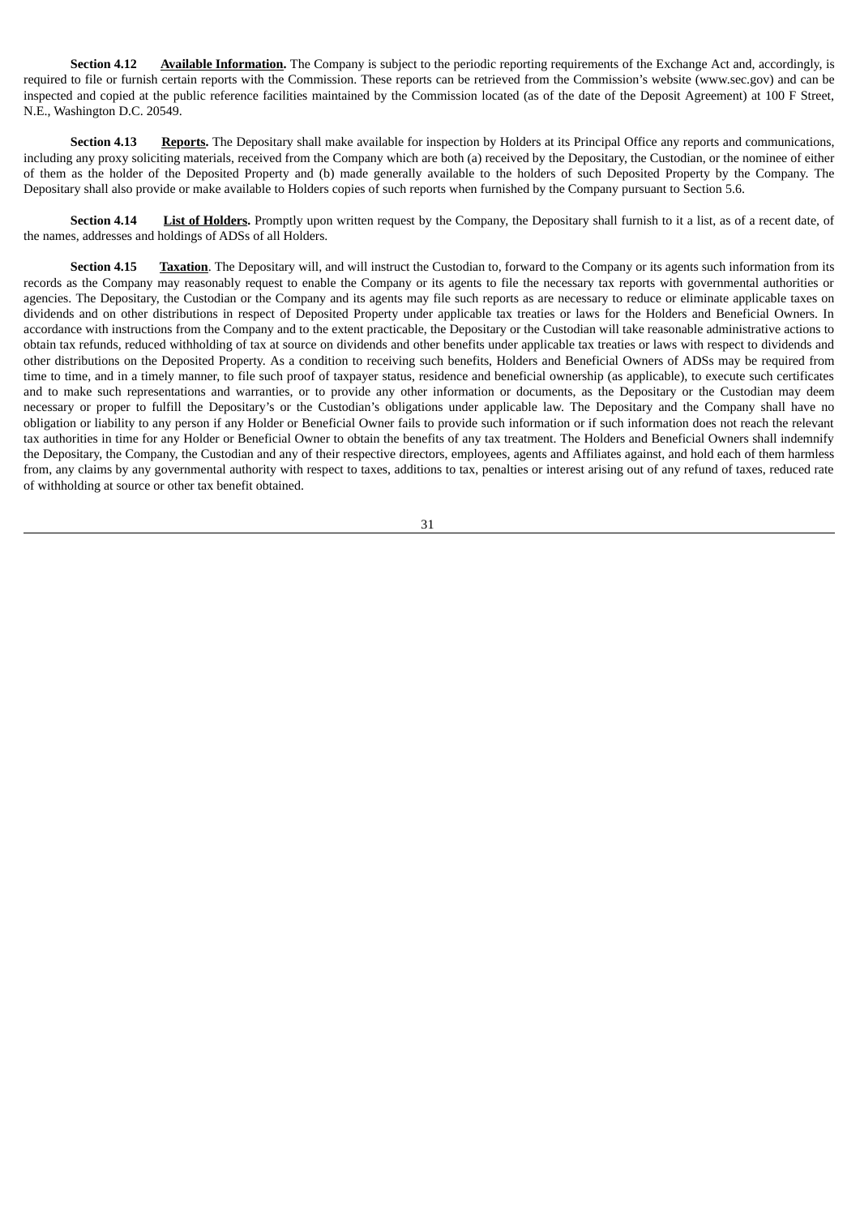**Section 4.12 <u>Available Information</u>.** The Company is subject to the periodic reporting requirements of the Exchange Act and, accordingly, is required to file or furnish certain reports with the Commission. These reports can be retrieved from the Commission's website (www.sec.gov) and can be inspected and copied at the public reference facilities maintained by the Commission located (as of the date of the Deposit Agreement) at 100 F Street, N.E., Washington D.C. 20549.

**Section 4.13 <u>Reports</u>.** The Depositary shall make available for inspection by Holders at its Principal Office any reports and communications, including any proxy soliciting materials, received from the Company which are both (a) received by the Depositary, the Custodian, or the nominee of either of them as the holder of the Deposited Property and (b) made generally available to the holders of such Deposited Property by the Company. The Depositary shall also provide or make available to Holders copies of such reports when furnished by the Company pursuant to Section 5.6.

**Section 4.14 <u>List of Holders</u>.** Promptly upon written request by the Company, the Depositary shall furnish to it a list, as of a recent date, of the names, addresses and holdings of ADSs of all Holders.

**Section 4.15 <u>Taxation</u>**. The Depositary will, and will instruct the Custodian to, forward to the Company or its agents such information from its records as the Company may reasonably request to enable the Company or its agents to file the necessary tax reports with governmental authorities or agencies. The Depositary, the Custodian or the Company and its agents may file such reports as are necessary to reduce or eliminate applicable taxes on dividends and on other distributions in respect of Deposited Property under applicable tax treaties or laws for the Holders and Beneficial Owners. In accordance with instructions from the Company and to the extent practicable, the Depositary or the Custodian will take reasonable administrative actions to obtain tax refunds, reduced withholding of tax at source on dividends and other benefits under applicable tax treaties or laws with respect to dividends and other distributions on the Deposited Property. As a condition to receiving such benefits, Holders and Beneficial Owners of ADSs may be required from time to time, and in a timely manner, to file such proof of taxpayer status, residence and beneficial ownership (as applicable), to execute such certificates and to make such representations and warranties, or to provide any other information or documents, as the Depositary or the Custodian may deem necessary or proper to fulfill the Depositary's or the Custodian's obligations under applicable law. The Depositary and the Company shall have no obligation or liability to any person if any Holder or Beneficial Owner fails to provide such information or if such information does not reach the relevant tax authorities in time for any Holder or Beneficial Owner to obtain the benefits of any tax treatment. The Holders and Beneficial Owners shall indemnify the Depositary, the Company, the Custodian and any of their respective directors, employees, agents and Affiliates against, and hold each of them harmless from, any claims by any governmental authority with respect to taxes, additions to tax, penalties or interest arising out of any refund of taxes, reduced rate of withholding at source or other tax benefit obtained.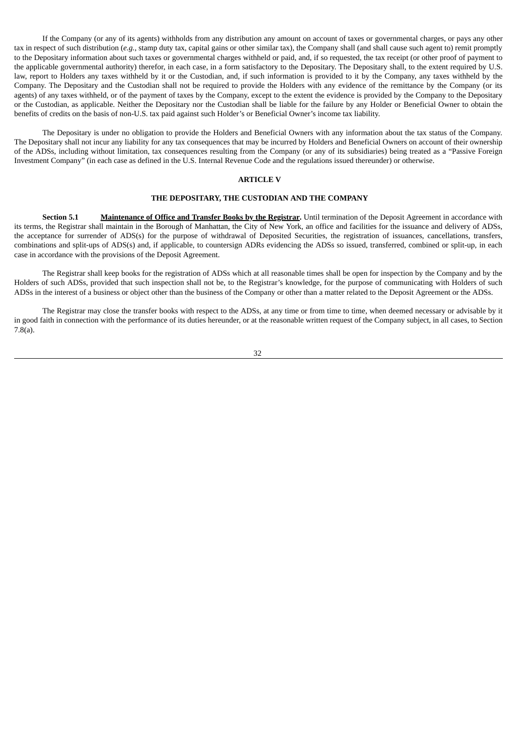If the Company (or any of its agents) withholds from any distribution any amount on account of taxes or governmental charges, or pays any other tax in respect of such distribution (*e.g.*, stamp duty tax, capital gains or other similar tax), the Company shall (and shall cause such agent to) remit promptly to the Depositary information about such taxes or governmental charges withheld or paid, and, if so requested, the tax receipt (or other proof of payment to the applicable governmental authority) therefor, in each case, in a form satisfactory to the Depositary. The Depositary shall, to the extent required by U.S. law, report to Holders any taxes withheld by it or the Custodian, and, if such information is provided to it by the Company, any taxes withheld by the Company. The Depositary and the Custodian shall not be required to provide the Holders with any evidence of the remittance by the Company (or its agents) of any taxes withheld, or of the payment of taxes by the Company, except to the extent the evidence is provided by the Company to the Depositary or the Custodian, as applicable. Neither the Depositary nor the Custodian shall be liable for the failure by any Holder or Beneficial Owner to obtain the benefits of credits on the basis of non-U.S. tax paid against such Holder's or Beneficial Owner's income tax liability.

The Depositary is under no obligation to provide the Holders and Beneficial Owners with any information about the tax status of the Company. The Depositary shall not incur any liability for any tax consequences that may be incurred by Holders and Beneficial Owners on account of their ownership of the ADSs, including without limitation, tax consequences resulting from the Company (or any of its subsidiaries) being treated as a "Passive Foreign Investment Company" (in each case as defined in the U.S. Internal Revenue Code and the regulations issued thereunder) or otherwise.

## ARTICLE V

## THE DEPOSITARY, THE CUSTODIAN AND THE COMPANY

**Section 5.1** **Maintenance of Office and Transfer Books by the Registrar.** Until termination of the Deposit Agreement in accordance with its terms, the Registrar shall maintain in the Borough of Manhattan, the City of New York, an office and facilities for the issuance and delivery of ADSs, the acceptance for surrender of ADS(s) for the purpose of withdrawal of Deposited Securities, the registration of issuances, cancellations, transfers, combinations and split-ups of ADS(s) and, if applicable, to countersign ADRs evidencing the ADSs so issued, transferred, combined or split-up, in each case in accordance with the provisions of the Deposit Agreement.

The Registrar shall keep books for the registration of ADSs which at all reasonable times shall be open for inspection by the Company and by the Holders of such ADSs, provided that such inspection shall not be, to the Registrar's knowledge, for the purpose of communicating with Holders of such ADSs in the interest of a business or object other than the business of the Company or other than a matter related to the Deposit Agreement or the ADSs.

The Registrar may close the transfer books with respect to the ADSs, at any time or from time to time, when deemed necessary or advisable by it in good faith in connection with the performance of its duties hereunder, or at the reasonable written request of the Company subject, in all cases, to Section 7.8(a).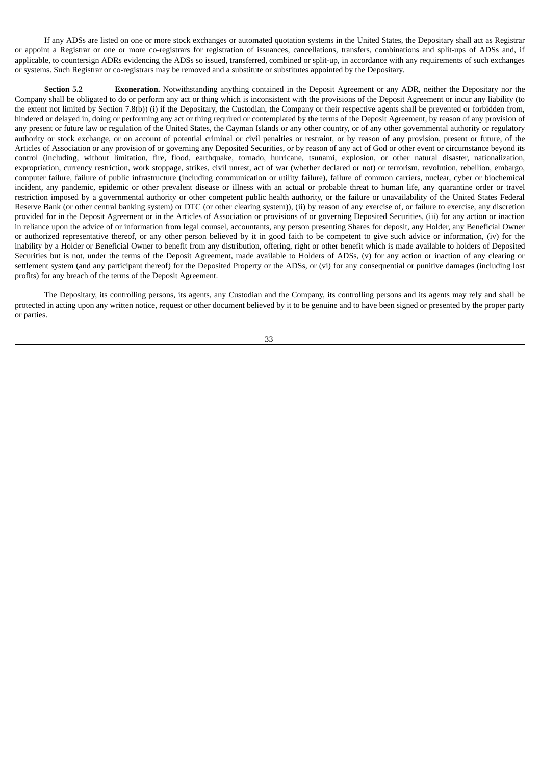If any ADSs are listed on one or more stock exchanges or automated quotation systems in the United States, the Depositary shall act as Registrar or appoint a Registrar or one or more co-registrars for registration of issuances, cancellations, transfers, combinations and split-ups of ADSs and, if applicable, to countersign ADRs evidencing the ADSs so issued, transferred, combined or split-up, in accordance with any requirements of such exchanges or systems. Such Registrar or co-registrars may be removed and a substitute or substitutes appointed by the Depositary.

**Section 5.2** **Exoneration.** Notwithstanding anything contained in the Deposit Agreement or any ADR, neither the Depositary nor the Company shall be obligated to do or perform any act or thing which is inconsistent with the provisions of the Deposit Agreement or incur any liability (to the extent not limited by Section 7.8(b)) (i) if the Depositary, the Custodian, the Company or their respective agents shall be prevented or forbidden from, hindered or delayed in, doing or performing any act or thing required or contemplated by the terms of the Deposit Agreement, by reason of any provision of any present or future law or regulation of the United States, the Cayman Islands or any other country, or of any other governmental authority or regulatory authority or stock exchange, or on account of potential criminal or civil penalties or restraint, or by reason of any provision, present or future, of the Articles of Association or any provision of or governing any Deposited Securities, or by reason of any act of God or other event or circumstance beyond its control (including, without limitation, fire, flood, earthquake, tornado, hurricane, tsunami, explosion, or other natural disaster, nationalization, expropriation, currency restriction, work stoppage, strikes, civil unrest, act of war (whether declared or not) or terrorism, revolution, rebellion, embargo, computer failure, failure of public infrastructure (including communication or utility failure), failure of common carriers, nuclear, cyber or biochemical incident, any pandemic, epidemic or other prevalent disease or illness with an actual or probable threat to human life, any quarantine order or travel restriction imposed by a governmental authority or other competent public health authority, or the failure or unavailability of the United States Federal Reserve Bank (or other central banking system) or DTC (or other clearing system)), (ii) by reason of any exercise of, or failure to exercise, any discretion provided for in the Deposit Agreement or in the Articles of Association or provisions of or governing Deposited Securities, (iii) for any action or inaction in reliance upon the advice of or information from legal counsel, accountants, any person presenting Shares for deposit, any Holder, any Beneficial Owner or authorized representative thereof, or any other person believed by it in good faith to be competent to give such advice or information, (iv) for the inability by a Holder or Beneficial Owner to benefit from any distribution, offering, right or other benefit which is made available to holders of Deposited Securities but is not, under the terms of the Deposit Agreement, made available to Holders of ADSs, (v) for any action or inaction of any clearing or settlement system (and any participant thereof) for the Deposited Property or the ADSs, or (vi) for any consequential or punitive damages (including lost profits) for any breach of the terms of the Deposit Agreement.

The Depositary, its controlling persons, its agents, any Custodian and the Company, its controlling persons and its agents may rely and shall be protected in acting upon any written notice, request or other document believed by it to be genuine and to have been signed or presented by the proper party or parties.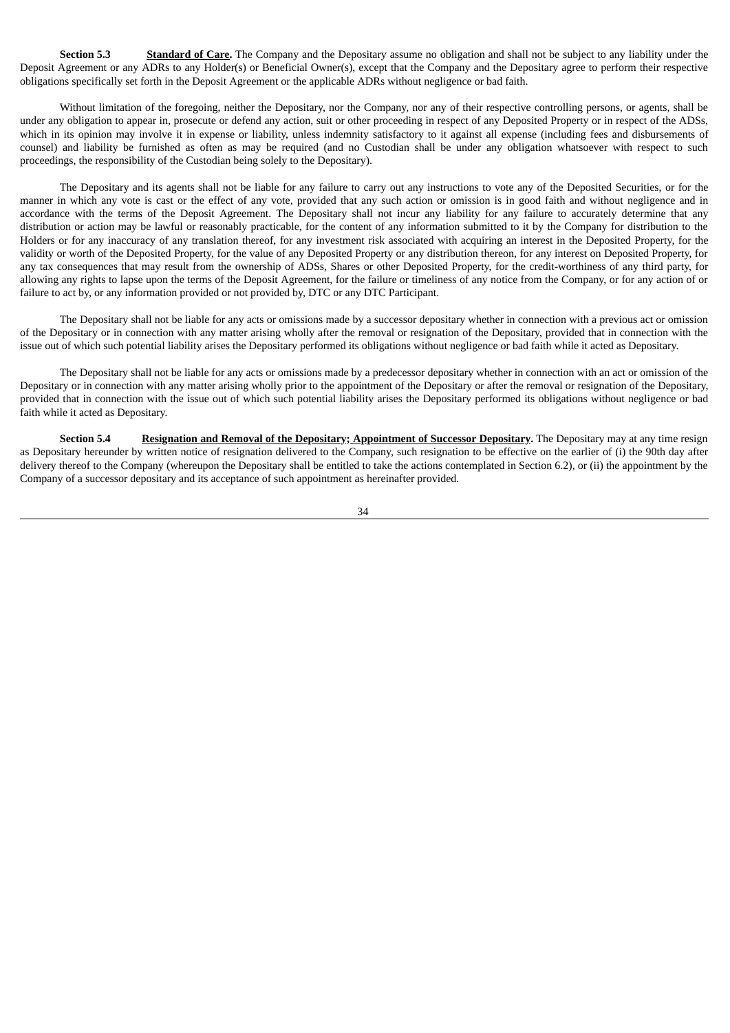**Section 5.3** **Standard of Care.** The Company and the Depositary assume no obligation and shall not be subject to any liability under the Deposit Agreement or any ADRs to any Holder(s) or Beneficial Owner(s), except that the Company and the Depositary agree to perform their respective obligations specifically set forth in the Deposit Agreement or the applicable ADRs without negligence or bad faith.

Without limitation of the foregoing, neither the Depositary, nor the Company, nor any of their respective controlling persons, or agents, shall be under any obligation to appear in, prosecute or defend any action, suit or other proceeding in respect of any Deposited Property or in respect of the ADSs, which in its opinion may involve it in expense or liability, unless indemnity satisfactory to it against all expense (including fees and disbursements of counsel) and liability be furnished as often as may be required (and no Custodian shall be under any obligation whatsoever with respect to such proceedings, the responsibility of the Custodian being solely to the Depositary).

The Depositary and its agents shall not be liable for any failure to carry out any instructions to vote any of the Deposited Securities, or for the manner in which any vote is cast or the effect of any vote, provided that any such action or omission is in good faith and without negligence and in accordance with the terms of the Deposit Agreement. The Depositary shall not incur any liability for any failure to accurately determine that any distribution or action may be lawful or reasonably practicable, for the content of any information submitted to it by the Company for distribution to the Holders or for any inaccuracy of any translation thereof, for any investment risk associated with acquiring an interest in the Deposited Property, for the validity or worth of the Deposited Property, for the value of any Deposited Property or any distribution thereon, for any interest on Deposited Property, for any tax consequences that may result from the ownership of ADSs, Shares or other Deposited Property, for the credit-worthiness of any third party, for allowing any rights to lapse upon the terms of the Deposit Agreement, for the failure or timeliness of any notice from the Company, or for any action of or failure to act by, or any information provided or not provided by, DTC or any DTC Participant.

The Depositary shall not be liable for any acts or omissions made by a successor depositary whether in connection with a previous act or omission of the Depositary or in connection with any matter arising wholly after the removal or resignation of the Depositary, provided that in connection with the issue out of which such potential liability arises the Depositary performed its obligations without negligence or bad faith while it acted as Depositary.

The Depositary shall not be liable for any acts or omissions made by a predecessor depositary whether in connection with an act or omission of the Depositary or in connection with any matter arising wholly prior to the appointment of the Depositary or after the removal or resignation of the Depositary, provided that in connection with the issue out of which such potential liability arises the Depositary performed its obligations without negligence or bad faith while it acted as Depositary.

**Section 5.4** **Resignation and Removal of the Depositary; Appointment of Successor Depositary.** The Depositary may at any time resign as Depositary hereunder by written notice of resignation delivered to the Company, such resignation to be effective on the earlier of (i) the 90th day after delivery thereof to the Company (whereupon the Depositary shall be entitled to take the actions contemplated in Section 6.2), or (ii) the appointment by the Company of a successor depositary and its acceptance of such appointment as hereinafter provided.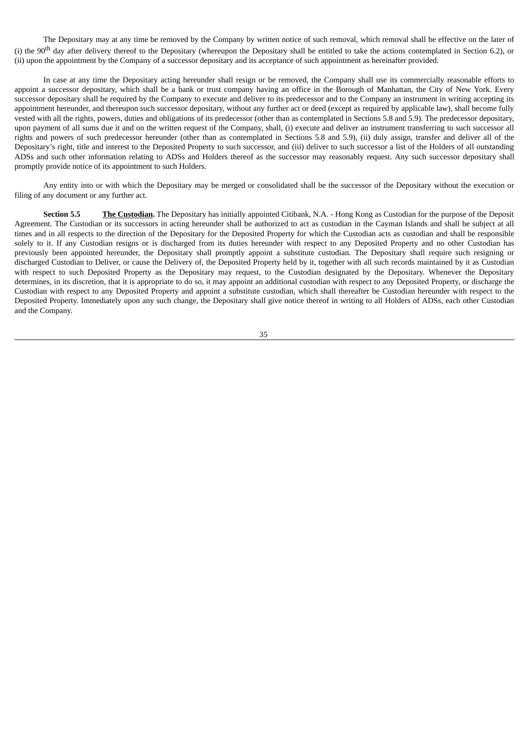The Depositary may at any time be removed by the Company by written notice of such removal, which removal shall be effective on the later of (i) the 90th day after delivery thereof to the Depositary (whereupon the Depositary shall be entitled to take the actions contemplated in Section 6.2), or (ii) upon the appointment by the Company of a successor depositary and its acceptance of such appointment as hereinafter provided.

In case at any time the Depositary acting hereunder shall resign or be removed, the Company shall use its commercially reasonable efforts to appoint a successor depositary, which shall be a bank or trust company having an office in the Borough of Manhattan, the City of New York. Every successor depositary shall be required by the Company to execute and deliver to its predecessor and to the Company an instrument in writing accepting its appointment hereunder, and thereupon such successor depositary, without any further act or deed (except as required by applicable law), shall become fully vested with all the rights, powers, duties and obligations of its predecessor (other than as contemplated in Sections 5.8 and 5.9). The predecessor depositary, upon payment of all sums due it and on the written request of the Company, shall, (i) execute and deliver an instrument transferring to such successor all rights and powers of such predecessor hereunder (other than as contemplated in Sections 5.8 and 5.9), (ii) duly assign, transfer and deliver all of the Depositary's right, title and interest to the Deposited Property to such successor, and (iii) deliver to such successor a list of the Holders of all outstanding ADSs and such other information relating to ADSs and Holders thereof as the successor may reasonably request. Any such successor depositary shall promptly provide notice of its appointment to such Holders.

Any entity into or with which the Depositary may be merged or consolidated shall be the successor of the Depositary without the execution or filing of any document or any further act.

**Section 5.5 The Custodian.** The Depositary has initially appointed Citibank, N.A. - Hong Kong as Custodian for the purpose of the Deposit Agreement. The Custodian or its successors in acting hereunder shall be authorized to act as custodian in the Cayman Islands and shall be subject at all times and in all respects to the direction of the Depositary for the Deposited Property for which the Custodian acts as custodian and shall be responsible solely to it. If any Custodian resigns or is discharged from its duties hereunder with respect to any Deposited Property and no other Custodian has previously been appointed hereunder, the Depositary shall promptly appoint a substitute custodian. The Depositary shall require such resigning or discharged Custodian to Deliver, or cause the Delivery of, the Deposited Property held by it, together with all such records maintained by it as Custodian with respect to such Deposited Property as the Depositary may request, to the Custodian designated by the Depositary. Whenever the Depositary determines, in its discretion, that it is appropriate to do so, it may appoint an additional custodian with respect to any Deposited Property, or discharge the Custodian with respect to any Deposited Property and appoint a substitute custodian, which shall thereafter be Custodian hereunder with respect to the Deposited Property. Immediately upon any such change, the Depositary shall give notice thereof in writing to all Holders of ADSs, each other Custodian and the Company.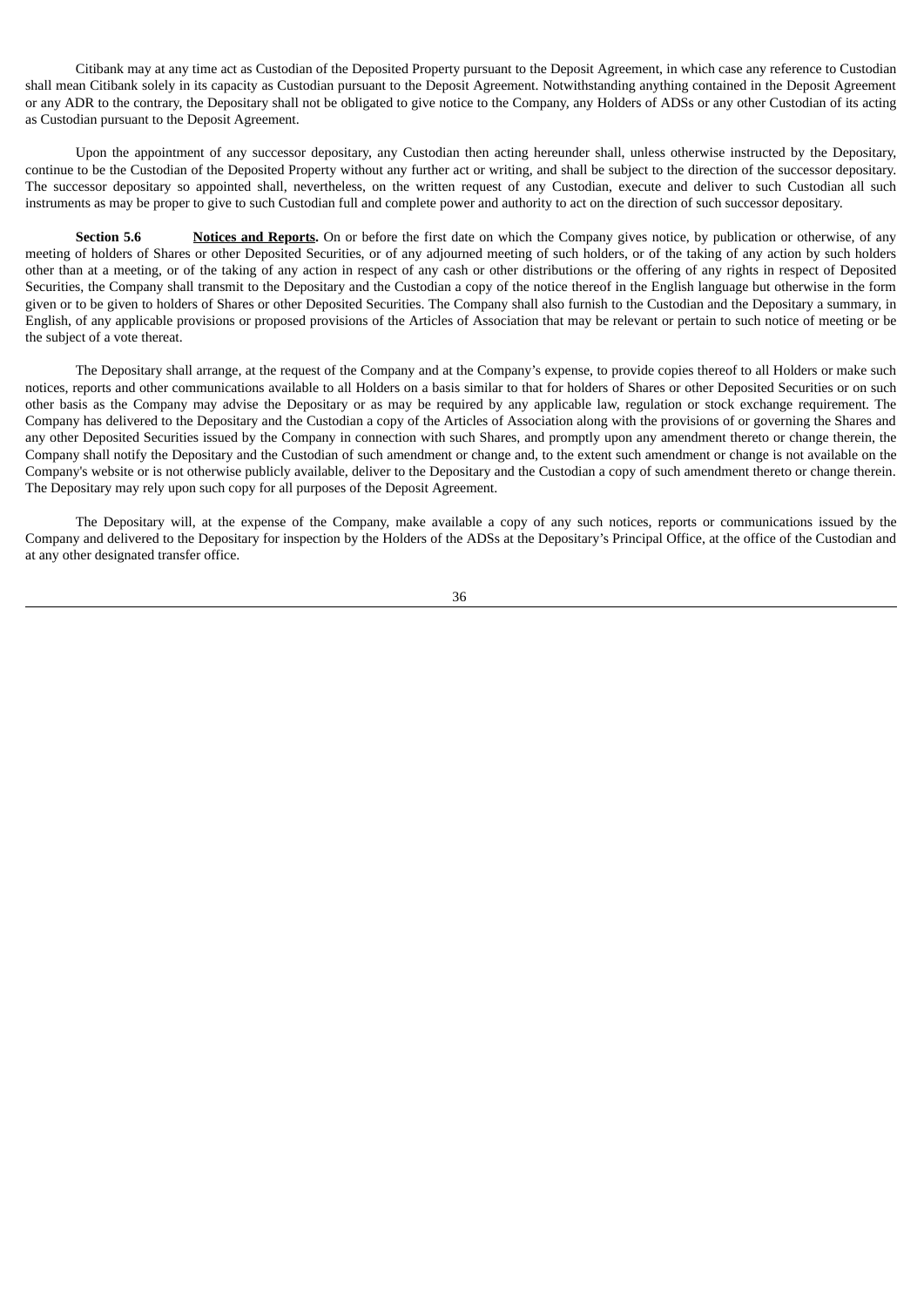Citibank may at any time act as Custodian of the Deposited Property pursuant to the Deposit Agreement, in which case any reference to Custodian shall mean Citibank solely in its capacity as Custodian pursuant to the Deposit Agreement. Notwithstanding anything contained in the Deposit Agreement or any ADR to the contrary, the Depositary shall not be obligated to give notice to the Company, any Holders of ADSs or any other Custodian of its acting as Custodian pursuant to the Deposit Agreement.

Upon the appointment of any successor depositary, any Custodian then acting hereunder shall, unless otherwise instructed by the Depositary, continue to be the Custodian of the Deposited Property without any further act or writing, and shall be subject to the direction of the successor depositary. The successor depositary so appointed shall, nevertheless, on the written request of any Custodian, execute and deliver to such Custodian all such instruments as may be proper to give to such Custodian full and complete power and authority to act on the direction of such successor depositary.

**Section 5.6** **Notices and Reports.** On or before the first date on which the Company gives notice, by publication or otherwise, of any meeting of holders of Shares or other Deposited Securities, or of any adjourned meeting of such holders, or of the taking of any action by such holders other than at a meeting, or of the taking of any action in respect of any cash or other distributions or the offering of any rights in respect of Deposited Securities, the Company shall transmit to the Depositary and the Custodian a copy of the notice thereof in the English language but otherwise in the form given or to be given to holders of Shares or other Deposited Securities. The Company shall also furnish to the Custodian and the Depositary a summary, in English, of any applicable provisions or proposed provisions of the Articles of Association that may be relevant or pertain to such notice of meeting or be the subject of a vote thereat.

The Depositary shall arrange, at the request of the Company and at the Company's expense, to provide copies thereof to all Holders or make such notices, reports and other communications available to all Holders on a basis similar to that for holders of Shares or other Deposited Securities or on such other basis as the Company may advise the Depositary or as may be required by any applicable law, regulation or stock exchange requirement. The Company has delivered to the Depositary and the Custodian a copy of the Articles of Association along with the provisions of or governing the Shares and any other Deposited Securities issued by the Company in connection with such Shares, and promptly upon any amendment thereto or change therein, the Company shall notify the Depositary and the Custodian of such amendment or change and, to the extent such amendment or change is not available on the Company's website or is not otherwise publicly available, deliver to the Depositary and the Custodian a copy of such amendment thereto or change therein. The Depositary may rely upon such copy for all purposes of the Deposit Agreement.

The Depositary will, at the expense of the Company, make available a copy of any such notices, reports or communications issued by the Company and delivered to the Depositary for inspection by the Holders of the ADSs at the Depositary's Principal Office, at the office of the Custodian and at any other designated transfer office.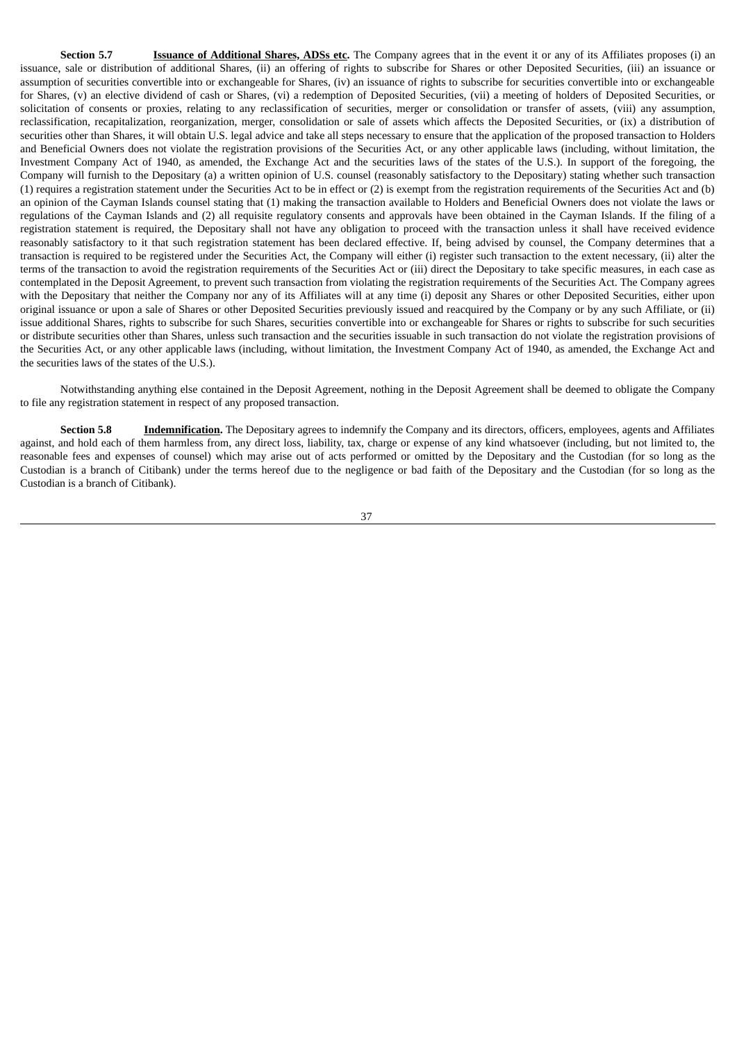**Section 5.7** **<u>Issuance of Additional Shares, ADSs etc</u>.** The Company agrees that in the event it or any of its Affiliates proposes (i) an issuance, sale or distribution of additional Shares, (ii) an offering of rights to subscribe for Shares or other Deposited Securities, (iii) an issuance or assumption of securities convertible into or exchangeable for Shares, (iv) an issuance of rights to subscribe for securities convertible into or exchangeable for Shares, (v) an elective dividend of cash or Shares, (vi) a redemption of Deposited Securities, (vii) a meeting of holders of Deposited Securities, or solicitation of consents or proxies, relating to any reclassification of securities, merger or consolidation or transfer of assets, (viii) any assumption, reclassification, recapitalization, reorganization, merger, consolidation or sale of assets which affects the Deposited Securities, or (ix) a distribution of securities other than Shares, it will obtain U.S. legal advice and take all steps necessary to ensure that the application of the proposed transaction to Holders and Beneficial Owners does not violate the registration provisions of the Securities Act, or any other applicable laws (including, without limitation, the Investment Company Act of 1940, as amended, the Exchange Act and the securities laws of the states of the U.S.). In support of the foregoing, the Company will furnish to the Depositary (a) a written opinion of U.S. counsel (reasonably satisfactory to the Depositary) stating whether such transaction (1) requires a registration statement under the Securities Act to be in effect or (2) is exempt from the registration requirements of the Securities Act and (b) an opinion of the Cayman Islands counsel stating that (1) making the transaction available to Holders and Beneficial Owners does not violate the laws or regulations of the Cayman Islands and (2) all requisite regulatory consents and approvals have been obtained in the Cayman Islands. If the filing of a registration statement is required, the Depositary shall not have any obligation to proceed with the transaction unless it shall have received evidence reasonably satisfactory to it that such registration statement has been declared effective. If, being advised by counsel, the Company determines that a transaction is required to be registered under the Securities Act, the Company will either (i) register such transaction to the extent necessary, (ii) alter the terms of the transaction to avoid the registration requirements of the Securities Act or (iii) direct the Depositary to take specific measures, in each case as contemplated in the Deposit Agreement, to prevent such transaction from violating the registration requirements of the Securities Act. The Company agrees with the Depositary that neither the Company nor any of its Affiliates will at any time (i) deposit any Shares or other Deposited Securities, either upon original issuance or upon a sale of Shares or other Deposited Securities previously issued and reacquired by the Company or by any such Affiliate, or (ii) issue additional Shares, rights to subscribe for such Shares, securities convertible into or exchangeable for Shares or rights to subscribe for such securities or distribute securities other than Shares, unless such transaction and the securities issuable in such transaction do not violate the registration provisions of the Securities Act, or any other applicable laws (including, without limitation, the Investment Company Act of 1940, as amended, the Exchange Act and the securities laws of the states of the U.S.).

Notwithstanding anything else contained in the Deposit Agreement, nothing in the Deposit Agreement shall be deemed to obligate the Company to file any registration statement in respect of any proposed transaction.

**Section 5.8** **<u>Indemnification</u>.** The Depositary agrees to indemnify the Company and its directors, officers, employees, agents and Affiliates against, and hold each of them harmless from, any direct loss, liability, tax, charge or expense of any kind whatsoever (including, but not limited to, the reasonable fees and expenses of counsel) which may arise out of acts performed or omitted by the Depositary and the Custodian (for so long as the Custodian is a branch of Citibank) under the terms hereof due to the negligence or bad faith of the Depositary and the Custodian (for so long as the Custodian is a branch of Citibank).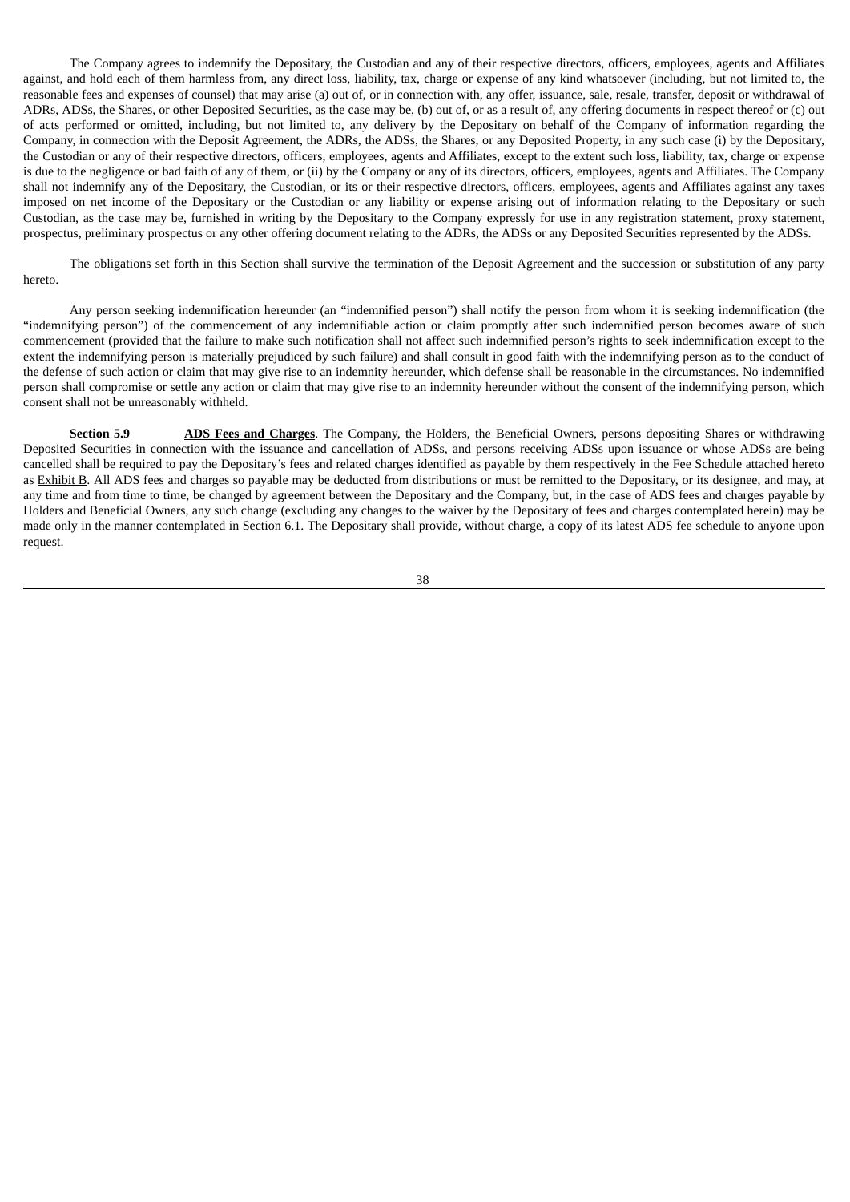The Company agrees to indemnify the Depositary, the Custodian and any of their respective directors, officers, employees, agents and Affiliates against, and hold each of them harmless from, any direct loss, liability, tax, charge or expense of any kind whatsoever (including, but not limited to, the reasonable fees and expenses of counsel) that may arise (a) out of, or in connection with, any offer, issuance, sale, resale, transfer, deposit or withdrawal of ADRs, ADSs, the Shares, or other Deposited Securities, as the case may be, (b) out of, or as a result of, any offering documents in respect thereof or (c) out of acts performed or omitted, including, but not limited to, any delivery by the Depositary on behalf of the Company of information regarding the Company, in connection with the Deposit Agreement, the ADRs, the ADSs, the Shares, or any Deposited Property, in any such case (i) by the Depositary, the Custodian or any of their respective directors, officers, employees, agents and Affiliates, except to the extent such loss, liability, tax, charge or expense is due to the negligence or bad faith of any of them, or (ii) by the Company or any of its directors, officers, employees, agents and Affiliates. The Company shall not indemnify any of the Depositary, the Custodian, or its or their respective directors, officers, employees, agents and Affiliates against any taxes imposed on net income of the Depositary or the Custodian or any liability or expense arising out of information relating to the Depositary or such Custodian, as the case may be, furnished in writing by the Depositary to the Company expressly for use in any registration statement, proxy statement, prospectus, preliminary prospectus or any other offering document relating to the ADRs, the ADSs or any Deposited Securities represented by the ADSs.

The obligations set forth in this Section shall survive the termination of the Deposit Agreement and the succession or substitution of any party hereto.

Any person seeking indemnification hereunder (an "indemnified person") shall notify the person from whom it is seeking indemnification (the "indemnifying person") of the commencement of any indemnifiable action or claim promptly after such indemnified person becomes aware of such commencement (provided that the failure to make such notification shall not affect such indemnified person's rights to seek indemnification except to the extent the indemnifying person is materially prejudiced by such failure) and shall consult in good faith with the indemnifying person as to the conduct of the defense of such action or claim that may give rise to an indemnity hereunder, which defense shall be reasonable in the circumstances. No indemnified person shall compromise or settle any action or claim that may give rise to an indemnity hereunder without the consent of the indemnifying person, which consent shall not be unreasonably withheld.

**Section 5.9** **ADS Fees and Charges**. The Company, the Holders, the Beneficial Owners, persons depositing Shares or withdrawing Deposited Securities in connection with the issuance and cancellation of ADSs, and persons receiving ADSs upon issuance or whose ADSs are being cancelled shall be required to pay the Depositary's fees and related charges identified as payable by them respectively in the Fee Schedule attached hereto as Exhibit B. All ADS fees and charges so payable may be deducted from distributions or must be remitted to the Depositary, or its designee, and may, at any time and from time to time, be changed by agreement between the Depositary and the Company, but, in the case of ADS fees and charges payable by Holders and Beneficial Owners, any such change (excluding any changes to the waiver by the Depositary of fees and charges contemplated herein) may be made only in the manner contemplated in Section 6.1. The Depositary shall provide, without charge, a copy of its latest ADS fee schedule to anyone upon request.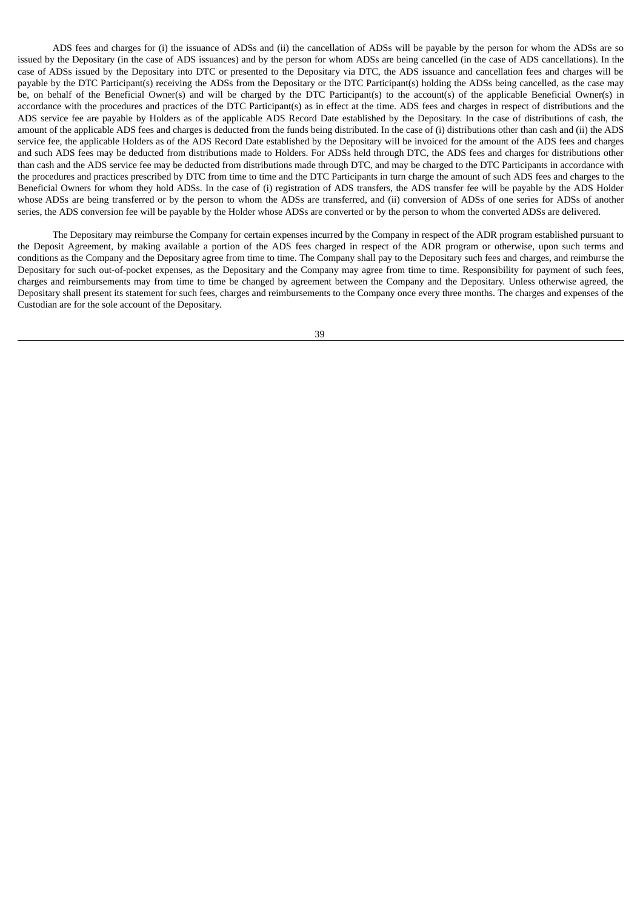ADS fees and charges for (i) the issuance of ADSs and (ii) the cancellation of ADSs will be payable by the person for whom the ADSs are so issued by the Depositary (in the case of ADS issuances) and by the person for whom ADSs are being cancelled (in the case of ADS cancellations). In the case of ADSs issued by the Depositary into DTC or presented to the Depositary via DTC, the ADS issuance and cancellation fees and charges will be payable by the DTC Participant(s) receiving the ADSs from the Depositary or the DTC Participant(s) holding the ADSs being cancelled, as the case may be, on behalf of the Beneficial Owner(s) and will be charged by the DTC Participant(s) to the account(s) of the applicable Beneficial Owner(s) in accordance with the procedures and practices of the DTC Participant(s) as in effect at the time. ADS fees and charges in respect of distributions and the ADS service fee are payable by Holders as of the applicable ADS Record Date established by the Depositary. In the case of distributions of cash, the amount of the applicable ADS fees and charges is deducted from the funds being distributed. In the case of (i) distributions other than cash and (ii) the ADS service fee, the applicable Holders as of the ADS Record Date established by the Depositary will be invoiced for the amount of the ADS fees and charges and such ADS fees may be deducted from distributions made to Holders. For ADSs held through DTC, the ADS fees and charges for distributions other than cash and the ADS service fee may be deducted from distributions made through DTC, and may be charged to the DTC Participants in accordance with the procedures and practices prescribed by DTC from time to time and the DTC Participants in turn charge the amount of such ADS fees and charges to the Beneficial Owners for whom they hold ADSs. In the case of (i) registration of ADS transfers, the ADS transfer fee will be payable by the ADS Holder whose ADSs are being transferred or by the person to whom the ADSs are transferred, and (ii) conversion of ADSs of one series for ADSs of another series, the ADS conversion fee will be payable by the Holder whose ADSs are converted or by the person to whom the converted ADSs are delivered.

The Depositary may reimburse the Company for certain expenses incurred by the Company in respect of the ADR program established pursuant to the Deposit Agreement, by making available a portion of the ADS fees charged in respect of the ADR program or otherwise, upon such terms and conditions as the Company and the Depositary agree from time to time. The Company shall pay to the Depositary such fees and charges, and reimburse the Depositary for such out-of-pocket expenses, as the Depositary and the Company may agree from time to time. Responsibility for payment of such fees, charges and reimbursements may from time to time be changed by agreement between the Company and the Depositary. Unless otherwise agreed, the Depositary shall present its statement for such fees, charges and reimbursements to the Company once every three months. The charges and expenses of the Custodian are for the sole account of the Depositary.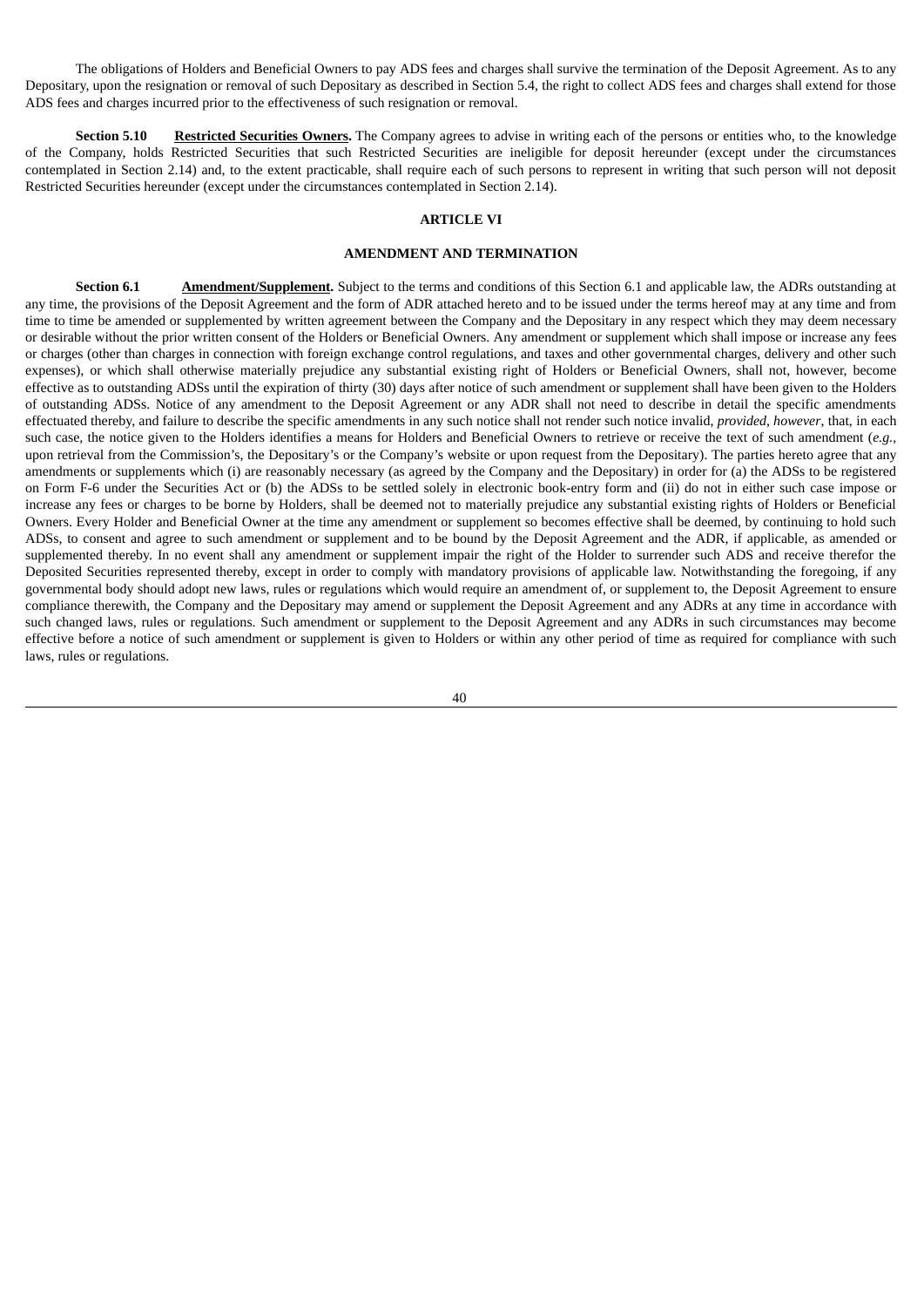The obligations of Holders and Beneficial Owners to pay ADS fees and charges shall survive the termination of the Deposit Agreement. As to any Depositary, upon the resignation or removal of such Depositary as described in Section 5.4, the right to collect ADS fees and charges shall extend for those ADS fees and charges incurred prior to the effectiveness of such resignation or removal.

**Section 5.10** **<u>Restricted Securities Owners</u>.** The Company agrees to advise in writing each of the persons or entities who, to the knowledge of the Company, holds Restricted Securities that such Restricted Securities are ineligible for deposit hereunder (except under the circumstances contemplated in Section 2.14) and, to the extent practicable, shall require each of such persons to represent in writing that such person will not deposit Restricted Securities hereunder (except under the circumstances contemplated in Section 2.14).

## ARTICLE VI

## AMENDMENT AND TERMINATION

**Section 6.1** **<u>Amendment/Supplement</u>.** Subject to the terms and conditions of this Section 6.1 and applicable law, the ADRs outstanding at any time, the provisions of the Deposit Agreement and the form of ADR attached hereto and to be issued under the terms hereof may at any time and from time to time be amended or supplemented by written agreement between the Company and the Depositary in any respect which they may deem necessary or desirable without the prior written consent of the Holders or Beneficial Owners. Any amendment or supplement which shall impose or increase any fees or charges (other than charges in connection with foreign exchange control regulations, and taxes and other governmental charges, delivery and other such expenses), or which shall otherwise materially prejudice any substantial existing right of Holders or Beneficial Owners, shall not, however, become effective as to outstanding ADSs until the expiration of thirty (30) days after notice of such amendment or supplement shall have been given to the Holders of outstanding ADSs. Notice of any amendment to the Deposit Agreement or any ADR shall not need to describe in detail the specific amendments effectuated thereby, and failure to describe the specific amendments in any such notice shall not render such notice invalid, *provided*, *however*, that, in each such case, the notice given to the Holders identifies a means for Holders and Beneficial Owners to retrieve or receive the text of such amendment (*e.g.*, upon retrieval from the Commission's, the Depositary's or the Company's website or upon request from the Depositary). The parties hereto agree that any amendments or supplements which (i) are reasonably necessary (as agreed by the Company and the Depositary) in order for (a) the ADSs to be registered on Form F-6 under the Securities Act or (b) the ADSs to be settled solely in electronic book-entry form and (ii) do not in either such case impose or increase any fees or charges to be borne by Holders, shall be deemed not to materially prejudice any substantial existing rights of Holders or Beneficial Owners. Every Holder and Beneficial Owner at the time any amendment or supplement so becomes effective shall be deemed, by continuing to hold such ADSs, to consent and agree to such amendment or supplement and to be bound by the Deposit Agreement and the ADR, if applicable, as amended or supplemented thereby. In no event shall any amendment or supplement impair the right of the Holder to surrender such ADS and receive therefor the Deposited Securities represented thereby, except in order to comply with mandatory provisions of applicable law. Notwithstanding the foregoing, if any governmental body should adopt new laws, rules or regulations which would require an amendment of, or supplement to, the Deposit Agreement to ensure compliance therewith, the Company and the Depositary may amend or supplement the Deposit Agreement and any ADRs at any time in accordance with such changed laws, rules or regulations. Such amendment or supplement to the Deposit Agreement and any ADRs in such circumstances may become effective before a notice of such amendment or supplement is given to Holders or within any other period of time as required for compliance with such laws, rules or regulations.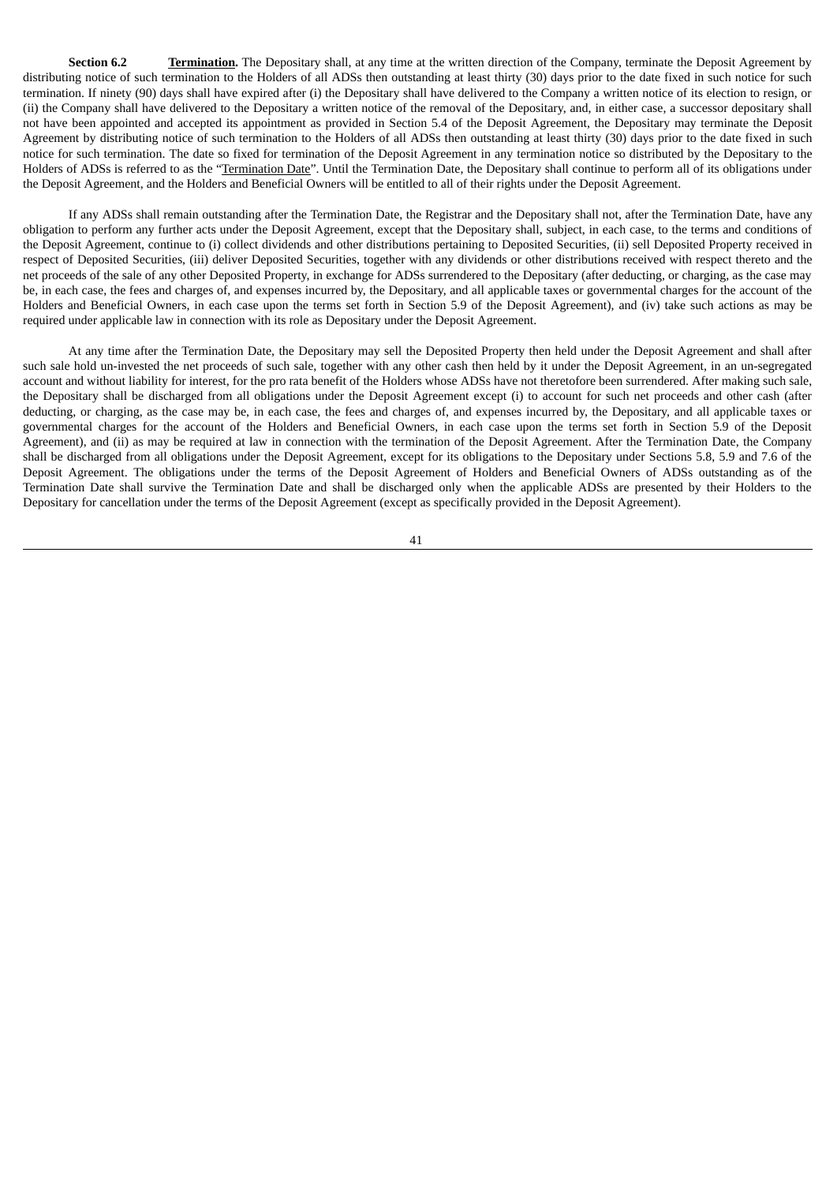**Section 6.2** **Termination.** The Depositary shall, at any time at the written direction of the Company, terminate the Deposit Agreement by distributing notice of such termination to the Holders of all ADSs then outstanding at least thirty (30) days prior to the date fixed in such notice for such termination. If ninety (90) days shall have expired after (i) the Depositary shall have delivered to the Company a written notice of its election to resign, or (ii) the Company shall have delivered to the Depositary a written notice of the removal of the Depositary, and, in either case, a successor depositary shall not have been appointed and accepted its appointment as provided in Section 5.4 of the Deposit Agreement, the Depositary may terminate the Deposit Agreement by distributing notice of such termination to the Holders of all ADSs then outstanding at least thirty (30) days prior to the date fixed in such notice for such termination. The date so fixed for termination of the Deposit Agreement in any termination notice so distributed by the Depositary to the Holders of ADSs is referred to as the "Termination Date". Until the Termination Date, the Depositary shall continue to perform all of its obligations under the Deposit Agreement, and the Holders and Beneficial Owners will be entitled to all of their rights under the Deposit Agreement.

If any ADSs shall remain outstanding after the Termination Date, the Registrar and the Depositary shall not, after the Termination Date, have any obligation to perform any further acts under the Deposit Agreement, except that the Depositary shall, subject, in each case, to the terms and conditions of the Deposit Agreement, continue to (i) collect dividends and other distributions pertaining to Deposited Securities, (ii) sell Deposited Property received in respect of Deposited Securities, (iii) deliver Deposited Securities, together with any dividends or other distributions received with respect thereto and the net proceeds of the sale of any other Deposited Property, in exchange for ADSs surrendered to the Depositary (after deducting, or charging, as the case may be, in each case, the fees and charges of, and expenses incurred by, the Depositary, and all applicable taxes or governmental charges for the account of the Holders and Beneficial Owners, in each case upon the terms set forth in Section 5.9 of the Deposit Agreement), and (iv) take such actions as may be required under applicable law in connection with its role as Depositary under the Deposit Agreement.

At any time after the Termination Date, the Depositary may sell the Deposited Property then held under the Deposit Agreement and shall after such sale hold un-invested the net proceeds of such sale, together with any other cash then held by it under the Deposit Agreement, in an un-segregated account and without liability for interest, for the pro rata benefit of the Holders whose ADSs have not theretofore been surrendered. After making such sale, the Depositary shall be discharged from all obligations under the Deposit Agreement except (i) to account for such net proceeds and other cash (after deducting, or charging, as the case may be, in each case, the fees and charges of, and expenses incurred by, the Depositary, and all applicable taxes or governmental charges for the account of the Holders and Beneficial Owners, in each case upon the terms set forth in Section 5.9 of the Deposit Agreement), and (ii) as may be required at law in connection with the termination of the Deposit Agreement. After the Termination Date, the Company shall be discharged from all obligations under the Deposit Agreement, except for its obligations to the Depositary under Sections 5.8, 5.9 and 7.6 of the Deposit Agreement. The obligations under the terms of the Deposit Agreement of Holders and Beneficial Owners of ADSs outstanding as of the Termination Date shall survive the Termination Date and shall be discharged only when the applicable ADSs are presented by their Holders to the Depositary for cancellation under the terms of the Deposit Agreement (except as specifically provided in the Deposit Agreement).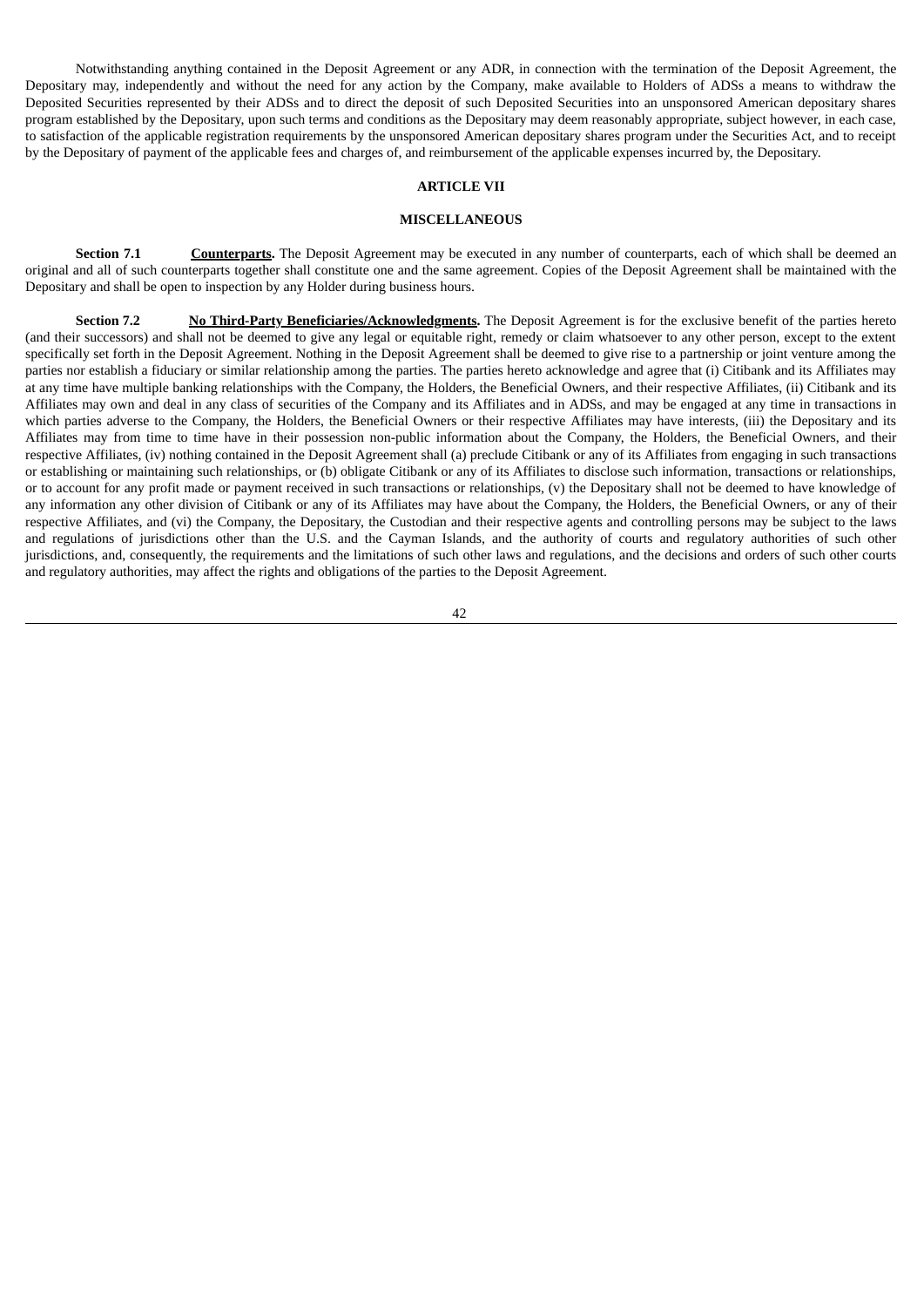Notwithstanding anything contained in the Deposit Agreement or any ADR, in connection with the termination of the Deposit Agreement, the Depositary may, independently and without the need for any action by the Company, make available to Holders of ADSs a means to withdraw the Deposited Securities represented by their ADSs and to direct the deposit of such Deposited Securities into an unsponsored American depositary shares program established by the Depositary, upon such terms and conditions as the Depositary may deem reasonably appropriate, subject however, in each case, to satisfaction of the applicable registration requirements by the unsponsored American depositary shares program under the Securities Act, and to receipt by the Depositary of payment of the applicable fees and charges of, and reimbursement of the applicable expenses incurred by, the Depositary.

## ARTICLE VII

## MISCELLANEOUS

**Section 7.1** **Counterparts.** The Deposit Agreement may be executed in any number of counterparts, each of which shall be deemed an original and all of such counterparts together shall constitute one and the same agreement. Copies of the Deposit Agreement shall be maintained with the Depositary and shall be open to inspection by any Holder during business hours.

**Section 7.2** **No Third-Party Beneficiaries/Acknowledgments.** The Deposit Agreement is for the exclusive benefit of the parties hereto (and their successors) and shall not be deemed to give any legal or equitable right, remedy or claim whatsoever to any other person, except to the extent specifically set forth in the Deposit Agreement. Nothing in the Deposit Agreement shall be deemed to give rise to a partnership or joint venture among the parties nor establish a fiduciary or similar relationship among the parties. The parties hereto acknowledge and agree that (i) Citibank and its Affiliates may at any time have multiple banking relationships with the Company, the Holders, the Beneficial Owners, and their respective Affiliates, (ii) Citibank and its Affiliates may own and deal in any class of securities of the Company and its Affiliates and in ADSs, and may be engaged at any time in transactions in which parties adverse to the Company, the Holders, the Beneficial Owners or their respective Affiliates may have interests, (iii) the Depositary and its Affiliates may from time to time have in their possession non-public information about the Company, the Holders, the Beneficial Owners, and their respective Affiliates, (iv) nothing contained in the Deposit Agreement shall (a) preclude Citibank or any of its Affiliates from engaging in such transactions or establishing or maintaining such relationships, or (b) obligate Citibank or any of its Affiliates to disclose such information, transactions or relationships, or to account for any profit made or payment received in such transactions or relationships, (v) the Depositary shall not be deemed to have knowledge of any information any other division of Citibank or any of its Affiliates may have about the Company, the Holders, the Beneficial Owners, or any of their respective Affiliates, and (vi) the Company, the Depositary, the Custodian and their respective agents and controlling persons may be subject to the laws and regulations of jurisdictions other than the U.S. and the Cayman Islands, and the authority of courts and regulatory authorities of such other jurisdictions, and, consequently, the requirements and the limitations of such other laws and regulations, and the decisions and orders of such other courts and regulatory authorities, may affect the rights and obligations of the parties to the Deposit Agreement.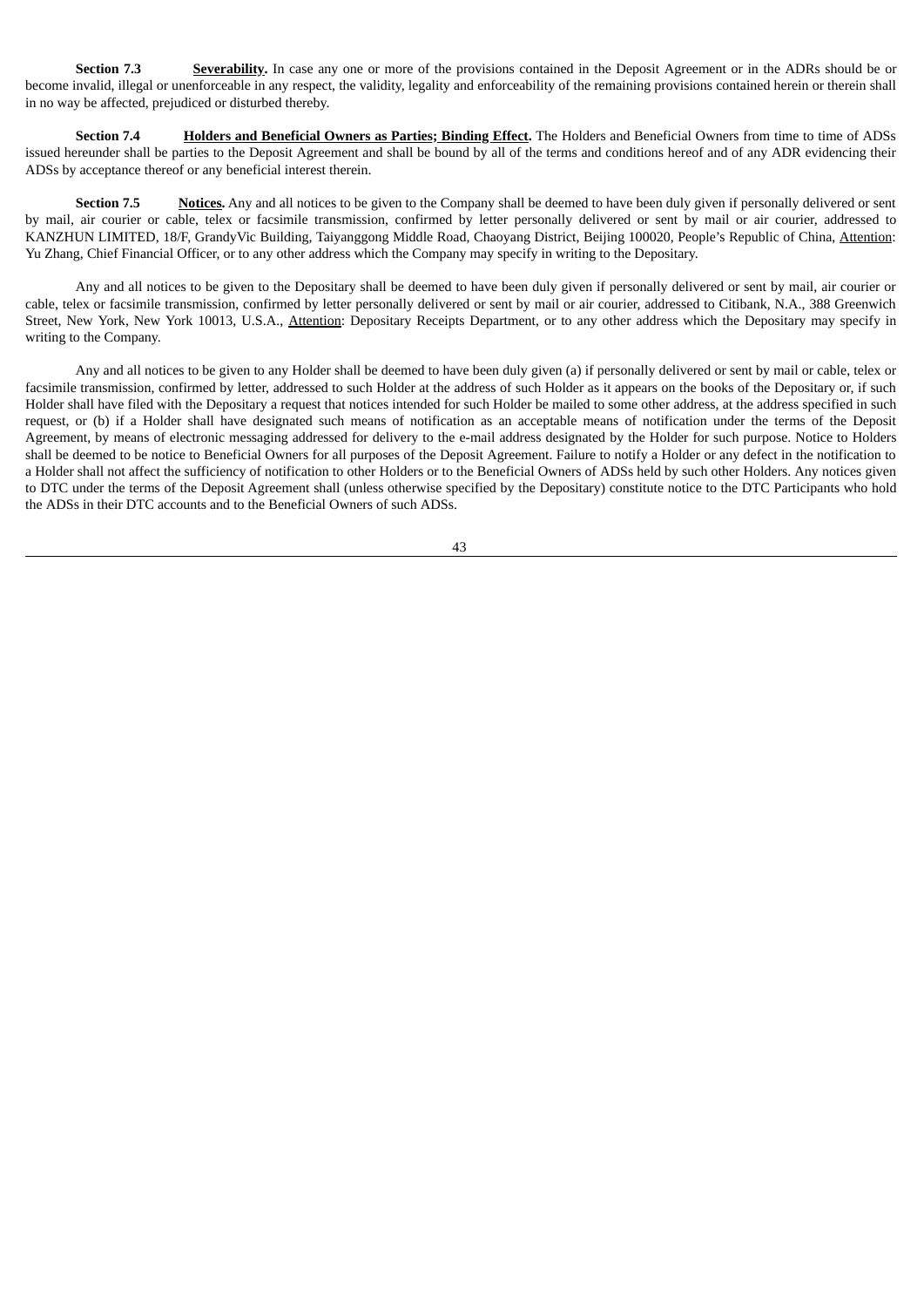**Section 7.3** **Severability.** In case any one or more of the provisions contained in the Deposit Agreement or in the ADRs should be or become invalid, illegal or unenforceable in any respect, the validity, legality and enforceability of the remaining provisions contained herein or therein shall in no way be affected, prejudiced or disturbed thereby.

**Section 7.4** **Holders and Beneficial Owners as Parties; Binding Effect.** The Holders and Beneficial Owners from time to time of ADSs issued hereunder shall be parties to the Deposit Agreement and shall be bound by all of the terms and conditions hereof and of any ADR evidencing their ADSs by acceptance thereof or any beneficial interest therein.

**Section 7.5** **Notices.** Any and all notices to be given to the Company shall be deemed to have been duly given if personally delivered or sent by mail, air courier or cable, telex or facsimile transmission, confirmed by letter personally delivered or sent by mail or air courier, addressed to KANZHUN LIMITED, 18/F, GrandyVic Building, Taiyanggong Middle Road, Chaoyang District, Beijing 100020, People's Republic of China, Attention: Yu Zhang, Chief Financial Officer, or to any other address which the Company may specify in writing to the Depositary.

Any and all notices to be given to the Depositary shall be deemed to have been duly given if personally delivered or sent by mail, air courier or cable, telex or facsimile transmission, confirmed by letter personally delivered or sent by mail or air courier, addressed to Citibank, N.A., 388 Greenwich Street, New York, New York 10013, U.S.A., Attention: Depositary Receipts Department, or to any other address which the Depositary may specify in writing to the Company.

Any and all notices to be given to any Holder shall be deemed to have been duly given (a) if personally delivered or sent by mail or cable, telex or facsimile transmission, confirmed by letter, addressed to such Holder at the address of such Holder as it appears on the books of the Depositary or, if such Holder shall have filed with the Depositary a request that notices intended for such Holder be mailed to some other address, at the address specified in such request, or (b) if a Holder shall have designated such means of notification as an acceptable means of notification under the terms of the Deposit Agreement, by means of electronic messaging addressed for delivery to the e-mail address designated by the Holder for such purpose. Notice to Holders shall be deemed to be notice to Beneficial Owners for all purposes of the Deposit Agreement. Failure to notify a Holder or any defect in the notification to a Holder shall not affect the sufficiency of notification to other Holders or to the Beneficial Owners of ADSs held by such other Holders. Any notices given to DTC under the terms of the Deposit Agreement shall (unless otherwise specified by the Depositary) constitute notice to the DTC Participants who hold the ADSs in their DTC accounts and to the Beneficial Owners of such ADSs.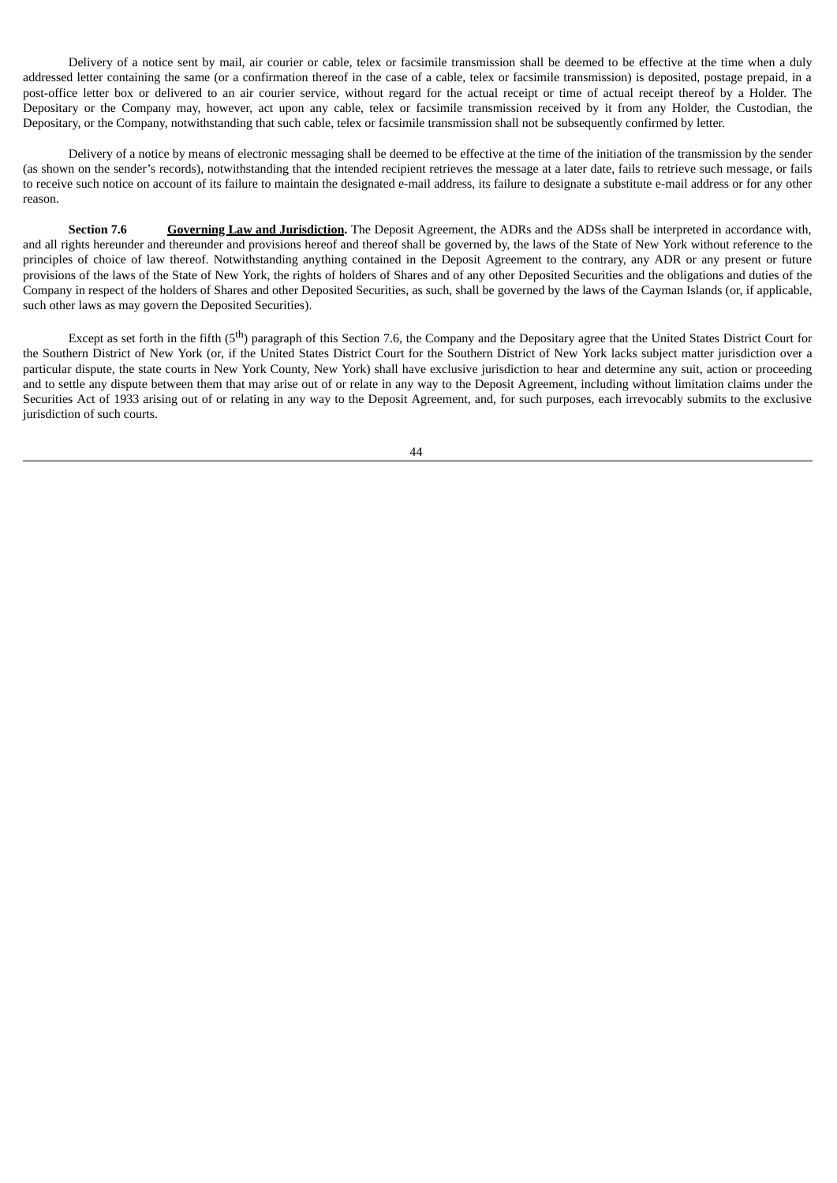Delivery of a notice sent by mail, air courier or cable, telex or facsimile transmission shall be deemed to be effective at the time when a duly addressed letter containing the same (or a confirmation thereof in the case of a cable, telex or facsimile transmission) is deposited, postage prepaid, in a post-office letter box or delivered to an air courier service, without regard for the actual receipt or time of actual receipt thereof by a Holder. The Depositary or the Company may, however, act upon any cable, telex or facsimile transmission received by it from any Holder, the Custodian, the Depositary, or the Company, notwithstanding that such cable, telex or facsimile transmission shall not be subsequently confirmed by letter.

Delivery of a notice by means of electronic messaging shall be deemed to be effective at the time of the initiation of the transmission by the sender (as shown on the sender's records), notwithstanding that the intended recipient retrieves the message at a later date, fails to retrieve such message, or fails to receive such notice on account of its failure to maintain the designated e-mail address, its failure to designate a substitute e-mail address or for any other reason.

**Section 7.6** **Governing Law and Jurisdiction.** The Deposit Agreement, the ADRs and the ADSs shall be interpreted in accordance with, and all rights hereunder and thereunder and provisions hereof and thereof shall be governed by, the laws of the State of New York without reference to the principles of choice of law thereof. Notwithstanding anything contained in the Deposit Agreement to the contrary, any ADR or any present or future provisions of the laws of the State of New York, the rights of holders of Shares and of any other Deposited Securities and the obligations and duties of the Company in respect of the holders of Shares and other Deposited Securities, as such, shall be governed by the laws of the Cayman Islands (or, if applicable, such other laws as may govern the Deposited Securities).

Except as set forth in the fifth (5th) paragraph of this Section 7.6, the Company and the Depositary agree that the United States District Court for the Southern District of New York (or, if the United States District Court for the Southern District of New York lacks subject matter jurisdiction over a particular dispute, the state courts in New York County, New York) shall have exclusive jurisdiction to hear and determine any suit, action or proceeding and to settle any dispute between them that may arise out of or relate in any way to the Deposit Agreement, including without limitation claims under the Securities Act of 1933 arising out of or relating in any way to the Deposit Agreement, and, for such purposes, each irrevocably submits to the exclusive jurisdiction of such courts.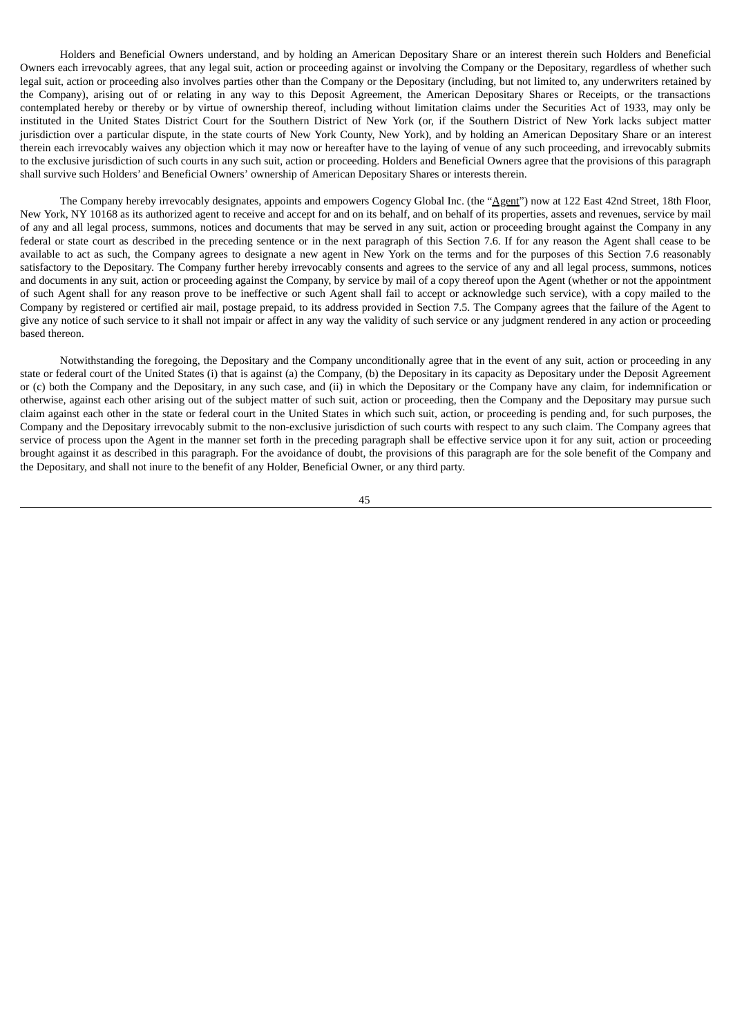Holders and Beneficial Owners understand, and by holding an American Depositary Share or an interest therein such Holders and Beneficial Owners each irrevocably agrees, that any legal suit, action or proceeding against or involving the Company or the Depositary, regardless of whether such legal suit, action or proceeding also involves parties other than the Company or the Depositary (including, but not limited to, any underwriters retained by the Company), arising out of or relating in any way to this Deposit Agreement, the American Depositary Shares or Receipts, or the transactions contemplated hereby or thereby or by virtue of ownership thereof, including without limitation claims under the Securities Act of 1933, may only be instituted in the United States District Court for the Southern District of New York (or, if the Southern District of New York lacks subject matter jurisdiction over a particular dispute, in the state courts of New York County, New York), and by holding an American Depositary Share or an interest therein each irrevocably waives any objection which it may now or hereafter have to the laying of venue of any such proceeding, and irrevocably submits to the exclusive jurisdiction of such courts in any such suit, action or proceeding. Holders and Beneficial Owners agree that the provisions of this paragraph shall survive such Holders' and Beneficial Owners' ownership of American Depositary Shares or interests therein.

The Company hereby irrevocably designates, appoints and empowers Cogency Global Inc. (the "Agent") now at 122 East 42nd Street, 18th Floor, New York, NY 10168 as its authorized agent to receive and accept for and on its behalf, and on behalf of its properties, assets and revenues, service by mail of any and all legal process, summons, notices and documents that may be served in any suit, action or proceeding brought against the Company in any federal or state court as described in the preceding sentence or in the next paragraph of this Section 7.6. If for any reason the Agent shall cease to be available to act as such, the Company agrees to designate a new agent in New York on the terms and for the purposes of this Section 7.6 reasonably satisfactory to the Depositary. The Company further hereby irrevocably consents and agrees to the service of any and all legal process, summons, notices and documents in any suit, action or proceeding against the Company, by service by mail of a copy thereof upon the Agent (whether or not the appointment of such Agent shall for any reason prove to be ineffective or such Agent shall fail to accept or acknowledge such service), with a copy mailed to the Company by registered or certified air mail, postage prepaid, to its address provided in Section 7.5. The Company agrees that the failure of the Agent to give any notice of such service to it shall not impair or affect in any way the validity of such service or any judgment rendered in any action or proceeding based thereon.

Notwithstanding the foregoing, the Depositary and the Company unconditionally agree that in the event of any suit, action or proceeding in any state or federal court of the United States (i) that is against (a) the Company, (b) the Depositary in its capacity as Depositary under the Deposit Agreement or (c) both the Company and the Depositary, in any such case, and (ii) in which the Depositary or the Company have any claim, for indemnification or otherwise, against each other arising out of the subject matter of such suit, action or proceeding, then the Company and the Depositary may pursue such claim against each other in the state or federal court in the United States in which such suit, action, or proceeding is pending and, for such purposes, the Company and the Depositary irrevocably submit to the non-exclusive jurisdiction of such courts with respect to any such claim. The Company agrees that service of process upon the Agent in the manner set forth in the preceding paragraph shall be effective service upon it for any suit, action or proceeding brought against it as described in this paragraph. For the avoidance of doubt, the provisions of this paragraph are for the sole benefit of the Company and the Depositary, and shall not inure to the benefit of any Holder, Beneficial Owner, or any third party.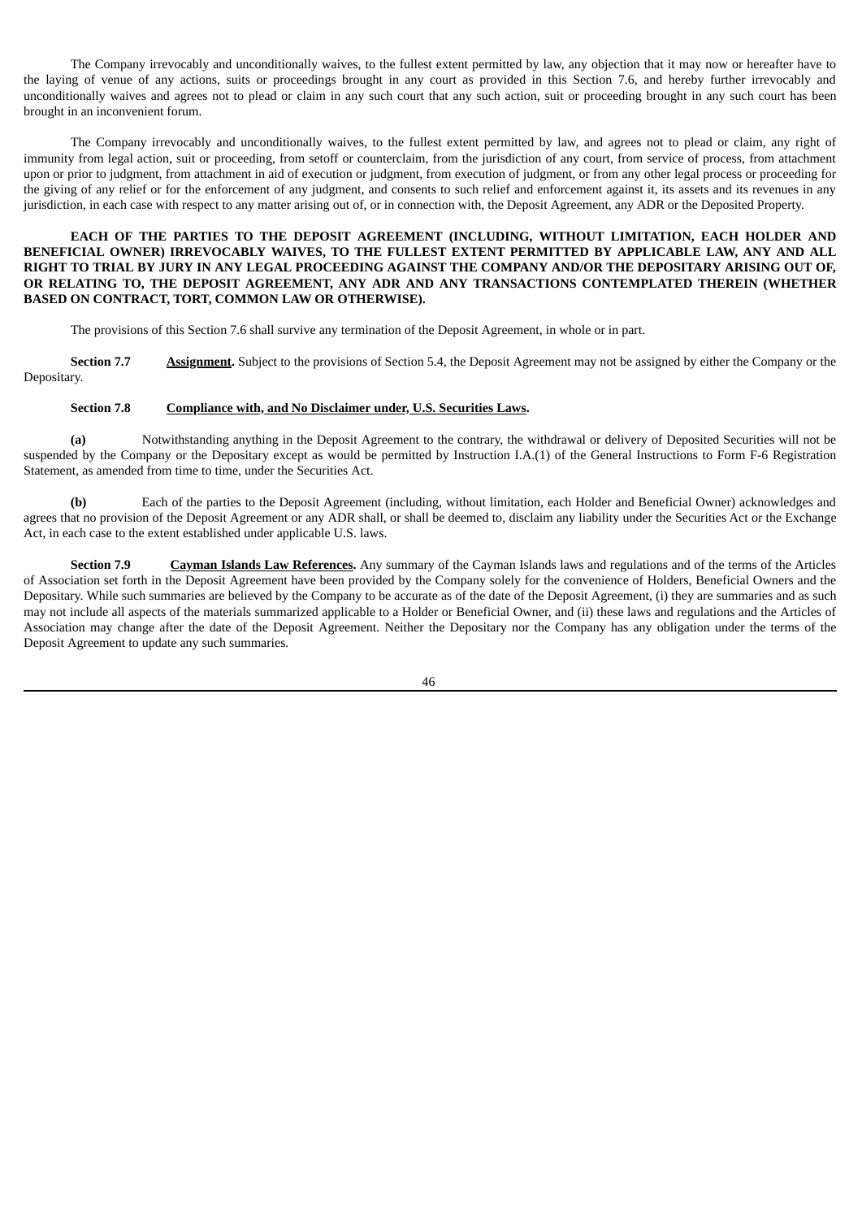The Company irrevocably and unconditionally waives, to the fullest extent permitted by law, any objection that it may now or hereafter have to the laying of venue of any actions, suits or proceedings brought in any court as provided in this Section 7.6, and hereby further irrevocably and unconditionally waives and agrees not to plead or claim in any such court that any such action, suit or proceeding brought in any such court has been brought in an inconvenient forum.

The Company irrevocably and unconditionally waives, to the fullest extent permitted by law, and agrees not to plead or claim, any right of immunity from legal action, suit or proceeding, from setoff or counterclaim, from the jurisdiction of any court, from service of process, from attachment upon or prior to judgment, from attachment in aid of execution or judgment, from execution of judgment, or from any other legal process or proceeding for the giving of any relief or for the enforcement of any judgment, and consents to such relief and enforcement against it, its assets and its revenues in any jurisdiction, in each case with respect to any matter arising out of, or in connection with, the Deposit Agreement, any ADR or the Deposited Property.

**EACH OF THE PARTIES TO THE DEPOSIT AGREEMENT (INCLUDING, WITHOUT LIMITATION, EACH HOLDER AND BENEFICIAL OWNER) IRREVOCABLY WAIVES, TO THE FULLEST EXTENT PERMITTED BY APPLICABLE LAW, ANY AND ALL RIGHT TO TRIAL BY JURY IN ANY LEGAL PROCEEDING AGAINST THE COMPANY AND/OR THE DEPOSITARY ARISING OUT OF, OR RELATING TO, THE DEPOSIT AGREEMENT, ANY ADR AND ANY TRANSACTIONS CONTEMPLATED THEREIN (WHETHER BASED ON CONTRACT, TORT, COMMON LAW OR OTHERWISE).**

The provisions of this Section 7.6 shall survive any termination of the Deposit Agreement, in whole or in part.

**Section 7.7** **Assignment.** Subject to the provisions of Section 5.4, the Deposit Agreement may not be assigned by either the Company or the Depositary.

**Section 7.8** **Compliance with, and No Disclaimer under, U.S. Securities Laws.**

**(a)** Notwithstanding anything in the Deposit Agreement to the contrary, the withdrawal or delivery of Deposited Securities will not be suspended by the Company or the Depositary except as would be permitted by Instruction I.A.(1) of the General Instructions to Form F-6 Registration Statement, as amended from time to time, under the Securities Act.

**(b)** Each of the parties to the Deposit Agreement (including, without limitation, each Holder and Beneficial Owner) acknowledges and agrees that no provision of the Deposit Agreement or any ADR shall, or shall be deemed to, disclaim any liability under the Securities Act or the Exchange Act, in each case to the extent established under applicable U.S. laws.

**Section 7.9** **Cayman Islands Law References.** Any summary of the Cayman Islands laws and regulations and of the terms of the Articles of Association set forth in the Deposit Agreement have been provided by the Company solely for the convenience of Holders, Beneficial Owners and the Depositary. While such summaries are believed by the Company to be accurate as of the date of the Deposit Agreement, (i) they are summaries and as such may not include all aspects of the materials summarized applicable to a Holder or Beneficial Owner, and (ii) these laws and regulations and the Articles of Association may change after the date of the Deposit Agreement. Neither the Depositary nor the Company has any obligation under the terms of the Deposit Agreement to update any such summaries.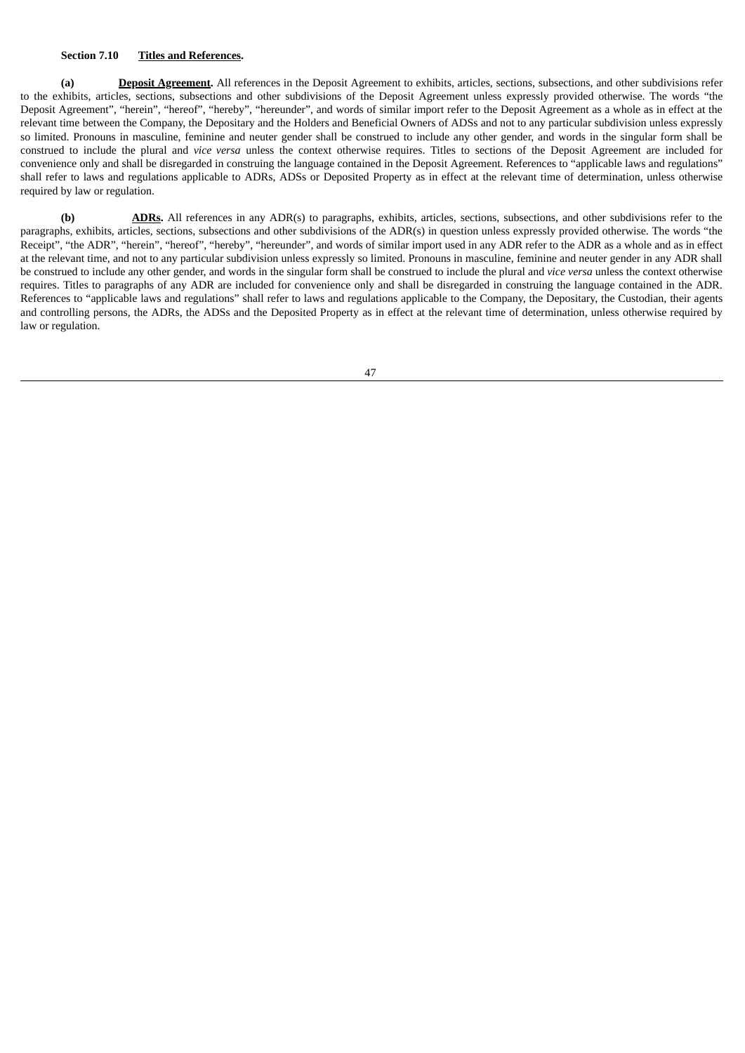**Section 7.10 Titles and References.**

**(a) Deposit Agreement.** All references in the Deposit Agreement to exhibits, articles, sections, subsections, and other subdivisions refer to the exhibits, articles, sections, subsections and other subdivisions of the Deposit Agreement unless expressly provided otherwise. The words "the Deposit Agreement", "herein", "hereof", "hereby", "hereunder", and words of similar import refer to the Deposit Agreement as a whole as in effect at the relevant time between the Company, the Depositary and the Holders and Beneficial Owners of ADSs and not to any particular subdivision unless expressly so limited. Pronouns in masculine, feminine and neuter gender shall be construed to include any other gender, and words in the singular form shall be construed to include the plural and *vice versa* unless the context otherwise requires. Titles to sections of the Deposit Agreement are included for convenience only and shall be disregarded in construing the language contained in the Deposit Agreement. References to "applicable laws and regulations" shall refer to laws and regulations applicable to ADRs, ADSs or Deposited Property as in effect at the relevant time of determination, unless otherwise required by law or regulation.

**(b) ADRs.** All references in any ADR(s) to paragraphs, exhibits, articles, sections, subsections, and other subdivisions refer to the paragraphs, exhibits, articles, sections, subsections and other subdivisions of the ADR(s) in question unless expressly provided otherwise. The words "the Receipt", "the ADR", "herein", "hereof", "hereby", "hereunder", and words of similar import used in any ADR refer to the ADR as a whole and as in effect at the relevant time, and not to any particular subdivision unless expressly so limited. Pronouns in masculine, feminine and neuter gender in any ADR shall be construed to include any other gender, and words in the singular form shall be construed to include the plural and *vice versa* unless the context otherwise requires. Titles to paragraphs of any ADR are included for convenience only and shall be disregarded in construing the language contained in the ADR. References to "applicable laws and regulations" shall refer to laws and regulations applicable to the Company, the Depositary, the Custodian, their agents and controlling persons, the ADRs, the ADSs and the Deposited Property as in effect at the relevant time of determination, unless otherwise required by law or regulation.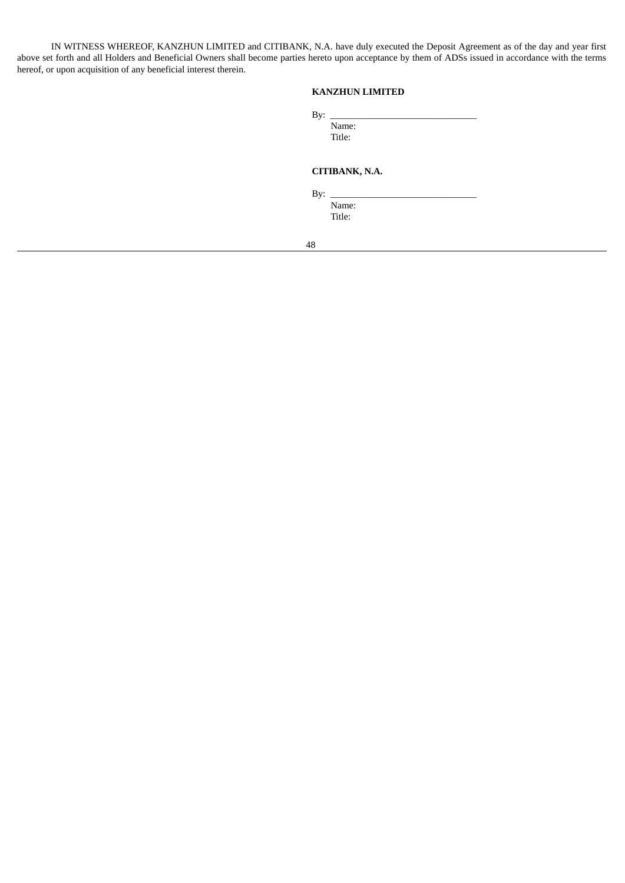IN WITNESS WHEREOF, KANZHUN LIMITED and CITIBANK, N.A. have duly executed the Deposit Agreement as of the day and year first above set forth and all Holders and Beneficial Owners shall become parties hereto upon acceptance by them of ADSs issued in accordance with the terms hereof, or upon acquisition of any beneficial interest therein.

**KANZHUN LIMITED**

By: \_\_\_\_\_\_\_\_\_\_\_\_\_\_\_\_\_\_\_\_\_\_\_\_\_\_\_\_\_\_

Name:

Title:

**CITIBANK, N.A.**

By: \_\_\_\_\_\_\_\_\_\_\_\_\_\_\_\_\_\_\_\_\_\_\_\_\_\_\_\_\_\_

Name:

Title: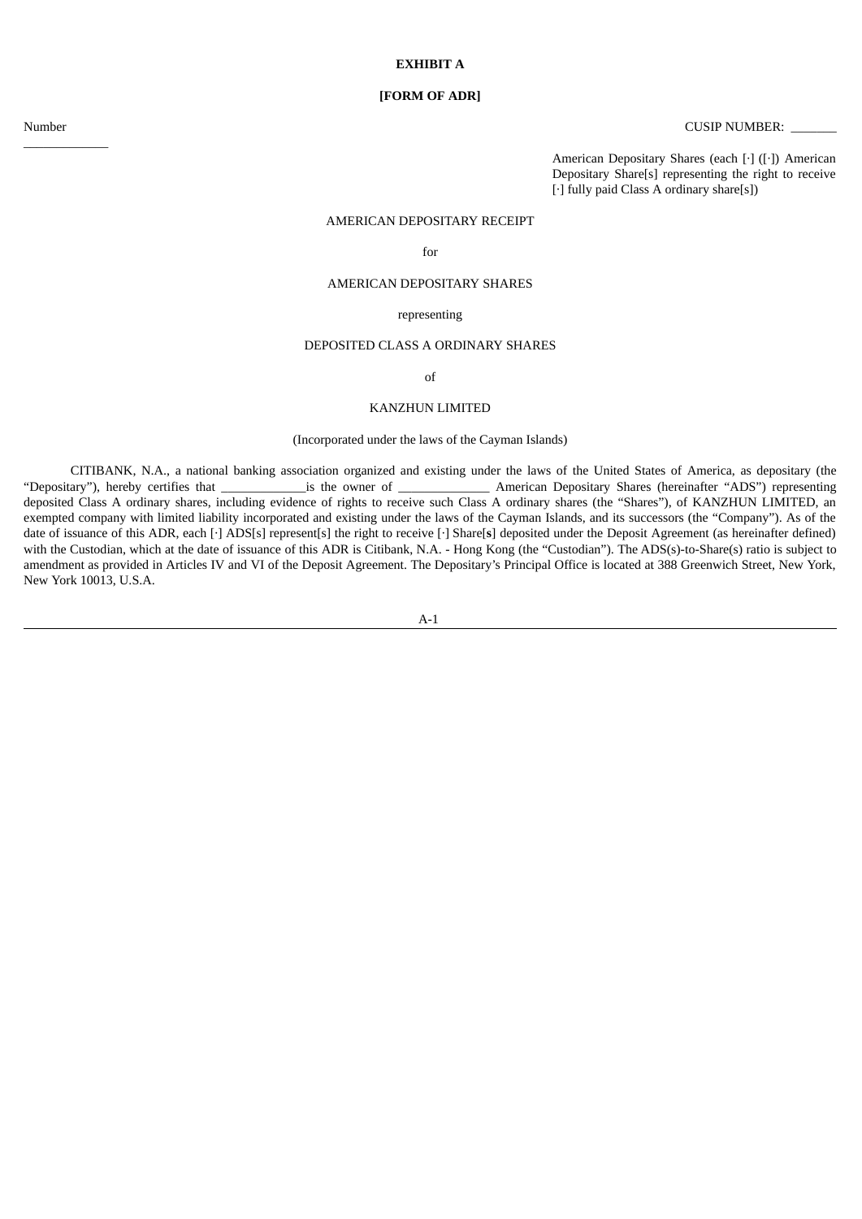**EXHIBIT A**

**[FORM OF ADR]**

Number
_____________

CUSIP NUMBER: _______

American Depositary Shares (each [·] ([·]) American Depositary Share[s] representing the right to receive [·] fully paid Class A ordinary share[s])

AMERICAN DEPOSITARY RECEIPT

for

AMERICAN DEPOSITARY SHARES

representing

DEPOSITED CLASS A ORDINARY SHARES

of

KANZHUN LIMITED

(Incorporated under the laws of the Cayman Islands)

CITIBANK, N.A., a national banking association organized and existing under the laws of the United States of America, as depositary (the "Depositary"), hereby certifies that _____________is the owner of ______________ American Depositary Shares (hereinafter "ADS") representing deposited Class A ordinary shares, including evidence of rights to receive such Class A ordinary shares (the "Shares"), of KANZHUN LIMITED, an exempted company with limited liability incorporated and existing under the laws of the Cayman Islands, and its successors (the "Company"). As of the date of issuance of this ADR, each [·] ADS[s] represent[s] the right to receive [·] Share[**s**] deposited under the Deposit Agreement (as hereinafter defined) with the Custodian, which at the date of issuance of this ADR is Citibank, N.A. - Hong Kong (the "Custodian"). The ADS(s)-to-Share(s) ratio is subject to amendment as provided in Articles IV and VI of the Deposit Agreement. The Depositary's Principal Office is located at 388 Greenwich Street, New York, New York 10013, U.S.A.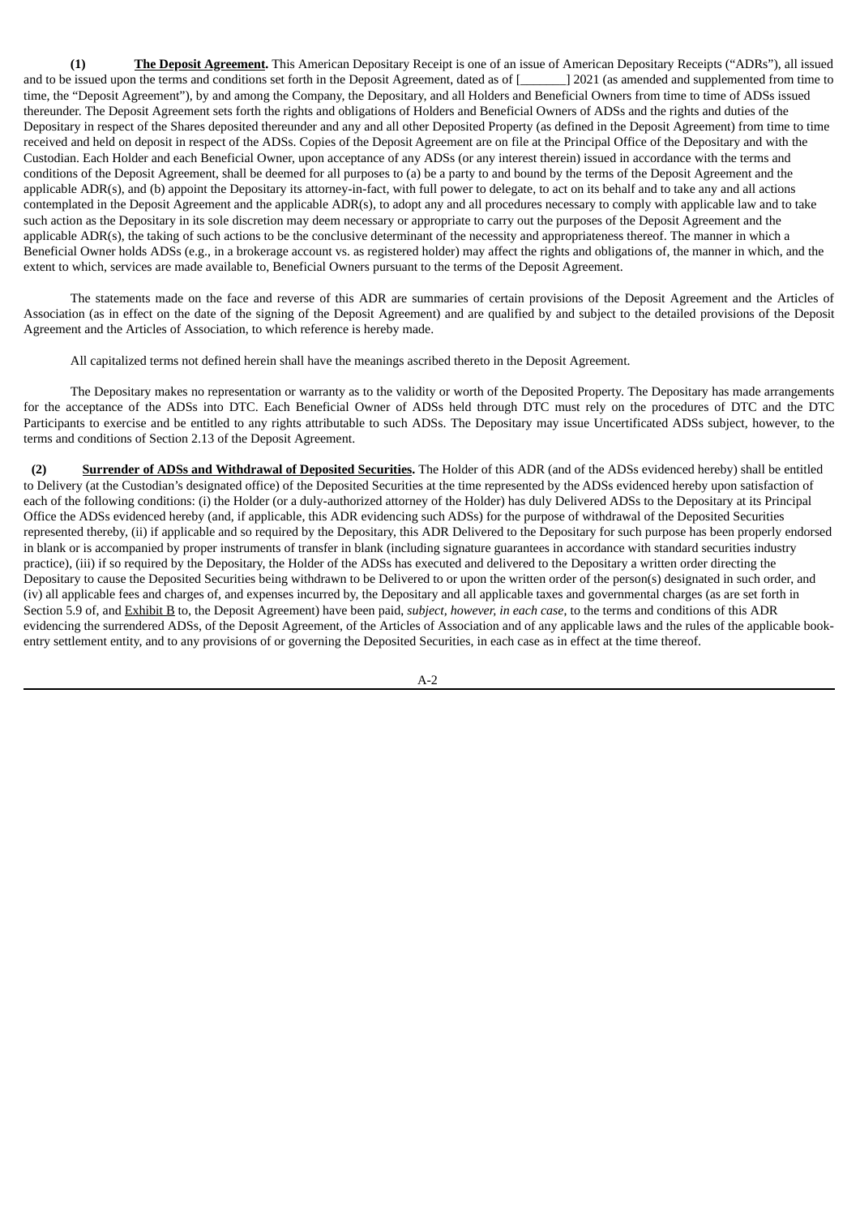**(1) <u>The Deposit Agreement</u>.** This American Depositary Receipt is one of an issue of American Depositary Receipts ("ADRs"), all issued and to be issued upon the terms and conditions set forth in the Deposit Agreement, dated as of [_______] 2021 (as amended and supplemented from time to time, the "Deposit Agreement"), by and among the Company, the Depositary, and all Holders and Beneficial Owners from time to time of ADSs issued thereunder. The Deposit Agreement sets forth the rights and obligations of Holders and Beneficial Owners of ADSs and the rights and duties of the Depositary in respect of the Shares deposited thereunder and any and all other Deposited Property (as defined in the Deposit Agreement) from time to time received and held on deposit in respect of the ADSs. Copies of the Deposit Agreement are on file at the Principal Office of the Depositary and with the Custodian. Each Holder and each Beneficial Owner, upon acceptance of any ADSs (or any interest therein) issued in accordance with the terms and conditions of the Deposit Agreement, shall be deemed for all purposes to (a) be a party to and bound by the terms of the Deposit Agreement and the applicable ADR(s), and (b) appoint the Depositary its attorney-in-fact, with full power to delegate, to act on its behalf and to take any and all actions contemplated in the Deposit Agreement and the applicable ADR(s), to adopt any and all procedures necessary to comply with applicable law and to take such action as the Depositary in its sole discretion may deem necessary or appropriate to carry out the purposes of the Deposit Agreement and the applicable ADR(s), the taking of such actions to be the conclusive determinant of the necessity and appropriateness thereof. The manner in which a Beneficial Owner holds ADSs (e.g., in a brokerage account vs. as registered holder) may affect the rights and obligations of, the manner in which, and the extent to which, services are made available to, Beneficial Owners pursuant to the terms of the Deposit Agreement.

The statements made on the face and reverse of this ADR are summaries of certain provisions of the Deposit Agreement and the Articles of Association (as in effect on the date of the signing of the Deposit Agreement) and are qualified by and subject to the detailed provisions of the Deposit Agreement and the Articles of Association, to which reference is hereby made.

All capitalized terms not defined herein shall have the meanings ascribed thereto in the Deposit Agreement.

The Depositary makes no representation or warranty as to the validity or worth of the Deposited Property. The Depositary has made arrangements for the acceptance of the ADSs into DTC. Each Beneficial Owner of ADSs held through DTC must rely on the procedures of DTC and the DTC Participants to exercise and be entitled to any rights attributable to such ADSs. The Depositary may issue Uncertificated ADSs subject, however, to the terms and conditions of Section 2.13 of the Deposit Agreement.

**(2) <u>Surrender of ADSs and Withdrawal of Deposited Securities</u>.** The Holder of this ADR (and of the ADSs evidenced hereby) shall be entitled to Delivery (at the Custodian's designated office) of the Deposited Securities at the time represented by the ADSs evidenced hereby upon satisfaction of each of the following conditions: (i) the Holder (or a duly-authorized attorney of the Holder) has duly Delivered ADSs to the Depositary at its Principal Office the ADSs evidenced hereby (and, if applicable, this ADR evidencing such ADSs) for the purpose of withdrawal of the Deposited Securities represented thereby, (ii) if applicable and so required by the Depositary, this ADR Delivered to the Depositary for such purpose has been properly endorsed in blank or is accompanied by proper instruments of transfer in blank (including signature guarantees in accordance with standard securities industry practice), (iii) if so required by the Depositary, the Holder of the ADSs has executed and delivered to the Depositary a written order directing the Depositary to cause the Deposited Securities being withdrawn to be Delivered to or upon the written order of the person(s) designated in such order, and (iv) all applicable fees and charges of, and expenses incurred by, the Depositary and all applicable taxes and governmental charges (as are set forth in Section 5.9 of, and <u>Exhibit B</u> to, the Deposit Agreement) have been paid, *subject, however, in each case*, to the terms and conditions of this ADR evidencing the surrendered ADSs, of the Deposit Agreement, of the Articles of Association and of any applicable laws and the rules of the applicable book-entry settlement entity, and to any provisions of or governing the Deposited Securities, in each case as in effect at the time thereof.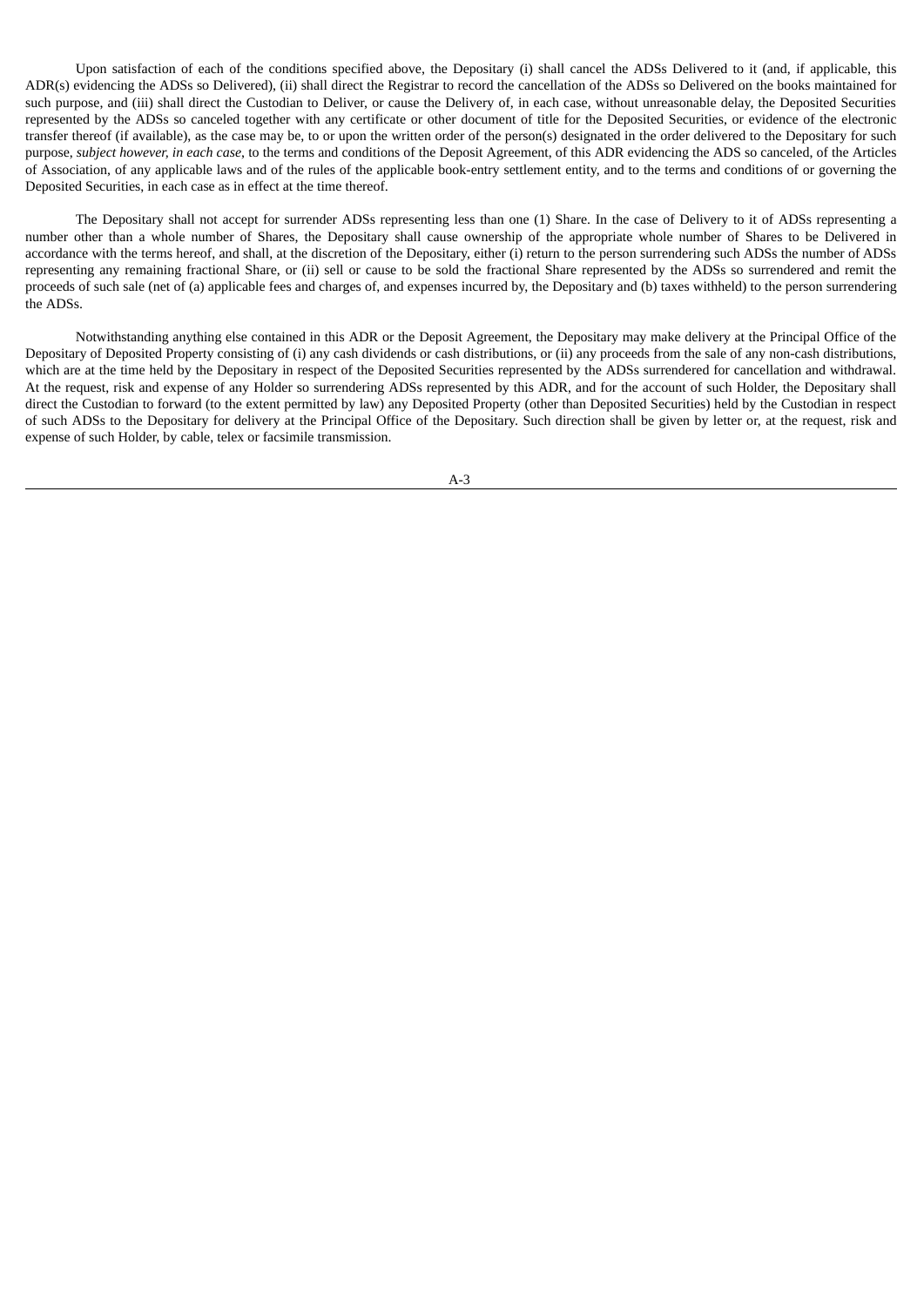Upon satisfaction of each of the conditions specified above, the Depositary (i) shall cancel the ADSs Delivered to it (and, if applicable, this ADR(s) evidencing the ADSs so Delivered), (ii) shall direct the Registrar to record the cancellation of the ADSs so Delivered on the books maintained for such purpose, and (iii) shall direct the Custodian to Deliver, or cause the Delivery of, in each case, without unreasonable delay, the Deposited Securities represented by the ADSs so canceled together with any certificate or other document of title for the Deposited Securities, or evidence of the electronic transfer thereof (if available), as the case may be, to or upon the written order of the person(s) designated in the order delivered to the Depositary for such purpose, *subject however, in each case*, to the terms and conditions of the Deposit Agreement, of this ADR evidencing the ADS so canceled, of the Articles of Association, of any applicable laws and of the rules of the applicable book-entry settlement entity, and to the terms and conditions of or governing the Deposited Securities, in each case as in effect at the time thereof.

The Depositary shall not accept for surrender ADSs representing less than one (1) Share. In the case of Delivery to it of ADSs representing a number other than a whole number of Shares, the Depositary shall cause ownership of the appropriate whole number of Shares to be Delivered in accordance with the terms hereof, and shall, at the discretion of the Depositary, either (i) return to the person surrendering such ADSs the number of ADSs representing any remaining fractional Share, or (ii) sell or cause to be sold the fractional Share represented by the ADSs so surrendered and remit the proceeds of such sale (net of (a) applicable fees and charges of, and expenses incurred by, the Depositary and (b) taxes withheld) to the person surrendering the ADSs.

Notwithstanding anything else contained in this ADR or the Deposit Agreement, the Depositary may make delivery at the Principal Office of the Depositary of Deposited Property consisting of (i) any cash dividends or cash distributions, or (ii) any proceeds from the sale of any non-cash distributions, which are at the time held by the Depositary in respect of the Deposited Securities represented by the ADSs surrendered for cancellation and withdrawal. At the request, risk and expense of any Holder so surrendering ADSs represented by this ADR, and for the account of such Holder, the Depositary shall direct the Custodian to forward (to the extent permitted by law) any Deposited Property (other than Deposited Securities) held by the Custodian in respect of such ADSs to the Depositary for delivery at the Principal Office of the Depositary. Such direction shall be given by letter or, at the request, risk and expense of such Holder, by cable, telex or facsimile transmission.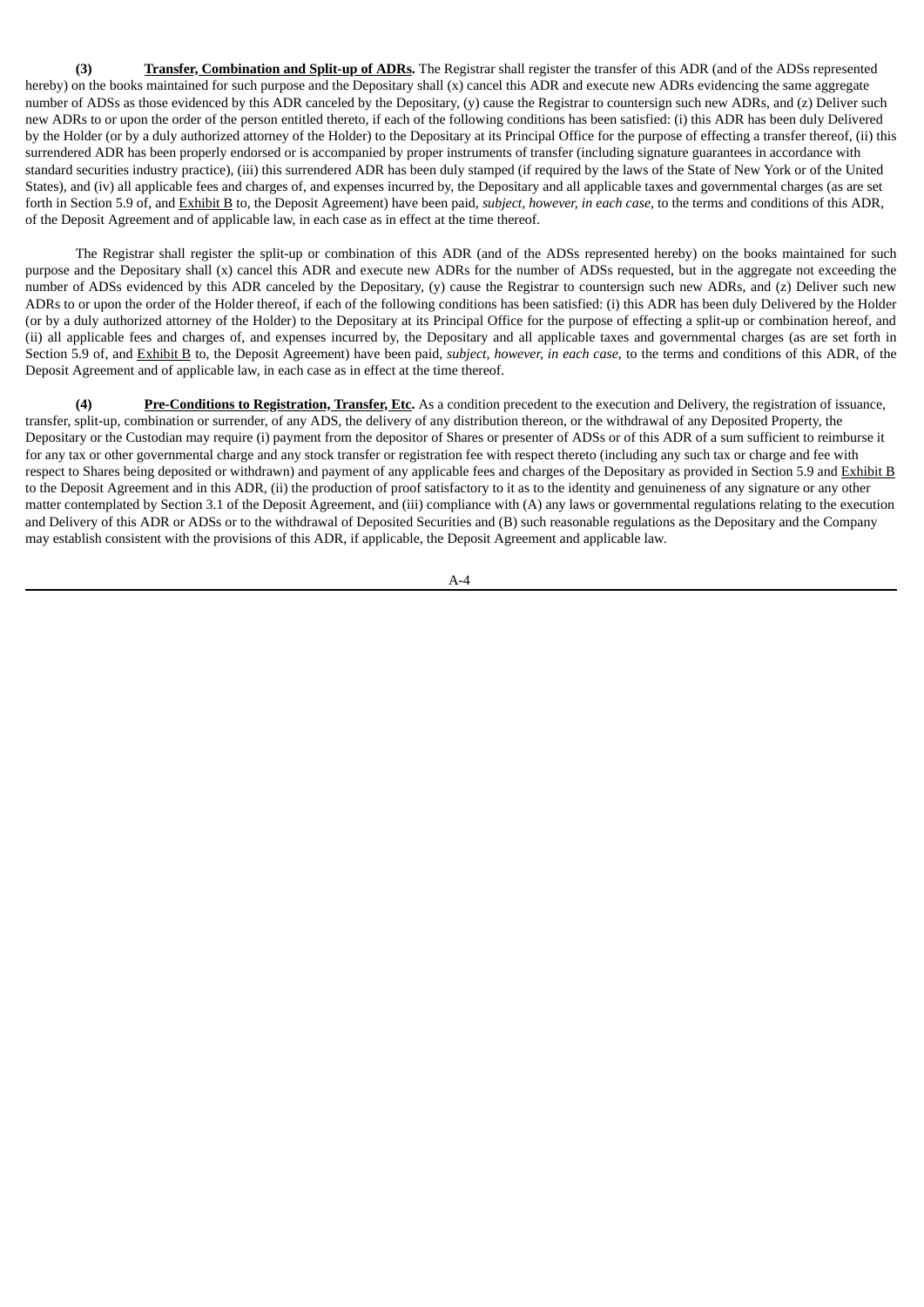**(3) Transfer, Combination and Split-up of ADRs.** The Registrar shall register the transfer of this ADR (and of the ADSs represented hereby) on the books maintained for such purpose and the Depositary shall (x) cancel this ADR and execute new ADRs evidencing the same aggregate number of ADSs as those evidenced by this ADR canceled by the Depositary, (y) cause the Registrar to countersign such new ADRs, and (z) Deliver such new ADRs to or upon the order of the person entitled thereto, if each of the following conditions has been satisfied: (i) this ADR has been duly Delivered by the Holder (or by a duly authorized attorney of the Holder) to the Depositary at its Principal Office for the purpose of effecting a transfer thereof, (ii) this surrendered ADR has been properly endorsed or is accompanied by proper instruments of transfer (including signature guarantees in accordance with standard securities industry practice), (iii) this surrendered ADR has been duly stamped (if required by the laws of the State of New York or of the United States), and (iv) all applicable fees and charges of, and expenses incurred by, the Depositary and all applicable taxes and governmental charges (as are set forth in Section 5.9 of, and Exhibit B to, the Deposit Agreement) have been paid, *subject, however, in each case*, to the terms and conditions of this ADR, of the Deposit Agreement and of applicable law, in each case as in effect at the time thereof.

The Registrar shall register the split-up or combination of this ADR (and of the ADSs represented hereby) on the books maintained for such purpose and the Depositary shall (x) cancel this ADR and execute new ADRs for the number of ADSs requested, but in the aggregate not exceeding the number of ADSs evidenced by this ADR canceled by the Depositary, (y) cause the Registrar to countersign such new ADRs, and (z) Deliver such new ADRs to or upon the order of the Holder thereof, if each of the following conditions has been satisfied: (i) this ADR has been duly Delivered by the Holder (or by a duly authorized attorney of the Holder) to the Depositary at its Principal Office for the purpose of effecting a split-up or combination hereof, and (ii) all applicable fees and charges of, and expenses incurred by, the Depositary and all applicable taxes and governmental charges (as are set forth in Section 5.9 of, and Exhibit B to, the Deposit Agreement) have been paid, *subject, however, in each case,* to the terms and conditions of this ADR, of the Deposit Agreement and of applicable law, in each case as in effect at the time thereof.

**(4) Pre-Conditions to Registration, Transfer, Etc.** As a condition precedent to the execution and Delivery, the registration of issuance, transfer, split-up, combination or surrender, of any ADS, the delivery of any distribution thereon, or the withdrawal of any Deposited Property, the Depositary or the Custodian may require (i) payment from the depositor of Shares or presenter of ADSs or of this ADR of a sum sufficient to reimburse it for any tax or other governmental charge and any stock transfer or registration fee with respect thereto (including any such tax or charge and fee with respect to Shares being deposited or withdrawn) and payment of any applicable fees and charges of the Depositary as provided in Section 5.9 and Exhibit B to the Deposit Agreement and in this ADR, (ii) the production of proof satisfactory to it as to the identity and genuineness of any signature or any other matter contemplated by Section 3.1 of the Deposit Agreement, and (iii) compliance with (A) any laws or governmental regulations relating to the execution and Delivery of this ADR or ADSs or to the withdrawal of Deposited Securities and (B) such reasonable regulations as the Depositary and the Company may establish consistent with the provisions of this ADR, if applicable, the Deposit Agreement and applicable law.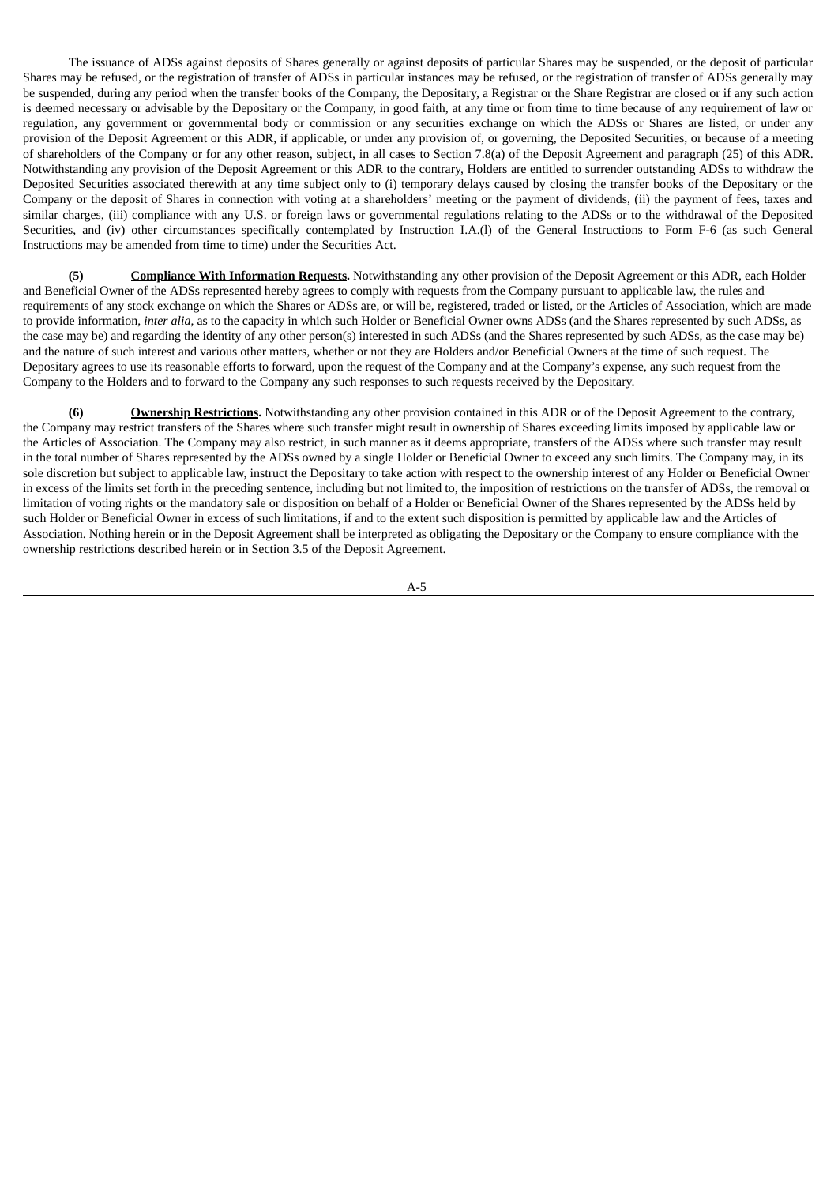The issuance of ADSs against deposits of Shares generally or against deposits of particular Shares may be suspended, or the deposit of particular Shares may be refused, or the registration of transfer of ADSs in particular instances may be refused, or the registration of transfer of ADSs generally may be suspended, during any period when the transfer books of the Company, the Depositary, a Registrar or the Share Registrar are closed or if any such action is deemed necessary or advisable by the Depositary or the Company, in good faith, at any time or from time to time because of any requirement of law or regulation, any government or governmental body or commission or any securities exchange on which the ADSs or Shares are listed, or under any provision of the Deposit Agreement or this ADR, if applicable, or under any provision of, or governing, the Deposited Securities, or because of a meeting of shareholders of the Company or for any other reason, subject, in all cases to Section 7.8(a) of the Deposit Agreement and paragraph (25) of this ADR. Notwithstanding any provision of the Deposit Agreement or this ADR to the contrary, Holders are entitled to surrender outstanding ADSs to withdraw the Deposited Securities associated therewith at any time subject only to (i) temporary delays caused by closing the transfer books of the Depositary or the Company or the deposit of Shares in connection with voting at a shareholders' meeting or the payment of dividends, (ii) the payment of fees, taxes and similar charges, (iii) compliance with any U.S. or foreign laws or governmental regulations relating to the ADSs or to the withdrawal of the Deposited Securities, and (iv) other circumstances specifically contemplated by Instruction I.A.(l) of the General Instructions to Form F-6 (as such General Instructions may be amended from time to time) under the Securities Act.

**(5) Compliance With Information Requests.** Notwithstanding any other provision of the Deposit Agreement or this ADR, each Holder and Beneficial Owner of the ADSs represented hereby agrees to comply with requests from the Company pursuant to applicable law, the rules and requirements of any stock exchange on which the Shares or ADSs are, or will be, registered, traded or listed, or the Articles of Association, which are made to provide information, *inter alia*, as to the capacity in which such Holder or Beneficial Owner owns ADSs (and the Shares represented by such ADSs, as the case may be) and regarding the identity of any other person(s) interested in such ADSs (and the Shares represented by such ADSs, as the case may be) and the nature of such interest and various other matters, whether or not they are Holders and/or Beneficial Owners at the time of such request. The Depositary agrees to use its reasonable efforts to forward, upon the request of the Company and at the Company's expense, any such request from the Company to the Holders and to forward to the Company any such responses to such requests received by the Depositary.

**(6) Ownership Restrictions.** Notwithstanding any other provision contained in this ADR or of the Deposit Agreement to the contrary, the Company may restrict transfers of the Shares where such transfer might result in ownership of Shares exceeding limits imposed by applicable law or the Articles of Association. The Company may also restrict, in such manner as it deems appropriate, transfers of the ADSs where such transfer may result in the total number of Shares represented by the ADSs owned by a single Holder or Beneficial Owner to exceed any such limits. The Company may, in its sole discretion but subject to applicable law, instruct the Depositary to take action with respect to the ownership interest of any Holder or Beneficial Owner in excess of the limits set forth in the preceding sentence, including but not limited to, the imposition of restrictions on the transfer of ADSs, the removal or limitation of voting rights or the mandatory sale or disposition on behalf of a Holder or Beneficial Owner of the Shares represented by the ADSs held by such Holder or Beneficial Owner in excess of such limitations, if and to the extent such disposition is permitted by applicable law and the Articles of Association. Nothing herein or in the Deposit Agreement shall be interpreted as obligating the Depositary or the Company to ensure compliance with the ownership restrictions described herein or in Section 3.5 of the Deposit Agreement.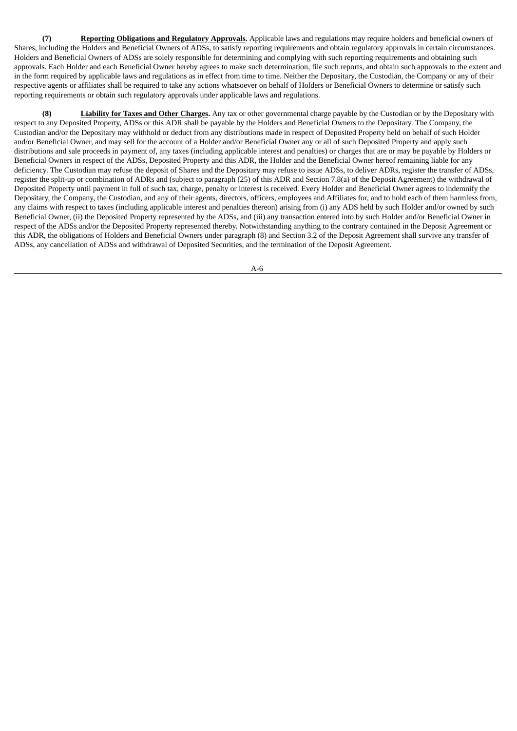**(7)** **Reporting Obligations and Regulatory Approvals.** Applicable laws and regulations may require holders and beneficial owners of Shares, including the Holders and Beneficial Owners of ADSs, to satisfy reporting requirements and obtain regulatory approvals in certain circumstances. Holders and Beneficial Owners of ADSs are solely responsible for determining and complying with such reporting requirements and obtaining such approvals. Each Holder and each Beneficial Owner hereby agrees to make such determination, file such reports, and obtain such approvals to the extent and in the form required by applicable laws and regulations as in effect from time to time. Neither the Depositary, the Custodian, the Company or any of their respective agents or affiliates shall be required to take any actions whatsoever on behalf of Holders or Beneficial Owners to determine or satisfy such reporting requirements or obtain such regulatory approvals under applicable laws and regulations.

**(8)** **Liability for Taxes and Other Charges.** Any tax or other governmental charge payable by the Custodian or by the Depositary with respect to any Deposited Property, ADSs or this ADR shall be payable by the Holders and Beneficial Owners to the Depositary. The Company, the Custodian and/or the Depositary may withhold or deduct from any distributions made in respect of Deposited Property held on behalf of such Holder and/or Beneficial Owner, and may sell for the account of a Holder and/or Beneficial Owner any or all of such Deposited Property and apply such distributions and sale proceeds in payment of, any taxes (including applicable interest and penalties) or charges that are or may be payable by Holders or Beneficial Owners in respect of the ADSs, Deposited Property and this ADR, the Holder and the Beneficial Owner hereof remaining liable for any deficiency. The Custodian may refuse the deposit of Shares and the Depositary may refuse to issue ADSs, to deliver ADRs, register the transfer of ADSs, register the split-up or combination of ADRs and (subject to paragraph (25) of this ADR and Section 7.8(a) of the Deposit Agreement) the withdrawal of Deposited Property until payment in full of such tax, charge, penalty or interest is received. Every Holder and Beneficial Owner agrees to indemnify the Depositary, the Company, the Custodian, and any of their agents, directors, officers, employees and Affiliates for, and to hold each of them harmless from, any claims with respect to taxes (including applicable interest and penalties thereon) arising from (i) any ADS held by such Holder and/or owned by such Beneficial Owner, (ii) the Deposited Property represented by the ADSs, and (iii) any transaction entered into by such Holder and/or Beneficial Owner in respect of the ADSs and/or the Deposited Property represented thereby. Notwithstanding anything to the contrary contained in the Deposit Agreement or this ADR, the obligations of Holders and Beneficial Owners under paragraph (8) and Section 3.2 of the Deposit Agreement shall survive any transfer of ADSs, any cancellation of ADSs and withdrawal of Deposited Securities, and the termination of the Deposit Agreement.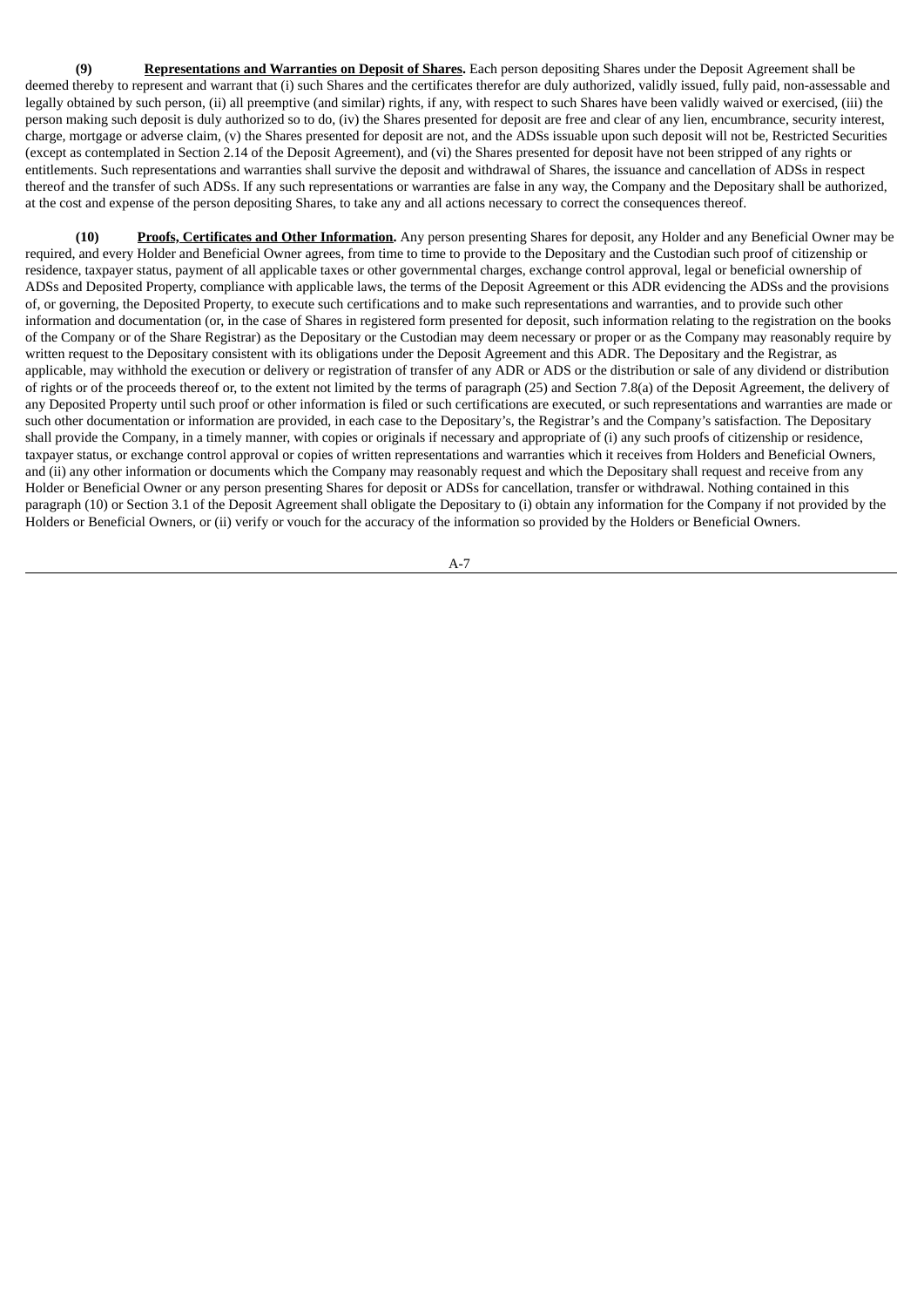**(9)** **Representations and Warranties on Deposit of Shares.** Each person depositing Shares under the Deposit Agreement shall be deemed thereby to represent and warrant that (i) such Shares and the certificates therefor are duly authorized, validly issued, fully paid, non-assessable and legally obtained by such person, (ii) all preemptive (and similar) rights, if any, with respect to such Shares have been validly waived or exercised, (iii) the person making such deposit is duly authorized so to do, (iv) the Shares presented for deposit are free and clear of any lien, encumbrance, security interest, charge, mortgage or adverse claim, (v) the Shares presented for deposit are not, and the ADSs issuable upon such deposit will not be, Restricted Securities (except as contemplated in Section 2.14 of the Deposit Agreement), and (vi) the Shares presented for deposit have not been stripped of any rights or entitlements. Such representations and warranties shall survive the deposit and withdrawal of Shares, the issuance and cancellation of ADSs in respect thereof and the transfer of such ADSs. If any such representations or warranties are false in any way, the Company and the Depositary shall be authorized, at the cost and expense of the person depositing Shares, to take any and all actions necessary to correct the consequences thereof.

**(10)** **Proofs, Certificates and Other Information.** Any person presenting Shares for deposit, any Holder and any Beneficial Owner may be required, and every Holder and Beneficial Owner agrees, from time to time to provide to the Depositary and the Custodian such proof of citizenship or residence, taxpayer status, payment of all applicable taxes or other governmental charges, exchange control approval, legal or beneficial ownership of ADSs and Deposited Property, compliance with applicable laws, the terms of the Deposit Agreement or this ADR evidencing the ADSs and the provisions of, or governing, the Deposited Property, to execute such certifications and to make such representations and warranties, and to provide such other information and documentation (or, in the case of Shares in registered form presented for deposit, such information relating to the registration on the books of the Company or of the Share Registrar) as the Depositary or the Custodian may deem necessary or proper or as the Company may reasonably require by written request to the Depositary consistent with its obligations under the Deposit Agreement and this ADR. The Depositary and the Registrar, as applicable, may withhold the execution or delivery or registration of transfer of any ADR or ADS or the distribution or sale of any dividend or distribution of rights or of the proceeds thereof or, to the extent not limited by the terms of paragraph (25) and Section 7.8(a) of the Deposit Agreement, the delivery of any Deposited Property until such proof or other information is filed or such certifications are executed, or such representations and warranties are made or such other documentation or information are provided, in each case to the Depositary's, the Registrar's and the Company's satisfaction. The Depositary shall provide the Company, in a timely manner, with copies or originals if necessary and appropriate of (i) any such proofs of citizenship or residence, taxpayer status, or exchange control approval or copies of written representations and warranties which it receives from Holders and Beneficial Owners, and (ii) any other information or documents which the Company may reasonably request and which the Depositary shall request and receive from any Holder or Beneficial Owner or any person presenting Shares for deposit or ADSs for cancellation, transfer or withdrawal. Nothing contained in this paragraph (10) or Section 3.1 of the Deposit Agreement shall obligate the Depositary to (i) obtain any information for the Company if not provided by the Holders or Beneficial Owners, or (ii) verify or vouch for the accuracy of the information so provided by the Holders or Beneficial Owners.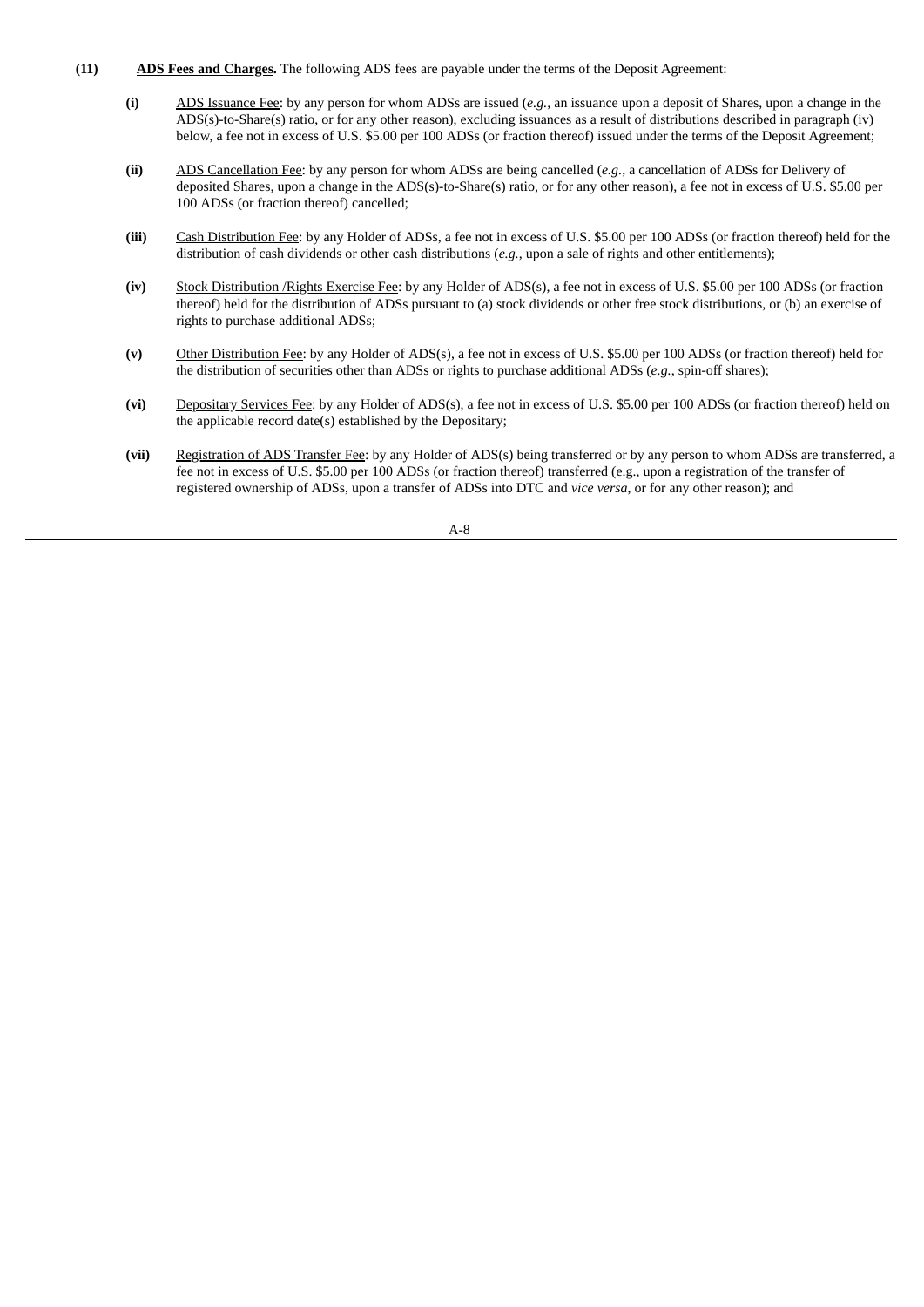**(11)** **<u>ADS Fees and Charges.</u>** The following ADS fees are payable under the terms of the Deposit Agreement:

- **(i)** <u>ADS Issuance Fee</u>: by any person for whom ADSs are issued (*e.g.*, an issuance upon a deposit of Shares, upon a change in the ADS(s)-to-Share(s) ratio, or for any other reason), excluding issuances as a result of distributions described in paragraph (iv) below, a fee not in excess of U.S. $5.00 per 100 ADSs (or fraction thereof) issued under the terms of the Deposit Agreement;

- **(ii)** <u>ADS Cancellation Fee</u>: by any person for whom ADSs are being cancelled (*e.g.*, a cancellation of ADSs for Delivery of deposited Shares, upon a change in the ADS(s)-to-Share(s) ratio, or for any other reason), a fee not in excess of U.S. $5.00 per 100 ADSs (or fraction thereof) cancelled;

- **(iii)** <u>Cash Distribution Fee</u>: by any Holder of ADSs, a fee not in excess of U.S. $5.00 per 100 ADSs (or fraction thereof) held for the distribution of cash dividends or other cash distributions (*e.g.*, upon a sale of rights and other entitlements);

- **(iv)** <u>Stock Distribution /Rights Exercise Fee</u>: by any Holder of ADS(s), a fee not in excess of U.S. $5.00 per 100 ADSs (or fraction thereof) held for the distribution of ADSs pursuant to (a) stock dividends or other free stock distributions, or (b) an exercise of rights to purchase additional ADSs;

- **(v)** <u>Other Distribution Fee</u>: by any Holder of ADS(s), a fee not in excess of U.S. $5.00 per 100 ADSs (or fraction thereof) held for the distribution of securities other than ADSs or rights to purchase additional ADSs (*e.g.*, spin-off shares);

- **(vi)** <u>Depositary Services Fee</u>: by any Holder of ADS(s), a fee not in excess of U.S. $5.00 per 100 ADSs (or fraction thereof) held on the applicable record date(s) established by the Depositary;

- **(vii)** <u>Registration of ADS Transfer Fee</u>: by any Holder of ADS(s) being transferred or by any person to whom ADSs are transferred, a fee not in excess of U.S. $5.00 per 100 ADSs (or fraction thereof) transferred (e.g., upon a registration of the transfer of registered ownership of ADSs, upon a transfer of ADSs into DTC and *vice versa*, or for any other reason); and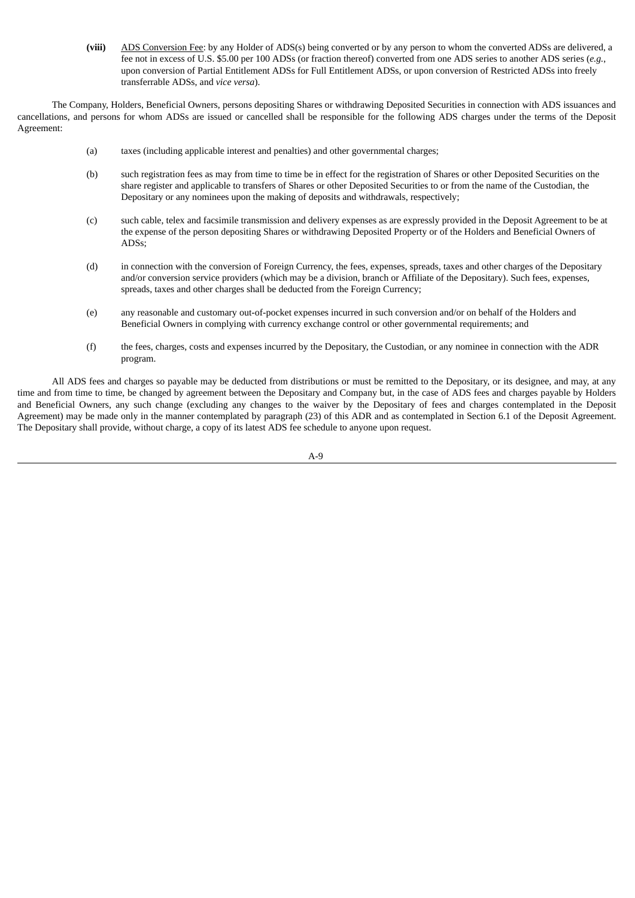**(viii)** <u>ADS Conversion Fee</u>: by any Holder of ADS(s) being converted or by any person to whom the converted ADSs are delivered, a fee not in excess of U.S. $5.00 per 100 ADSs (or fraction thereof) converted from one ADS series to another ADS series (*e.g.*, upon conversion of Partial Entitlement ADSs for Full Entitlement ADSs, or upon conversion of Restricted ADSs into freely transferrable ADSs, and *vice versa*).

The Company, Holders, Beneficial Owners, persons depositing Shares or withdrawing Deposited Securities in connection with ADS issuances and cancellations, and persons for whom ADSs are issued or cancelled shall be responsible for the following ADS charges under the terms of the Deposit Agreement:

(a) taxes (including applicable interest and penalties) and other governmental charges;

(b) such registration fees as may from time to time be in effect for the registration of Shares or other Deposited Securities on the share register and applicable to transfers of Shares or other Deposited Securities to or from the name of the Custodian, the Depositary or any nominees upon the making of deposits and withdrawals, respectively;

(c) such cable, telex and facsimile transmission and delivery expenses as are expressly provided in the Deposit Agreement to be at the expense of the person depositing Shares or withdrawing Deposited Property or of the Holders and Beneficial Owners of ADSs;

(d) in connection with the conversion of Foreign Currency, the fees, expenses, spreads, taxes and other charges of the Depositary and/or conversion service providers (which may be a division, branch or Affiliate of the Depositary). Such fees, expenses, spreads, taxes and other charges shall be deducted from the Foreign Currency;

(e) any reasonable and customary out-of-pocket expenses incurred in such conversion and/or on behalf of the Holders and Beneficial Owners in complying with currency exchange control or other governmental requirements; and

(f) the fees, charges, costs and expenses incurred by the Depositary, the Custodian, or any nominee in connection with the ADR program.

All ADS fees and charges so payable may be deducted from distributions or must be remitted to the Depositary, or its designee, and may, at any time and from time to time, be changed by agreement between the Depositary and Company but, in the case of ADS fees and charges payable by Holders and Beneficial Owners, any such change (excluding any changes to the waiver by the Depositary of fees and charges contemplated in the Deposit Agreement) may be made only in the manner contemplated by paragraph (23) of this ADR and as contemplated in Section 6.1 of the Deposit Agreement. The Depositary shall provide, without charge, a copy of its latest ADS fee schedule to anyone upon request.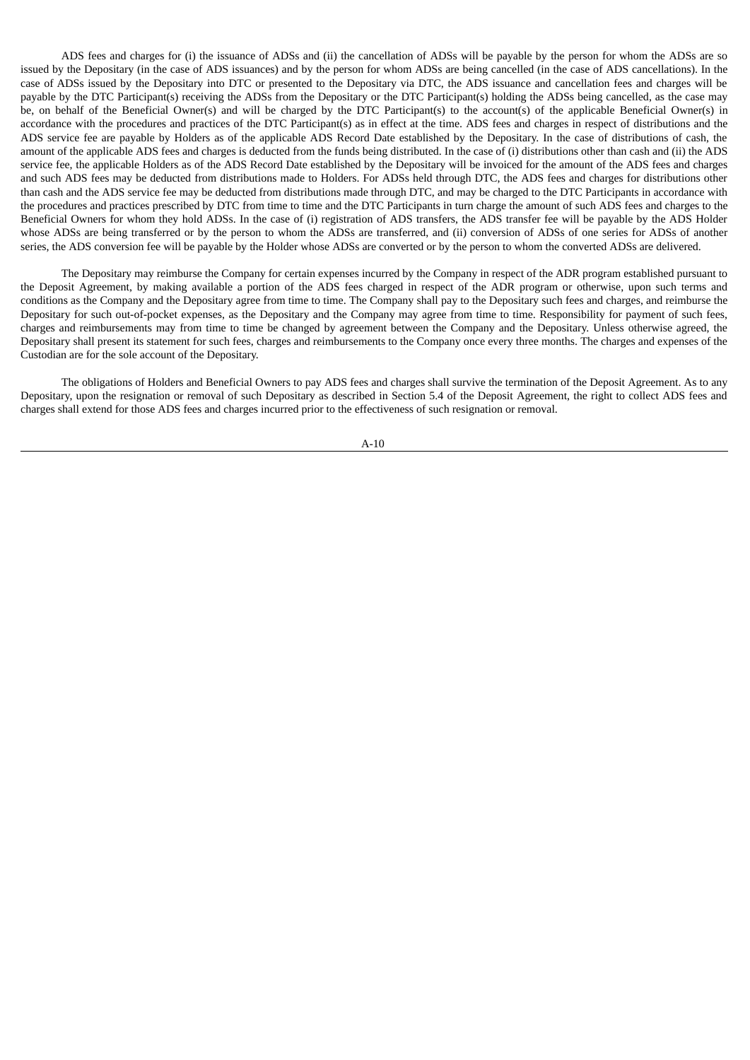ADS fees and charges for (i) the issuance of ADSs and (ii) the cancellation of ADSs will be payable by the person for whom the ADSs are so issued by the Depositary (in the case of ADS issuances) and by the person for whom ADSs are being cancelled (in the case of ADS cancellations). In the case of ADSs issued by the Depositary into DTC or presented to the Depositary via DTC, the ADS issuance and cancellation fees and charges will be payable by the DTC Participant(s) receiving the ADSs from the Depositary or the DTC Participant(s) holding the ADSs being cancelled, as the case may be, on behalf of the Beneficial Owner(s) and will be charged by the DTC Participant(s) to the account(s) of the applicable Beneficial Owner(s) in accordance with the procedures and practices of the DTC Participant(s) as in effect at the time. ADS fees and charges in respect of distributions and the ADS service fee are payable by Holders as of the applicable ADS Record Date established by the Depositary. In the case of distributions of cash, the amount of the applicable ADS fees and charges is deducted from the funds being distributed. In the case of (i) distributions other than cash and (ii) the ADS service fee, the applicable Holders as of the ADS Record Date established by the Depositary will be invoiced for the amount of the ADS fees and charges and such ADS fees may be deducted from distributions made to Holders. For ADSs held through DTC, the ADS fees and charges for distributions other than cash and the ADS service fee may be deducted from distributions made through DTC, and may be charged to the DTC Participants in accordance with the procedures and practices prescribed by DTC from time to time and the DTC Participants in turn charge the amount of such ADS fees and charges to the Beneficial Owners for whom they hold ADSs. In the case of (i) registration of ADS transfers, the ADS transfer fee will be payable by the ADS Holder whose ADSs are being transferred or by the person to whom the ADSs are transferred, and (ii) conversion of ADSs of one series for ADSs of another series, the ADS conversion fee will be payable by the Holder whose ADSs are converted or by the person to whom the converted ADSs are delivered.

The Depositary may reimburse the Company for certain expenses incurred by the Company in respect of the ADR program established pursuant to the Deposit Agreement, by making available a portion of the ADS fees charged in respect of the ADR program or otherwise, upon such terms and conditions as the Company and the Depositary agree from time to time. The Company shall pay to the Depositary such fees and charges, and reimburse the Depositary for such out-of-pocket expenses, as the Depositary and the Company may agree from time to time. Responsibility for payment of such fees, charges and reimbursements may from time to time be changed by agreement between the Company and the Depositary. Unless otherwise agreed, the Depositary shall present its statement for such fees, charges and reimbursements to the Company once every three months. The charges and expenses of the Custodian are for the sole account of the Depositary.

The obligations of Holders and Beneficial Owners to pay ADS fees and charges shall survive the termination of the Deposit Agreement. As to any Depositary, upon the resignation or removal of such Depositary as described in Section 5.4 of the Deposit Agreement, the right to collect ADS fees and charges shall extend for those ADS fees and charges incurred prior to the effectiveness of such resignation or removal.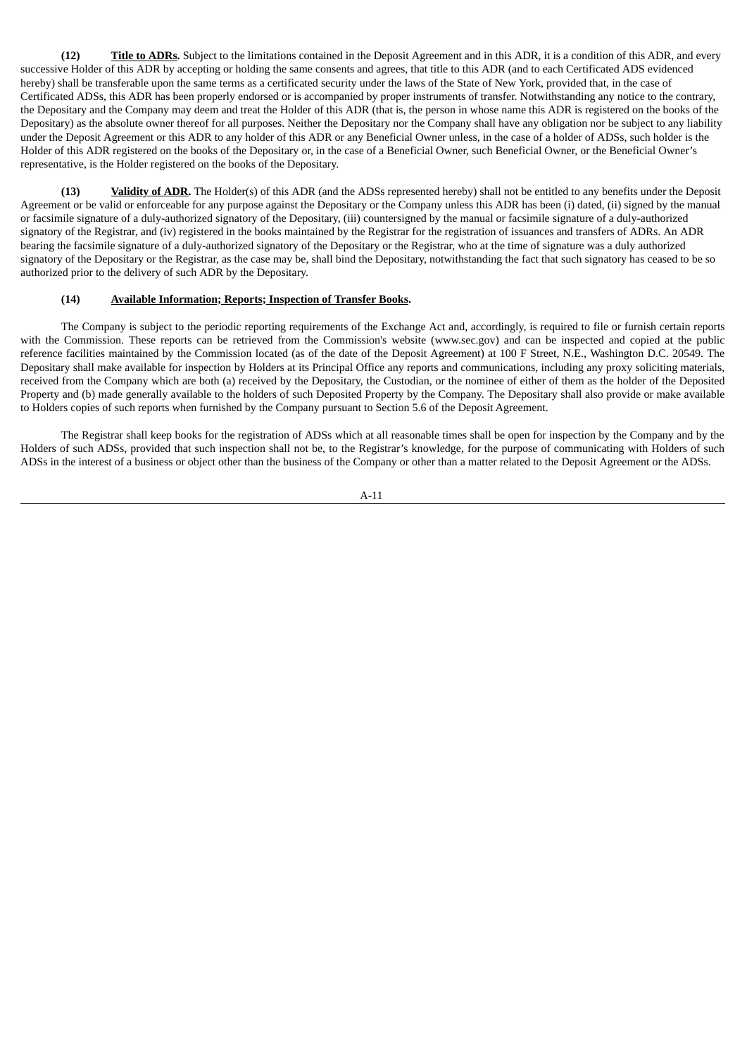**(12)** **<u>Title to ADRs</u>.** Subject to the limitations contained in the Deposit Agreement and in this ADR, it is a condition of this ADR, and every successive Holder of this ADR by accepting or holding the same consents and agrees, that title to this ADR (and to each Certificated ADS evidenced hereby) shall be transferable upon the same terms as a certificated security under the laws of the State of New York, provided that, in the case of Certificated ADSs, this ADR has been properly endorsed or is accompanied by proper instruments of transfer. Notwithstanding any notice to the contrary, the Depositary and the Company may deem and treat the Holder of this ADR (that is, the person in whose name this ADR is registered on the books of the Depositary) as the absolute owner thereof for all purposes. Neither the Depositary nor the Company shall have any obligation nor be subject to any liability under the Deposit Agreement or this ADR to any holder of this ADR or any Beneficial Owner unless, in the case of a holder of ADSs, such holder is the Holder of this ADR registered on the books of the Depositary or, in the case of a Beneficial Owner, such Beneficial Owner, or the Beneficial Owner's representative, is the Holder registered on the books of the Depositary.

**(13)** **<u>Validity of ADR</u>.** The Holder(s) of this ADR (and the ADSs represented hereby) shall not be entitled to any benefits under the Deposit Agreement or be valid or enforceable for any purpose against the Depositary or the Company unless this ADR has been (i) dated, (ii) signed by the manual or facsimile signature of a duly-authorized signatory of the Depositary, (iii) countersigned by the manual or facsimile signature of a duly-authorized signatory of the Registrar, and (iv) registered in the books maintained by the Registrar for the registration of issuances and transfers of ADRs. An ADR bearing the facsimile signature of a duly-authorized signatory of the Depositary or the Registrar, who at the time of signature was a duly authorized signatory of the Depositary or the Registrar, as the case may be, shall bind the Depositary, notwithstanding the fact that such signatory has ceased to be so authorized prior to the delivery of such ADR by the Depositary.

**(14)** **<u>Available Information; Reports; Inspection of Transfer Books</u>.**

The Company is subject to the periodic reporting requirements of the Exchange Act and, accordingly, is required to file or furnish certain reports with the Commission. These reports can be retrieved from the Commission's website (www.sec.gov) and can be inspected and copied at the public reference facilities maintained by the Commission located (as of the date of the Deposit Agreement) at 100 F Street, N.E., Washington D.C. 20549. The Depositary shall make available for inspection by Holders at its Principal Office any reports and communications, including any proxy soliciting materials, received from the Company which are both (a) received by the Depositary, the Custodian, or the nominee of either of them as the holder of the Deposited Property and (b) made generally available to the holders of such Deposited Property by the Company. The Depositary shall also provide or make available to Holders copies of such reports when furnished by the Company pursuant to Section 5.6 of the Deposit Agreement.

The Registrar shall keep books for the registration of ADSs which at all reasonable times shall be open for inspection by the Company and by the Holders of such ADSs, provided that such inspection shall not be, to the Registrar's knowledge, for the purpose of communicating with Holders of such ADSs in the interest of a business or object other than the business of the Company or other than a matter related to the Deposit Agreement or the ADSs.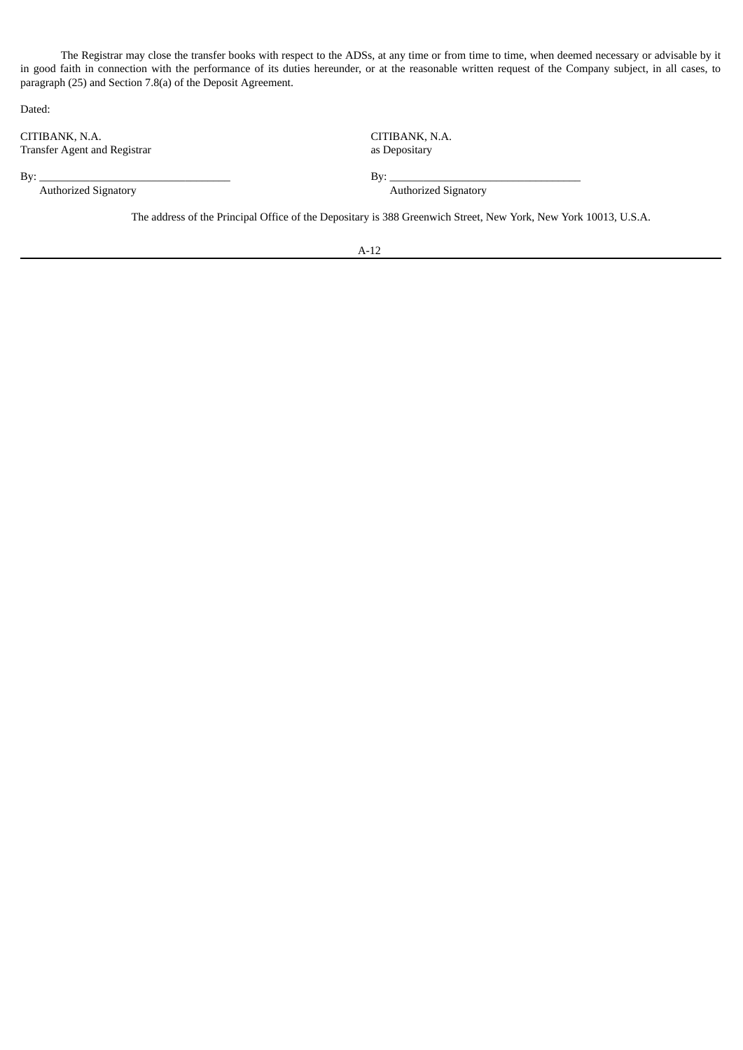The Registrar may close the transfer books with respect to the ADSs, at any time or from time to time, when deemed necessary or advisable by it in good faith in connection with the performance of its duties hereunder, or at the reasonable written request of the Company subject, in all cases, to paragraph (25) and Section 7.8(a) of the Deposit Agreement.

Dated:

| | |
|---|---|
| CITIBANK, N.A.<br>Transfer Agent and Registrar | CITIBANK, N.A.<br>as Depositary |
| By: ______________________________<br>Authorized Signatory | By: ______________________________<br>Authorized Signatory |

The address of the Principal Office of the Depositary is 388 Greenwich Street, New York, New York 10013, U.S.A.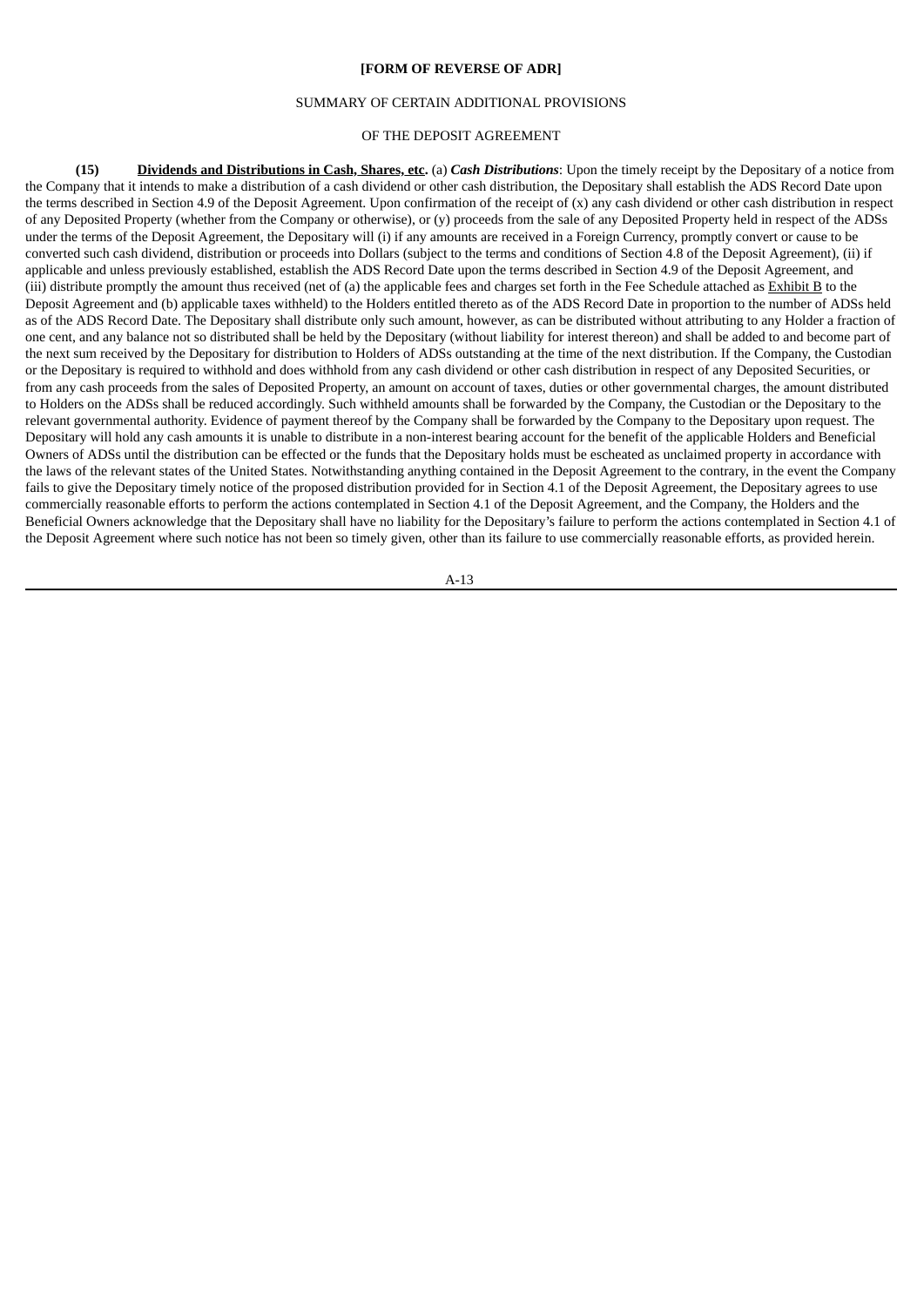**[FORM OF REVERSE OF ADR]**

SUMMARY OF CERTAIN ADDITIONAL PROVISIONS

OF THE DEPOSIT AGREEMENT

**(15) Dividends and Distributions in Cash, Shares, etc.** (a) ***Cash Distributions***: Upon the timely receipt by the Depositary of a notice from the Company that it intends to make a distribution of a cash dividend or other cash distribution, the Depositary shall establish the ADS Record Date upon the terms described in Section 4.9 of the Deposit Agreement. Upon confirmation of the receipt of (x) any cash dividend or other cash distribution in respect of any Deposited Property (whether from the Company or otherwise), or (y) proceeds from the sale of any Deposited Property held in respect of the ADSs under the terms of the Deposit Agreement, the Depositary will (i) if any amounts are received in a Foreign Currency, promptly convert or cause to be converted such cash dividend, distribution or proceeds into Dollars (subject to the terms and conditions of Section 4.8 of the Deposit Agreement), (ii) if applicable and unless previously established, establish the ADS Record Date upon the terms described in Section 4.9 of the Deposit Agreement, and (iii) distribute promptly the amount thus received (net of (a) the applicable fees and charges set forth in the Fee Schedule attached as Exhibit B to the Deposit Agreement and (b) applicable taxes withheld) to the Holders entitled thereto as of the ADS Record Date in proportion to the number of ADSs held as of the ADS Record Date. The Depositary shall distribute only such amount, however, as can be distributed without attributing to any Holder a fraction of one cent, and any balance not so distributed shall be held by the Depositary (without liability for interest thereon) and shall be added to and become part of the next sum received by the Depositary for distribution to Holders of ADSs outstanding at the time of the next distribution. If the Company, the Custodian or the Depositary is required to withhold and does withhold from any cash dividend or other cash distribution in respect of any Deposited Securities, or from any cash proceeds from the sales of Deposited Property, an amount on account of taxes, duties or other governmental charges, the amount distributed to Holders on the ADSs shall be reduced accordingly. Such withheld amounts shall be forwarded by the Company, the Custodian or the Depositary to the relevant governmental authority. Evidence of payment thereof by the Company shall be forwarded by the Company to the Depositary upon request. The Depositary will hold any cash amounts it is unable to distribute in a non-interest bearing account for the benefit of the applicable Holders and Beneficial Owners of ADSs until the distribution can be effected or the funds that the Depositary holds must be escheated as unclaimed property in accordance with the laws of the relevant states of the United States. Notwithstanding anything contained in the Deposit Agreement to the contrary, in the event the Company fails to give the Depositary timely notice of the proposed distribution provided for in Section 4.1 of the Deposit Agreement, the Depositary agrees to use commercially reasonable efforts to perform the actions contemplated in Section 4.1 of the Deposit Agreement, and the Company, the Holders and the Beneficial Owners acknowledge that the Depositary shall have no liability for the Depositary's failure to perform the actions contemplated in Section 4.1 of the Deposit Agreement where such notice has not been so timely given, other than its failure to use commercially reasonable efforts, as provided herein.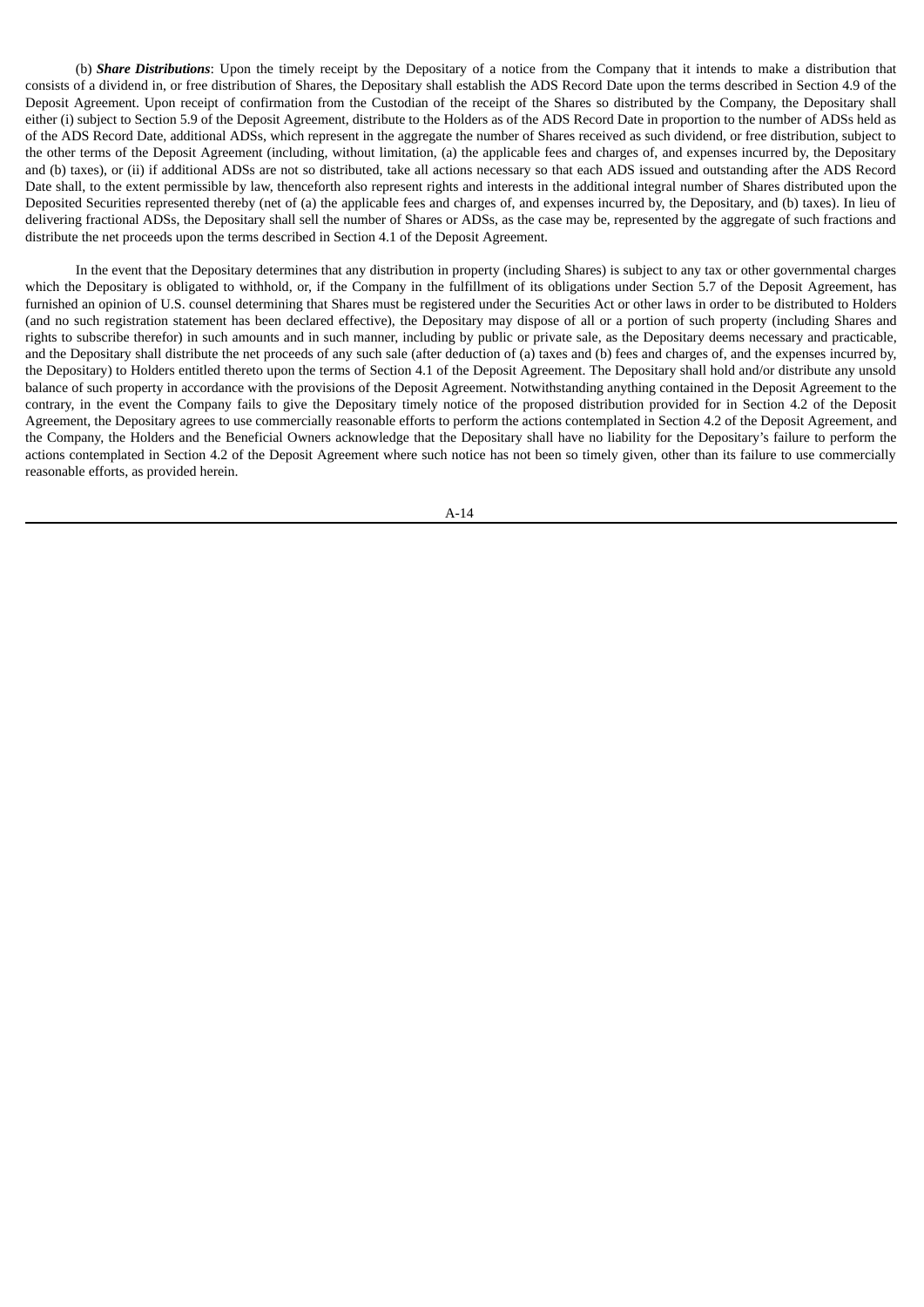(b) ***Share Distributions***: Upon the timely receipt by the Depositary of a notice from the Company that it intends to make a distribution that consists of a dividend in, or free distribution of Shares, the Depositary shall establish the ADS Record Date upon the terms described in Section 4.9 of the Deposit Agreement. Upon receipt of confirmation from the Custodian of the receipt of the Shares so distributed by the Company, the Depositary shall either (i) subject to Section 5.9 of the Deposit Agreement, distribute to the Holders as of the ADS Record Date in proportion to the number of ADSs held as of the ADS Record Date, additional ADSs, which represent in the aggregate the number of Shares received as such dividend, or free distribution, subject to the other terms of the Deposit Agreement (including, without limitation, (a) the applicable fees and charges of, and expenses incurred by, the Depositary and (b) taxes), or (ii) if additional ADSs are not so distributed, take all actions necessary so that each ADS issued and outstanding after the ADS Record Date shall, to the extent permissible by law, thenceforth also represent rights and interests in the additional integral number of Shares distributed upon the Deposited Securities represented thereby (net of (a) the applicable fees and charges of, and expenses incurred by, the Depositary, and (b) taxes). In lieu of delivering fractional ADSs, the Depositary shall sell the number of Shares or ADSs, as the case may be, represented by the aggregate of such fractions and distribute the net proceeds upon the terms described in Section 4.1 of the Deposit Agreement.

In the event that the Depositary determines that any distribution in property (including Shares) is subject to any tax or other governmental charges which the Depositary is obligated to withhold, or, if the Company in the fulfillment of its obligations under Section 5.7 of the Deposit Agreement, has furnished an opinion of U.S. counsel determining that Shares must be registered under the Securities Act or other laws in order to be distributed to Holders (and no such registration statement has been declared effective), the Depositary may dispose of all or a portion of such property (including Shares and rights to subscribe therefor) in such amounts and in such manner, including by public or private sale, as the Depositary deems necessary and practicable, and the Depositary shall distribute the net proceeds of any such sale (after deduction of (a) taxes and (b) fees and charges of, and the expenses incurred by, the Depositary) to Holders entitled thereto upon the terms of Section 4.1 of the Deposit Agreement. The Depositary shall hold and/or distribute any unsold balance of such property in accordance with the provisions of the Deposit Agreement. Notwithstanding anything contained in the Deposit Agreement to the contrary, in the event the Company fails to give the Depositary timely notice of the proposed distribution provided for in Section 4.2 of the Deposit Agreement, the Depositary agrees to use commercially reasonable efforts to perform the actions contemplated in Section 4.2 of the Deposit Agreement, and the Company, the Holders and the Beneficial Owners acknowledge that the Depositary shall have no liability for the Depositary's failure to perform the actions contemplated in Section 4.2 of the Deposit Agreement where such notice has not been so timely given, other than its failure to use commercially reasonable efforts, as provided herein.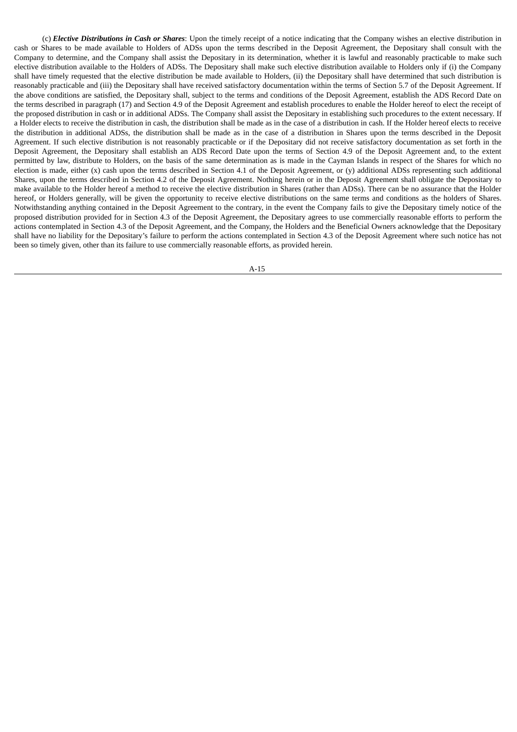(c) ***Elective Distributions in Cash or Shares***: Upon the timely receipt of a notice indicating that the Company wishes an elective distribution in cash or Shares to be made available to Holders of ADSs upon the terms described in the Deposit Agreement, the Depositary shall consult with the Company to determine, and the Company shall assist the Depositary in its determination, whether it is lawful and reasonably practicable to make such elective distribution available to the Holders of ADSs. The Depositary shall make such elective distribution available to Holders only if (i) the Company shall have timely requested that the elective distribution be made available to Holders, (ii) the Depositary shall have determined that such distribution is reasonably practicable and (iii) the Depositary shall have received satisfactory documentation within the terms of Section 5.7 of the Deposit Agreement. If the above conditions are satisfied, the Depositary shall, subject to the terms and conditions of the Deposit Agreement, establish the ADS Record Date on the terms described in paragraph (17) and Section 4.9 of the Deposit Agreement and establish procedures to enable the Holder hereof to elect the receipt of the proposed distribution in cash or in additional ADSs. The Company shall assist the Depositary in establishing such procedures to the extent necessary. If a Holder elects to receive the distribution in cash, the distribution shall be made as in the case of a distribution in cash. If the Holder hereof elects to receive the distribution in additional ADSs, the distribution shall be made as in the case of a distribution in Shares upon the terms described in the Deposit Agreement. If such elective distribution is not reasonably practicable or if the Depositary did not receive satisfactory documentation as set forth in the Deposit Agreement, the Depositary shall establish an ADS Record Date upon the terms of Section 4.9 of the Deposit Agreement and, to the extent permitted by law, distribute to Holders, on the basis of the same determination as is made in the Cayman Islands in respect of the Shares for which no election is made, either (x) cash upon the terms described in Section 4.1 of the Deposit Agreement, or (y) additional ADSs representing such additional Shares, upon the terms described in Section 4.2 of the Deposit Agreement. Nothing herein or in the Deposit Agreement shall obligate the Depositary to make available to the Holder hereof a method to receive the elective distribution in Shares (rather than ADSs). There can be no assurance that the Holder hereof, or Holders generally, will be given the opportunity to receive elective distributions on the same terms and conditions as the holders of Shares. Notwithstanding anything contained in the Deposit Agreement to the contrary, in the event the Company fails to give the Depositary timely notice of the proposed distribution provided for in Section 4.3 of the Deposit Agreement, the Depositary agrees to use commercially reasonable efforts to perform the actions contemplated in Section 4.3 of the Deposit Agreement, and the Company, the Holders and the Beneficial Owners acknowledge that the Depositary shall have no liability for the Depositary's failure to perform the actions contemplated in Section 4.3 of the Deposit Agreement where such notice has not been so timely given, other than its failure to use commercially reasonable efforts, as provided herein.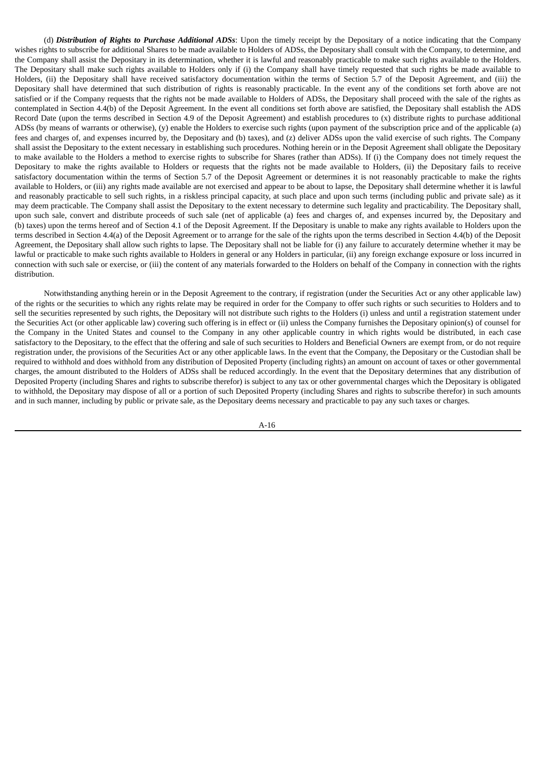(d) ***Distribution of Rights to Purchase Additional ADSs***: Upon the timely receipt by the Depositary of a notice indicating that the Company wishes rights to subscribe for additional Shares to be made available to Holders of ADSs, the Depositary shall consult with the Company, to determine, and the Company shall assist the Depositary in its determination, whether it is lawful and reasonably practicable to make such rights available to the Holders. The Depositary shall make such rights available to Holders only if (i) the Company shall have timely requested that such rights be made available to Holders, (ii) the Depositary shall have received satisfactory documentation within the terms of Section 5.7 of the Deposit Agreement, and (iii) the Depositary shall have determined that such distribution of rights is reasonably practicable. In the event any of the conditions set forth above are not satisfied or if the Company requests that the rights not be made available to Holders of ADSs, the Depositary shall proceed with the sale of the rights as contemplated in Section 4.4(b) of the Deposit Agreement. In the event all conditions set forth above are satisfied, the Depositary shall establish the ADS Record Date (upon the terms described in Section 4.9 of the Deposit Agreement) and establish procedures to (x) distribute rights to purchase additional ADSs (by means of warrants or otherwise), (y) enable the Holders to exercise such rights (upon payment of the subscription price and of the applicable (a) fees and charges of, and expenses incurred by, the Depositary and (b) taxes), and (z) deliver ADSs upon the valid exercise of such rights. The Company shall assist the Depositary to the extent necessary in establishing such procedures. Nothing herein or in the Deposit Agreement shall obligate the Depositary to make available to the Holders a method to exercise rights to subscribe for Shares (rather than ADSs). If (i) the Company does not timely request the Depositary to make the rights available to Holders or requests that the rights not be made available to Holders, (ii) the Depositary fails to receive satisfactory documentation within the terms of Section 5.7 of the Deposit Agreement or determines it is not reasonably practicable to make the rights available to Holders, or (iii) any rights made available are not exercised and appear to be about to lapse, the Depositary shall determine whether it is lawful and reasonably practicable to sell such rights, in a riskless principal capacity, at such place and upon such terms (including public and private sale) as it may deem practicable. The Company shall assist the Depositary to the extent necessary to determine such legality and practicability. The Depositary shall, upon such sale, convert and distribute proceeds of such sale (net of applicable (a) fees and charges of, and expenses incurred by, the Depositary and (b) taxes) upon the terms hereof and of Section 4.1 of the Deposit Agreement. If the Depositary is unable to make any rights available to Holders upon the terms described in Section 4.4(a) of the Deposit Agreement or to arrange for the sale of the rights upon the terms described in Section 4.4(b) of the Deposit Agreement, the Depositary shall allow such rights to lapse. The Depositary shall not be liable for (i) any failure to accurately determine whether it may be lawful or practicable to make such rights available to Holders in general or any Holders in particular, (ii) any foreign exchange exposure or loss incurred in connection with such sale or exercise, or (iii) the content of any materials forwarded to the Holders on behalf of the Company in connection with the rights distribution.

Notwithstanding anything herein or in the Deposit Agreement to the contrary, if registration (under the Securities Act or any other applicable law) of the rights or the securities to which any rights relate may be required in order for the Company to offer such rights or such securities to Holders and to sell the securities represented by such rights, the Depositary will not distribute such rights to the Holders (i) unless and until a registration statement under the Securities Act (or other applicable law) covering such offering is in effect or (ii) unless the Company furnishes the Depositary opinion(s) of counsel for the Company in the United States and counsel to the Company in any other applicable country in which rights would be distributed, in each case satisfactory to the Depositary, to the effect that the offering and sale of such securities to Holders and Beneficial Owners are exempt from, or do not require registration under, the provisions of the Securities Act or any other applicable laws. In the event that the Company, the Depositary or the Custodian shall be required to withhold and does withhold from any distribution of Deposited Property (including rights) an amount on account of taxes or other governmental charges, the amount distributed to the Holders of ADSs shall be reduced accordingly. In the event that the Depositary determines that any distribution of Deposited Property (including Shares and rights to subscribe therefor) is subject to any tax or other governmental charges which the Depositary is obligated to withhold, the Depositary may dispose of all or a portion of such Deposited Property (including Shares and rights to subscribe therefor) in such amounts and in such manner, including by public or private sale, as the Depositary deems necessary and practicable to pay any such taxes or charges.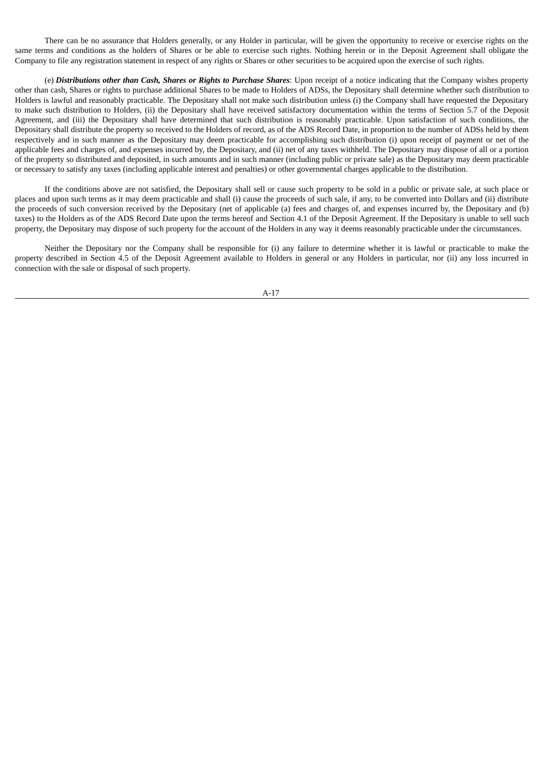There can be no assurance that Holders generally, or any Holder in particular, will be given the opportunity to receive or exercise rights on the same terms and conditions as the holders of Shares or be able to exercise such rights. Nothing herein or in the Deposit Agreement shall obligate the Company to file any registration statement in respect of any rights or Shares or other securities to be acquired upon the exercise of such rights.

(e) ***Distributions other than Cash, Shares or Rights to Purchase Shares***: Upon receipt of a notice indicating that the Company wishes property other than cash, Shares or rights to purchase additional Shares to be made to Holders of ADSs, the Depositary shall determine whether such distribution to Holders is lawful and reasonably practicable. The Depositary shall not make such distribution unless (i) the Company shall have requested the Depositary to make such distribution to Holders, (ii) the Depositary shall have received satisfactory documentation within the terms of Section 5.7 of the Deposit Agreement, and (iii) the Depositary shall have determined that such distribution is reasonably practicable. Upon satisfaction of such conditions, the Depositary shall distribute the property so received to the Holders of record, as of the ADS Record Date, in proportion to the number of ADSs held by them respectively and in such manner as the Depositary may deem practicable for accomplishing such distribution (i) upon receipt of payment or net of the applicable fees and charges of, and expenses incurred by, the Depositary, and (ii) net of any taxes withheld. The Depositary may dispose of all or a portion of the property so distributed and deposited, in such amounts and in such manner (including public or private sale) as the Depositary may deem practicable or necessary to satisfy any taxes (including applicable interest and penalties) or other governmental charges applicable to the distribution.

If the conditions above are not satisfied, the Depositary shall sell or cause such property to be sold in a public or private sale, at such place or places and upon such terms as it may deem practicable and shall (i) cause the proceeds of such sale, if any, to be converted into Dollars and (ii) distribute the proceeds of such conversion received by the Depositary (net of applicable (a) fees and charges of, and expenses incurred by, the Depositary and (b) taxes) to the Holders as of the ADS Record Date upon the terms hereof and Section 4.1 of the Deposit Agreement. If the Depositary is unable to sell such property, the Depositary may dispose of such property for the account of the Holders in any way it deems reasonably practicable under the circumstances.

Neither the Depositary nor the Company shall be responsible for (i) any failure to determine whether it is lawful or practicable to make the property described in Section 4.5 of the Deposit Agreement available to Holders in general or any Holders in particular, nor (ii) any loss incurred in connection with the sale or disposal of such property.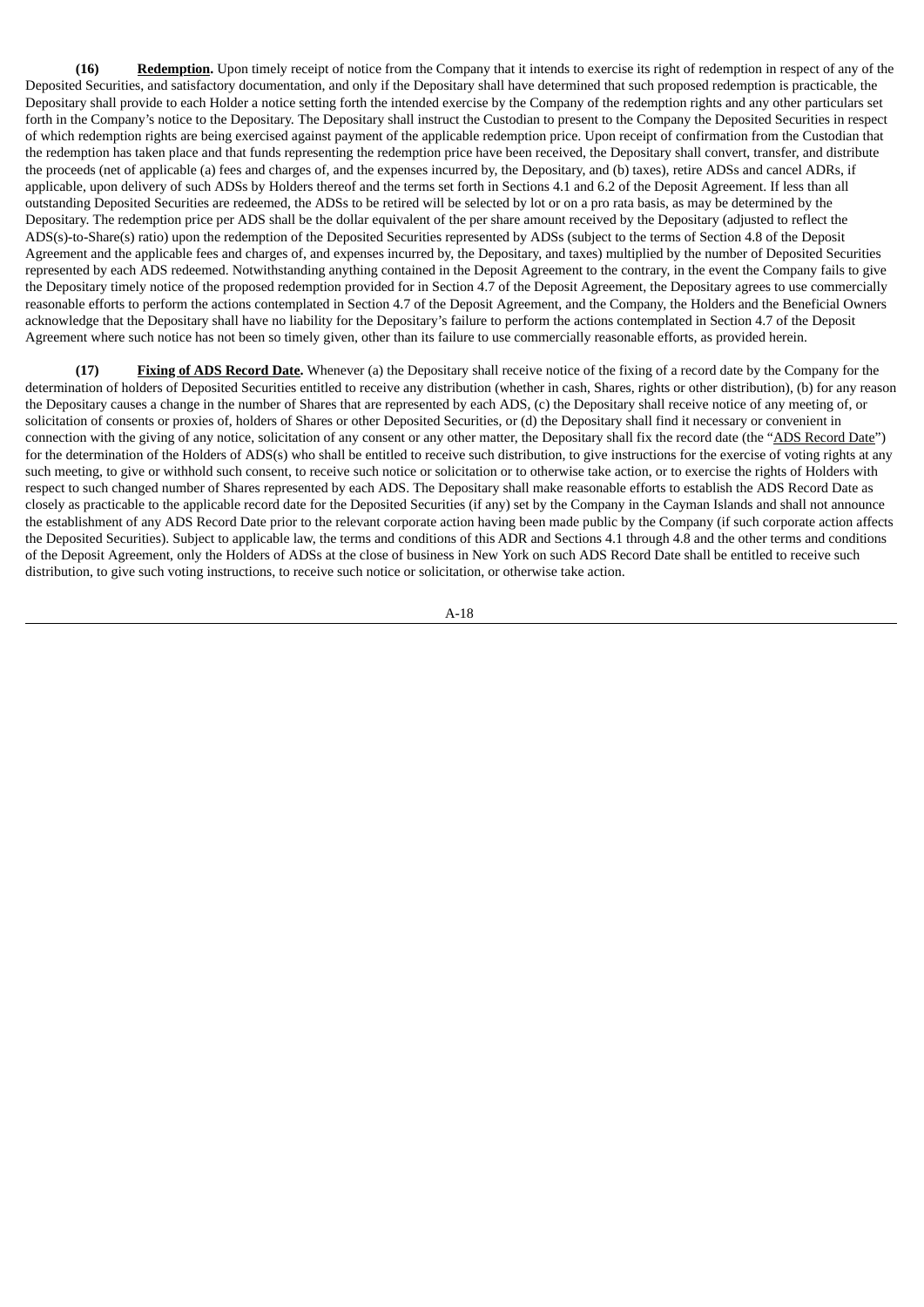**(16)** **Redemption.** Upon timely receipt of notice from the Company that it intends to exercise its right of redemption in respect of any of the Deposited Securities, and satisfactory documentation, and only if the Depositary shall have determined that such proposed redemption is practicable, the Depositary shall provide to each Holder a notice setting forth the intended exercise by the Company of the redemption rights and any other particulars set forth in the Company's notice to the Depositary. The Depositary shall instruct the Custodian to present to the Company the Deposited Securities in respect of which redemption rights are being exercised against payment of the applicable redemption price. Upon receipt of confirmation from the Custodian that the redemption has taken place and that funds representing the redemption price have been received, the Depositary shall convert, transfer, and distribute the proceeds (net of applicable (a) fees and charges of, and the expenses incurred by, the Depositary, and (b) taxes), retire ADSs and cancel ADRs, if applicable, upon delivery of such ADSs by Holders thereof and the terms set forth in Sections 4.1 and 6.2 of the Deposit Agreement. If less than all outstanding Deposited Securities are redeemed, the ADSs to be retired will be selected by lot or on a pro rata basis, as may be determined by the Depositary. The redemption price per ADS shall be the dollar equivalent of the per share amount received by the Depositary (adjusted to reflect the ADS(s)-to-Share(s) ratio) upon the redemption of the Deposited Securities represented by ADSs (subject to the terms of Section 4.8 of the Deposit Agreement and the applicable fees and charges of, and expenses incurred by, the Depositary, and taxes) multiplied by the number of Deposited Securities represented by each ADS redeemed. Notwithstanding anything contained in the Deposit Agreement to the contrary, in the event the Company fails to give the Depositary timely notice of the proposed redemption provided for in Section 4.7 of the Deposit Agreement, the Depositary agrees to use commercially reasonable efforts to perform the actions contemplated in Section 4.7 of the Deposit Agreement, and the Company, the Holders and the Beneficial Owners acknowledge that the Depositary shall have no liability for the Depositary's failure to perform the actions contemplated in Section 4.7 of the Deposit Agreement where such notice has not been so timely given, other than its failure to use commercially reasonable efforts, as provided herein.

**(17)** **Fixing of ADS Record Date.** Whenever (a) the Depositary shall receive notice of the fixing of a record date by the Company for the determination of holders of Deposited Securities entitled to receive any distribution (whether in cash, Shares, rights or other distribution), (b) for any reason the Depositary causes a change in the number of Shares that are represented by each ADS, (c) the Depositary shall receive notice of any meeting of, or solicitation of consents or proxies of, holders of Shares or other Deposited Securities, or (d) the Depositary shall find it necessary or convenient in connection with the giving of any notice, solicitation of any consent or any other matter, the Depositary shall fix the record date (the "ADS Record Date") for the determination of the Holders of ADS(s) who shall be entitled to receive such distribution, to give instructions for the exercise of voting rights at any such meeting, to give or withhold such consent, to receive such notice or solicitation or to otherwise take action, or to exercise the rights of Holders with respect to such changed number of Shares represented by each ADS. The Depositary shall make reasonable efforts to establish the ADS Record Date as closely as practicable to the applicable record date for the Deposited Securities (if any) set by the Company in the Cayman Islands and shall not announce the establishment of any ADS Record Date prior to the relevant corporate action having been made public by the Company (if such corporate action affects the Deposited Securities). Subject to applicable law, the terms and conditions of this ADR and Sections 4.1 through 4.8 and the other terms and conditions of the Deposit Agreement, only the Holders of ADSs at the close of business in New York on such ADS Record Date shall be entitled to receive such distribution, to give such voting instructions, to receive such notice or solicitation, or otherwise take action.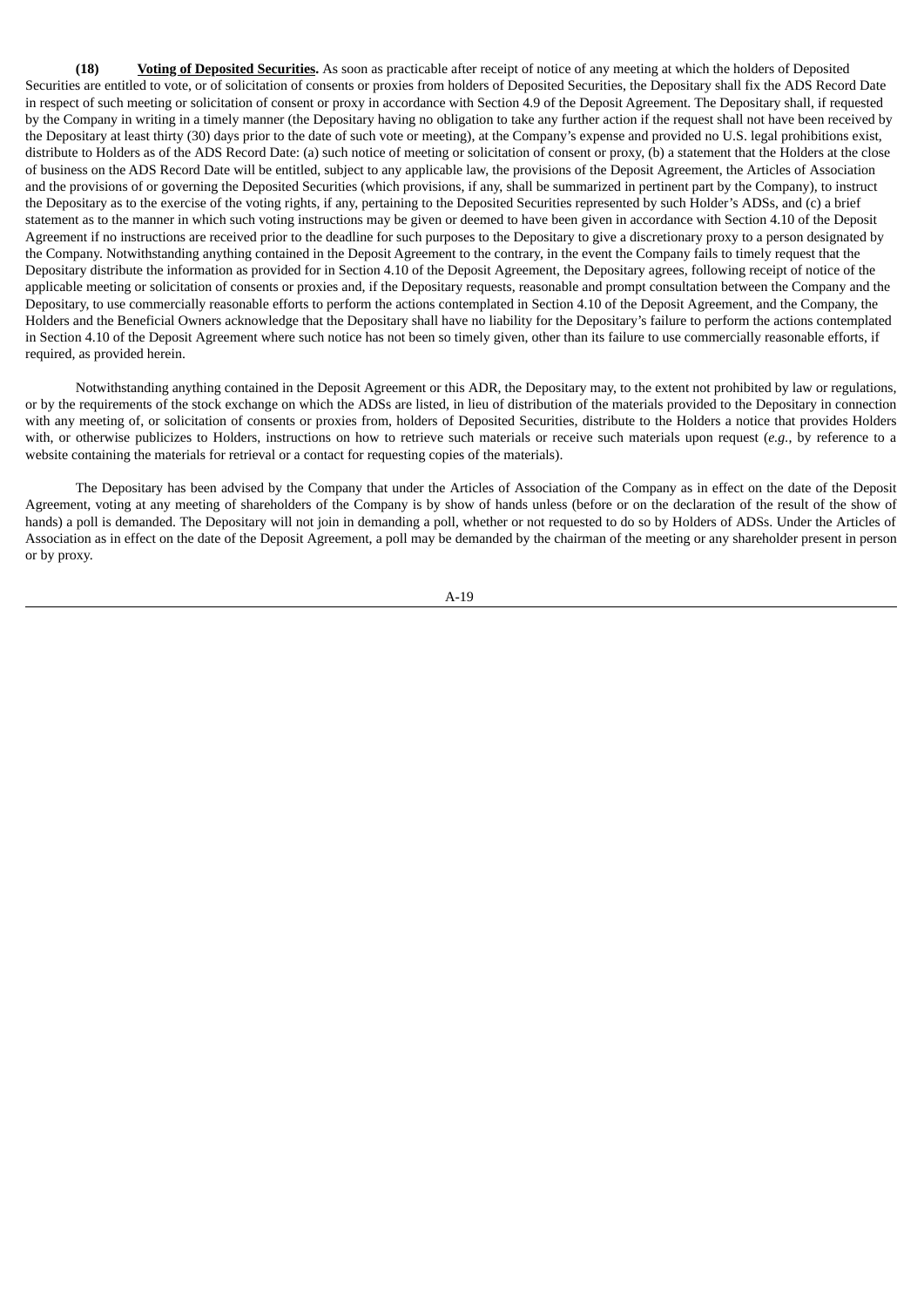**(18) Voting of Deposited Securities.** As soon as practicable after receipt of notice of any meeting at which the holders of Deposited Securities are entitled to vote, or of solicitation of consents or proxies from holders of Deposited Securities, the Depositary shall fix the ADS Record Date in respect of such meeting or solicitation of consent or proxy in accordance with Section 4.9 of the Deposit Agreement. The Depositary shall, if requested by the Company in writing in a timely manner (the Depositary having no obligation to take any further action if the request shall not have been received by the Depositary at least thirty (30) days prior to the date of such vote or meeting), at the Company's expense and provided no U.S. legal prohibitions exist, distribute to Holders as of the ADS Record Date: (a) such notice of meeting or solicitation of consent or proxy, (b) a statement that the Holders at the close of business on the ADS Record Date will be entitled, subject to any applicable law, the provisions of the Deposit Agreement, the Articles of Association and the provisions of or governing the Deposited Securities (which provisions, if any, shall be summarized in pertinent part by the Company), to instruct the Depositary as to the exercise of the voting rights, if any, pertaining to the Deposited Securities represented by such Holder's ADSs, and (c) a brief statement as to the manner in which such voting instructions may be given or deemed to have been given in accordance with Section 4.10 of the Deposit Agreement if no instructions are received prior to the deadline for such purposes to the Depositary to give a discretionary proxy to a person designated by the Company. Notwithstanding anything contained in the Deposit Agreement to the contrary, in the event the Company fails to timely request that the Depositary distribute the information as provided for in Section 4.10 of the Deposit Agreement, the Depositary agrees, following receipt of notice of the applicable meeting or solicitation of consents or proxies and, if the Depositary requests, reasonable and prompt consultation between the Company and the Depositary, to use commercially reasonable efforts to perform the actions contemplated in Section 4.10 of the Deposit Agreement, and the Company, the Holders and the Beneficial Owners acknowledge that the Depositary shall have no liability for the Depositary's failure to perform the actions contemplated in Section 4.10 of the Deposit Agreement where such notice has not been so timely given, other than its failure to use commercially reasonable efforts, if required, as provided herein.

Notwithstanding anything contained in the Deposit Agreement or this ADR, the Depositary may, to the extent not prohibited by law or regulations, or by the requirements of the stock exchange on which the ADSs are listed, in lieu of distribution of the materials provided to the Depositary in connection with any meeting of, or solicitation of consents or proxies from, holders of Deposited Securities, distribute to the Holders a notice that provides Holders with, or otherwise publicizes to Holders, instructions on how to retrieve such materials or receive such materials upon request (*e.g.*, by reference to a website containing the materials for retrieval or a contact for requesting copies of the materials).

The Depositary has been advised by the Company that under the Articles of Association of the Company as in effect on the date of the Deposit Agreement, voting at any meeting of shareholders of the Company is by show of hands unless (before or on the declaration of the result of the show of hands) a poll is demanded. The Depositary will not join in demanding a poll, whether or not requested to do so by Holders of ADSs. Under the Articles of Association as in effect on the date of the Deposit Agreement, a poll may be demanded by the chairman of the meeting or any shareholder present in person or by proxy.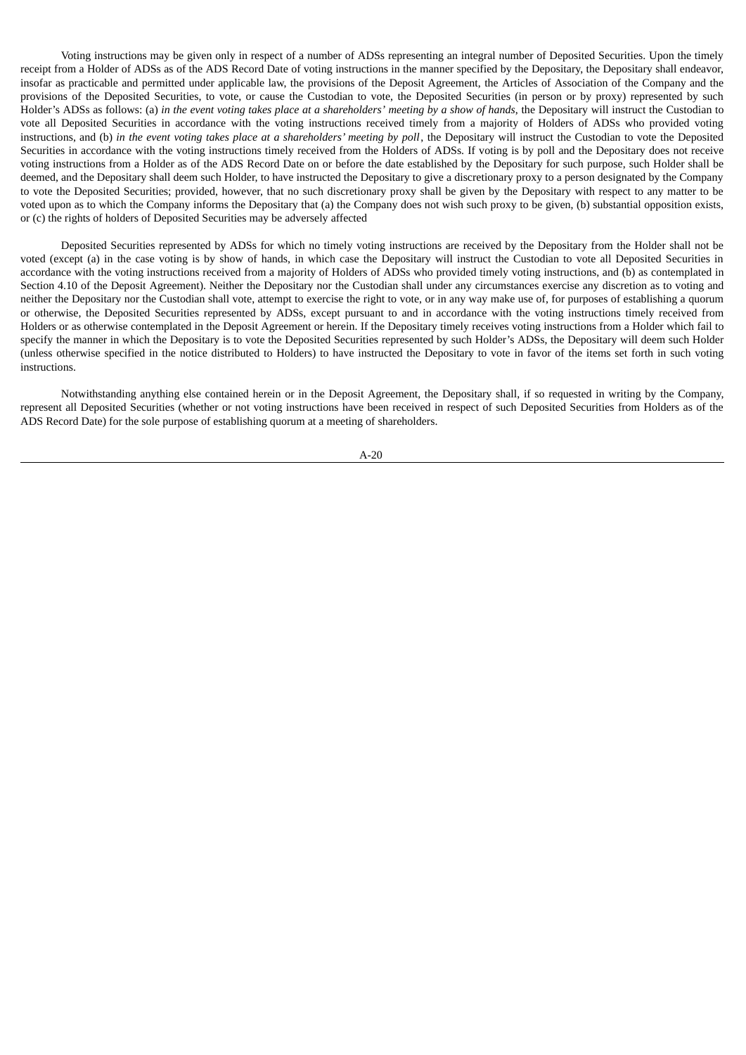Voting instructions may be given only in respect of a number of ADSs representing an integral number of Deposited Securities. Upon the timely receipt from a Holder of ADSs as of the ADS Record Date of voting instructions in the manner specified by the Depositary, the Depositary shall endeavor, insofar as practicable and permitted under applicable law, the provisions of the Deposit Agreement, the Articles of Association of the Company and the provisions of the Deposited Securities, to vote, or cause the Custodian to vote, the Deposited Securities (in person or by proxy) represented by such Holder's ADSs as follows: (a) *in the event voting takes place at a shareholders' meeting by a show of hands*, the Depositary will instruct the Custodian to vote all Deposited Securities in accordance with the voting instructions received timely from a majority of Holders of ADSs who provided voting instructions, and (b) *in the event voting takes place at a shareholders' meeting by poll*, the Depositary will instruct the Custodian to vote the Deposited Securities in accordance with the voting instructions timely received from the Holders of ADSs. If voting is by poll and the Depositary does not receive voting instructions from a Holder as of the ADS Record Date on or before the date established by the Depositary for such purpose, such Holder shall be deemed, and the Depositary shall deem such Holder, to have instructed the Depositary to give a discretionary proxy to a person designated by the Company to vote the Deposited Securities; provided, however, that no such discretionary proxy shall be given by the Depositary with respect to any matter to be voted upon as to which the Company informs the Depositary that (a) the Company does not wish such proxy to be given, (b) substantial opposition exists, or (c) the rights of holders of Deposited Securities may be adversely affected

Deposited Securities represented by ADSs for which no timely voting instructions are received by the Depositary from the Holder shall not be voted (except (a) in the case voting is by show of hands, in which case the Depositary will instruct the Custodian to vote all Deposited Securities in accordance with the voting instructions received from a majority of Holders of ADSs who provided timely voting instructions, and (b) as contemplated in Section 4.10 of the Deposit Agreement). Neither the Depositary nor the Custodian shall under any circumstances exercise any discretion as to voting and neither the Depositary nor the Custodian shall vote, attempt to exercise the right to vote, or in any way make use of, for purposes of establishing a quorum or otherwise, the Deposited Securities represented by ADSs, except pursuant to and in accordance with the voting instructions timely received from Holders or as otherwise contemplated in the Deposit Agreement or herein. If the Depositary timely receives voting instructions from a Holder which fail to specify the manner in which the Depositary is to vote the Deposited Securities represented by such Holder's ADSs, the Depositary will deem such Holder (unless otherwise specified in the notice distributed to Holders) to have instructed the Depositary to vote in favor of the items set forth in such voting instructions.

Notwithstanding anything else contained herein or in the Deposit Agreement, the Depositary shall, if so requested in writing by the Company, represent all Deposited Securities (whether or not voting instructions have been received in respect of such Deposited Securities from Holders as of the ADS Record Date) for the sole purpose of establishing quorum at a meeting of shareholders.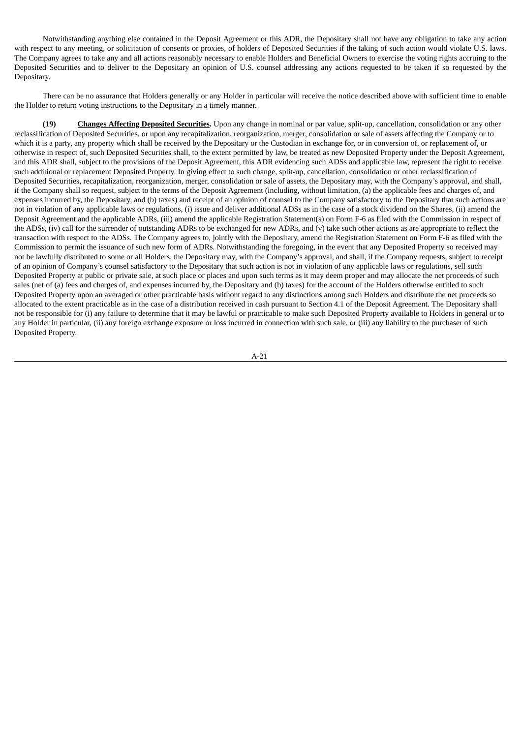Notwithstanding anything else contained in the Deposit Agreement or this ADR, the Depositary shall not have any obligation to take any action with respect to any meeting, or solicitation of consents or proxies, of holders of Deposited Securities if the taking of such action would violate U.S. laws. The Company agrees to take any and all actions reasonably necessary to enable Holders and Beneficial Owners to exercise the voting rights accruing to the Deposited Securities and to deliver to the Depositary an opinion of U.S. counsel addressing any actions requested to be taken if so requested by the Depositary.

There can be no assurance that Holders generally or any Holder in particular will receive the notice described above with sufficient time to enable the Holder to return voting instructions to the Depositary in a timely manner.

**(19) Changes Affecting Deposited Securities.** Upon any change in nominal or par value, split-up, cancellation, consolidation or any other reclassification of Deposited Securities, or upon any recapitalization, reorganization, merger, consolidation or sale of assets affecting the Company or to which it is a party, any property which shall be received by the Depositary or the Custodian in exchange for, or in conversion of, or replacement of, or otherwise in respect of, such Deposited Securities shall, to the extent permitted by law, be treated as new Deposited Property under the Deposit Agreement, and this ADR shall, subject to the provisions of the Deposit Agreement, this ADR evidencing such ADSs and applicable law, represent the right to receive such additional or replacement Deposited Property. In giving effect to such change, split-up, cancellation, consolidation or other reclassification of Deposited Securities, recapitalization, reorganization, merger, consolidation or sale of assets, the Depositary may, with the Company's approval, and shall, if the Company shall so request, subject to the terms of the Deposit Agreement (including, without limitation, (a) the applicable fees and charges of, and expenses incurred by, the Depositary, and (b) taxes) and receipt of an opinion of counsel to the Company satisfactory to the Depositary that such actions are not in violation of any applicable laws or regulations, (i) issue and deliver additional ADSs as in the case of a stock dividend on the Shares, (ii) amend the Deposit Agreement and the applicable ADRs, (iii) amend the applicable Registration Statement(s) on Form F-6 as filed with the Commission in respect of the ADSs, (iv) call for the surrender of outstanding ADRs to be exchanged for new ADRs, and (v) take such other actions as are appropriate to reflect the transaction with respect to the ADSs. The Company agrees to, jointly with the Depositary, amend the Registration Statement on Form F-6 as filed with the Commission to permit the issuance of such new form of ADRs. Notwithstanding the foregoing, in the event that any Deposited Property so received may not be lawfully distributed to some or all Holders, the Depositary may, with the Company's approval, and shall, if the Company requests, subject to receipt of an opinion of Company's counsel satisfactory to the Depositary that such action is not in violation of any applicable laws or regulations, sell such Deposited Property at public or private sale, at such place or places and upon such terms as it may deem proper and may allocate the net proceeds of such sales (net of (a) fees and charges of, and expenses incurred by, the Depositary and (b) taxes) for the account of the Holders otherwise entitled to such Deposited Property upon an averaged or other practicable basis without regard to any distinctions among such Holders and distribute the net proceeds so allocated to the extent practicable as in the case of a distribution received in cash pursuant to Section 4.1 of the Deposit Agreement. The Depositary shall not be responsible for (i) any failure to determine that it may be lawful or practicable to make such Deposited Property available to Holders in general or to any Holder in particular, (ii) any foreign exchange exposure or loss incurred in connection with such sale, or (iii) any liability to the purchaser of such Deposited Property.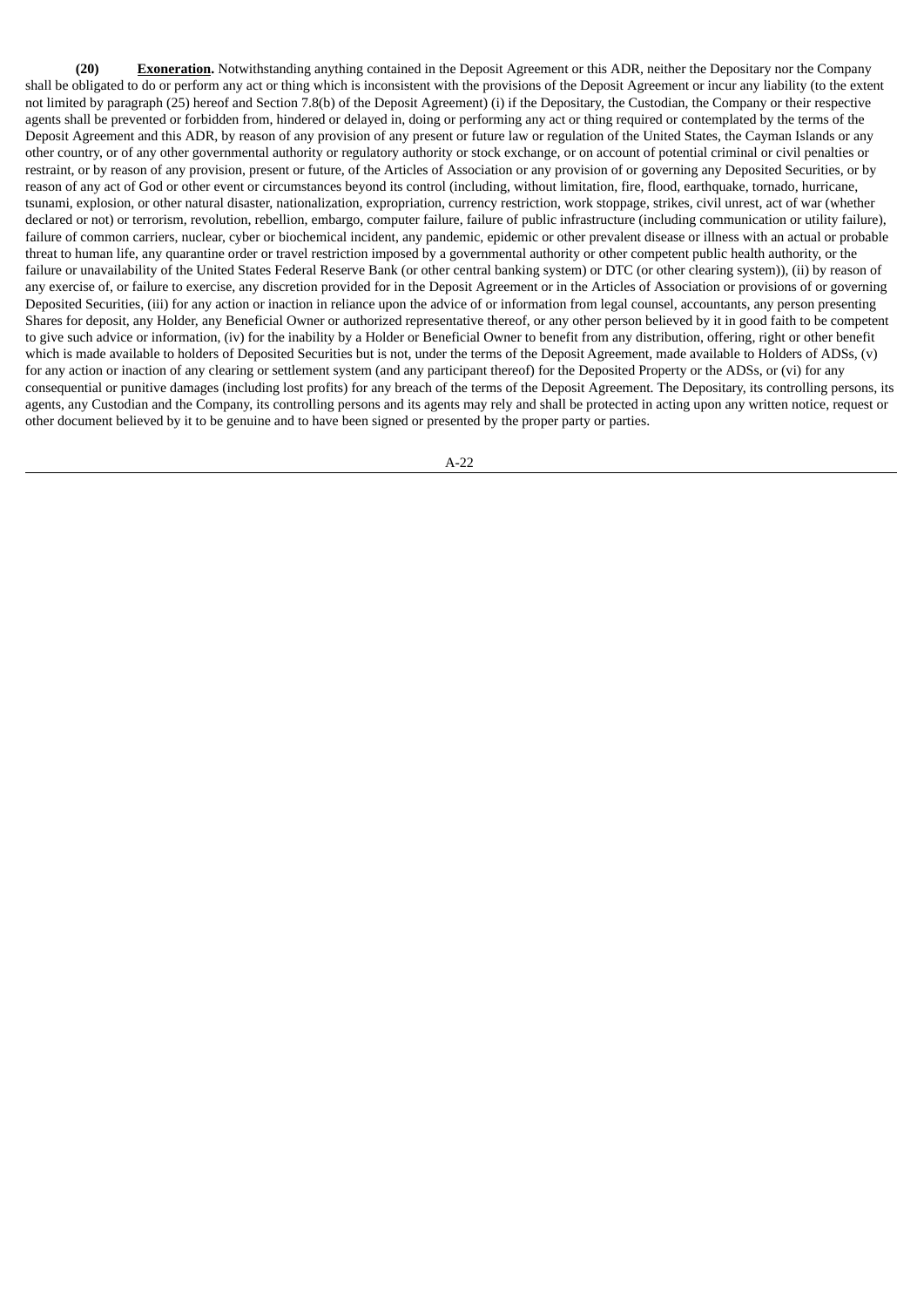**(20)** **Exoneration.** Notwithstanding anything contained in the Deposit Agreement or this ADR, neither the Depositary nor the Company shall be obligated to do or perform any act or thing which is inconsistent with the provisions of the Deposit Agreement or incur any liability (to the extent not limited by paragraph (25) hereof and Section 7.8(b) of the Deposit Agreement) (i) if the Depositary, the Custodian, the Company or their respective agents shall be prevented or forbidden from, hindered or delayed in, doing or performing any act or thing required or contemplated by the terms of the Deposit Agreement and this ADR, by reason of any provision of any present or future law or regulation of the United States, the Cayman Islands or any other country, or of any other governmental authority or regulatory authority or stock exchange, or on account of potential criminal or civil penalties or restraint, or by reason of any provision, present or future, of the Articles of Association or any provision of or governing any Deposited Securities, or by reason of any act of God or other event or circumstances beyond its control (including, without limitation, fire, flood, earthquake, tornado, hurricane, tsunami, explosion, or other natural disaster, nationalization, expropriation, currency restriction, work stoppage, strikes, civil unrest, act of war (whether declared or not) or terrorism, revolution, rebellion, embargo, computer failure, failure of public infrastructure (including communication or utility failure), failure of common carriers, nuclear, cyber or biochemical incident, any pandemic, epidemic or other prevalent disease or illness with an actual or probable threat to human life, any quarantine order or travel restriction imposed by a governmental authority or other competent public health authority, or the failure or unavailability of the United States Federal Reserve Bank (or other central banking system) or DTC (or other clearing system)), (ii) by reason of any exercise of, or failure to exercise, any discretion provided for in the Deposit Agreement or in the Articles of Association or provisions of or governing Deposited Securities, (iii) for any action or inaction in reliance upon the advice of or information from legal counsel, accountants, any person presenting Shares for deposit, any Holder, any Beneficial Owner or authorized representative thereof, or any other person believed by it in good faith to be competent to give such advice or information, (iv) for the inability by a Holder or Beneficial Owner to benefit from any distribution, offering, right or other benefit which is made available to holders of Deposited Securities but is not, under the terms of the Deposit Agreement, made available to Holders of ADSs, (v) for any action or inaction of any clearing or settlement system (and any participant thereof) for the Deposited Property or the ADSs, or (vi) for any consequential or punitive damages (including lost profits) for any breach of the terms of the Deposit Agreement. The Depositary, its controlling persons, its agents, any Custodian and the Company, its controlling persons and its agents may rely and shall be protected in acting upon any written notice, request or other document believed by it to be genuine and to have been signed or presented by the proper party or parties.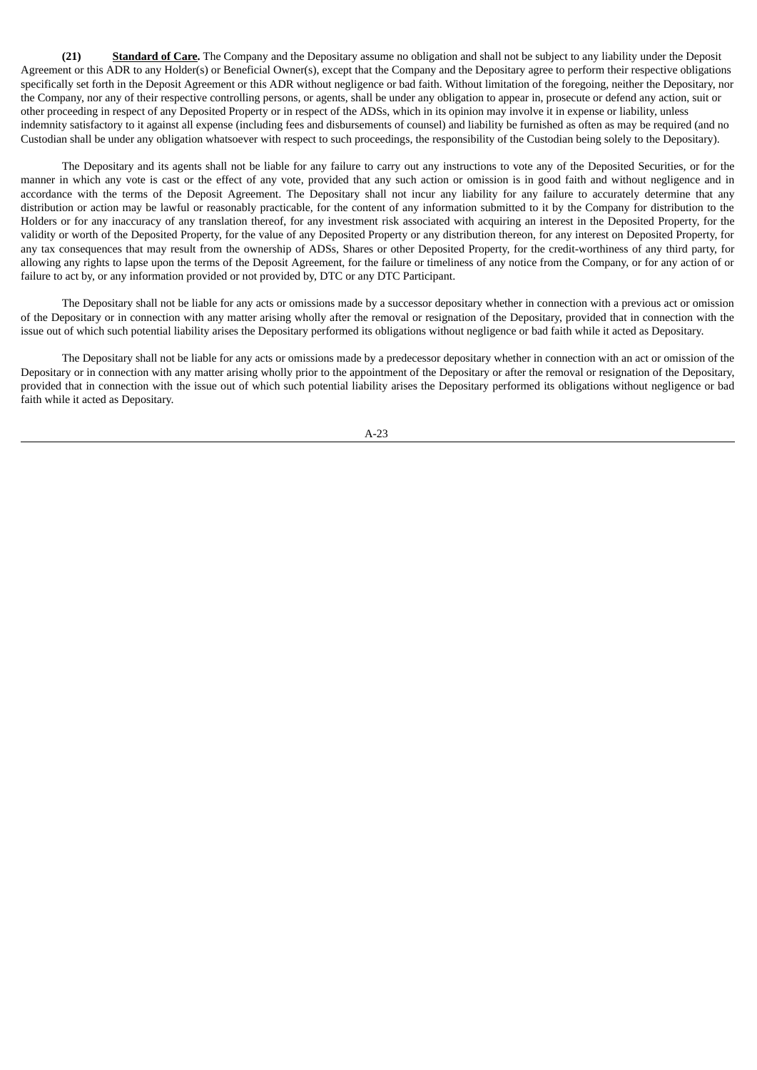**(21) <u>Standard of Care</u>.** The Company and the Depositary assume no obligation and shall not be subject to any liability under the Deposit Agreement or this ADR to any Holder(s) or Beneficial Owner(s), except that the Company and the Depositary agree to perform their respective obligations specifically set forth in the Deposit Agreement or this ADR without negligence or bad faith. Without limitation of the foregoing, neither the Depositary, nor the Company, nor any of their respective controlling persons, or agents, shall be under any obligation to appear in, prosecute or defend any action, suit or other proceeding in respect of any Deposited Property or in respect of the ADSs, which in its opinion may involve it in expense or liability, unless indemnity satisfactory to it against all expense (including fees and disbursements of counsel) and liability be furnished as often as may be required (and no Custodian shall be under any obligation whatsoever with respect to such proceedings, the responsibility of the Custodian being solely to the Depositary).

The Depositary and its agents shall not be liable for any failure to carry out any instructions to vote any of the Deposited Securities, or for the manner in which any vote is cast or the effect of any vote, provided that any such action or omission is in good faith and without negligence and in accordance with the terms of the Deposit Agreement. The Depositary shall not incur any liability for any failure to accurately determine that any distribution or action may be lawful or reasonably practicable, for the content of any information submitted to it by the Company for distribution to the Holders or for any inaccuracy of any translation thereof, for any investment risk associated with acquiring an interest in the Deposited Property, for the validity or worth of the Deposited Property, for the value of any Deposited Property or any distribution thereon, for any interest on Deposited Property, for any tax consequences that may result from the ownership of ADSs, Shares or other Deposited Property, for the credit-worthiness of any third party, for allowing any rights to lapse upon the terms of the Deposit Agreement, for the failure or timeliness of any notice from the Company, or for any action of or failure to act by, or any information provided or not provided by, DTC or any DTC Participant.

The Depositary shall not be liable for any acts or omissions made by a successor depositary whether in connection with a previous act or omission of the Depositary or in connection with any matter arising wholly after the removal or resignation of the Depositary, provided that in connection with the issue out of which such potential liability arises the Depositary performed its obligations without negligence or bad faith while it acted as Depositary.

The Depositary shall not be liable for any acts or omissions made by a predecessor depositary whether in connection with an act or omission of the Depositary or in connection with any matter arising wholly prior to the appointment of the Depositary or after the removal or resignation of the Depositary, provided that in connection with the issue out of which such potential liability arises the Depositary performed its obligations without negligence or bad faith while it acted as Depositary.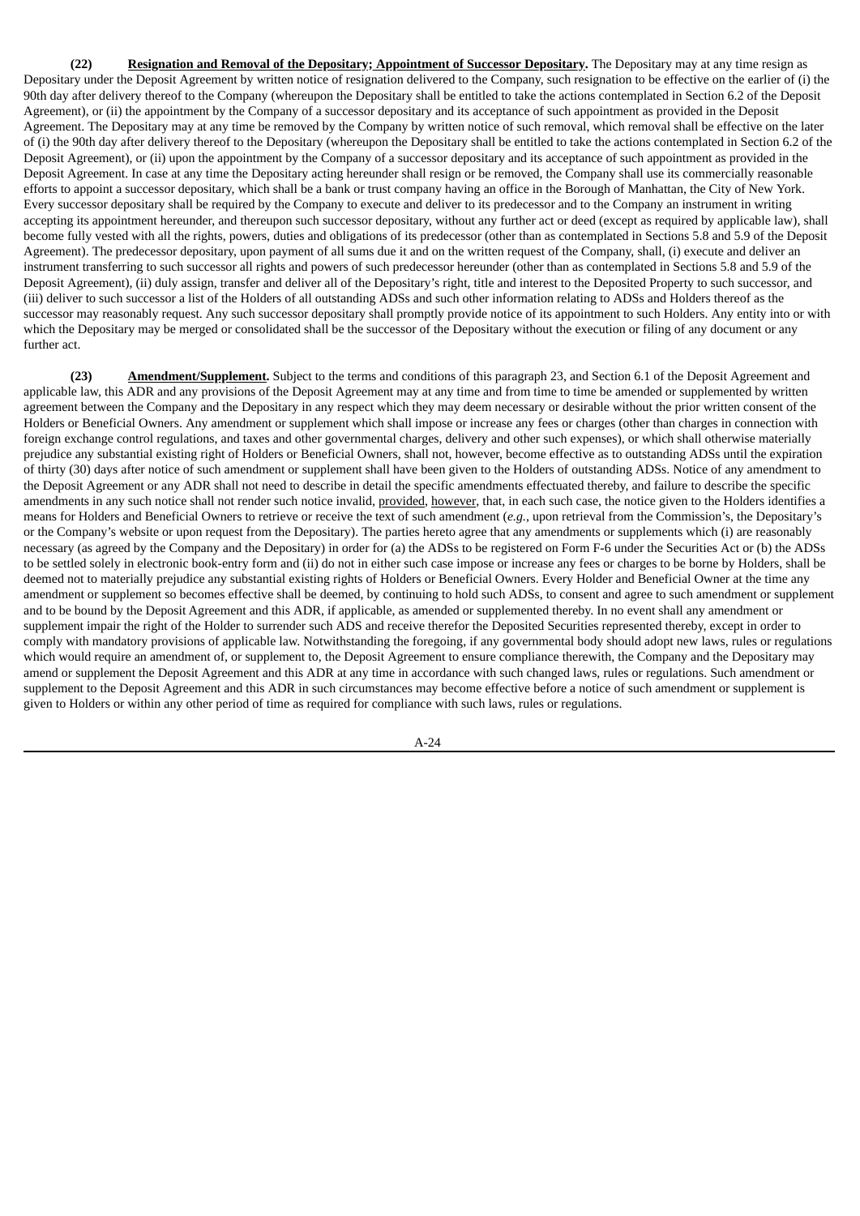**(22) Resignation and Removal of the Depositary; Appointment of Successor Depositary.** The Depositary may at any time resign as Depositary under the Deposit Agreement by written notice of resignation delivered to the Company, such resignation to be effective on the earlier of (i) the 90th day after delivery thereof to the Company (whereupon the Depositary shall be entitled to take the actions contemplated in Section 6.2 of the Deposit Agreement), or (ii) the appointment by the Company of a successor depositary and its acceptance of such appointment as provided in the Deposit Agreement. The Depositary may at any time be removed by the Company by written notice of such removal, which removal shall be effective on the later of (i) the 90th day after delivery thereof to the Depositary (whereupon the Depositary shall be entitled to take the actions contemplated in Section 6.2 of the Deposit Agreement), or (ii) upon the appointment by the Company of a successor depositary and its acceptance of such appointment as provided in the Deposit Agreement. In case at any time the Depositary acting hereunder shall resign or be removed, the Company shall use its commercially reasonable efforts to appoint a successor depositary, which shall be a bank or trust company having an office in the Borough of Manhattan, the City of New York. Every successor depositary shall be required by the Company to execute and deliver to its predecessor and to the Company an instrument in writing accepting its appointment hereunder, and thereupon such successor depositary, without any further act or deed (except as required by applicable law), shall become fully vested with all the rights, powers, duties and obligations of its predecessor (other than as contemplated in Sections 5.8 and 5.9 of the Deposit Agreement). The predecessor depositary, upon payment of all sums due it and on the written request of the Company, shall, (i) execute and deliver an instrument transferring to such successor all rights and powers of such predecessor hereunder (other than as contemplated in Sections 5.8 and 5.9 of the Deposit Agreement), (ii) duly assign, transfer and deliver all of the Depositary's right, title and interest to the Deposited Property to such successor, and (iii) deliver to such successor a list of the Holders of all outstanding ADSs and such other information relating to ADSs and Holders thereof as the successor may reasonably request. Any such successor depositary shall promptly provide notice of its appointment to such Holders. Any entity into or with which the Depositary may be merged or consolidated shall be the successor of the Depositary without the execution or filing of any document or any further act.

**(23) Amendment/Supplement.** Subject to the terms and conditions of this paragraph 23, and Section 6.1 of the Deposit Agreement and applicable law, this ADR and any provisions of the Deposit Agreement may at any time and from time to time be amended or supplemented by written agreement between the Company and the Depositary in any respect which they may deem necessary or desirable without the prior written consent of the Holders or Beneficial Owners. Any amendment or supplement which shall impose or increase any fees or charges (other than charges in connection with foreign exchange control regulations, and taxes and other governmental charges, delivery and other such expenses), or which shall otherwise materially prejudice any substantial existing right of Holders or Beneficial Owners, shall not, however, become effective as to outstanding ADSs until the expiration of thirty (30) days after notice of such amendment or supplement shall have been given to the Holders of outstanding ADSs. Notice of any amendment to the Deposit Agreement or any ADR shall not need to describe in detail the specific amendments effectuated thereby, and failure to describe the specific amendments in any such notice shall not render such notice invalid, provided, however, that, in each such case, the notice given to the Holders identifies a means for Holders and Beneficial Owners to retrieve or receive the text of such amendment (*e.g.*, upon retrieval from the Commission's, the Depositary's or the Company's website or upon request from the Depositary). The parties hereto agree that any amendments or supplements which (i) are reasonably necessary (as agreed by the Company and the Depositary) in order for (a) the ADSs to be registered on Form F-6 under the Securities Act or (b) the ADSs to be settled solely in electronic book-entry form and (ii) do not in either such case impose or increase any fees or charges to be borne by Holders, shall be deemed not to materially prejudice any substantial existing rights of Holders or Beneficial Owners. Every Holder and Beneficial Owner at the time any amendment or supplement so becomes effective shall be deemed, by continuing to hold such ADSs, to consent and agree to such amendment or supplement and to be bound by the Deposit Agreement and this ADR, if applicable, as amended or supplemented thereby. In no event shall any amendment or supplement impair the right of the Holder to surrender such ADS and receive therefor the Deposited Securities represented thereby, except in order to comply with mandatory provisions of applicable law. Notwithstanding the foregoing, if any governmental body should adopt new laws, rules or regulations which would require an amendment of, or supplement to, the Deposit Agreement to ensure compliance therewith, the Company and the Depositary may amend or supplement the Deposit Agreement and this ADR at any time in accordance with such changed laws, rules or regulations. Such amendment or supplement to the Deposit Agreement and this ADR in such circumstances may become effective before a notice of such amendment or supplement is given to Holders or within any other period of time as required for compliance with such laws, rules or regulations.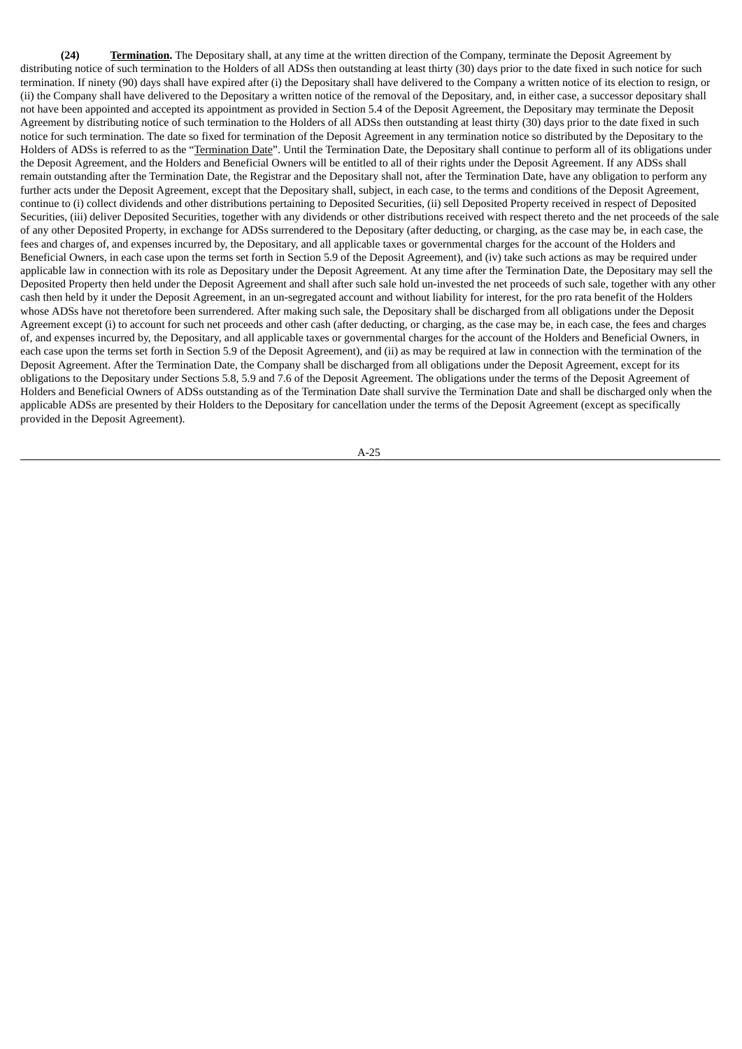**(24) Termination.** The Depositary shall, at any time at the written direction of the Company, terminate the Deposit Agreement by distributing notice of such termination to the Holders of all ADSs then outstanding at least thirty (30) days prior to the date fixed in such notice for such termination. If ninety (90) days shall have expired after (i) the Depositary shall have delivered to the Company a written notice of its election to resign, or (ii) the Company shall have delivered to the Depositary a written notice of the removal of the Depositary, and, in either case, a successor depositary shall not have been appointed and accepted its appointment as provided in Section 5.4 of the Deposit Agreement, the Depositary may terminate the Deposit Agreement by distributing notice of such termination to the Holders of all ADSs then outstanding at least thirty (30) days prior to the date fixed in such notice for such termination. The date so fixed for termination of the Deposit Agreement in any termination notice so distributed by the Depositary to the Holders of ADSs is referred to as the "Termination Date". Until the Termination Date, the Depositary shall continue to perform all of its obligations under the Deposit Agreement, and the Holders and Beneficial Owners will be entitled to all of their rights under the Deposit Agreement. If any ADSs shall remain outstanding after the Termination Date, the Registrar and the Depositary shall not, after the Termination Date, have any obligation to perform any further acts under the Deposit Agreement, except that the Depositary shall, subject, in each case, to the terms and conditions of the Deposit Agreement, continue to (i) collect dividends and other distributions pertaining to Deposited Securities, (ii) sell Deposited Property received in respect of Deposited Securities, (iii) deliver Deposited Securities, together with any dividends or other distributions received with respect thereto and the net proceeds of the sale of any other Deposited Property, in exchange for ADSs surrendered to the Depositary (after deducting, or charging, as the case may be, in each case, the fees and charges of, and expenses incurred by, the Depositary, and all applicable taxes or governmental charges for the account of the Holders and Beneficial Owners, in each case upon the terms set forth in Section 5.9 of the Deposit Agreement), and (iv) take such actions as may be required under applicable law in connection with its role as Depositary under the Deposit Agreement. At any time after the Termination Date, the Depositary may sell the Deposited Property then held under the Deposit Agreement and shall after such sale hold un-invested the net proceeds of such sale, together with any other cash then held by it under the Deposit Agreement, in an un-segregated account and without liability for interest, for the pro rata benefit of the Holders whose ADSs have not theretofore been surrendered. After making such sale, the Depositary shall be discharged from all obligations under the Deposit Agreement except (i) to account for such net proceeds and other cash (after deducting, or charging, as the case may be, in each case, the fees and charges of, and expenses incurred by, the Depositary, and all applicable taxes or governmental charges for the account of the Holders and Beneficial Owners, in each case upon the terms set forth in Section 5.9 of the Deposit Agreement), and (ii) as may be required at law in connection with the termination of the Deposit Agreement. After the Termination Date, the Company shall be discharged from all obligations under the Deposit Agreement, except for its obligations to the Depositary under Sections 5.8, 5.9 and 7.6 of the Deposit Agreement. The obligations under the terms of the Deposit Agreement of Holders and Beneficial Owners of ADSs outstanding as of the Termination Date shall survive the Termination Date and shall be discharged only when the applicable ADSs are presented by their Holders to the Depositary for cancellation under the terms of the Deposit Agreement (except as specifically provided in the Deposit Agreement).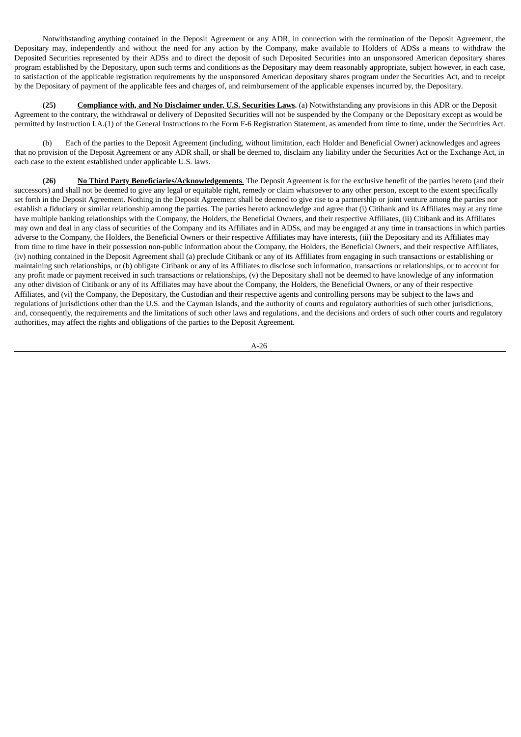Notwithstanding anything contained in the Deposit Agreement or any ADR, in connection with the termination of the Deposit Agreement, the Depositary may, independently and without the need for any action by the Company, make available to Holders of ADSs a means to withdraw the Deposited Securities represented by their ADSs and to direct the deposit of such Deposited Securities into an unsponsored American depositary shares program established by the Depositary, upon such terms and conditions as the Depositary may deem reasonably appropriate, subject however, in each case, to satisfaction of the applicable registration requirements by the unsponsored American depositary shares program under the Securities Act, and to receipt by the Depositary of payment of the applicable fees and charges of, and reimbursement of the applicable expenses incurred by, the Depositary.

**(25)** **<u>Compliance with, and No Disclaimer under, U.S. Securities Laws</u>.** (a) Notwithstanding any provisions in this ADR or the Deposit Agreement to the contrary, the withdrawal or delivery of Deposited Securities will not be suspended by the Company or the Depositary except as would be permitted by Instruction I.A.(1) of the General Instructions to the Form F-6 Registration Statement, as amended from time to time, under the Securities Act.

(b) Each of the parties to the Deposit Agreement (including, without limitation, each Holder and Beneficial Owner) acknowledges and agrees that no provision of the Deposit Agreement or any ADR shall, or shall be deemed to, disclaim any liability under the Securities Act or the Exchange Act, in each case to the extent established under applicable U.S. laws.

**(26)** **<u>No Third Party Beneficiaries/Acknowledgements</u>**. The Deposit Agreement is for the exclusive benefit of the parties hereto (and their successors) and shall not be deemed to give any legal or equitable right, remedy or claim whatsoever to any other person, except to the extent specifically set forth in the Deposit Agreement. Nothing in the Deposit Agreement shall be deemed to give rise to a partnership or joint venture among the parties nor establish a fiduciary or similar relationship among the parties. The parties hereto acknowledge and agree that (i) Citibank and its Affiliates may at any time have multiple banking relationships with the Company, the Holders, the Beneficial Owners, and their respective Affiliates, (ii) Citibank and its Affiliates may own and deal in any class of securities of the Company and its Affiliates and in ADSs, and may be engaged at any time in transactions in which parties adverse to the Company, the Holders, the Beneficial Owners or their respective Affiliates may have interests, (iii) the Depositary and its Affiliates may from time to time have in their possession non-public information about the Company, the Holders, the Beneficial Owners, and their respective Affiliates, (iv) nothing contained in the Deposit Agreement shall (a) preclude Citibank or any of its Affiliates from engaging in such transactions or establishing or maintaining such relationships, or (b) obligate Citibank or any of its Affiliates to disclose such information, transactions or relationships, or to account for any profit made or payment received in such transactions or relationships, (v) the Depositary shall not be deemed to have knowledge of any information any other division of Citibank or any of its Affiliates may have about the Company, the Holders, the Beneficial Owners, or any of their respective Affiliates, and (vi) the Company, the Depositary, the Custodian and their respective agents and controlling persons may be subject to the laws and regulations of jurisdictions other than the U.S. and the Cayman Islands, and the authority of courts and regulatory authorities of such other jurisdictions, and, consequently, the requirements and the limitations of such other laws and regulations, and the decisions and orders of such other courts and regulatory authorities, may affect the rights and obligations of the parties to the Deposit Agreement.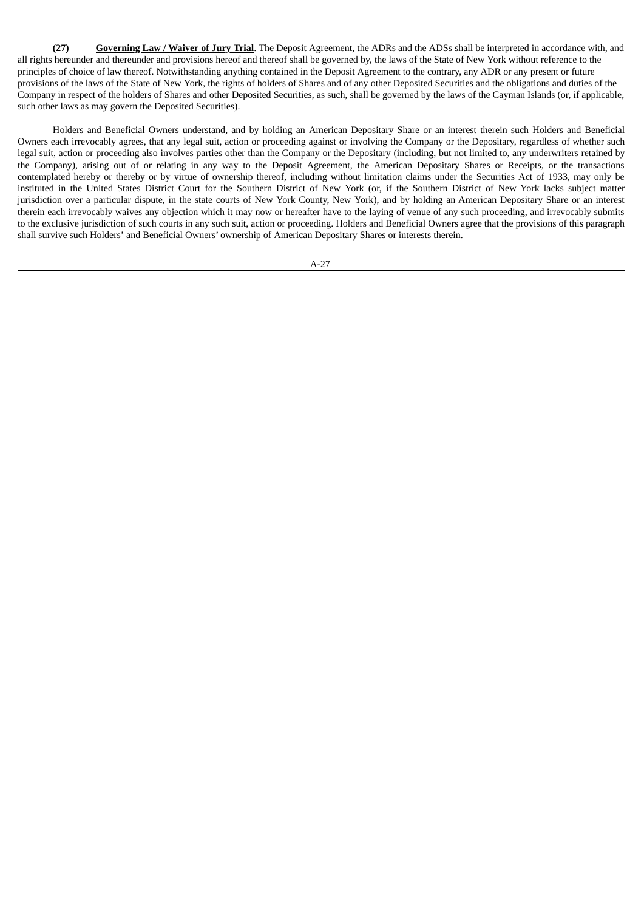**(27)** **<u>Governing Law / Waiver of Jury Trial</u>**. The Deposit Agreement, the ADRs and the ADSs shall be interpreted in accordance with, and all rights hereunder and thereunder and provisions hereof and thereof shall be governed by, the laws of the State of New York without reference to the principles of choice of law thereof. Notwithstanding anything contained in the Deposit Agreement to the contrary, any ADR or any present or future provisions of the laws of the State of New York, the rights of holders of Shares and of any other Deposited Securities and the obligations and duties of the Company in respect of the holders of Shares and other Deposited Securities, as such, shall be governed by the laws of the Cayman Islands (or, if applicable, such other laws as may govern the Deposited Securities).

Holders and Beneficial Owners understand, and by holding an American Depositary Share or an interest therein such Holders and Beneficial Owners each irrevocably agrees, that any legal suit, action or proceeding against or involving the Company or the Depositary, regardless of whether such legal suit, action or proceeding also involves parties other than the Company or the Depositary (including, but not limited to, any underwriters retained by the Company), arising out of or relating in any way to the Deposit Agreement, the American Depositary Shares or Receipts, or the transactions contemplated hereby or thereby or by virtue of ownership thereof, including without limitation claims under the Securities Act of 1933, may only be instituted in the United States District Court for the Southern District of New York (or, if the Southern District of New York lacks subject matter jurisdiction over a particular dispute, in the state courts of New York County, New York), and by holding an American Depositary Share or an interest therein each irrevocably waives any objection which it may now or hereafter have to the laying of venue of any such proceeding, and irrevocably submits to the exclusive jurisdiction of such courts in any such suit, action or proceeding. Holders and Beneficial Owners agree that the provisions of this paragraph shall survive such Holders' and Beneficial Owners' ownership of American Depositary Shares or interests therein.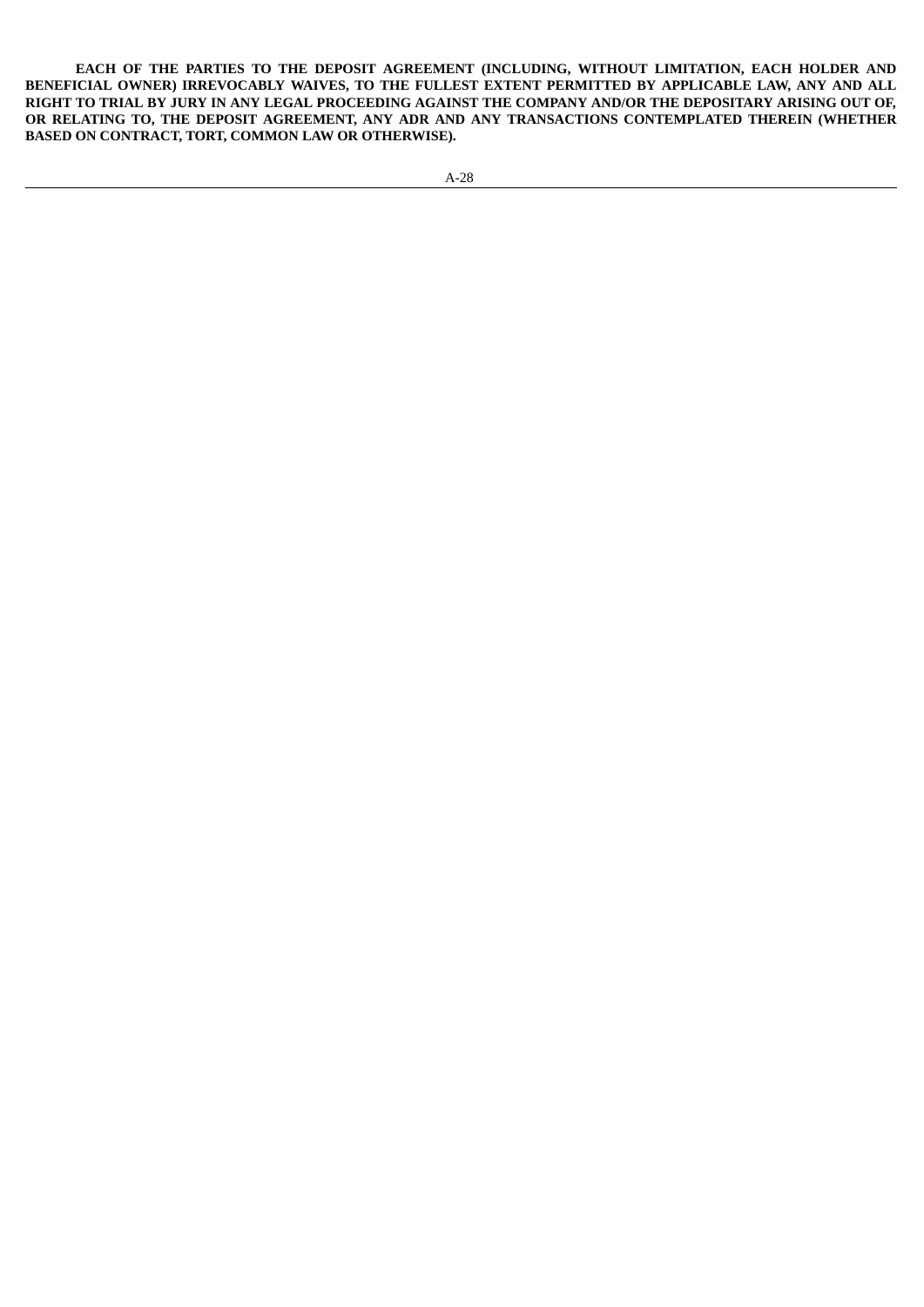**EACH OF THE PARTIES TO THE DEPOSIT AGREEMENT (INCLUDING, WITHOUT LIMITATION, EACH HOLDER AND BENEFICIAL OWNER) IRREVOCABLY WAIVES, TO THE FULLEST EXTENT PERMITTED BY APPLICABLE LAW, ANY AND ALL RIGHT TO TRIAL BY JURY IN ANY LEGAL PROCEEDING AGAINST THE COMPANY AND/OR THE DEPOSITARY ARISING OUT OF, OR RELATING TO, THE DEPOSIT AGREEMENT, ANY ADR AND ANY TRANSACTIONS CONTEMPLATED THEREIN (WHETHER BASED ON CONTRACT, TORT, COMMON LAW OR OTHERWISE).**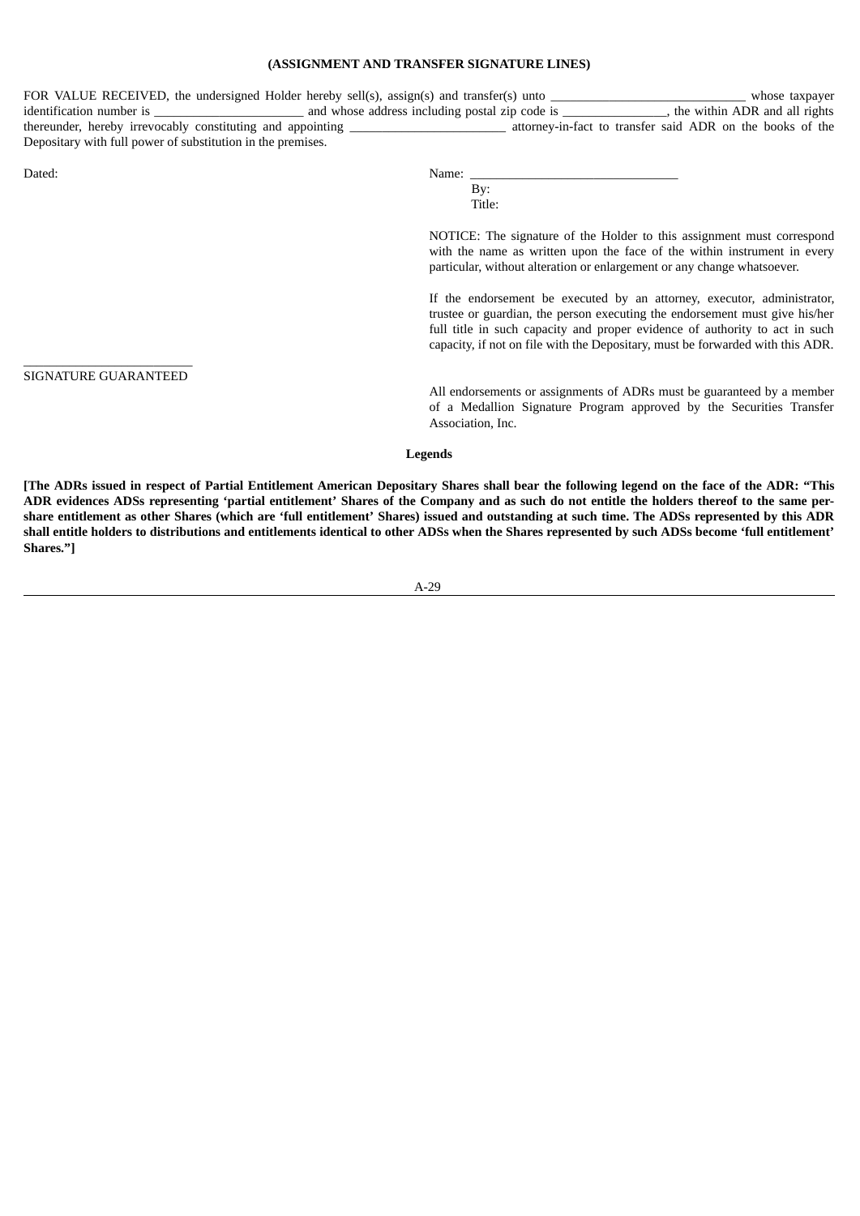**(ASSIGNMENT AND TRANSFER SIGNATURE LINES)**

FOR VALUE RECEIVED, the undersigned Holder hereby sell(s), assign(s) and transfer(s) unto ______________________________ whose taxpayer identification number is _______________________ and whose address including postal zip code is ________________, the within ADR and all rights thereunder, hereby irrevocably constituting and appointing ________________________ attorney-in-fact to transfer said ADR on the books of the Depositary with full power of substitution in the premises.

Dated:

Name: ________________________________
By:
Title:

NOTICE: The signature of the Holder to this assignment must correspond with the name as written upon the face of the within instrument in every particular, without alteration or enlargement or any change whatsoever.

If the endorsement be executed by an attorney, executor, administrator, trustee or guardian, the person executing the endorsement must give his/her full title in such capacity and proper evidence of authority to act in such capacity, if not on file with the Depositary, must be forwarded with this ADR.

__________________________
SIGNATURE GUARANTEED

All endorsements or assignments of ADRs must be guaranteed by a member of a Medallion Signature Program approved by the Securities Transfer Association, Inc.

**Legends**

**[The ADRs issued in respect of Partial Entitlement American Depositary Shares shall bear the following legend on the face of the ADR: "This ADR evidences ADSs representing 'partial entitlement' Shares of the Company and as such do not entitle the holders thereof to the same per-share entitlement as other Shares (which are 'full entitlement' Shares) issued and outstanding at such time. The ADSs represented by this ADR shall entitle holders to distributions and entitlements identical to other ADSs when the Shares represented by such ADSs become 'full entitlement' Shares."]**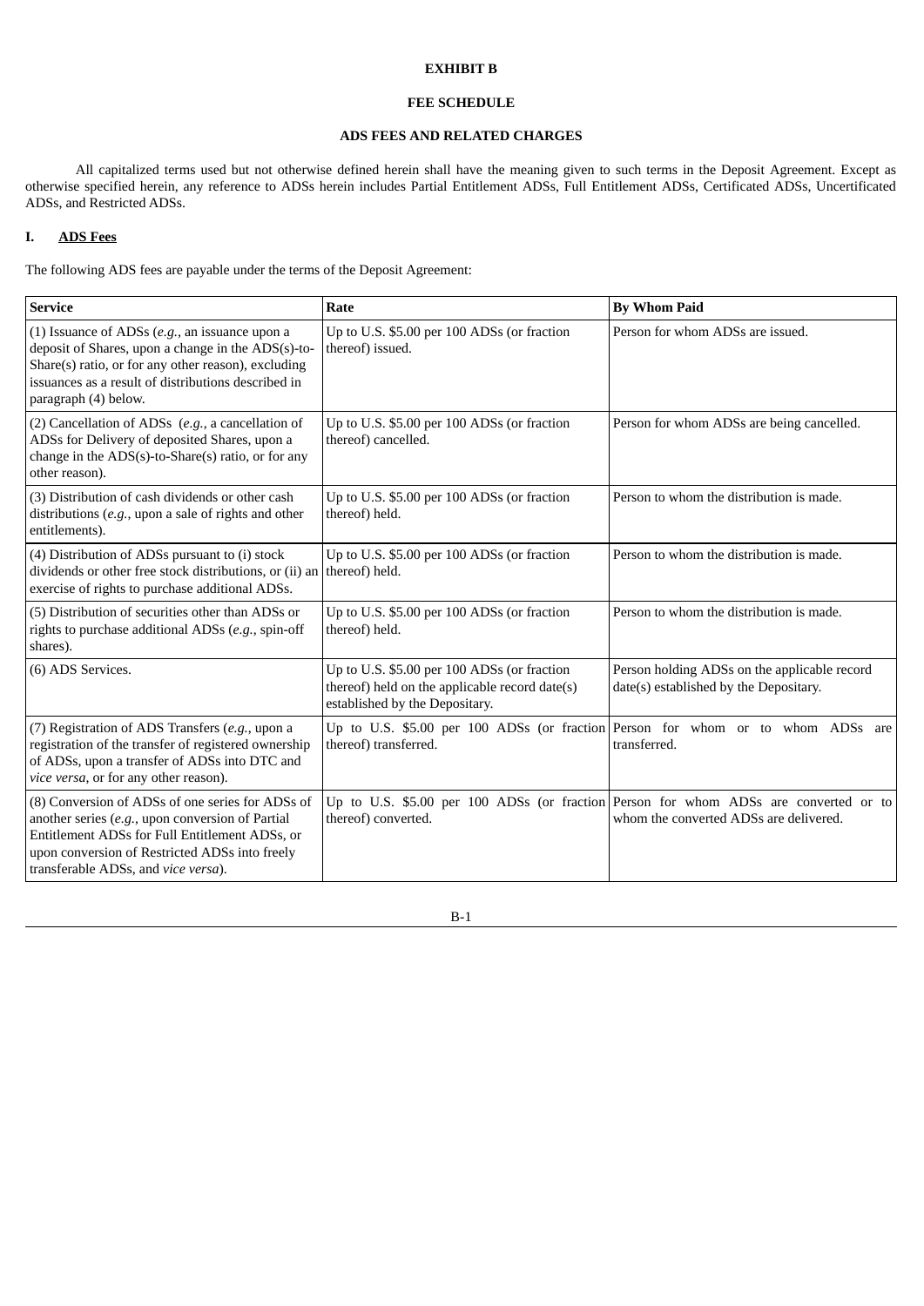**EXHIBIT B**

**FEE SCHEDULE**

**ADS FEES AND RELATED CHARGES**

All capitalized terms used but not otherwise defined herein shall have the meaning given to such terms in the Deposit Agreement. Except as otherwise specified herein, any reference to ADSs herein includes Partial Entitlement ADSs, Full Entitlement ADSs, Certificated ADSs, Uncertificated ADSs, and Restricted ADSs.

**I. <u>ADS Fees</u>**

The following ADS fees are payable under the terms of the Deposit Agreement:

| **Service** | **Rate** | **By Whom Paid** |
|---|---|---|
| (1) Issuance of ADSs (*e.g.*, an issuance upon a deposit of Shares, upon a change in the ADS(s)-to-Share(s) ratio, or for any other reason), excluding issuances as a result of distributions described in paragraph (4) below. | Up to U.S. $5.00 per 100 ADSs (or fraction thereof) issued. | Person for whom ADSs are issued. |
| (2) Cancellation of ADSs (*e.g.*, a cancellation of ADSs for Delivery of deposited Shares, upon a change in the ADS(s)-to-Share(s) ratio, or for any other reason). | Up to U.S. $5.00 per 100 ADSs (or fraction thereof) cancelled. | Person for whom ADSs are being cancelled. |
| (3) Distribution of cash dividends or other cash distributions (*e.g.*, upon a sale of rights and other entitlements). | Up to U.S. $5.00 per 100 ADSs (or fraction thereof) held. | Person to whom the distribution is made. |
| (4) Distribution of ADSs pursuant to (i) stock dividends or other free stock distributions, or (ii) an exercise of rights to purchase additional ADSs. | Up to U.S. $5.00 per 100 ADSs (or fraction thereof) held. | Person to whom the distribution is made. |
| (5) Distribution of securities other than ADSs or rights to purchase additional ADSs (*e.g.*, spin-off shares). | Up to U.S. $5.00 per 100 ADSs (or fraction thereof) held. | Person to whom the distribution is made. |
| (6) ADS Services. | Up to U.S. $5.00 per 100 ADSs (or fraction thereof) held on the applicable record date(s) established by the Depositary. | Person holding ADSs on the applicable record date(s) established by the Depositary. |
| (7) Registration of ADS Transfers (*e.g.*, upon a registration of the transfer of registered ownership of ADSs, upon a transfer of ADSs into DTC and *vice versa*, or for any other reason). | Up to U.S. $5.00 per 100 ADSs (or fraction thereof) transferred. | Person for whom or to whom ADSs are transferred. |
| (8) Conversion of ADSs of one series for ADSs of another series (*e.g.*, upon conversion of Partial Entitlement ADSs for Full Entitlement ADSs, or upon conversion of Restricted ADSs into freely transferable ADSs, and *vice versa*). | Up to U.S. $5.00 per 100 ADSs (or fraction thereof) converted. | Person for whom ADSs are converted or to whom the converted ADSs are delivered. |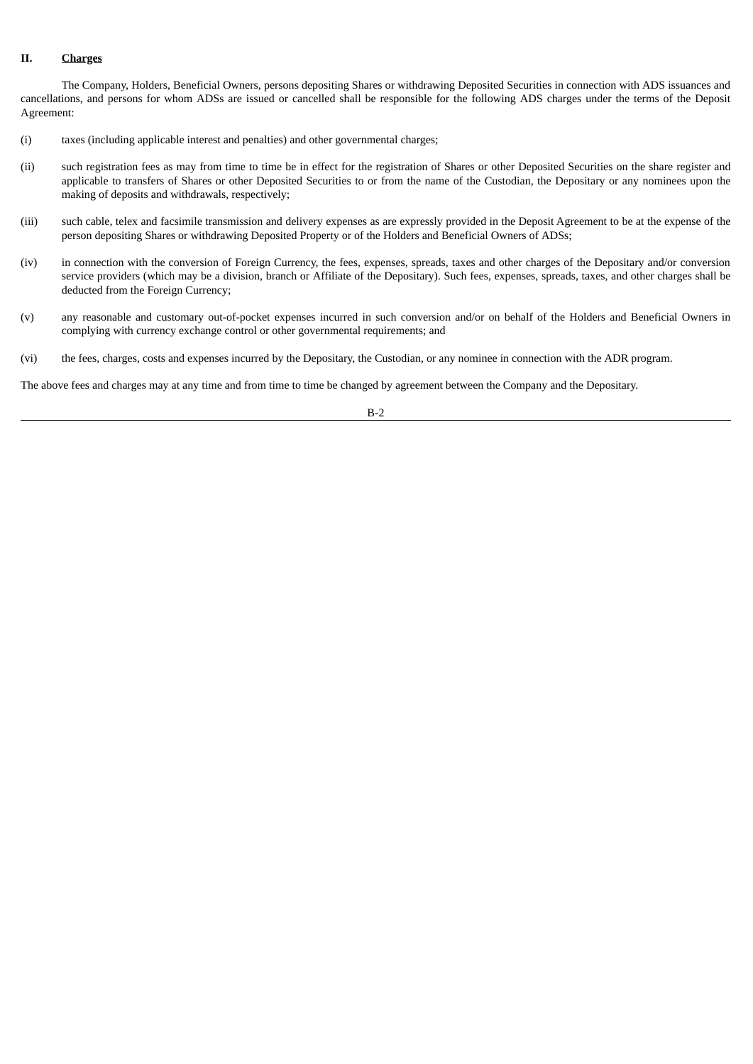## II. **Charges**

The Company, Holders, Beneficial Owners, persons depositing Shares or withdrawing Deposited Securities in connection with ADS issuances and cancellations, and persons for whom ADSs are issued or cancelled shall be responsible for the following ADS charges under the terms of the Deposit Agreement:

(i) taxes (including applicable interest and penalties) and other governmental charges;

(ii) such registration fees as may from time to time be in effect for the registration of Shares or other Deposited Securities on the share register and applicable to transfers of Shares or other Deposited Securities to or from the name of the Custodian, the Depositary or any nominees upon the making of deposits and withdrawals, respectively;

(iii) such cable, telex and facsimile transmission and delivery expenses as are expressly provided in the Deposit Agreement to be at the expense of the person depositing Shares or withdrawing Deposited Property or of the Holders and Beneficial Owners of ADSs;

(iv) in connection with the conversion of Foreign Currency, the fees, expenses, spreads, taxes and other charges of the Depositary and/or conversion service providers (which may be a division, branch or Affiliate of the Depositary). Such fees, expenses, spreads, taxes, and other charges shall be deducted from the Foreign Currency;

(v) any reasonable and customary out-of-pocket expenses incurred in such conversion and/or on behalf of the Holders and Beneficial Owners in complying with currency exchange control or other governmental requirements; and

(vi) the fees, charges, costs and expenses incurred by the Depositary, the Custodian, or any nominee in connection with the ADR program.

The above fees and charges may at any time and from time to time be changed by agreement between the Company and the Depositary.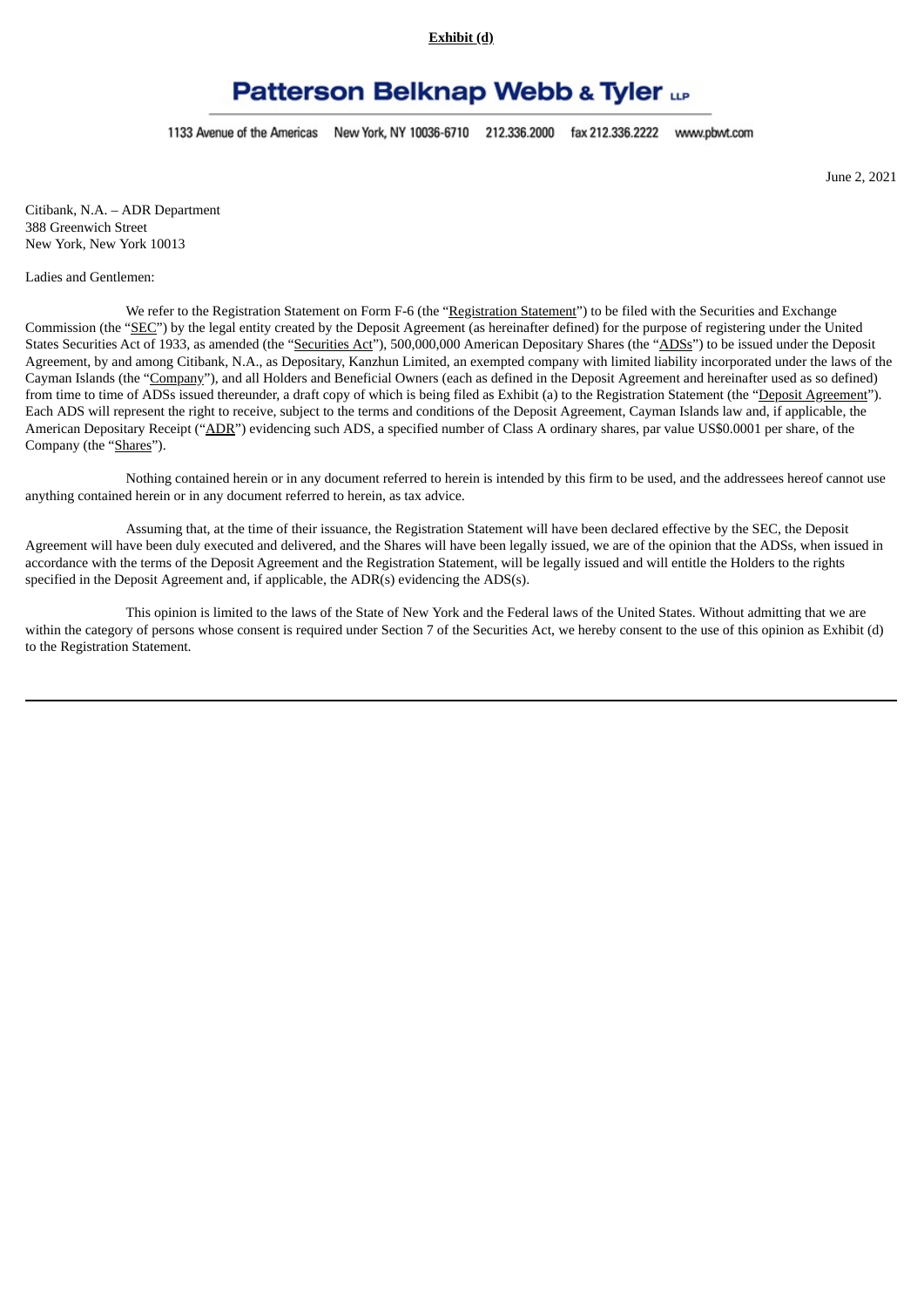**Exhibit (d)**

**Patterson Belknap Webb & Tyler LLP**

1133 Avenue of the Americas New York, NY 10036-6710 212.336.2000 fax 212.336.2222 www.pbwt.com

June 2, 2021

Citibank, N.A. – ADR Department
388 Greenwich Street
New York, New York 10013

Ladies and Gentlemen:

We refer to the Registration Statement on Form F-6 (the "Registration Statement") to be filed with the Securities and Exchange Commission (the "SEC") by the legal entity created by the Deposit Agreement (as hereinafter defined) for the purpose of registering under the United States Securities Act of 1933, as amended (the "Securities Act"), 500,000,000 American Depositary Shares (the "ADSs") to be issued under the Deposit Agreement, by and among Citibank, N.A., as Depositary, Kanzhun Limited, an exempted company with limited liability incorporated under the laws of the Cayman Islands (the "Company"), and all Holders and Beneficial Owners (each as defined in the Deposit Agreement and hereinafter used as so defined) from time to time of ADSs issued thereunder, a draft copy of which is being filed as Exhibit (a) to the Registration Statement (the "Deposit Agreement"). Each ADS will represent the right to receive, subject to the terms and conditions of the Deposit Agreement, Cayman Islands law and, if applicable, the American Depositary Receipt ("ADR") evidencing such ADS, a specified number of Class A ordinary shares, par value US$0.0001 per share, of the Company (the "Shares").

Nothing contained herein or in any document referred to herein is intended by this firm to be used, and the addressees hereof cannot use anything contained herein or in any document referred to herein, as tax advice.

Assuming that, at the time of their issuance, the Registration Statement will have been declared effective by the SEC, the Deposit Agreement will have been duly executed and delivered, and the Shares will have been legally issued, we are of the opinion that the ADSs, when issued in accordance with the terms of the Deposit Agreement and the Registration Statement, will be legally issued and will entitle the Holders to the rights specified in the Deposit Agreement and, if applicable, the ADR(s) evidencing the ADS(s).

This opinion is limited to the laws of the State of New York and the Federal laws of the United States. Without admitting that we are within the category of persons whose consent is required under Section 7 of the Securities Act, we hereby consent to the use of this opinion as Exhibit (d) to the Registration Statement.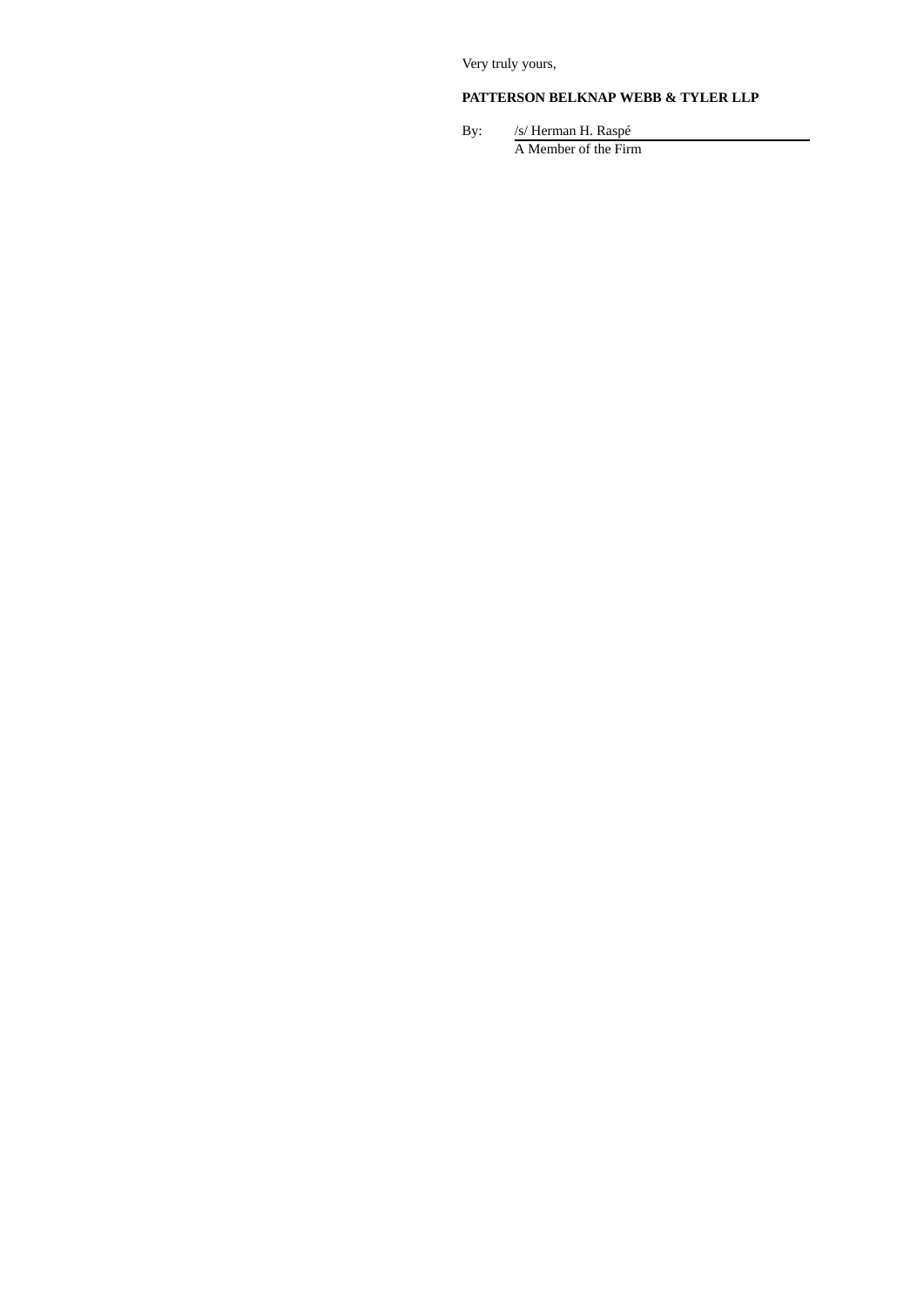Very truly yours,

**PATTERSON BELKNAP WEBB & TYLER LLP**

By: /s/ Herman H. Raspé
A Member of the Firm